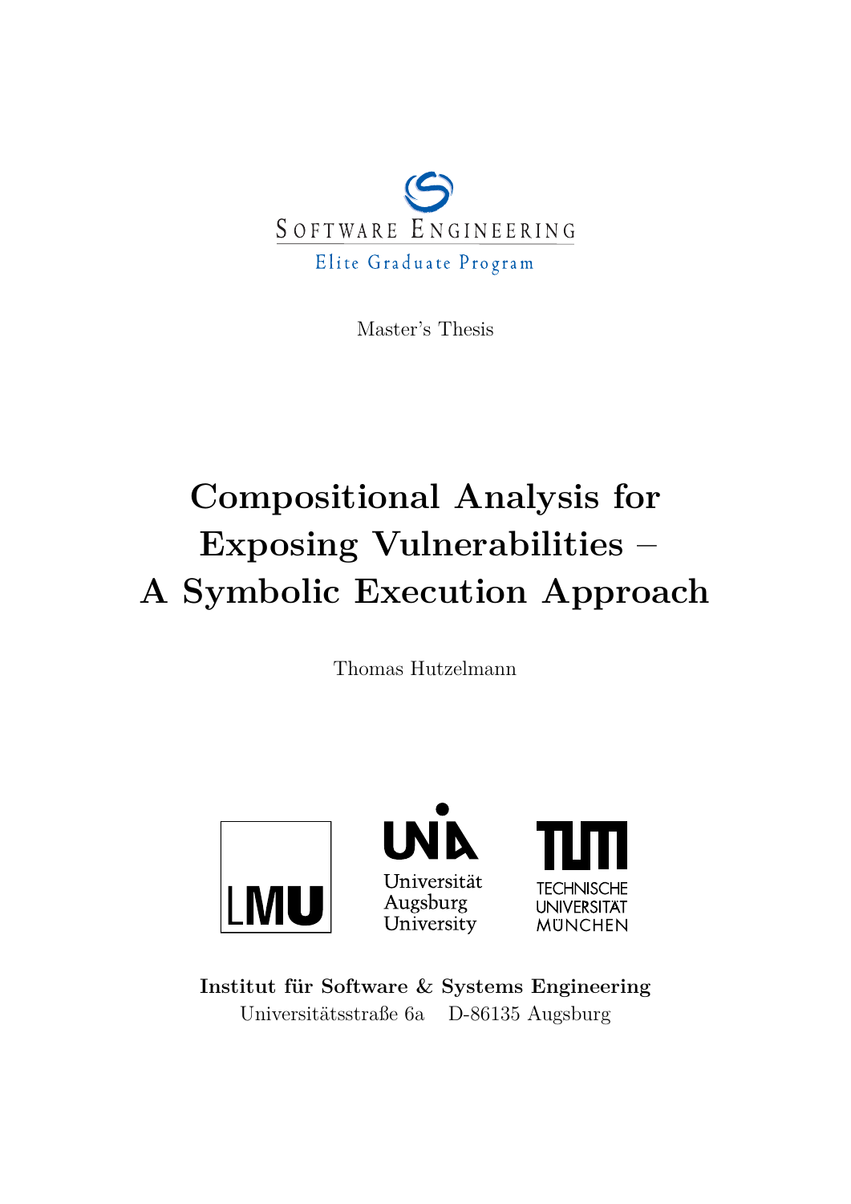Software Engineering

Elite Graduate Program

Master's Thesis

# Compositional Analysis for Exposing Vulnerabilities – A Symbolic Execution Approach

Thomas Hutzelmann

LMU

Universität Augsburg University

Technische Universität München

**Institut für Software & Systems Engineering**

Universitätsstraße 6a D-86135 Augsburg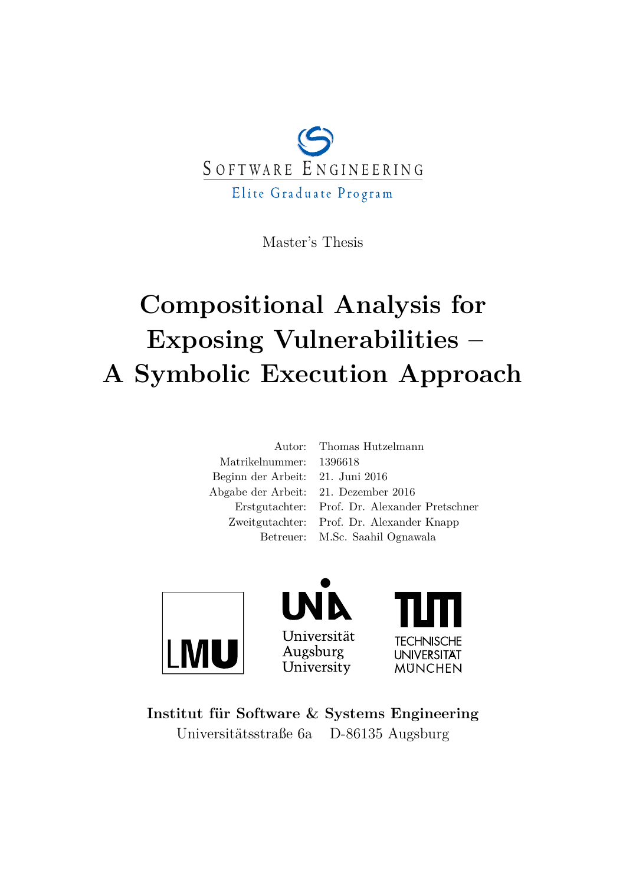Software Engineering

Elite Graduate Program

Master's Thesis

# Compositional Analysis for Exposing Vulnerabilities – A Symbolic Execution Approach

| | |
|---|---|
| Autor: | Thomas Hutzelmann |
| Matrikelnummer: | 1396618 |
| Beginn der Arbeit: | 21. Juni 2016 |
| Abgabe der Arbeit: | 21. Dezember 2016 |
| Erstgutachter: | Prof. Dr. Alexander Pretschner |
| Zweitgutachter: | Prof. Dr. Alexander Knapp |
| Betreuer: | M.Sc. Saahil Ognawala |

LMU

Universität Augsburg University

Technische Universität München

**Institut für Software & Systems Engineering**

Universitätsstraße 6a D-86135 Augsburg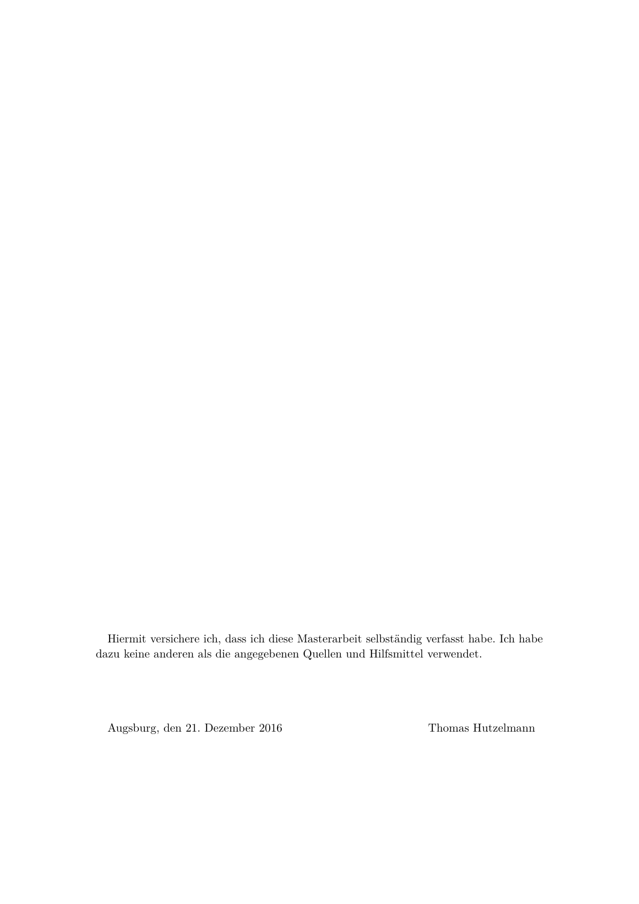Hiermit versichere ich, dass ich diese Masterarbeit selbständig verfasst habe. Ich habe dazu keine anderen als die angegebenen Quellen und Hilfsmittel verwendet.

Augsburg, den 21. Dezember 2016 Thomas Hutzelmann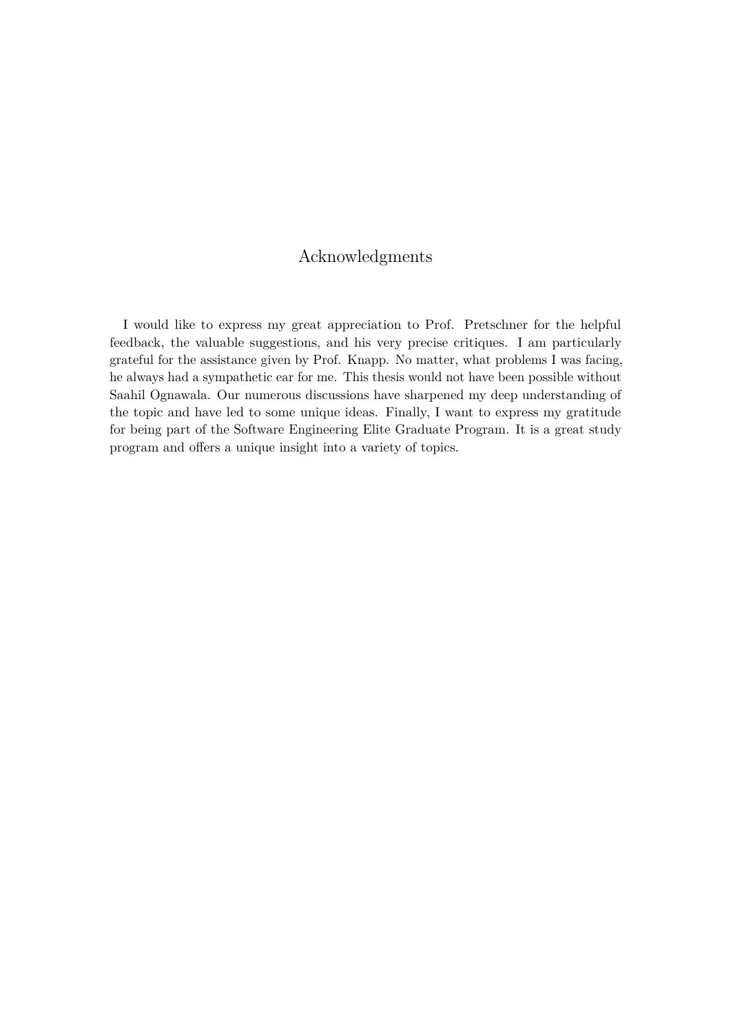# Acknowledgments

I would like to express my great appreciation to Prof. Pretschner for the helpful feedback, the valuable suggestions, and his very precise critiques. I am particularly grateful for the assistance given by Prof. Knapp. No matter, what problems I was facing, he always had a sympathetic ear for me. This thesis would not have been possible without Saahil Ognawala. Our numerous discussions have sharpened my deep understanding of the topic and have led to some unique ideas. Finally, I want to express my gratitude for being part of the Software Engineering Elite Graduate Program. It is a great study program and offers a unique insight into a variety of topics.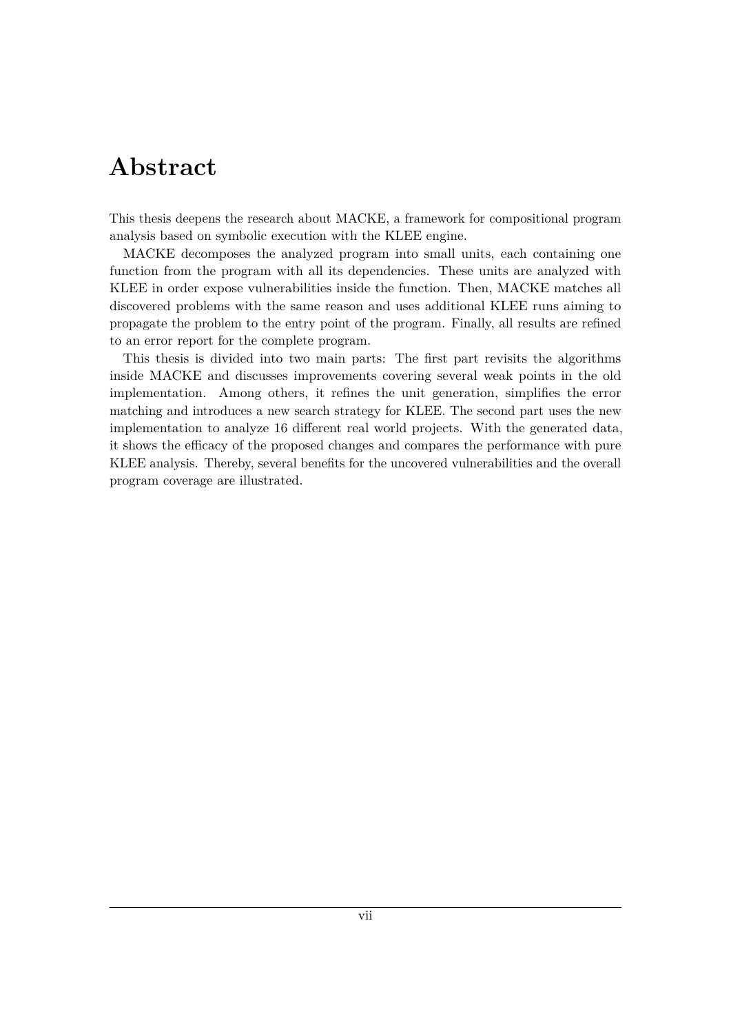# Abstract

This thesis deepens the research about MACKE, a framework for compositional program analysis based on symbolic execution with the KLEE engine.

MACKE decomposes the analyzed program into small units, each containing one function from the program with all its dependencies. These units are analyzed with KLEE in order expose vulnerabilities inside the function. Then, MACKE matches all discovered problems with the same reason and uses additional KLEE runs aiming to propagate the problem to the entry point of the program. Finally, all results are refined to an error report for the complete program.

This thesis is divided into two main parts: The first part revisits the algorithms inside MACKE and discusses improvements covering several weak points in the old implementation. Among others, it refines the unit generation, simplifies the error matching and introduces a new search strategy for KLEE. The second part uses the new implementation to analyze 16 different real world projects. With the generated data, it shows the efficacy of the proposed changes and compares the performance with pure KLEE analysis. Thereby, several benefits for the uncovered vulnerabilities and the overall program coverage are illustrated.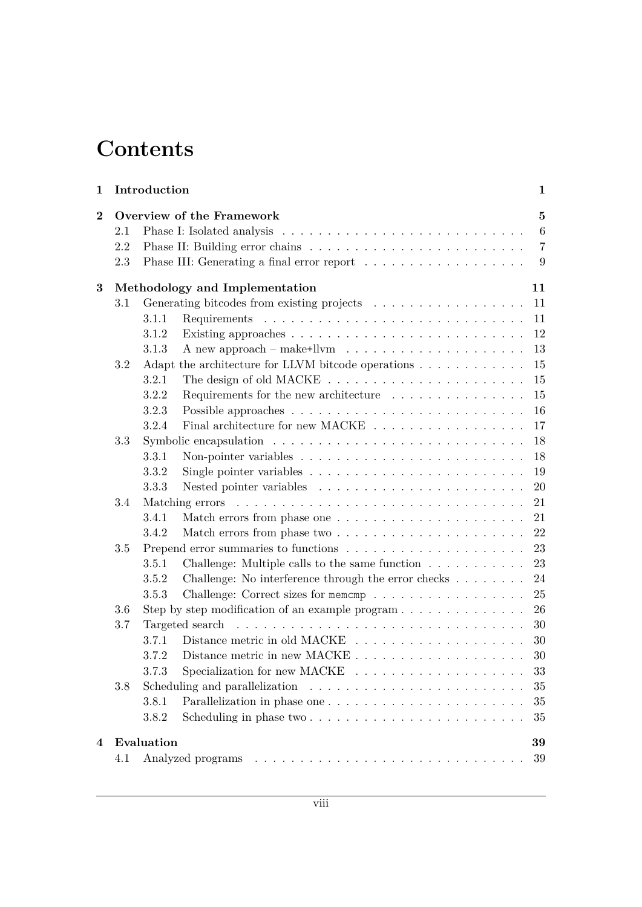# Contents

**1 Introduction** **1**

**2 Overview of the Framework** **5**

- 2.1 Phase I: Isolated analysis . . . . . . . . . . . . . . . . . . . . . . . . . . 6
- 2.2 Phase II: Building error chains . . . . . . . . . . . . . . . . . . . . . . . 7
- 2.3 Phase III: Generating a final error report . . . . . . . . . . . . . . . . . 9

**3 Methodology and Implementation** **11**

- 3.1 Generating bitcodes from existing projects . . . . . . . . . . . . . . . . 11
  - 3.1.1 Requirements . . . . . . . . . . . . . . . . . . . . . . . . . . . . 11
  - 3.1.2 Existing approaches . . . . . . . . . . . . . . . . . . . . . . . . . 12
  - 3.1.3 A new approach – make+llvm . . . . . . . . . . . . . . . . . . . 13
- 3.2 Adapt the architecture for LLVM bitcode operations . . . . . . . . . . . 15
  - 3.2.1 The design of old MACKE . . . . . . . . . . . . . . . . . . . . . 15
  - 3.2.2 Requirements for the new architecture . . . . . . . . . . . . . . 15
  - 3.2.3 Possible approaches . . . . . . . . . . . . . . . . . . . . . . . . . 16
  - 3.2.4 Final architecture for new MACKE . . . . . . . . . . . . . . . . 17
- 3.3 Symbolic encapsulation . . . . . . . . . . . . . . . . . . . . . . . . . . . 18
  - 3.3.1 Non-pointer variables . . . . . . . . . . . . . . . . . . . . . . . . 18
  - 3.3.2 Single pointer variables . . . . . . . . . . . . . . . . . . . . . . . 19
  - 3.3.3 Nested pointer variables . . . . . . . . . . . . . . . . . . . . . . 20
- 3.4 Matching errors . . . . . . . . . . . . . . . . . . . . . . . . . . . . . . . 21
  - 3.4.1 Match errors from phase one . . . . . . . . . . . . . . . . . . . . 21
  - 3.4.2 Match errors from phase two . . . . . . . . . . . . . . . . . . . . 22
- 3.5 Prepend error summaries to functions . . . . . . . . . . . . . . . . . . . 23
  - 3.5.1 Challenge: Multiple calls to the same function . . . . . . . . . . 23
  - 3.5.2 Challenge: No interference through the error checks . . . . . . . 24
  - 3.5.3 Challenge: Correct sizes for `memcmp` . . . . . . . . . . . . . . . . 25
- 3.6 Step by step modification of an example program . . . . . . . . . . . . . 26
- 3.7 Targeted search . . . . . . . . . . . . . . . . . . . . . . . . . . . . . . . 30
  - 3.7.1 Distance metric in old MACKE . . . . . . . . . . . . . . . . . . . 30
  - 3.7.2 Distance metric in new MACKE . . . . . . . . . . . . . . . . . . . 30
  - 3.7.3 Specialization for new MACKE . . . . . . . . . . . . . . . . . . . 33
- 3.8 Scheduling and parallelization . . . . . . . . . . . . . . . . . . . . . . . 35
  - 3.8.1 Parallelization in phase one . . . . . . . . . . . . . . . . . . . . . 35
  - 3.8.2 Scheduling in phase two . . . . . . . . . . . . . . . . . . . . . . . 35

**4 Evaluation** **39**

- 4.1 Analyzed programs . . . . . . . . . . . . . . . . . . . . . . . . . . . . . 39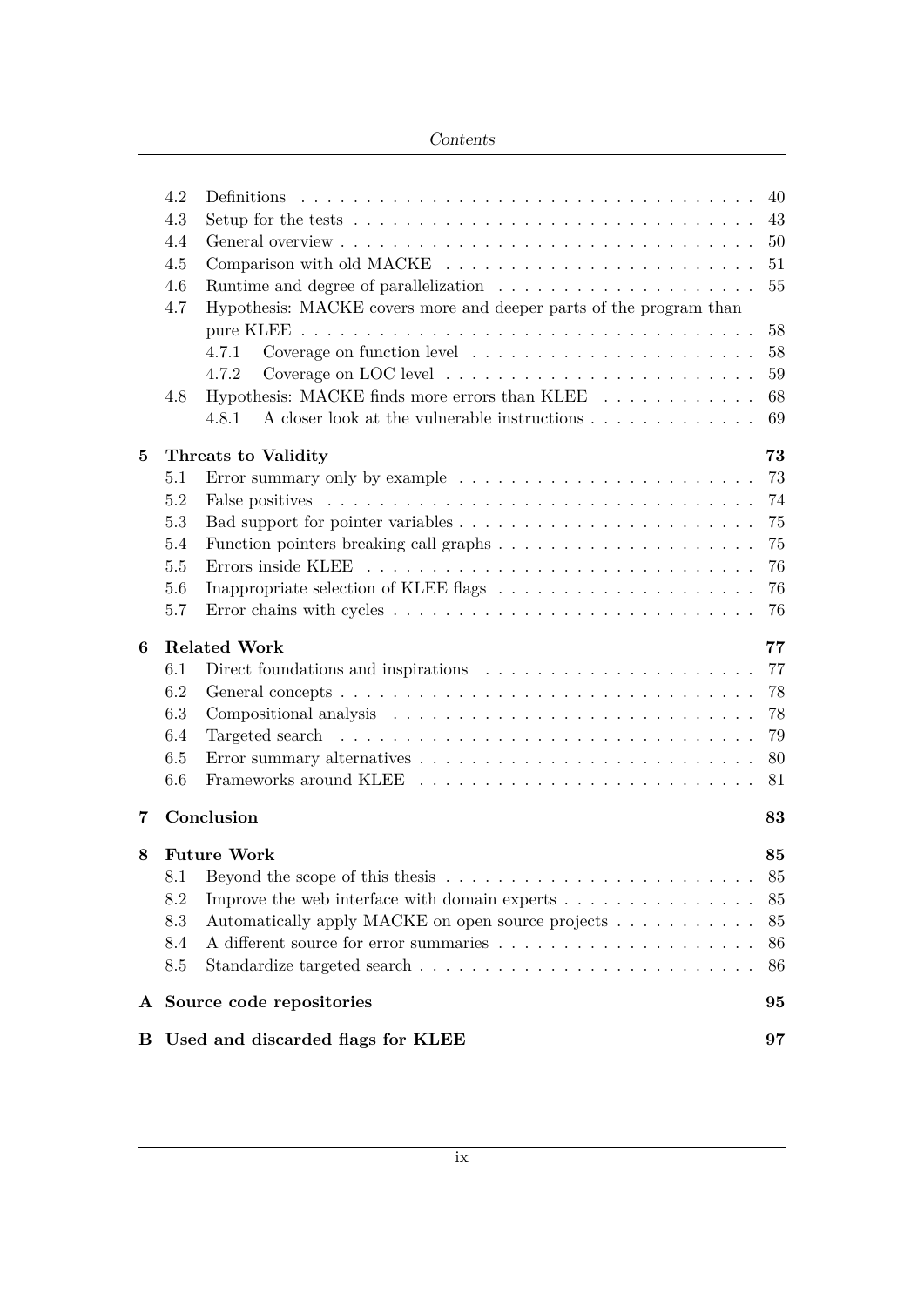| | | |
|---|---|---|
| 4.2 | Definitions | 40 |
| 4.3 | Setup for the tests | 43 |
| 4.4 | General overview | 50 |
| 4.5 | Comparison with old MACKE | 51 |
| 4.6 | Runtime and degree of parallelization | 55 |
| 4.7 | Hypothesis: MACKE covers more and deeper parts of the program than pure KLEE | 58 |
| 4.7.1 | Coverage on function level | 58 |
| 4.7.2 | Coverage on LOC level | 59 |
| 4.8 | Hypothesis: MACKE finds more errors than KLEE | 68 |
| 4.8.1 | A closer look at the vulnerable instructions | 69 |
| **5** | **Threats to Validity** | **73** |
| 5.1 | Error summary only by example | 73 |
| 5.2 | False positives | 74 |
| 5.3 | Bad support for pointer variables | 75 |
| 5.4 | Function pointers breaking call graphs | 75 |
| 5.5 | Errors inside KLEE | 76 |
| 5.6 | Inappropriate selection of KLEE flags | 76 |
| 5.7 | Error chains with cycles | 76 |
| **6** | **Related Work** | **77** |
| 6.1 | Direct foundations and inspirations | 77 |
| 6.2 | General concepts | 78 |
| 6.3 | Compositional analysis | 78 |
| 6.4 | Targeted search | 79 |
| 6.5 | Error summary alternatives | 80 |
| 6.6 | Frameworks around KLEE | 81 |
| **7** | **Conclusion** | **83** |
| **8** | **Future Work** | **85** |
| 8.1 | Beyond the scope of this thesis | 85 |
| 8.2 | Improve the web interface with domain experts | 85 |
| 8.3 | Automatically apply MACKE on open source projects | 85 |
| 8.4 | A different source for error summaries | 86 |
| 8.5 | Standardize targeted search | 86 |
| **A** | **Source code repositories** | **95** |
| **B** | **Used and discarded flags for KLEE** | **97** |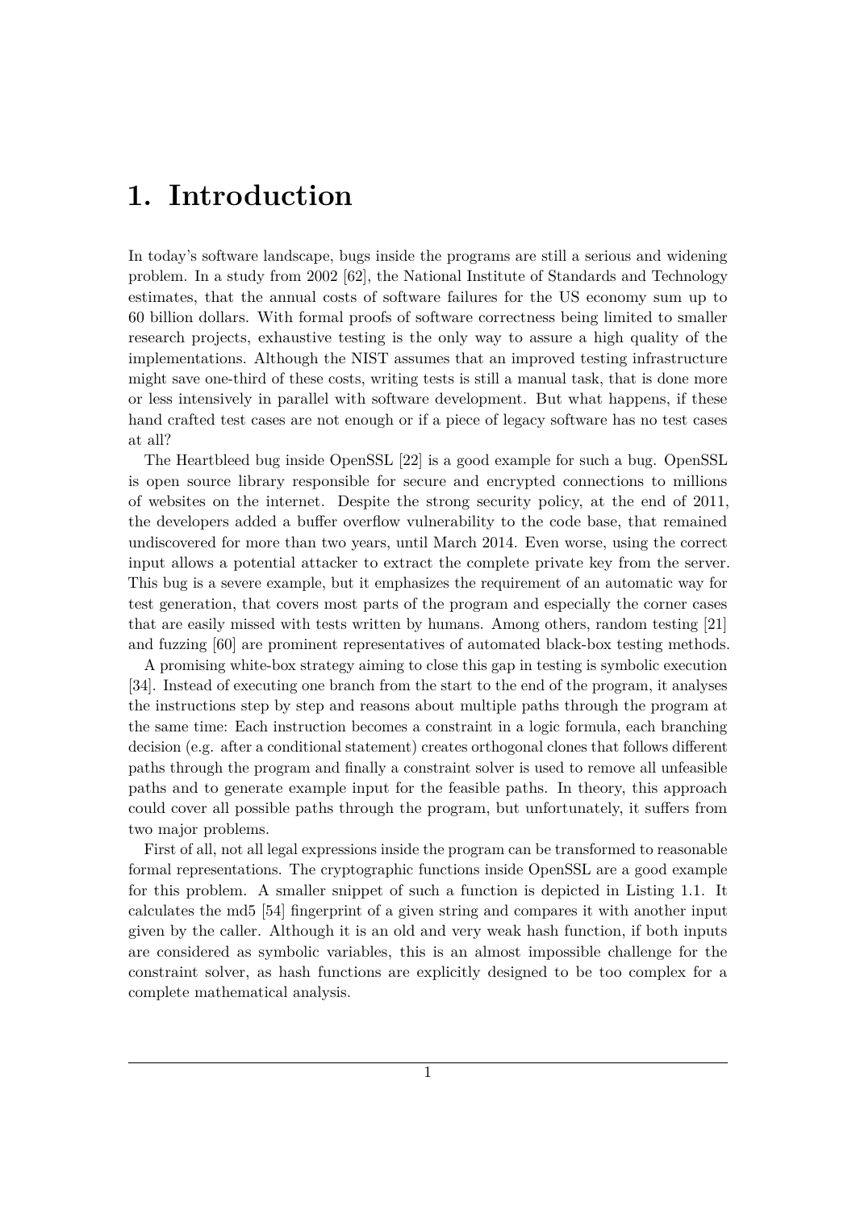# 1. Introduction

In today's software landscape, bugs inside the programs are still a serious and widening problem. In a study from 2002 [62], the National Institute of Standards and Technology estimates, that the annual costs of software failures for the US economy sum up to 60 billion dollars. With formal proofs of software correctness being limited to smaller research projects, exhaustive testing is the only way to assure a high quality of the implementations. Although the NIST assumes that an improved testing infrastructure might save one-third of these costs, writing tests is still a manual task, that is done more or less intensively in parallel with software development. But what happens, if these hand crafted test cases are not enough or if a piece of legacy software has no test cases at all?

The Heartbleed bug inside OpenSSL [22] is a good example for such a bug. OpenSSL is open source library responsible for secure and encrypted connections to millions of websites on the internet. Despite the strong security policy, at the end of 2011, the developers added a buffer overflow vulnerability to the code base, that remained undiscovered for more than two years, until March 2014. Even worse, using the correct input allows a potential attacker to extract the complete private key from the server. This bug is a severe example, but it emphasizes the requirement of an automatic way for test generation, that covers most parts of the program and especially the corner cases that are easily missed with tests written by humans. Among others, random testing [21] and fuzzing [60] are prominent representatives of automated black-box testing methods.

A promising white-box strategy aiming to close this gap in testing is symbolic execution [34]. Instead of executing one branch from the start to the end of the program, it analyses the instructions step by step and reasons about multiple paths through the program at the same time: Each instruction becomes a constraint in a logic formula, each branching decision (e.g. after a conditional statement) creates orthogonal clones that follows different paths through the program and finally a constraint solver is used to remove all unfeasible paths and to generate example input for the feasible paths. In theory, this approach could cover all possible paths through the program, but unfortunately, it suffers from two major problems.

First of all, not all legal expressions inside the program can be transformed to reasonable formal representations. The cryptographic functions inside OpenSSL are a good example for this problem. A smaller snippet of such a function is depicted in Listing 1.1. It calculates the md5 [54] fingerprint of a given string and compares it with another input given by the caller. Although it is an old and very weak hash function, if both inputs are considered as symbolic variables, this is an almost impossible challenge for the constraint solver, as hash functions are explicitly designed to be too complex for a complete mathematical analysis.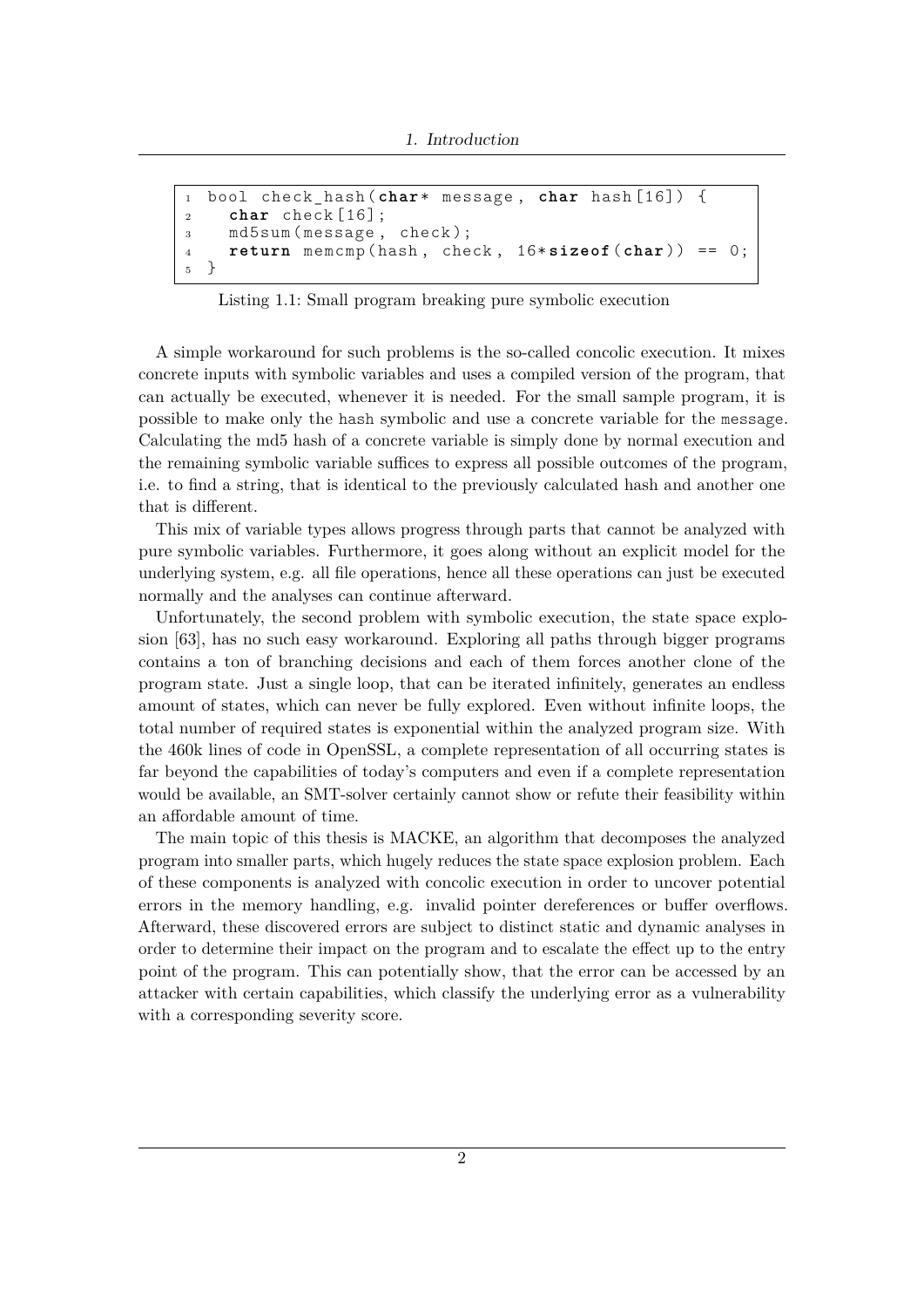```c
bool check_hash(char* message, char hash[16]) {
  char check[16];
  md5sum(message, check);
  return memcmp(hash, check, 16*sizeof(char)) == 0;
}
```

Listing 1.1: Small program breaking pure symbolic execution

A simple workaround for such problems is the so-called concolic execution. It mixes concrete inputs with symbolic variables and uses a compiled version of the program, that can actually be executed, whenever it is needed. For the small sample program, it is possible to make only the `hash` symbolic and use a concrete variable for the `message`. Calculating the md5 hash of a concrete variable is simply done by normal execution and the remaining symbolic variable suffices to express all possible outcomes of the program, i.e. to find a string, that is identical to the previously calculated hash and another one that is different.

This mix of variable types allows progress through parts that cannot be analyzed with pure symbolic variables. Furthermore, it goes along without an explicit model for the underlying system, e.g. all file operations, hence all these operations can just be executed normally and the analyses can continue afterward.

Unfortunately, the second problem with symbolic execution, the state space explosion [63], has no such easy workaround. Exploring all paths through bigger programs contains a ton of branching decisions and each of them forces another clone of the program state. Just a single loop, that can be iterated infinitely, generates an endless amount of states, which can never be fully explored. Even without infinite loops, the total number of required states is exponential within the analyzed program size. With the 460k lines of code in OpenSSL, a complete representation of all occurring states is far beyond the capabilities of today's computers and even if a complete representation would be available, an SMT-solver certainly cannot show or refute their feasibility within an affordable amount of time.

The main topic of this thesis is MACKE, an algorithm that decomposes the analyzed program into smaller parts, which hugely reduces the state space explosion problem. Each of these components is analyzed with concolic execution in order to uncover potential errors in the memory handling, e.g. invalid pointer dereferences or buffer overflows. Afterward, these discovered errors are subject to distinct static and dynamic analyses in order to determine their impact on the program and to escalate the effect up to the entry point of the program. This can potentially show, that the error can be accessed by an attacker with certain capabilities, which classify the underlying error as a vulnerability with a corresponding severity score.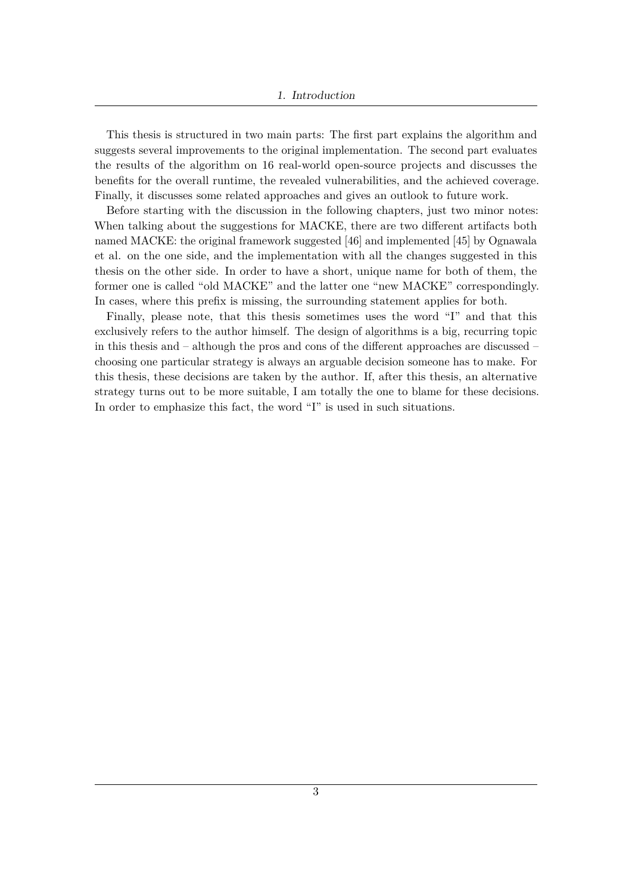This thesis is structured in two main parts: The first part explains the algorithm and suggests several improvements to the original implementation. The second part evaluates the results of the algorithm on 16 real-world open-source projects and discusses the benefits for the overall runtime, the revealed vulnerabilities, and the achieved coverage. Finally, it discusses some related approaches and gives an outlook to future work.

Before starting with the discussion in the following chapters, just two minor notes: When talking about the suggestions for MACKE, there are two different artifacts both named MACKE: the original framework suggested [46] and implemented [45] by Ognawala et al. on the one side, and the implementation with all the changes suggested in this thesis on the other side. In order to have a short, unique name for both of them, the former one is called "old MACKE" and the latter one "new MACKE" correspondingly. In cases, where this prefix is missing, the surrounding statement applies for both.

Finally, please note, that this thesis sometimes uses the word "I" and that this exclusively refers to the author himself. The design of algorithms is a big, recurring topic in this thesis and – although the pros and cons of the different approaches are discussed – choosing one particular strategy is always an arguable decision someone has to make. For this thesis, these decisions are taken by the author. If, after this thesis, an alternative strategy turns out to be more suitable, I am totally the one to blame for these decisions. In order to emphasize this fact, the word "I" is used in such situations.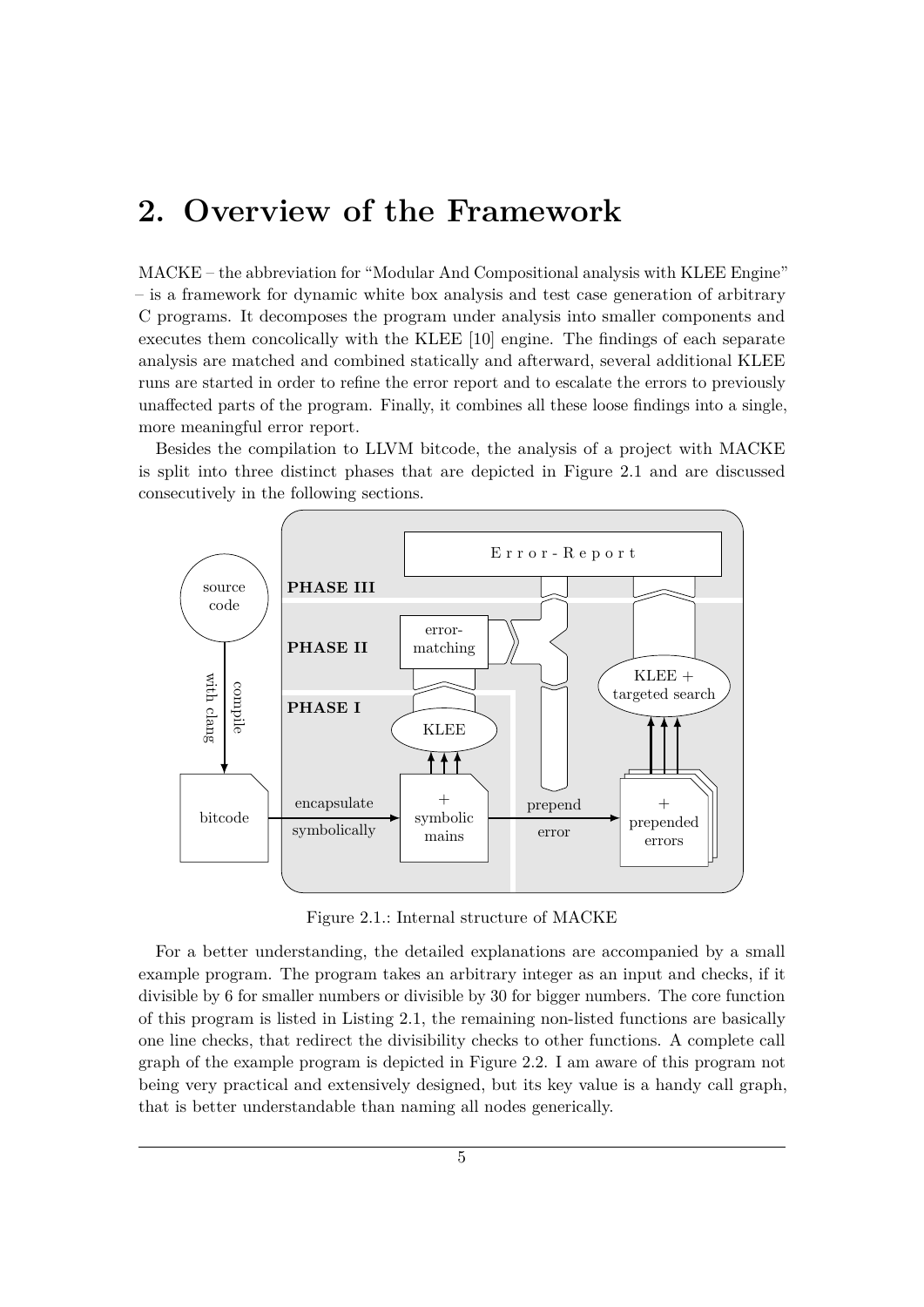# 2. Overview of the Framework

MACKE – the abbreviation for "Modular And Compositional analysis with KLEE Engine" – is a framework for dynamic white box analysis and test case generation of arbitrary C programs. It decomposes the program under analysis into smaller components and executes them concolically with the KLEE [10] engine. The findings of each separate analysis are matched and combined statically and afterward, several additional KLEE runs are started in order to refine the error report and to escalate the errors to previously unaffected parts of the program. Finally, it combines all these loose findings into a single, more meaningful error report.

Besides the compilation to LLVM bitcode, the analysis of a project with MACKE is split into three distinct phases that are depicted in Figure 2.1 and are discussed consecutively in the following sections.

Figure 2.1.: Internal structure of MACKE

For a better understanding, the detailed explanations are accompanied by a small example program. The program takes an arbitrary integer as an input and checks, if it divisible by 6 for smaller numbers or divisible by 30 for bigger numbers. The core function of this program is listed in Listing 2.1, the remaining non-listed functions are basically one line checks, that redirect the divisibility checks to other functions. A complete call graph of the example program is depicted in Figure 2.2. I am aware of this program not being very practical and extensively designed, but its key value is a handy call graph, that is better understandable than naming all nodes generically.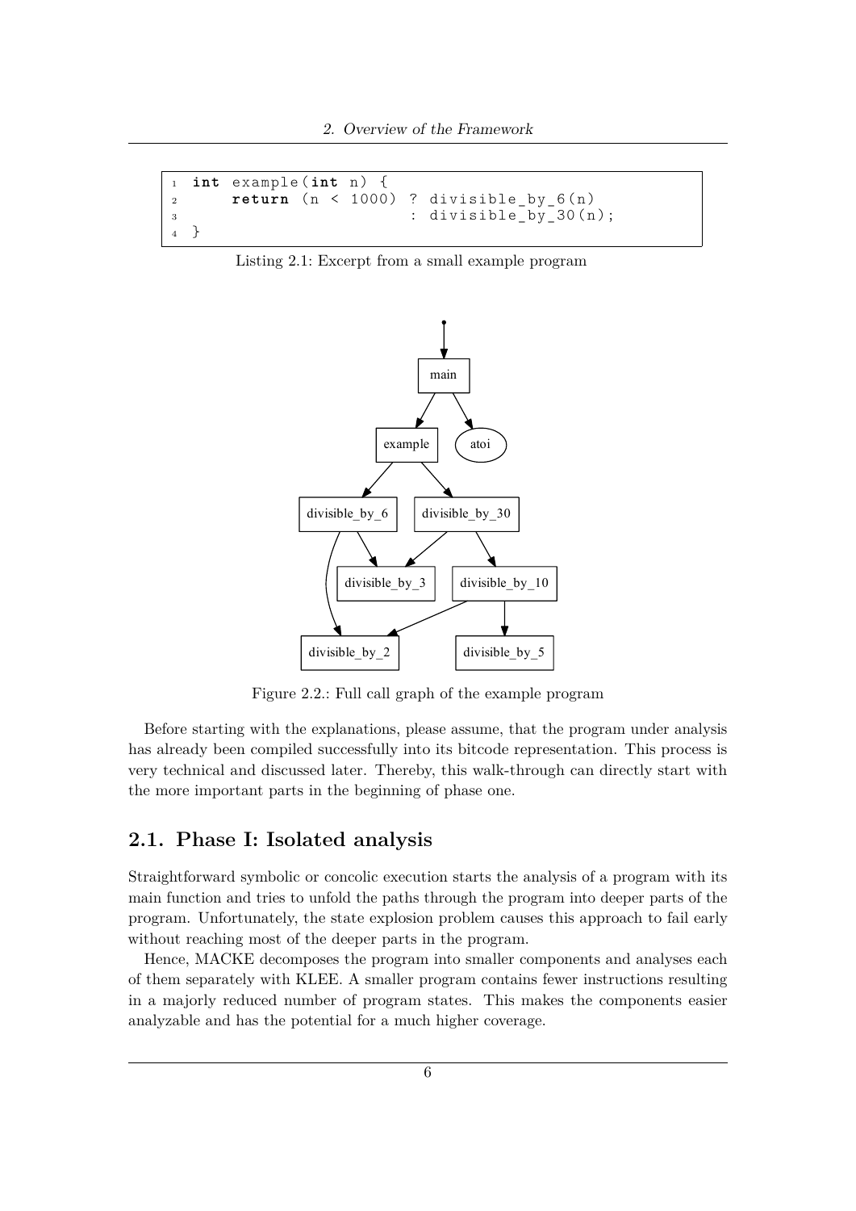```c
int example(int n) {
    return (n < 1000) ? divisible_by_6(n)
                      : divisible_by_30(n);
}
```

Listing 2.1: Excerpt from a small example program

Figure 2.2.: Full call graph of the example program

Before starting with the explanations, please assume, that the program under analysis has already been compiled successfully into its bitcode representation. This process is very technical and discussed later. Thereby, this walk-through can directly start with the more important parts in the beginning of phase one.

## 2.1. Phase I: Isolated analysis

Straightforward symbolic or concolic execution starts the analysis of a program with its main function and tries to unfold the paths through the program into deeper parts of the program. Unfortunately, the state explosion problem causes this approach to fail early without reaching most of the deeper parts in the program.

Hence, MACKE decomposes the program into smaller components and analyses each of them separately with KLEE. A smaller program contains fewer instructions resulting in a majorly reduced number of program states. This makes the components easier analyzable and has the potential for a much higher coverage.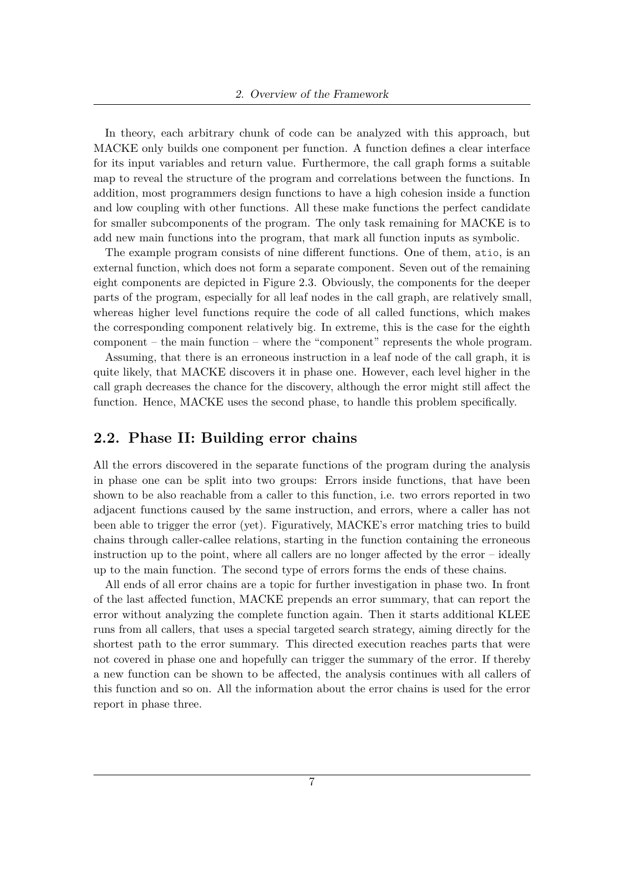In theory, each arbitrary chunk of code can be analyzed with this approach, but MACKE only builds one component per function. A function defines a clear interface for its input variables and return value. Furthermore, the call graph forms a suitable map to reveal the structure of the program and correlations between the functions. In addition, most programmers design functions to have a high cohesion inside a function and low coupling with other functions. All these make functions the perfect candidate for smaller subcomponents of the program. The only task remaining for MACKE is to add new main functions into the program, that mark all function inputs as symbolic.

The example program consists of nine different functions. One of them, `atio`, is an external function, which does not form a separate component. Seven out of the remaining eight components are depicted in Figure 2.3. Obviously, the components for the deeper parts of the program, especially for all leaf nodes in the call graph, are relatively small, whereas higher level functions require the code of all called functions, which makes the corresponding component relatively big. In extreme, this is the case for the eighth component – the main function – where the "component" represents the whole program.

Assuming, that there is an erroneous instruction in a leaf node of the call graph, it is quite likely, that MACKE discovers it in phase one. However, each level higher in the call graph decreases the chance for the discovery, although the error might still affect the function. Hence, MACKE uses the second phase, to handle this problem specifically.

## 2.2. Phase II: Building error chains

All the errors discovered in the separate functions of the program during the analysis in phase one can be split into two groups: Errors inside functions, that have been shown to be also reachable from a caller to this function, i.e. two errors reported in two adjacent functions caused by the same instruction, and errors, where a caller has not been able to trigger the error (yet). Figuratively, MACKE's error matching tries to build chains through caller-callee relations, starting in the function containing the erroneous instruction up to the point, where all callers are no longer affected by the error – ideally up to the main function. The second type of errors forms the ends of these chains.

All ends of all error chains are a topic for further investigation in phase two. In front of the last affected function, MACKE prepends an error summary, that can report the error without analyzing the complete function again. Then it starts additional KLEE runs from all callers, that uses a special targeted search strategy, aiming directly for the shortest path to the error summary. This directed execution reaches parts that were not covered in phase one and hopefully can trigger the summary of the error. If thereby a new function can be shown to be affected, the analysis continues with all callers of this function and so on. All the information about the error chains is used for the error report in phase three.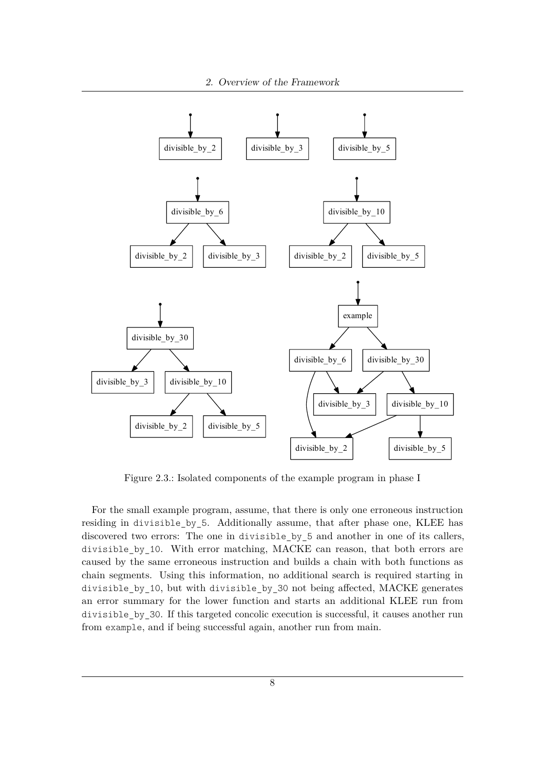Figure 2.3.: Isolated components of the example program in phase I

For the small example program, assume, that there is only one erroneous instruction residing in `divisible_by_5`. Additionally assume, that after phase one, KLEE has discovered two errors: The one in `divisible_by_5` and another in one of its callers, `divisible_by_10`. With error matching, MACKE can reason, that both errors are caused by the same erroneous instruction and builds a chain with both functions as chain segments. Using this information, no additional search is required starting in `divisible_by_10`, but with `divisible_by_30` not being affected, MACKE generates an error summary for the lower function and starts an additional KLEE run from `divisible_by_30`. If this targeted concolic execution is successful, it causes another run from `example`, and if being successful again, another run from main.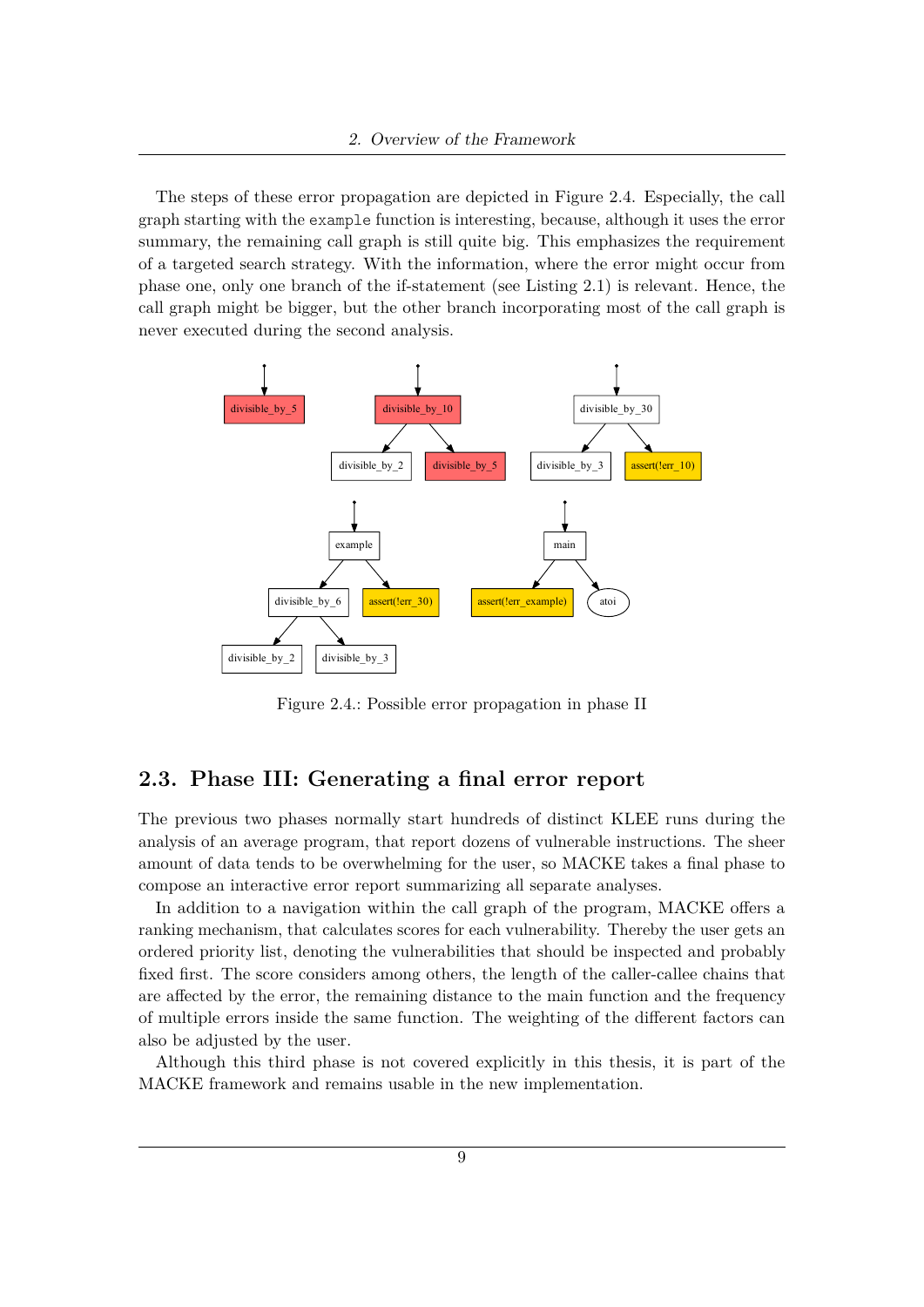The steps of these error propagation are depicted in Figure 2.4. Especially, the call graph starting with the `example` function is interesting, because, although it uses the error summary, the remaining call graph is still quite big. This emphasizes the requirement of a targeted search strategy. With the information, where the error might occur from phase one, only one branch of the if-statement (see Listing 2.1) is relevant. Hence, the call graph might be bigger, but the other branch incorporating most of the call graph is never executed during the second analysis.

Figure 2.4.: Possible error propagation in phase II

## 2.3. Phase III: Generating a final error report

The previous two phases normally start hundreds of distinct KLEE runs during the analysis of an average program, that report dozens of vulnerable instructions. The sheer amount of data tends to be overwhelming for the user, so MACKE takes a final phase to compose an interactive error report summarizing all separate analyses.

In addition to a navigation within the call graph of the program, MACKE offers a ranking mechanism, that calculates scores for each vulnerability. Thereby the user gets an ordered priority list, denoting the vulnerabilities that should be inspected and probably fixed first. The score considers among others, the length of the caller-callee chains that are affected by the error, the remaining distance to the main function and the frequency of multiple errors inside the same function. The weighting of the different factors can also be adjusted by the user.

Although this third phase is not covered explicitly in this thesis, it is part of the MACKE framework and remains usable in the new implementation.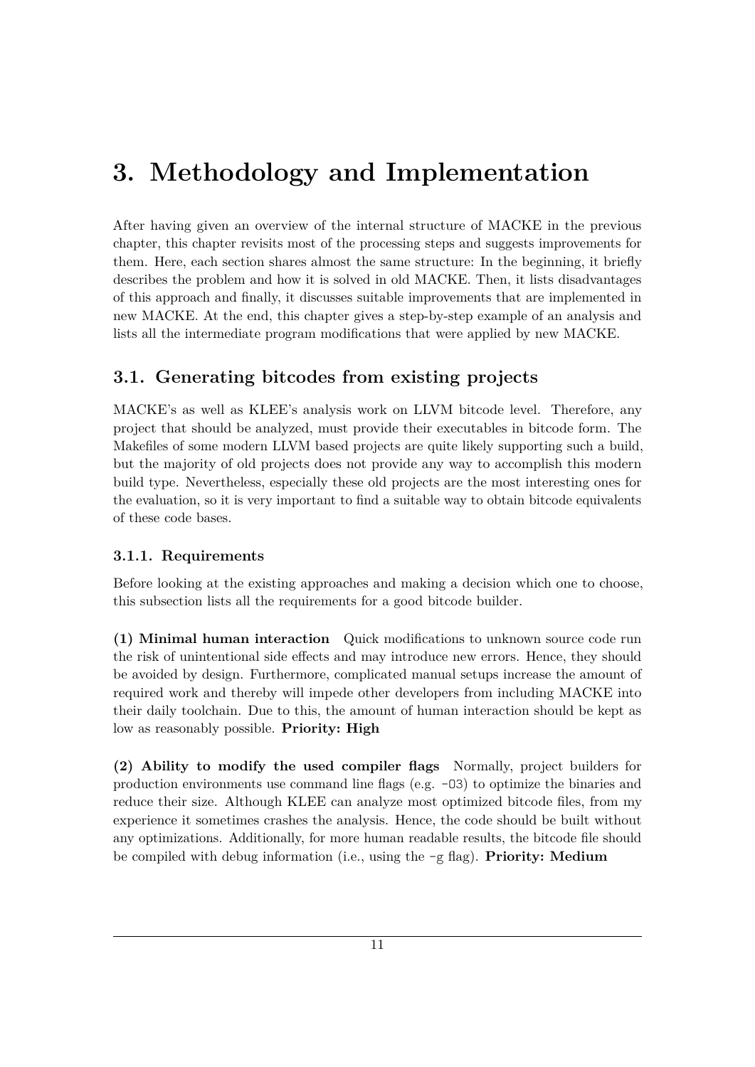# 3. Methodology and Implementation

After having given an overview of the internal structure of MACKE in the previous chapter, this chapter revisits most of the processing steps and suggests improvements for them. Here, each section shares almost the same structure: In the beginning, it briefly describes the problem and how it is solved in old MACKE. Then, it lists disadvantages of this approach and finally, it discusses suitable improvements that are implemented in new MACKE. At the end, this chapter gives a step-by-step example of an analysis and lists all the intermediate program modifications that were applied by new MACKE.

## 3.1. Generating bitcodes from existing projects

MACKE's as well as KLEE's analysis work on LLVM bitcode level. Therefore, any project that should be analyzed, must provide their executables in bitcode form. The Makefiles of some modern LLVM based projects are quite likely supporting such a build, but the majority of old projects does not provide any way to accomplish this modern build type. Nevertheless, especially these old projects are the most interesting ones for the evaluation, so it is very important to find a suitable way to obtain bitcode equivalents of these code bases.

### 3.1.1. Requirements

Before looking at the existing approaches and making a decision which one to choose, this subsection lists all the requirements for a good bitcode builder.

**(1) Minimal human interaction** Quick modifications to unknown source code run the risk of unintentional side effects and may introduce new errors. Hence, they should be avoided by design. Furthermore, complicated manual setups increase the amount of required work and thereby will impede other developers from including MACKE into their daily toolchain. Due to this, the amount of human interaction should be kept as low as reasonably possible. **Priority: High**

**(2) Ability to modify the used compiler flags** Normally, project builders for production environments use command line flags (e.g. `-O3`) to optimize the binaries and reduce their size. Although KLEE can analyze most optimized bitcode files, from my experience it sometimes crashes the analysis. Hence, the code should be built without any optimizations. Additionally, for more human readable results, the bitcode file should be compiled with debug information (i.e., using the `-g` flag). **Priority: Medium**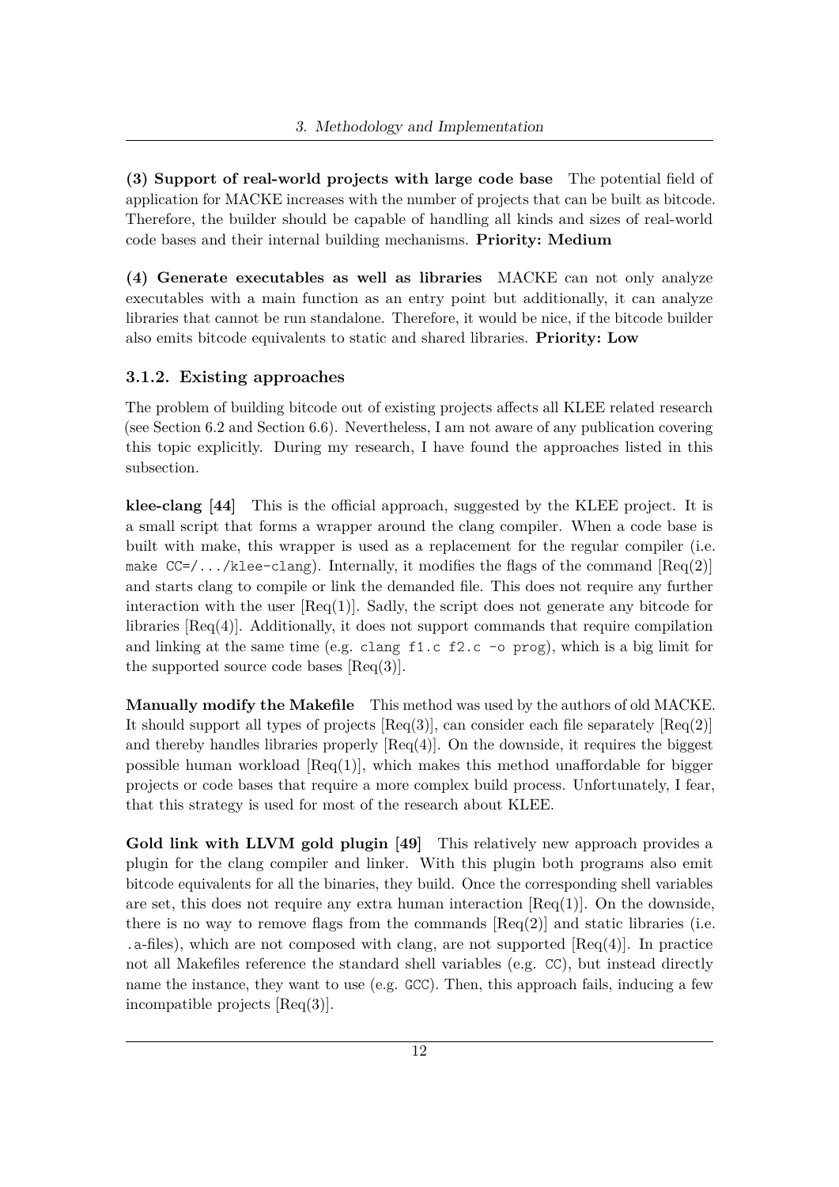**(3) Support of real-world projects with large code base** The potential field of application for MACKE increases with the number of projects that can be built as bitcode. Therefore, the builder should be capable of handling all kinds and sizes of real-world code bases and their internal building mechanisms. **Priority: Medium**

**(4) Generate executables as well as libraries** MACKE can not only analyze executables with a main function as an entry point but additionally, it can analyze libraries that cannot be run standalone. Therefore, it would be nice, if the bitcode builder also emits bitcode equivalents to static and shared libraries. **Priority: Low**

### 3.1.2. Existing approaches

The problem of building bitcode out of existing projects affects all KLEE related research (see Section 6.2 and Section 6.6). Nevertheless, I am not aware of any publication covering this topic explicitly. During my research, I have found the approaches listed in this subsection.

**klee-clang [44]** This is the official approach, suggested by the KLEE project. It is a small script that forms a wrapper around the clang compiler. When a code base is built with make, this wrapper is used as a replacement for the regular compiler (i.e. `make CC=/.../klee-clang`). Internally, it modifies the flags of the command [Req(2)] and starts clang to compile or link the demanded file. This does not require any further interaction with the user [Req(1)]. Sadly, the script does not generate any bitcode for libraries [Req(4)]. Additionally, it does not support commands that require compilation and linking at the same time (e.g. `clang f1.c f2.c -o prog`), which is a big limit for the supported source code bases [Req(3)].

**Manually modify the Makefile** This method was used by the authors of old MACKE. It should support all types of projects [Req(3)], can consider each file separately [Req(2)] and thereby handles libraries properly [Req(4)]. On the downside, it requires the biggest possible human workload [Req(1)], which makes this method unaffordable for bigger projects or code bases that require a more complex build process. Unfortunately, I fear, that this strategy is used for most of the research about KLEE.

**Gold link with LLVM gold plugin [49]** This relatively new approach provides a plugin for the clang compiler and linker. With this plugin both programs also emit bitcode equivalents for all the binaries, they build. Once the corresponding shell variables are set, this does not require any extra human interaction [Req(1)]. On the downside, there is no way to remove flags from the commands [Req(2)] and static libraries (i.e. `.a`-files), which are not composed with clang, are not supported [Req(4)]. In practice not all Makefiles reference the standard shell variables (e.g. `CC`), but instead directly name the instance, they want to use (e.g. `GCC`). Then, this approach fails, inducing a few incompatible projects [Req(3)].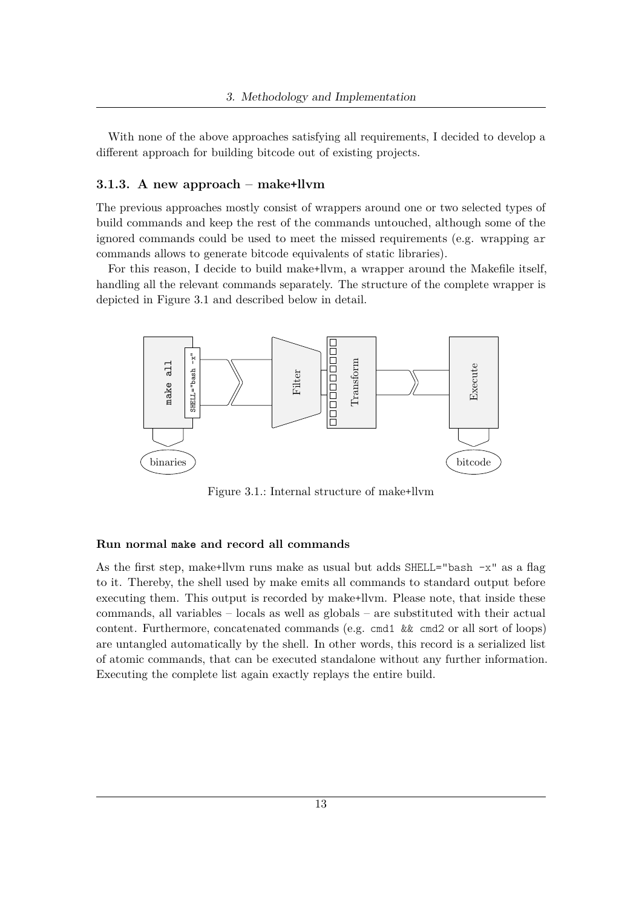With none of the above approaches satisfying all requirements, I decided to develop a different approach for building bitcode out of existing projects.

### 3.1.3. A new approach – make+llvm

The previous approaches mostly consist of wrappers around one or two selected types of build commands and keep the rest of the commands untouched, although some of the ignored commands could be used to meet the missed requirements (e.g. wrapping `ar` commands allows to generate bitcode equivalents of static libraries).

For this reason, I decide to build make+llvm, a wrapper around the Makefile itself, handling all the relevant commands separately. The structure of the complete wrapper is depicted in Figure 3.1 and described below in detail.

Figure 3.1.: Internal structure of make+llvm

#### Run normal `make` and record all commands

As the first step, make+llvm runs make as usual but adds `SHELL="bash -x"` as a flag to it. Thereby, the shell used by make emits all commands to standard output before executing them. This output is recorded by make+llvm. Please note, that inside these commands, all variables – locals as well as globals – are substituted with their actual content. Furthermore, concatenated commands (e.g. `cmd1 && cmd2` or all sort of loops) are untangled automatically by the shell. In other words, this record is a serialized list of atomic commands, that can be executed standalone without any further information. Executing the complete list again exactly replays the entire build.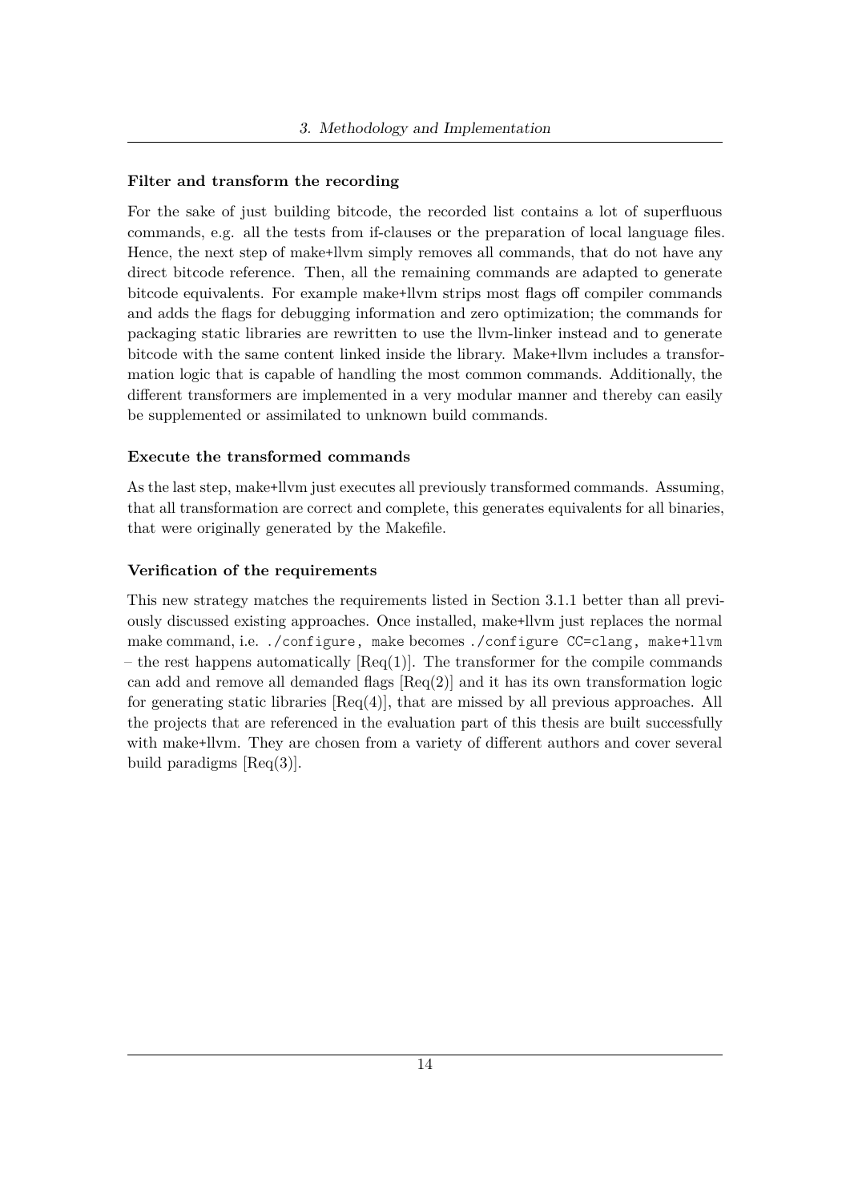#### Filter and transform the recording

For the sake of just building bitcode, the recorded list contains a lot of superfluous commands, e.g. all the tests from if-clauses or the preparation of local language files. Hence, the next step of make+llvm simply removes all commands, that do not have any direct bitcode reference. Then, all the remaining commands are adapted to generate bitcode equivalents. For example make+llvm strips most flags off compiler commands and adds the flags for debugging information and zero optimization; the commands for packaging static libraries are rewritten to use the llvm-linker instead and to generate bitcode with the same content linked inside the library. Make+llvm includes a transformation logic that is capable of handling the most common commands. Additionally, the different transformers are implemented in a very modular manner and thereby can easily be supplemented or assimilated to unknown build commands.

#### Execute the transformed commands

As the last step, make+llvm just executes all previously transformed commands. Assuming, that all transformation are correct and complete, this generates equivalents for all binaries, that were originally generated by the Makefile.

#### Verification of the requirements

This new strategy matches the requirements listed in Section 3.1.1 better than all previously discussed existing approaches. Once installed, make+llvm just replaces the normal make command, i.e. `./configure, make` becomes `./configure CC=clang, make+llvm` – the rest happens automatically [Req(1)]. The transformer for the compile commands can add and remove all demanded flags [Req(2)] and it has its own transformation logic for generating static libraries [Req(4)], that are missed by all previous approaches. All the projects that are referenced in the evaluation part of this thesis are built successfully with make+llvm. They are chosen from a variety of different authors and cover several build paradigms [Req(3)].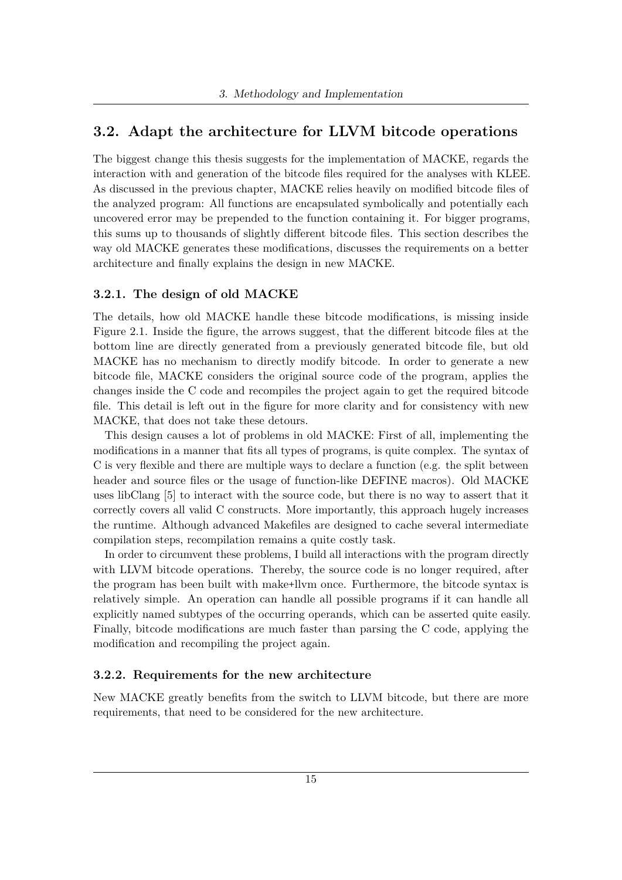## 3.2. Adapt the architecture for LLVM bitcode operations

The biggest change this thesis suggests for the implementation of MACKE, regards the interaction with and generation of the bitcode files required for the analyses with KLEE. As discussed in the previous chapter, MACKE relies heavily on modified bitcode files of the analyzed program: All functions are encapsulated symbolically and potentially each uncovered error may be prepended to the function containing it. For bigger programs, this sums up to thousands of slightly different bitcode files. This section describes the way old MACKE generates these modifications, discusses the requirements on a better architecture and finally explains the design in new MACKE.

### 3.2.1. The design of old MACKE

The details, how old MACKE handle these bitcode modifications, is missing inside Figure 2.1. Inside the figure, the arrows suggest, that the different bitcode files at the bottom line are directly generated from a previously generated bitcode file, but old MACKE has no mechanism to directly modify bitcode. In order to generate a new bitcode file, MACKE considers the original source code of the program, applies the changes inside the C code and recompiles the project again to get the required bitcode file. This detail is left out in the figure for more clarity and for consistency with new MACKE, that does not take these detours.

This design causes a lot of problems in old MACKE: First of all, implementing the modifications in a manner that fits all types of programs, is quite complex. The syntax of C is very flexible and there are multiple ways to declare a function (e.g. the split between header and source files or the usage of function-like DEFINE macros). Old MACKE uses libClang [5] to interact with the source code, but there is no way to assert that it correctly covers all valid C constructs. More importantly, this approach hugely increases the runtime. Although advanced Makefiles are designed to cache several intermediate compilation steps, recompilation remains a quite costly task.

In order to circumvent these problems, I build all interactions with the program directly with LLVM bitcode operations. Thereby, the source code is no longer required, after the program has been built with make+llvm once. Furthermore, the bitcode syntax is relatively simple. An operation can handle all possible programs if it can handle all explicitly named subtypes of the occurring operands, which can be asserted quite easily. Finally, bitcode modifications are much faster than parsing the C code, applying the modification and recompiling the project again.

### 3.2.2. Requirements for the new architecture

New MACKE greatly benefits from the switch to LLVM bitcode, but there are more requirements, that need to be considered for the new architecture.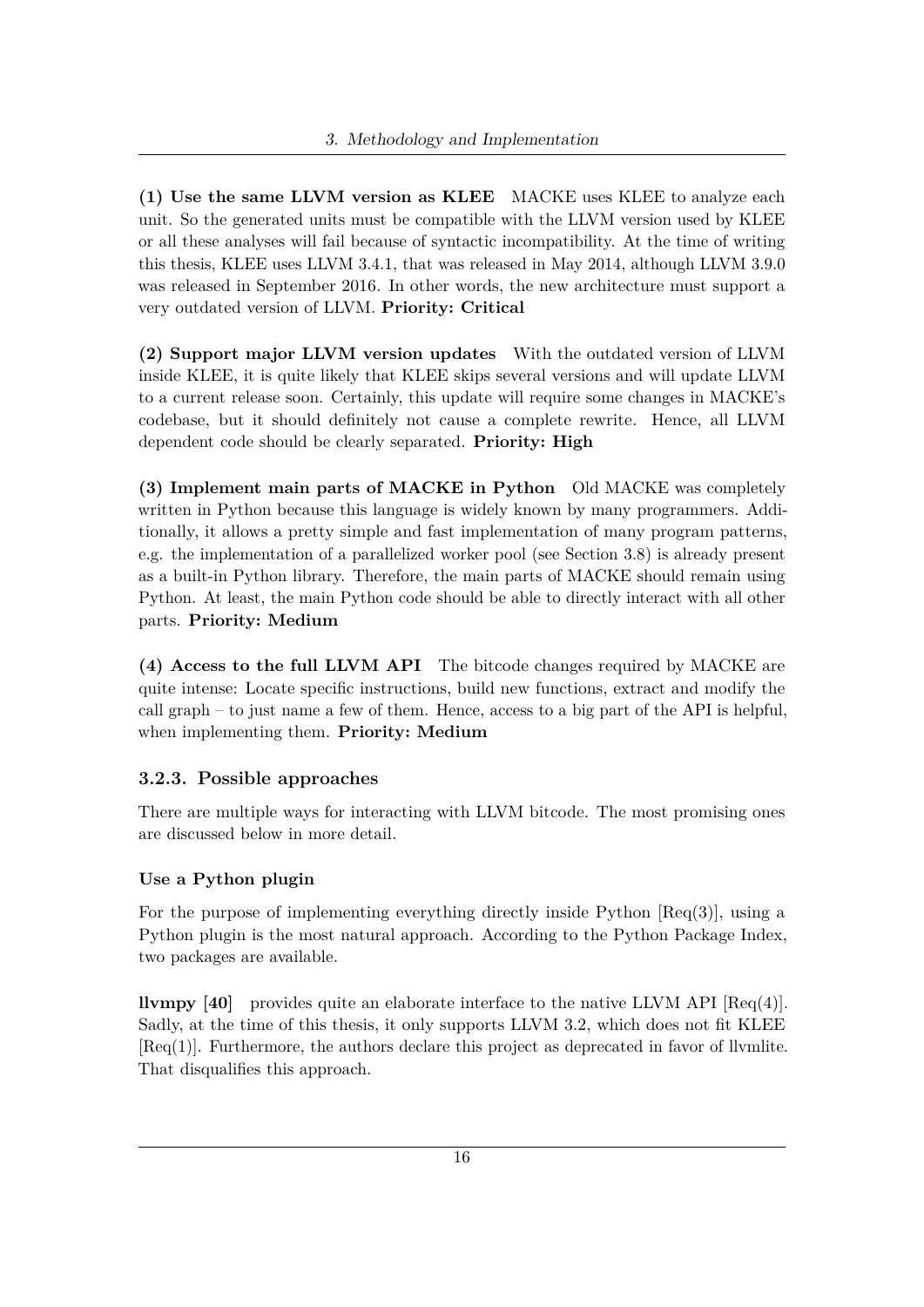**(1) Use the same LLVM version as KLEE** MACKE uses KLEE to analyze each unit. So the generated units must be compatible with the LLVM version used by KLEE or all these analyses will fail because of syntactic incompatibility. At the time of writing this thesis, KLEE uses LLVM 3.4.1, that was released in May 2014, although LLVM 3.9.0 was released in September 2016. In other words, the new architecture must support a very outdated version of LLVM. **Priority: Critical**

**(2) Support major LLVM version updates** With the outdated version of LLVM inside KLEE, it is quite likely that KLEE skips several versions and will update LLVM to a current release soon. Certainly, this update will require some changes in MACKE's codebase, but it should definitely not cause a complete rewrite. Hence, all LLVM dependent code should be clearly separated. **Priority: High**

**(3) Implement main parts of MACKE in Python** Old MACKE was completely written in Python because this language is widely known by many programmers. Additionally, it allows a pretty simple and fast implementation of many program patterns, e.g. the implementation of a parallelized worker pool (see Section 3.8) is already present as a built-in Python library. Therefore, the main parts of MACKE should remain using Python. At least, the main Python code should be able to directly interact with all other parts. **Priority: Medium**

**(4) Access to the full LLVM API** The bitcode changes required by MACKE are quite intense: Locate specific instructions, build new functions, extract and modify the call graph – to just name a few of them. Hence, access to a big part of the API is helpful, when implementing them. **Priority: Medium**

### 3.2.3. Possible approaches

There are multiple ways for interacting with LLVM bitcode. The most promising ones are discussed below in more detail.

#### Use a Python plugin

For the purpose of implementing everything directly inside Python [Req(3)], using a Python plugin is the most natural approach. According to the Python Package Index, two packages are available.

**llvmpy [40]** provides quite an elaborate interface to the native LLVM API [Req(4)]. Sadly, at the time of this thesis, it only supports LLVM 3.2, which does not fit KLEE [Req(1)]. Furthermore, the authors declare this project as deprecated in favor of llvmlite. That disqualifies this approach.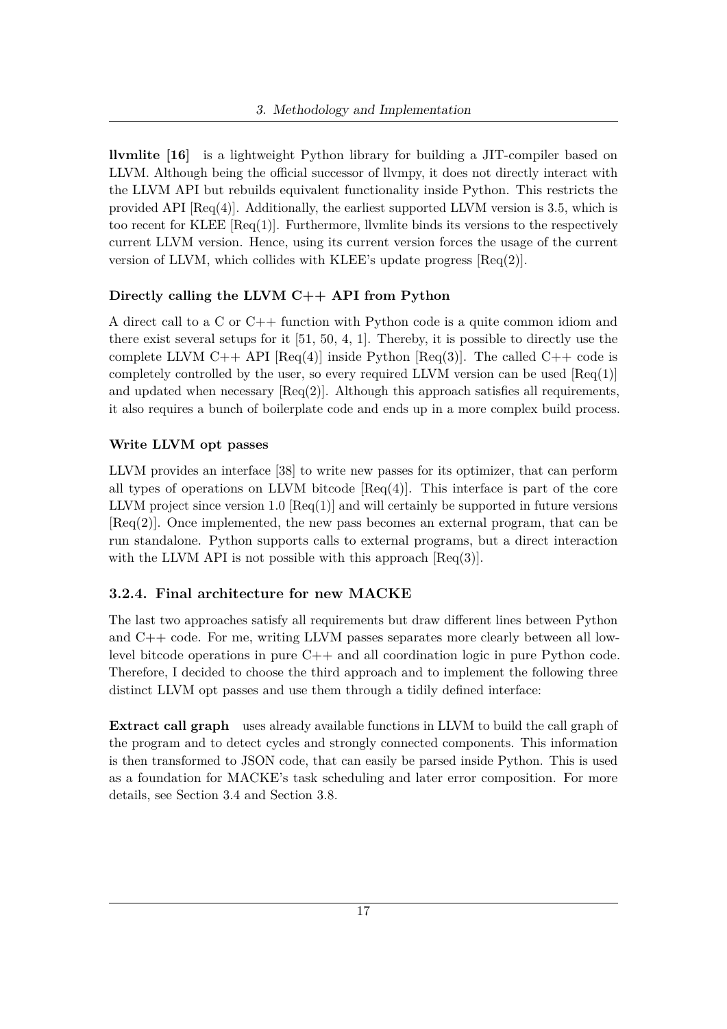**llvmlite [16]** is a lightweight Python library for building a JIT-compiler based on LLVM. Although being the official successor of llvmpy, it does not directly interact with the LLVM API but rebuilds equivalent functionality inside Python. This restricts the provided API [Req(4)]. Additionally, the earliest supported LLVM version is 3.5, which is too recent for KLEE [Req(1)]. Furthermore, llvmlite binds its versions to the respectively current LLVM version. Hence, using its current version forces the usage of the current version of LLVM, which collides with KLEE's update progress [Req(2)].

#### Directly calling the LLVM C++ API from Python

A direct call to a C or C++ function with Python code is a quite common idiom and there exist several setups for it [51, 50, 4, 1]. Thereby, it is possible to directly use the complete LLVM C++ API [Req(4)] inside Python [Req(3)]. The called C++ code is completely controlled by the user, so every required LLVM version can be used [Req(1)] and updated when necessary [Req(2)]. Although this approach satisfies all requirements, it also requires a bunch of boilerplate code and ends up in a more complex build process.

#### Write LLVM opt passes

LLVM provides an interface [38] to write new passes for its optimizer, that can perform all types of operations on LLVM bitcode [Req(4)]. This interface is part of the core LLVM project since version 1.0 [Req(1)] and will certainly be supported in future versions [Req(2)]. Once implemented, the new pass becomes an external program, that can be run standalone. Python supports calls to external programs, but a direct interaction with the LLVM API is not possible with this approach [Req(3)].

### 3.2.4. Final architecture for new MACKE

The last two approaches satisfy all requirements but draw different lines between Python and C++ code. For me, writing LLVM passes separates more clearly between all low-level bitcode operations in pure C++ and all coordination logic in pure Python code. Therefore, I decided to choose the third approach and to implement the following three distinct LLVM opt passes and use them through a tidily defined interface:

**Extract call graph** uses already available functions in LLVM to build the call graph of the program and to detect cycles and strongly connected components. This information is then transformed to JSON code, that can easily be parsed inside Python. This is used as a foundation for MACKE's task scheduling and later error composition. For more details, see Section 3.4 and Section 3.8.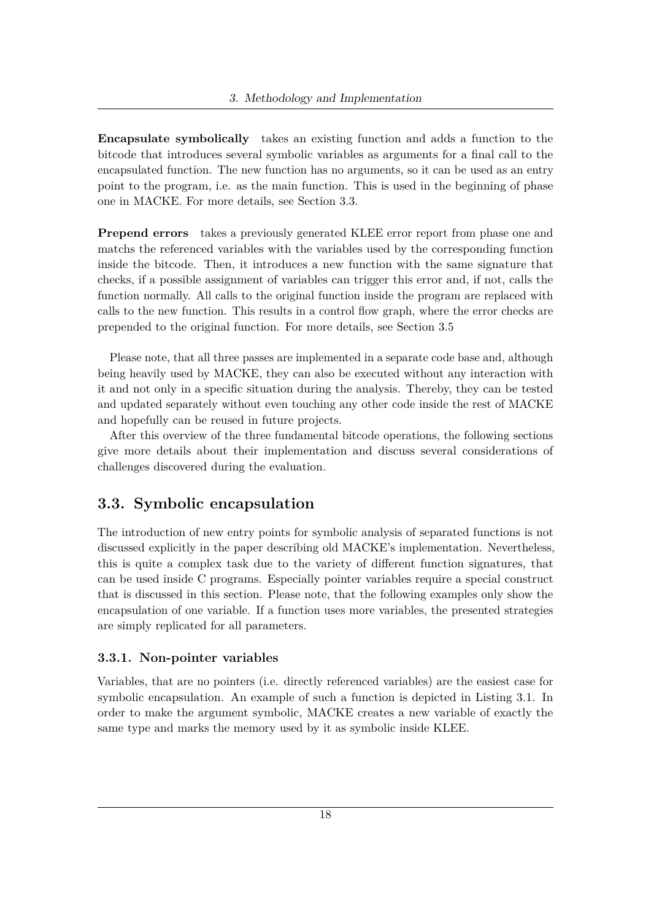**Encapsulate symbolically** takes an existing function and adds a function to the bitcode that introduces several symbolic variables as arguments for a final call to the encapsulated function. The new function has no arguments, so it can be used as an entry point to the program, i.e. as the main function. This is used in the beginning of phase one in MACKE. For more details, see Section 3.3.

**Prepend errors** takes a previously generated KLEE error report from phase one and matchs the referenced variables with the variables used by the corresponding function inside the bitcode. Then, it introduces a new function with the same signature that checks, if a possible assignment of variables can trigger this error and, if not, calls the function normally. All calls to the original function inside the program are replaced with calls to the new function. This results in a control flow graph, where the error checks are prepended to the original function. For more details, see Section 3.5

Please note, that all three passes are implemented in a separate code base and, although being heavily used by MACKE, they can also be executed without any interaction with it and not only in a specific situation during the analysis. Thereby, they can be tested and updated separately without even touching any other code inside the rest of MACKE and hopefully can be reused in future projects.

After this overview of the three fundamental bitcode operations, the following sections give more details about their implementation and discuss several considerations of challenges discovered during the evaluation.

## 3.3. Symbolic encapsulation

The introduction of new entry points for symbolic analysis of separated functions is not discussed explicitly in the paper describing old MACKE's implementation. Nevertheless, this is quite a complex task due to the variety of different function signatures, that can be used inside C programs. Especially pointer variables require a special construct that is discussed in this section. Please note, that the following examples only show the encapsulation of one variable. If a function uses more variables, the presented strategies are simply replicated for all parameters.

### 3.3.1. Non-pointer variables

Variables, that are no pointers (i.e. directly referenced variables) are the easiest case for symbolic encapsulation. An example of such a function is depicted in Listing 3.1. In order to make the argument symbolic, MACKE creates a new variable of exactly the same type and marks the memory used by it as symbolic inside KLEE.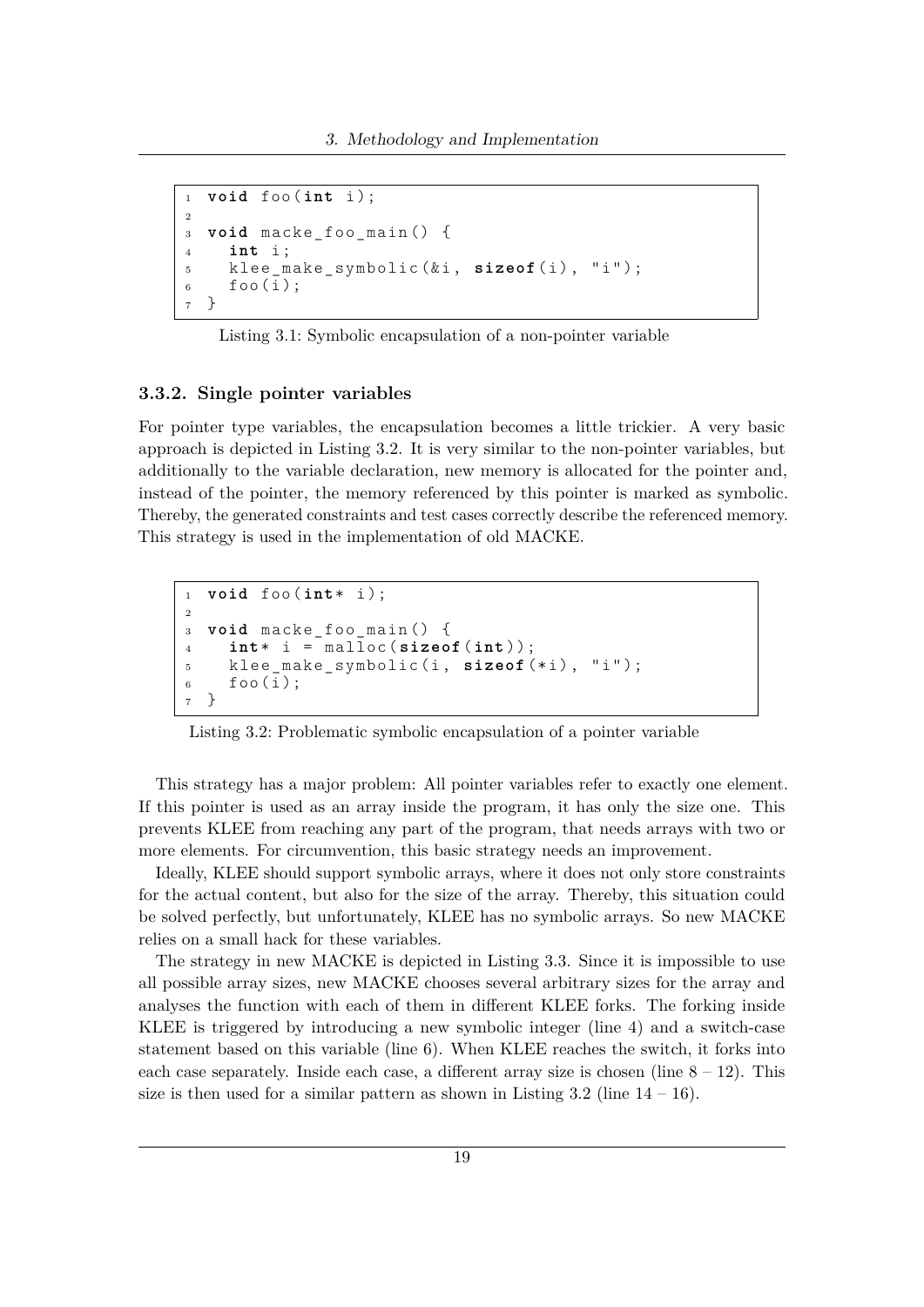```c
void foo(int i);

void macke_foo_main() {
  int i;
  klee_make_symbolic(&i, sizeof(i), "i");
  foo(i);
}
```

Listing 3.1: Symbolic encapsulation of a non-pointer variable

### 3.3.2. Single pointer variables

For pointer type variables, the encapsulation becomes a little trickier. A very basic approach is depicted in Listing 3.2. It is very similar to the non-pointer variables, but additionally to the variable declaration, new memory is allocated for the pointer and, instead of the pointer, the memory referenced by this pointer is marked as symbolic. Thereby, the generated constraints and test cases correctly describe the referenced memory. This strategy is used in the implementation of old MACKE.

```c
void foo(int* i);

void macke_foo_main() {
  int* i = malloc(sizeof(int));
  klee_make_symbolic(i, sizeof(*i), "i");
  foo(i);
}
```

Listing 3.2: Problematic symbolic encapsulation of a pointer variable

This strategy has a major problem: All pointer variables refer to exactly one element. If this pointer is used as an array inside the program, it has only the size one. This prevents KLEE from reaching any part of the program, that needs arrays with two or more elements. For circumvention, this basic strategy needs an improvement.

Ideally, KLEE should support symbolic arrays, where it does not only store constraints for the actual content, but also for the size of the array. Thereby, this situation could be solved perfectly, but unfortunately, KLEE has no symbolic arrays. So new MACKE relies on a small hack for these variables.

The strategy in new MACKE is depicted in Listing 3.3. Since it is impossible to use all possible array sizes, new MACKE chooses several arbitrary sizes for the array and analyses the function with each of them in different KLEE forks. The forking inside KLEE is triggered by introducing a new symbolic integer (line 4) and a switch-case statement based on this variable (line 6). When KLEE reaches the switch, it forks into each case separately. Inside each case, a different array size is chosen (line 8 – 12). This size is then used for a similar pattern as shown in Listing 3.2 (line 14 – 16).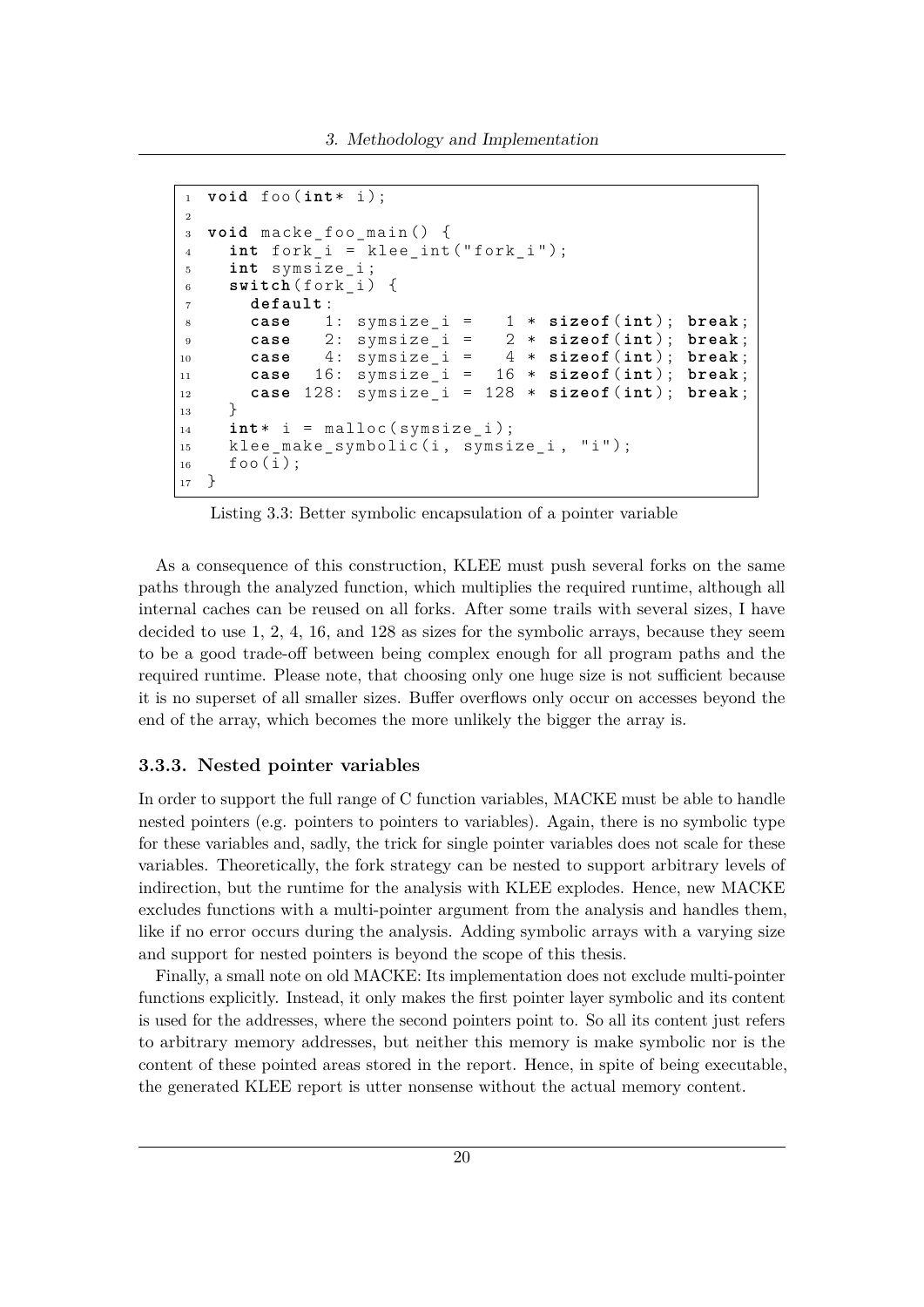```c
void foo(int* i);

void macke_foo_main() {
  int fork_i = klee_int("fork_i");
  int symsize_i;
  switch(fork_i) {
    default:
    case   1: symsize_i =   1 * sizeof(int); break;
    case   2: symsize_i =   2 * sizeof(int); break;
    case   4: symsize_i =   4 * sizeof(int); break;
    case  16: symsize_i =  16 * sizeof(int); break;
    case 128: symsize_i = 128 * sizeof(int); break;
  }
  int* i = malloc(symsize_i);
  klee_make_symbolic(i, symsize_i, "i");
  foo(i);
}
```

Listing 3.3: Better symbolic encapsulation of a pointer variable

As a consequence of this construction, KLEE must push several forks on the same paths through the analyzed function, which multiplies the required runtime, although all internal caches can be reused on all forks. After some trails with several sizes, I have decided to use 1, 2, 4, 16, and 128 as sizes for the symbolic arrays, because they seem to be a good trade-off between being complex enough for all program paths and the required runtime. Please note, that choosing only one huge size is not sufficient because it is no superset of all smaller sizes. Buffer overflows only occur on accesses beyond the end of the array, which becomes the more unlikely the bigger the array is.

### 3.3.3. Nested pointer variables

In order to support the full range of C function variables, MACKE must be able to handle nested pointers (e.g. pointers to pointers to variables). Again, there is no symbolic type for these variables and, sadly, the trick for single pointer variables does not scale for these variables. Theoretically, the fork strategy can be nested to support arbitrary levels of indirection, but the runtime for the analysis with KLEE explodes. Hence, new MACKE excludes functions with a multi-pointer argument from the analysis and handles them, like if no error occurs during the analysis. Adding symbolic arrays with a varying size and support for nested pointers is beyond the scope of this thesis.

Finally, a small note on old MACKE: Its implementation does not exclude multi-pointer functions explicitly. Instead, it only makes the first pointer layer symbolic and its content is used for the addresses, where the second pointers point to. So all its content just refers to arbitrary memory addresses, but neither this memory is make symbolic nor is the content of these pointed areas stored in the report. Hence, in spite of being executable, the generated KLEE report is utter nonsense without the actual memory content.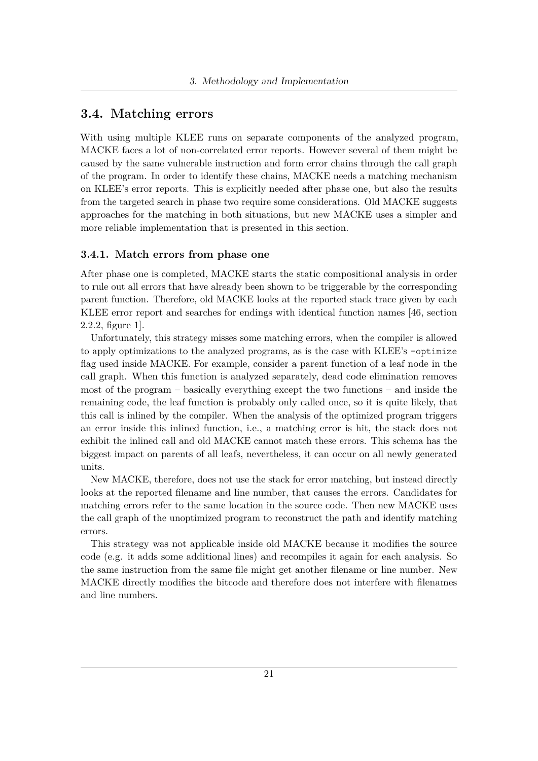## 3.4. Matching errors

With using multiple KLEE runs on separate components of the analyzed program, MACKE faces a lot of non-correlated error reports. However several of them might be caused by the same vulnerable instruction and form error chains through the call graph of the program. In order to identify these chains, MACKE needs a matching mechanism on KLEE's error reports. This is explicitly needed after phase one, but also the results from the targeted search in phase two require some considerations. Old MACKE suggests approaches for the matching in both situations, but new MACKE uses a simpler and more reliable implementation that is presented in this section.

### 3.4.1. Match errors from phase one

After phase one is completed, MACKE starts the static compositional analysis in order to rule out all errors that have already been shown to be triggerable by the corresponding parent function. Therefore, old MACKE looks at the reported stack trace given by each KLEE error report and searches for endings with identical function names [46, section 2.2.2, figure 1].

Unfortunately, this strategy misses some matching errors, when the compiler is allowed to apply optimizations to the analyzed programs, as is the case with KLEE's `-optimize` flag used inside MACKE. For example, consider a parent function of a leaf node in the call graph. When this function is analyzed separately, dead code elimination removes most of the program – basically everything except the two functions – and inside the remaining code, the leaf function is probably only called once, so it is quite likely, that this call is inlined by the compiler. When the analysis of the optimized program triggers an error inside this inlined function, i.e., a matching error is hit, the stack does not exhibit the inlined call and old MACKE cannot match these errors. This schema has the biggest impact on parents of all leafs, nevertheless, it can occur on all newly generated units.

New MACKE, therefore, does not use the stack for error matching, but instead directly looks at the reported filename and line number, that causes the errors. Candidates for matching errors refer to the same location in the source code. Then new MACKE uses the call graph of the unoptimized program to reconstruct the path and identify matching errors.

This strategy was not applicable inside old MACKE because it modifies the source code (e.g. it adds some additional lines) and recompiles it again for each analysis. So the same instruction from the same file might get another filename or line number. New MACKE directly modifies the bitcode and therefore does not interfere with filenames and line numbers.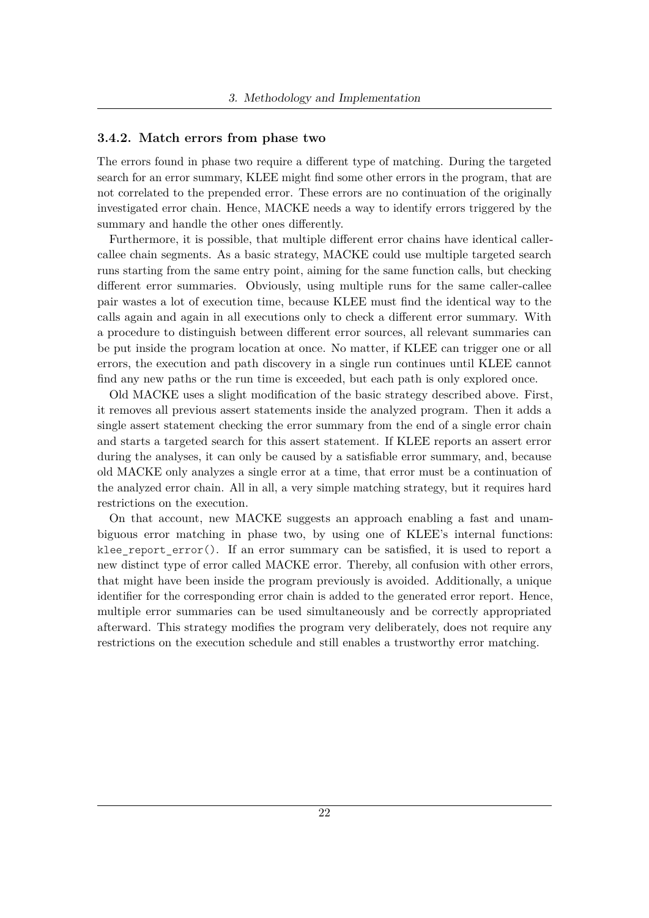### 3.4.2. Match errors from phase two

The errors found in phase two require a different type of matching. During the targeted search for an error summary, KLEE might find some other errors in the program, that are not correlated to the prepended error. These errors are no continuation of the originally investigated error chain. Hence, MACKE needs a way to identify errors triggered by the summary and handle the other ones differently.

Furthermore, it is possible, that multiple different error chains have identical caller-callee chain segments. As a basic strategy, MACKE could use multiple targeted search runs starting from the same entry point, aiming for the same function calls, but checking different error summaries. Obviously, using multiple runs for the same caller-callee pair wastes a lot of execution time, because KLEE must find the identical way to the calls again and again in all executions only to check a different error summary. With a procedure to distinguish between different error sources, all relevant summaries can be put inside the program location at once. No matter, if KLEE can trigger one or all errors, the execution and path discovery in a single run continues until KLEE cannot find any new paths or the run time is exceeded, but each path is only explored once.

Old MACKE uses a slight modification of the basic strategy described above. First, it removes all previous assert statements inside the analyzed program. Then it adds a single assert statement checking the error summary from the end of a single error chain and starts a targeted search for this assert statement. If KLEE reports an assert error during the analyses, it can only be caused by a satisfiable error summary, and, because old MACKE only analyzes a single error at a time, that error must be a continuation of the analyzed error chain. All in all, a very simple matching strategy, but it requires hard restrictions on the execution.

On that account, new MACKE suggests an approach enabling a fast and unambiguous error matching in phase two, by using one of KLEE's internal functions: `klee_report_error()`. If an error summary can be satisfied, it is used to report a new distinct type of error called MACKE error. Thereby, all confusion with other errors, that might have been inside the program previously is avoided. Additionally, a unique identifier for the corresponding error chain is added to the generated error report. Hence, multiple error summaries can be used simultaneously and be correctly appropriated afterward. This strategy modifies the program very deliberately, does not require any restrictions on the execution schedule and still enables a trustworthy error matching.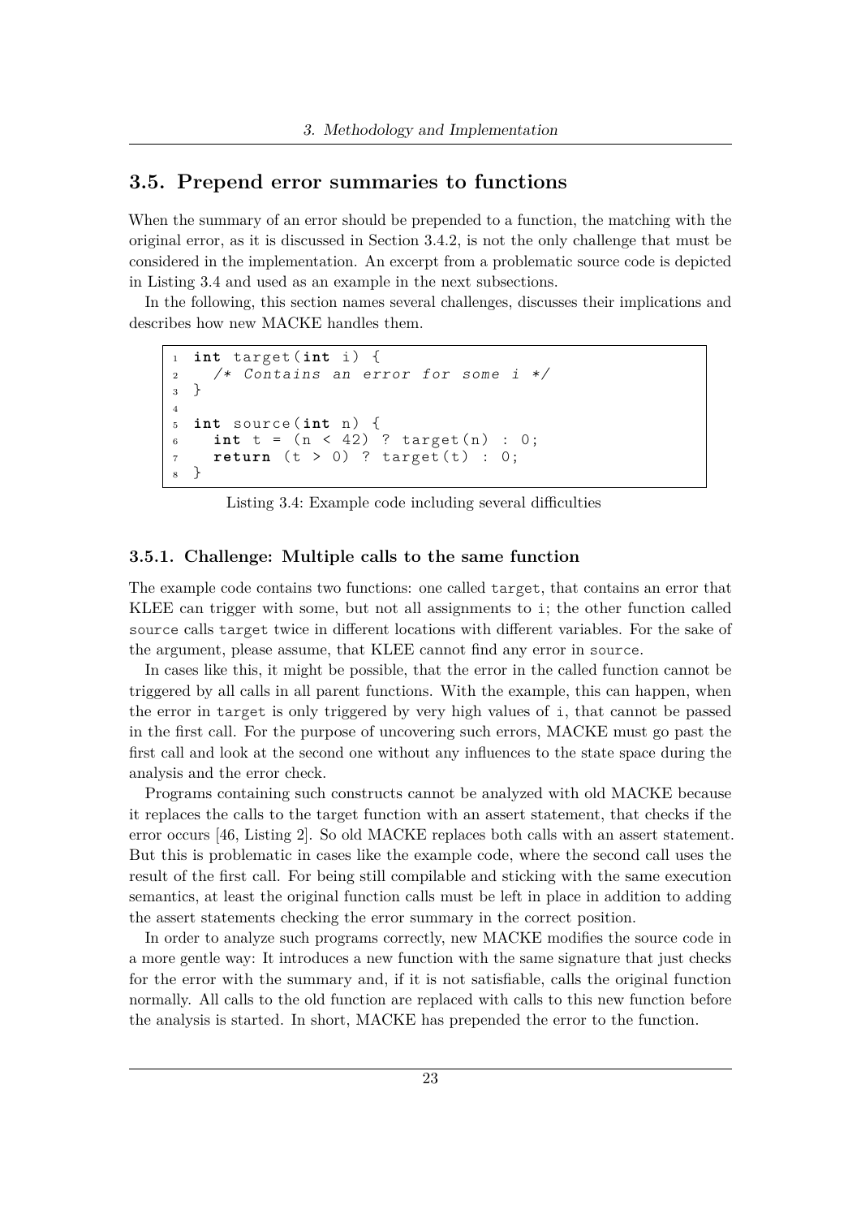## 3.5. Prepend error summaries to functions

When the summary of an error should be prepended to a function, the matching with the original error, as it is discussed in Section 3.4.2, is not the only challenge that must be considered in the implementation. An excerpt from a problematic source code is depicted in Listing 3.4 and used as an example in the next subsections.

In the following, this section names several challenges, discusses their implications and describes how new MACKE handles them.

```
int target(int i) {
  /* Contains an error for some i */
}

int source(int n) {
  int t = (n < 42) ? target(n) : 0;
  return (t > 0) ? target(t) : 0;
}
```

Listing 3.4: Example code including several difficulties

### 3.5.1. Challenge: Multiple calls to the same function

The example code contains two functions: one called `target`, that contains an error that KLEE can trigger with some, but not all assignments to `i`; the other function called `source` calls `target` twice in different locations with different variables. For the sake of the argument, please assume, that KLEE cannot find any error in `source`.

In cases like this, it might be possible, that the error in the called function cannot be triggered by all calls in all parent functions. With the example, this can happen, when the error in `target` is only triggered by very high values of `i`, that cannot be passed in the first call. For the purpose of uncovering such errors, MACKE must go past the first call and look at the second one without any influences to the state space during the analysis and the error check.

Programs containing such constructs cannot be analyzed with old MACKE because it replaces the calls to the target function with an assert statement, that checks if the error occurs [46, Listing 2]. So old MACKE replaces both calls with an assert statement. But this is problematic in cases like the example code, where the second call uses the result of the first call. For being still compilable and sticking with the same execution semantics, at least the original function calls must be left in place in addition to adding the assert statements checking the error summary in the correct position.

In order to analyze such programs correctly, new MACKE modifies the source code in a more gentle way: It introduces a new function with the same signature that just checks for the error with the summary and, if it is not satisfiable, calls the original function normally. All calls to the old function are replaced with calls to this new function before the analysis is started. In short, MACKE has prepended the error to the function.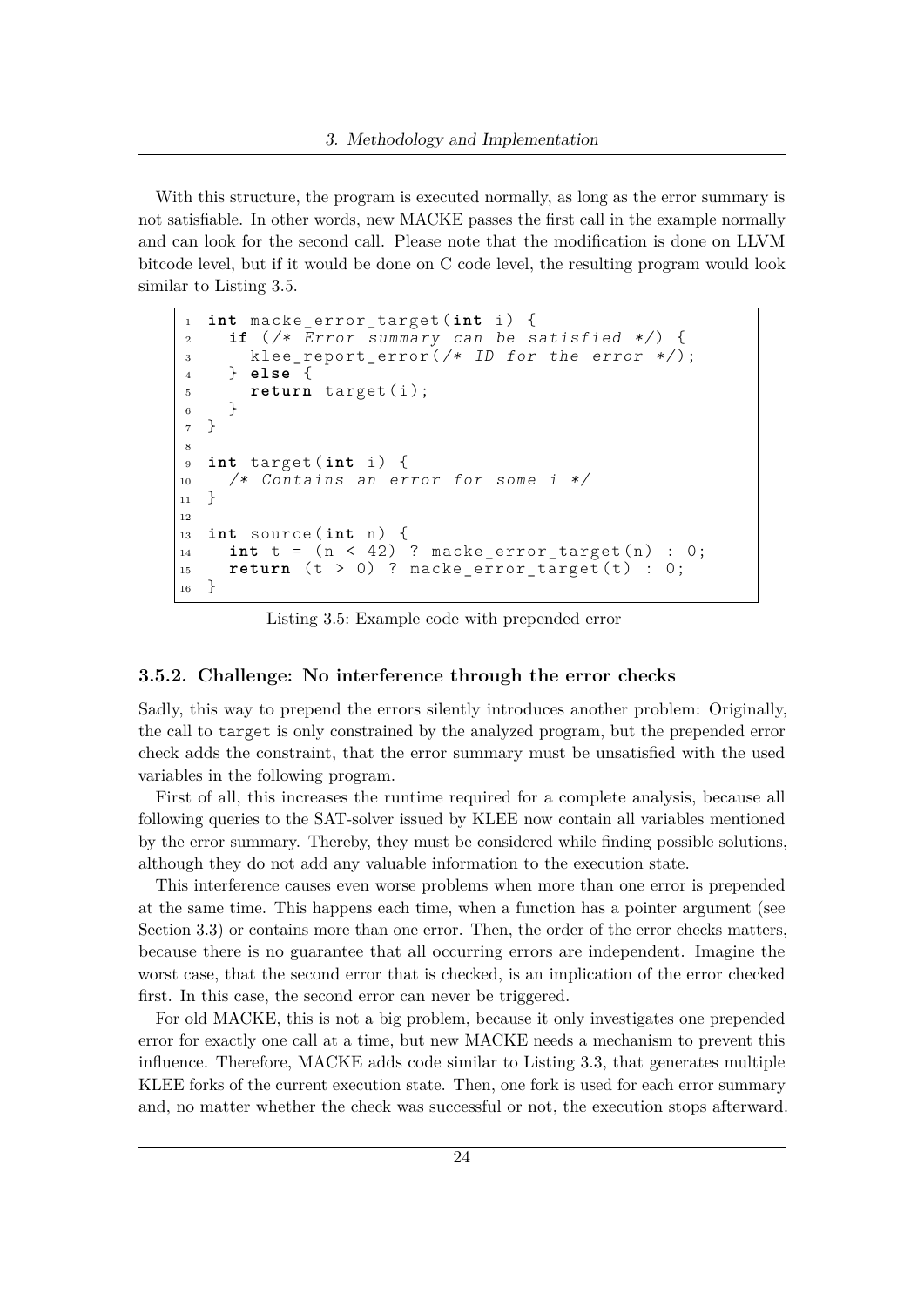With this structure, the program is executed normally, as long as the error summary is not satisfiable. In other words, new MACKE passes the first call in the example normally and can look for the second call. Please note that the modification is done on LLVM bitcode level, but if it would be done on C code level, the resulting program would look similar to Listing 3.5.

```c
int macke_error_target(int i) {
  if (/* Error summary can be satisfied */) {
    klee_report_error(/* ID for the error */);
  } else {
    return target(i);
  }
}

int target(int i) {
  /* Contains an error for some i */
}

int source(int n) {
  int t = (n < 42) ? macke_error_target(n) : 0;
  return (t > 0) ? macke_error_target(t) : 0;
}
```

Listing 3.5: Example code with prepended error

### 3.5.2. Challenge: No interference through the error checks

Sadly, this way to prepend the errors silently introduces another problem: Originally, the call to target is only constrained by the analyzed program, but the prepended error check adds the constraint, that the error summary must be unsatisfied with the used variables in the following program.

First of all, this increases the runtime required for a complete analysis, because all following queries to the SAT-solver issued by KLEE now contain all variables mentioned by the error summary. Thereby, they must be considered while finding possible solutions, although they do not add any valuable information to the execution state.

This interference causes even worse problems when more than one error is prepended at the same time. This happens each time, when a function has a pointer argument (see Section 3.3) or contains more than one error. Then, the order of the error checks matters, because there is no guarantee that all occurring errors are independent. Imagine the worst case, that the second error that is checked, is an implication of the error checked first. In this case, the second error can never be triggered.

For old MACKE, this is not a big problem, because it only investigates one prepended error for exactly one call at a time, but new MACKE needs a mechanism to prevent this influence. Therefore, MACKE adds code similar to Listing 3.3, that generates multiple KLEE forks of the current execution state. Then, one fork is used for each error summary and, no matter whether the check was successful or not, the execution stops afterward.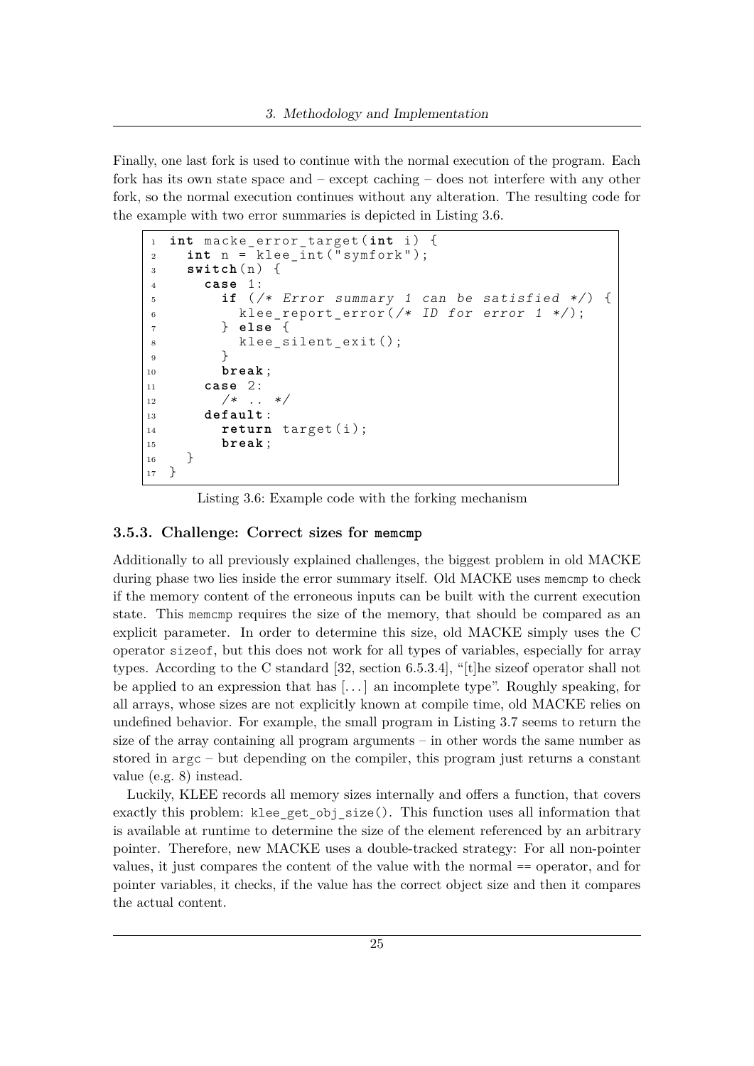Finally, one last fork is used to continue with the normal execution of the program. Each fork has its own state space and – except caching – does not interfere with any other fork, so the normal execution continues without any alteration. The resulting code for the example with two error summaries is depicted in Listing 3.6.

```
int macke_error_target(int i) {
  int n = klee_int("symfork");
  switch(n) {
    case 1:
      if (/* Error summary 1 can be satisfied */) {
        klee_report_error(/* ID for error 1 */);
      } else {
        klee_silent_exit();
      }
      break;
    case 2:
      /* .. */
    default:
      return target(i);
      break;
  }
}
```

Listing 3.6: Example code with the forking mechanism

### 3.5.3. Challenge: Correct sizes for `memcmp`

Additionally to all previously explained challenges, the biggest problem in old MACKE during phase two lies inside the error summary itself. Old MACKE uses `memcmp` to check if the memory content of the erroneous inputs can be built with the current execution state. This `memcmp` requires the size of the memory, that should be compared as an explicit parameter. In order to determine this size, old MACKE simply uses the C operator `sizeof`, but this does not work for all types of variables, especially for array types. According to the C standard [32, section 6.5.3.4], "[t]he sizeof operator shall not be applied to an expression that has [...] an incomplete type". Roughly speaking, for all arrays, whose sizes are not explicitly known at compile time, old MACKE relies on undefined behavior. For example, the small program in Listing 3.7 seems to return the size of the array containing all program arguments – in other words the same number as stored in `argc` – but depending on the compiler, this program just returns a constant value (e.g. 8) instead.

Luckily, KLEE records all memory sizes internally and offers a function, that covers exactly this problem: `klee_get_obj_size()`. This function uses all information that is available at runtime to determine the size of the element referenced by an arbitrary pointer. Therefore, new MACKE uses a double-tracked strategy: For all non-pointer values, it just compares the content of the value with the normal `==` operator, and for pointer variables, it checks, if the value has the correct object size and then it compares the actual content.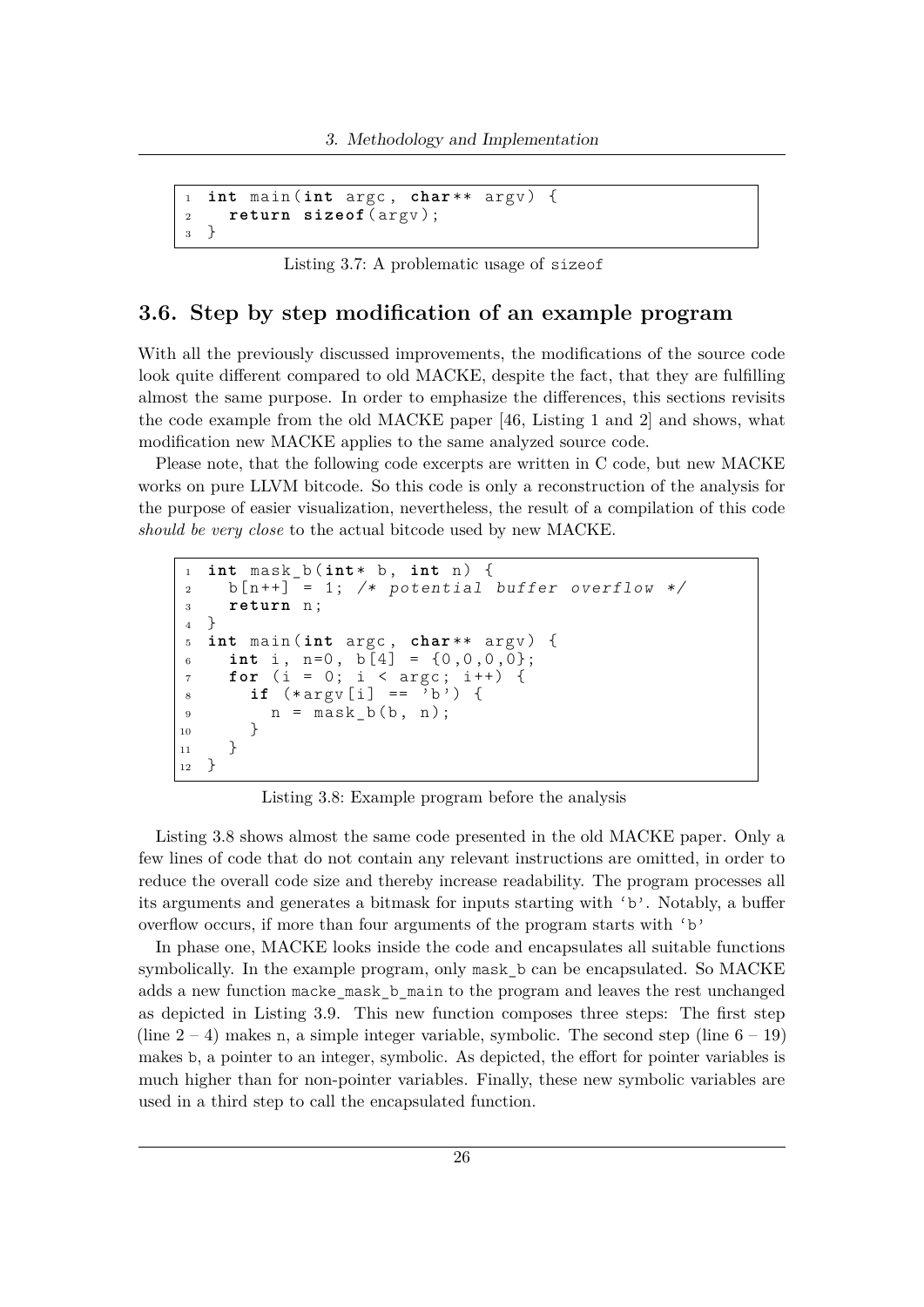```c
int main(int argc, char** argv) {
  return sizeof(argv);
}
```

Listing 3.7: A problematic usage of sizeof

## 3.6. Step by step modification of an example program

With all the previously discussed improvements, the modifications of the source code look quite different compared to old MACKE, despite the fact, that they are fulfilling almost the same purpose. In order to emphasize the differences, this sections revisits the code example from the old MACKE paper [46, Listing 1 and 2] and shows, what modification new MACKE applies to the same analyzed source code.

Please note, that the following code excerpts are written in C code, but new MACKE works on pure LLVM bitcode. So this code is only a reconstruction of the analysis for the purpose of easier visualization, nevertheless, the result of a compilation of this code *should be very close* to the actual bitcode used by new MACKE.

```c
int mask_b(int* b, int n) {
  b[n++] = 1; /* potential buffer overflow */
  return n;
}
int main(int argc, char** argv) {
  int i, n=0, b[4] = {0,0,0,0};
  for (i = 0; i < argc; i++) {
    if (*argv[i] == 'b') {
      n = mask_b(b, n);
    }
  }
}
```

Listing 3.8: Example program before the analysis

Listing 3.8 shows almost the same code presented in the old MACKE paper. Only a few lines of code that do not contain any relevant instructions are omitted, in order to reduce the overall code size and thereby increase readability. The program processes all its arguments and generates a bitmask for inputs starting with 'b'. Notably, a buffer overflow occurs, if more than four arguments of the program starts with 'b'

In phase one, MACKE looks inside the code and encapsulates all suitable functions symbolically. In the example program, only mask_b can be encapsulated. So MACKE adds a new function macke_mask_b_main to the program and leaves the rest unchanged as depicted in Listing 3.9. This new function composes three steps: The first step (line 2 – 4) makes n, a simple integer variable, symbolic. The second step (line 6 – 19) makes b, a pointer to an integer, symbolic. As depicted, the effort for pointer variables is much higher than for non-pointer variables. Finally, these new symbolic variables are used in a third step to call the encapsulated function.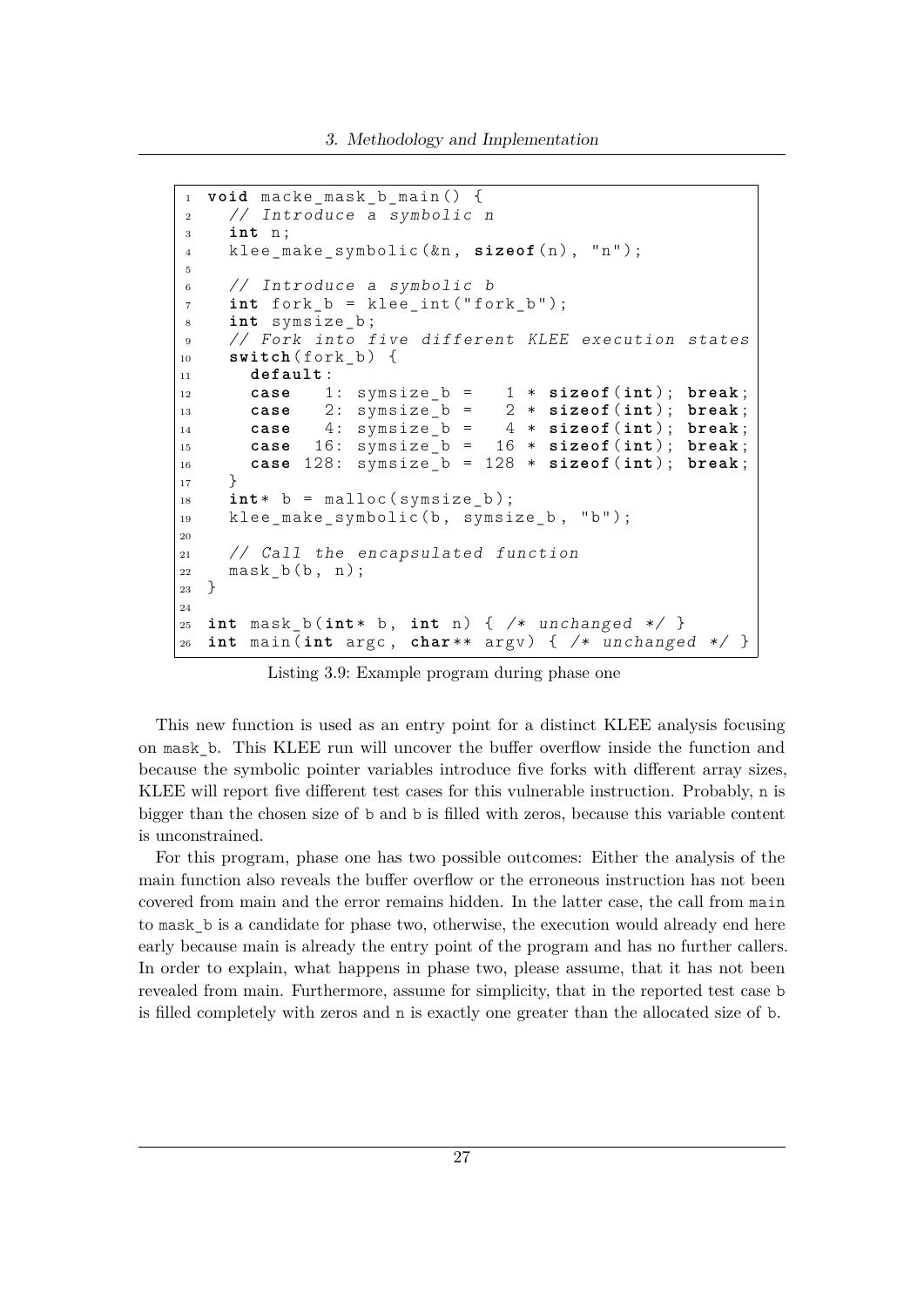```c
void macke_mask_b_main() {
  // Introduce a symbolic n
  int n;
  klee_make_symbolic(&n, sizeof(n), "n");

  // Introduce a symbolic b
  int fork_b = klee_int("fork_b");
  int symsize_b;
  // Fork into five different KLEE execution states
  switch(fork_b) {
    default:
    case   1: symsize_b =   1 * sizeof(int); break;
    case   2: symsize_b =   2 * sizeof(int); break;
    case   4: symsize_b =   4 * sizeof(int); break;
    case  16: symsize_b =  16 * sizeof(int); break;
    case 128: symsize_b = 128 * sizeof(int); break;
  }
  int* b = malloc(symsize_b);
  klee_make_symbolic(b, symsize_b, "b");

  // Call the encapsulated function
  mask_b(b, n);
}

int mask_b(int* b, int n) { /* unchanged */ }
int main(int argc, char** argv) { /* unchanged */ }
```

Listing 3.9: Example program during phase one

This new function is used as an entry point for a distinct KLEE analysis focusing on mask_b. This KLEE run will uncover the buffer overflow inside the function and because the symbolic pointer variables introduce five forks with different array sizes, KLEE will report five different test cases for this vulnerable instruction. Probably, n is bigger than the chosen size of b and b is filled with zeros, because this variable content is unconstrained.

For this program, phase one has two possible outcomes: Either the analysis of the main function also reveals the buffer overflow or the erroneous instruction has not been covered from main and the error remains hidden. In the latter case, the call from main to mask_b is a candidate for phase two, otherwise, the execution would already end here early because main is already the entry point of the program and has no further callers. In order to explain, what happens in phase two, please assume, that it has not been revealed from main. Furthermore, assume for simplicity, that in the reported test case b is filled completely with zeros and n is exactly one greater than the allocated size of b.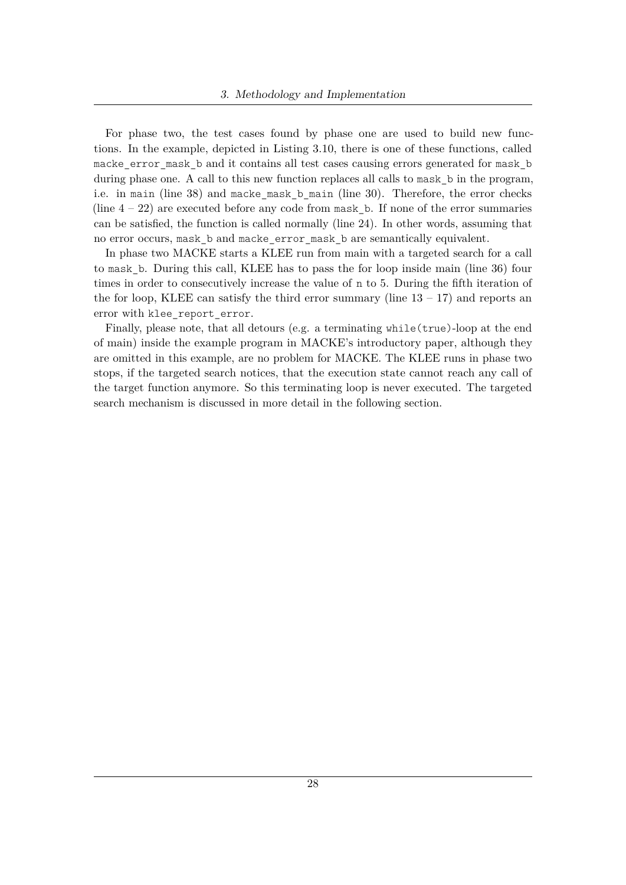For phase two, the test cases found by phase one are used to build new functions. In the example, depicted in Listing 3.10, there is one of these functions, called `macke_error_mask_b` and it contains all test cases causing errors generated for `mask_b` during phase one. A call to this new function replaces all calls to `mask_b` in the program, i.e. in `main` (line 38) and `macke_mask_b_main` (line 30). Therefore, the error checks (line 4 – 22) are executed before any code from `mask_b`. If none of the error summaries can be satisfied, the function is called normally (line 24). In other words, assuming that no error occurs, `mask_b` and `macke_error_mask_b` are semantically equivalent.

In phase two MACKE starts a KLEE run from main with a targeted search for a call to `mask_b`. During this call, KLEE has to pass the for loop inside main (line 36) four times in order to consecutively increase the value of `n` to 5. During the fifth iteration of the for loop, KLEE can satisfy the third error summary (line 13 – 17) and reports an error with `klee_report_error`.

Finally, please note, that all detours (e.g. a terminating `while(true)`-loop at the end of main) inside the example program in MACKE's introductory paper, although they are omitted in this example, are no problem for MACKE. The KLEE runs in phase two stops, if the targeted search notices, that the execution state cannot reach any call of the target function anymore. So this terminating loop is never executed. The targeted search mechanism is discussed in more detail in the following section.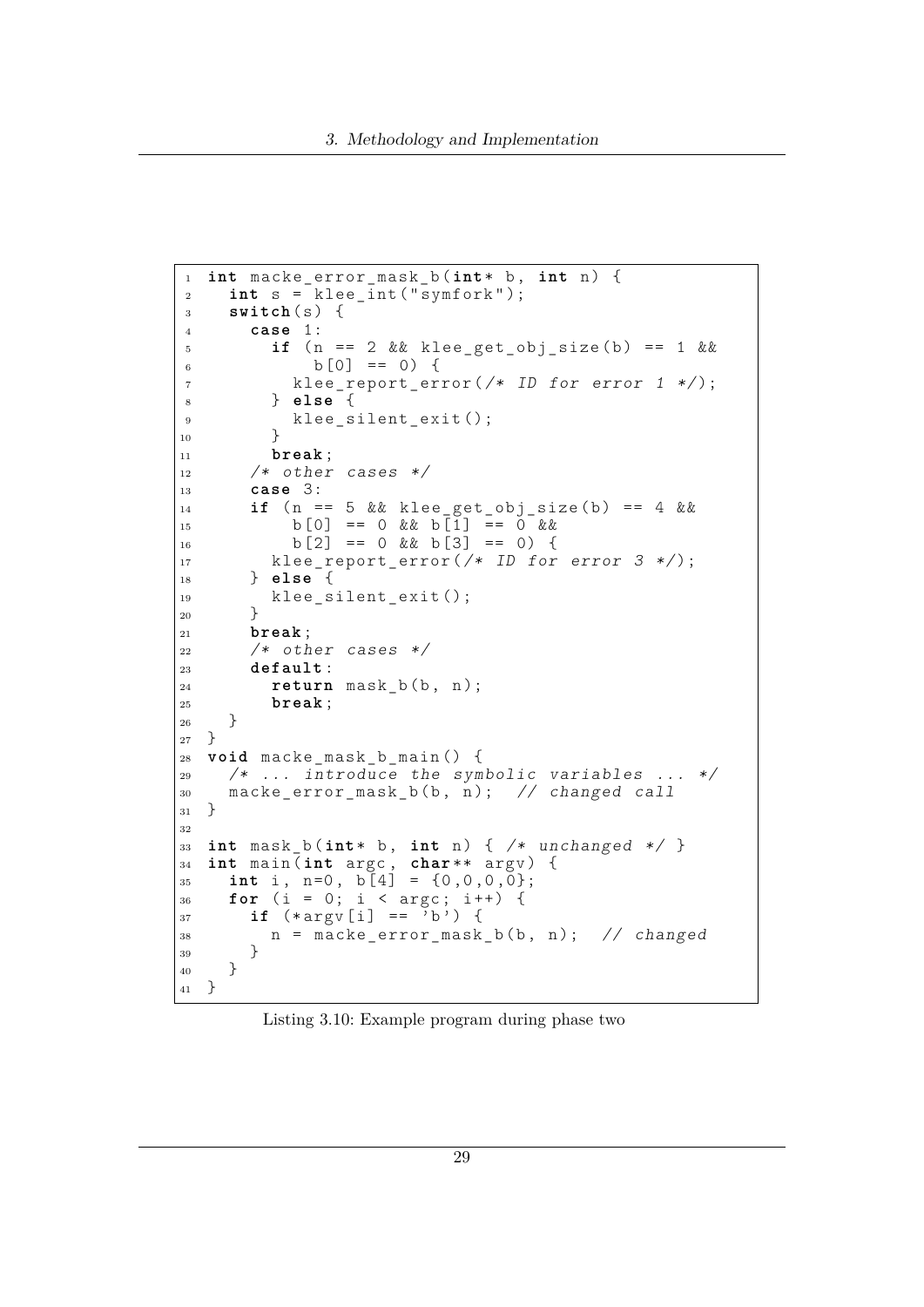```c
int macke_error_mask_b(int* b, int n) {
  int s = klee_int("symfork");
  switch(s) {
    case 1:
      if (n == 2 && klee_get_obj_size(b) == 1 &&
          b[0] == 0) {
        klee_report_error(/* ID for error 1 */);
      } else {
        klee_silent_exit();
      }
      break;
    /* other cases */
    case 3:
    if (n == 5 && klee_get_obj_size(b) == 4 &&
        b[0] == 0 && b[1] == 0 &&
        b[2] == 0 && b[3] == 0) {
      klee_report_error(/* ID for error 3 */);
    } else {
      klee_silent_exit();
    }
    break;
    /* other cases */
    default:
      return mask_b(b, n);
      break;
  }
}
void macke_mask_b_main() {
  /* ... introduce the symbolic variables ... */
  macke_error_mask_b(b, n);  // changed call
}

int mask_b(int* b, int n) { /* unchanged */ }
int main(int argc, char** argv) {
  int i, n=0, b[4] = {0,0,0,0};
  for (i = 0; i < argc; i++) {
    if (*argv[i] == 'b') {
      n = macke_error_mask_b(b, n);  // changed
    }
  }
}
```

Listing 3.10: Example program during phase two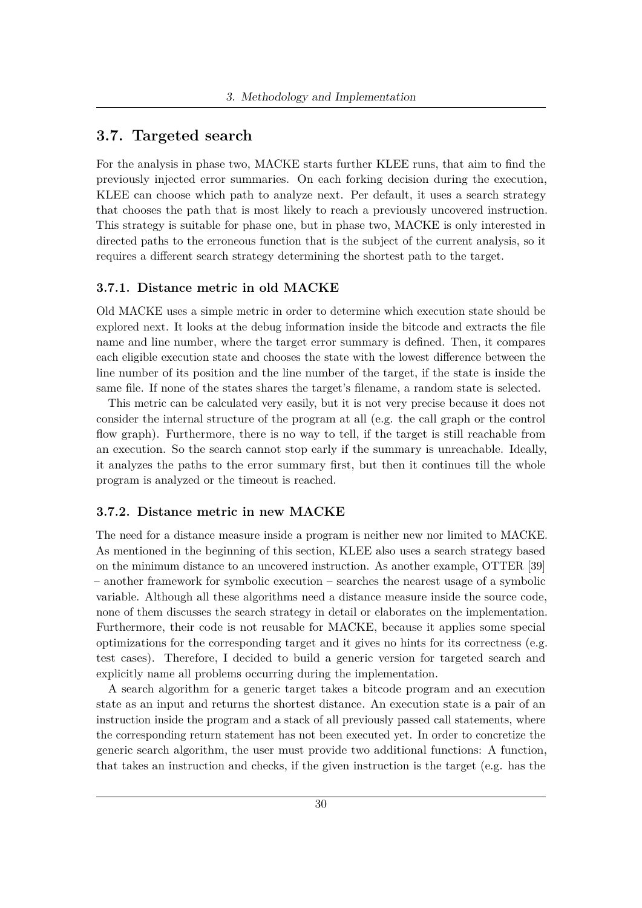## 3.7. Targeted search

For the analysis in phase two, MACKE starts further KLEE runs, that aim to find the previously injected error summaries. On each forking decision during the execution, KLEE can choose which path to analyze next. Per default, it uses a search strategy that chooses the path that is most likely to reach a previously uncovered instruction. This strategy is suitable for phase one, but in phase two, MACKE is only interested in directed paths to the erroneous function that is the subject of the current analysis, so it requires a different search strategy determining the shortest path to the target.

### 3.7.1. Distance metric in old MACKE

Old MACKE uses a simple metric in order to determine which execution state should be explored next. It looks at the debug information inside the bitcode and extracts the file name and line number, where the target error summary is defined. Then, it compares each eligible execution state and chooses the state with the lowest difference between the line number of its position and the line number of the target, if the state is inside the same file. If none of the states shares the target's filename, a random state is selected.

This metric can be calculated very easily, but it is not very precise because it does not consider the internal structure of the program at all (e.g. the call graph or the control flow graph). Furthermore, there is no way to tell, if the target is still reachable from an execution. So the search cannot stop early if the summary is unreachable. Ideally, it analyzes the paths to the error summary first, but then it continues till the whole program is analyzed or the timeout is reached.

### 3.7.2. Distance metric in new MACKE

The need for a distance measure inside a program is neither new nor limited to MACKE. As mentioned in the beginning of this section, KLEE also uses a search strategy based on the minimum distance to an uncovered instruction. As another example, OTTER [39] – another framework for symbolic execution – searches the nearest usage of a symbolic variable. Although all these algorithms need a distance measure inside the source code, none of them discusses the search strategy in detail or elaborates on the implementation. Furthermore, their code is not reusable for MACKE, because it applies some special optimizations for the corresponding target and it gives no hints for its correctness (e.g. test cases). Therefore, I decided to build a generic version for targeted search and explicitly name all problems occurring during the implementation.

A search algorithm for a generic target takes a bitcode program and an execution state as an input and returns the shortest distance. An execution state is a pair of an instruction inside the program and a stack of all previously passed call statements, where the corresponding return statement has not been executed yet. In order to concretize the generic search algorithm, the user must provide two additional functions: A function, that takes an instruction and checks, if the given instruction is the target (e.g. has the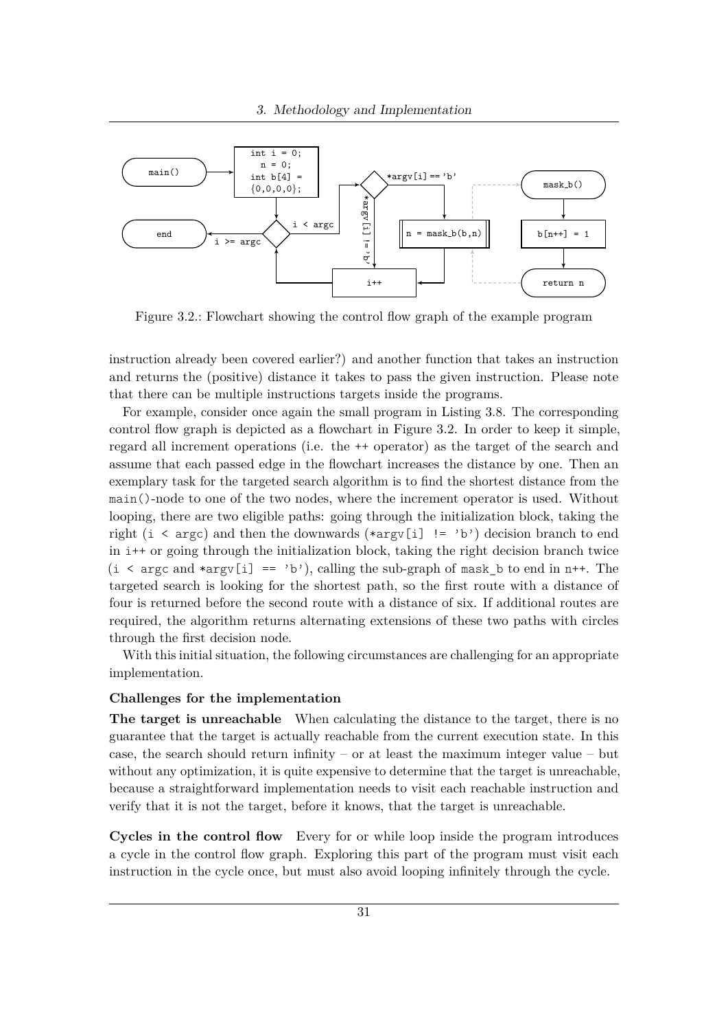Figure 3.2.: Flowchart showing the control flow graph of the example program

instruction already been covered earlier?) and another function that takes an instruction and returns the (positive) distance it takes to pass the given instruction. Please note that there can be multiple instructions targets inside the programs.

For example, consider once again the small program in Listing 3.8. The corresponding control flow graph is depicted as a flowchart in Figure 3.2. In order to keep it simple, regard all increment operations (i.e. the ++ operator) as the target of the search and assume that each passed edge in the flowchart increases the distance by one. Then an exemplary task for the targeted search algorithm is to find the shortest distance from the main()-node to one of the two nodes, where the increment operator is used. Without looping, there are two eligible paths: going through the initialization block, taking the right (i < argc) and then the downwards (*argv[i] != 'b') decision branch to end in i++ or going through the initialization block, taking the right decision branch twice (i < argc and *argv[i] == 'b'), calling the sub-graph of mask_b to end in n++. The targeted search is looking for the shortest path, so the first route with a distance of four is returned before the second route with a distance of six. If additional routes are required, the algorithm returns alternating extensions of these two paths with circles through the first decision node.

With this initial situation, the following circumstances are challenging for an appropriate implementation.

**Challenges for the implementation**

**The target is unreachable** When calculating the distance to the target, there is no guarantee that the target is actually reachable from the current execution state. In this case, the search should return infinity – or at least the maximum integer value – but without any optimization, it is quite expensive to determine that the target is unreachable, because a straightforward implementation needs to visit each reachable instruction and verify that it is not the target, before it knows, that the target is unreachable.

**Cycles in the control flow** Every for or while loop inside the program introduces a cycle in the control flow graph. Exploring this part of the program must visit each instruction in the cycle once, but must also avoid looping infinitely through the cycle.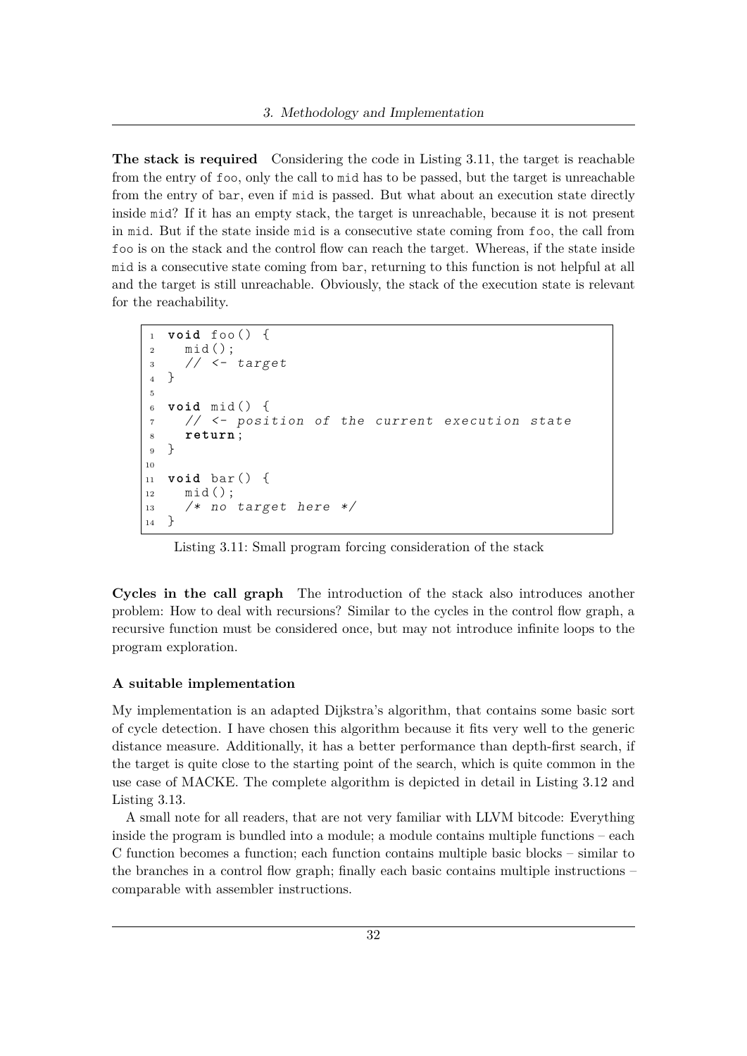**The stack is required** Considering the code in Listing 3.11, the target is reachable from the entry of `foo`, only the call to `mid` has to be passed, but the target is unreachable from the entry of `bar`, even if `mid` is passed. But what about an execution state directly inside `mid`? If it has an empty stack, the target is unreachable, because it is not present in `mid`. But if the state inside `mid` is a consecutive state coming from `foo`, the call from `foo` is on the stack and the control flow can reach the target. Whereas, if the state inside `mid` is a consecutive state coming from `bar`, returning to this function is not helpful at all and the target is still unreachable. Obviously, the stack of the execution state is relevant for the reachability.

```c
void foo() {
  mid();
  // <- target
}

void mid() {
  // <- position of the current execution state
  return;
}

void bar() {
  mid();
  /* no target here */
}
```

Listing 3.11: Small program forcing consideration of the stack

**Cycles in the call graph** The introduction of the stack also introduces another problem: How to deal with recursions? Similar to the cycles in the control flow graph, a recursive function must be considered once, but may not introduce infinite loops to the program exploration.

### A suitable implementation

My implementation is an adapted Dijkstra's algorithm, that contains some basic sort of cycle detection. I have chosen this algorithm because it fits very well to the generic distance measure. Additionally, it has a better performance than depth-first search, if the target is quite close to the starting point of the search, which is quite common in the use case of MACKE. The complete algorithm is depicted in detail in Listing 3.12 and Listing 3.13.

A small note for all readers, that are not very familiar with LLVM bitcode: Everything inside the program is bundled into a module; a module contains multiple functions – each C function becomes a function; each function contains multiple basic blocks – similar to the branches in a control flow graph; finally each basic contains multiple instructions – comparable with assembler instructions.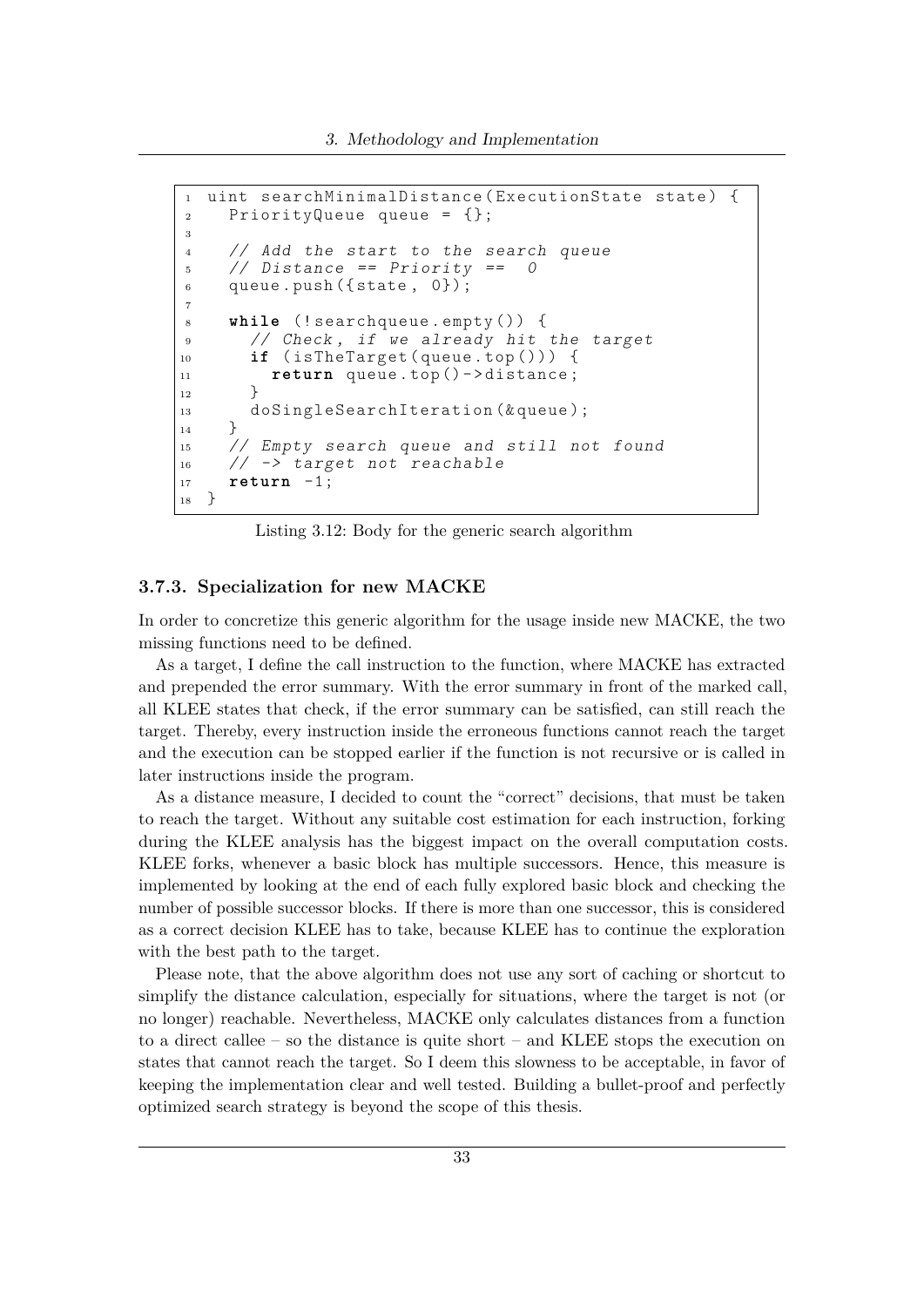```
uint searchMinimalDistance(ExecutionState state) {
  PriorityQueue queue = {};

  // Add the start to the search queue
  // Distance == Priority ==  0
  queue.push({state, 0});

  while (!searchqueue.empty()) {
    // Check, if we already hit the target
    if (isTheTarget(queue.top())) {
      return queue.top()->distance;
    }
    doSingleSearchIteration(&queue);
  }
  // Empty search queue and still not found
  // -> target not reachable
  return -1;
}
```

Listing 3.12: Body for the generic search algorithm

### 3.7.3. Specialization for new MACKE

In order to concretize this generic algorithm for the usage inside new MACKE, the two missing functions need to be defined.

As a target, I define the call instruction to the function, where MACKE has extracted and prepended the error summary. With the error summary in front of the marked call, all KLEE states that check, if the error summary can be satisfied, can still reach the target. Thereby, every instruction inside the erroneous functions cannot reach the target and the execution can be stopped earlier if the function is not recursive or is called in later instructions inside the program.

As a distance measure, I decided to count the "correct" decisions, that must be taken to reach the target. Without any suitable cost estimation for each instruction, forking during the KLEE analysis has the biggest impact on the overall computation costs. KLEE forks, whenever a basic block has multiple successors. Hence, this measure is implemented by looking at the end of each fully explored basic block and checking the number of possible successor blocks. If there is more than one successor, this is considered as a correct decision KLEE has to take, because KLEE has to continue the exploration with the best path to the target.

Please note, that the above algorithm does not use any sort of caching or shortcut to simplify the distance calculation, especially for situations, where the target is not (or no longer) reachable. Nevertheless, MACKE only calculates distances from a function to a direct callee – so the distance is quite short – and KLEE stops the execution on states that cannot reach the target. So I deem this slowness to be acceptable, in favor of keeping the implementation clear and well tested. Building a bullet-proof and perfectly optimized search strategy is beyond the scope of this thesis.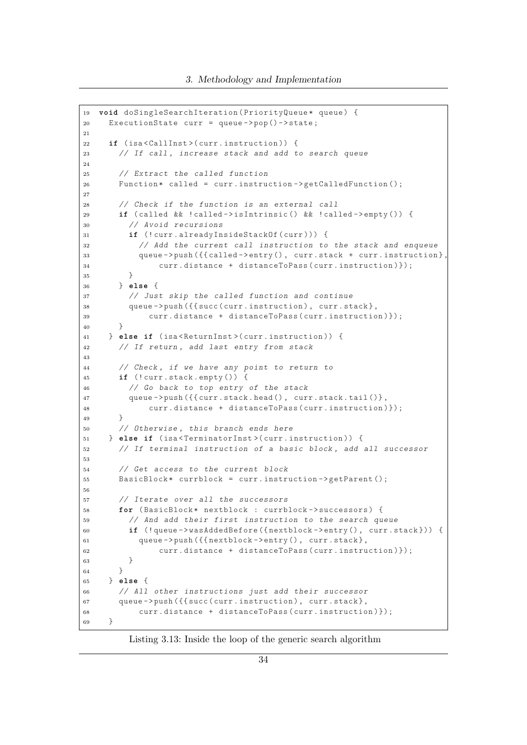```
19  void doSingleSearchIteration(PriorityQueue* queue) {
20    ExecutionState curr = queue->pop()->state;
21
22    if (isa<CallInst>(curr.instruction)) {
23      // If call, increase stack and add to search queue
24
25      // Extract the called function
26      Function* called = curr.instruction->getCalledFunction();
27
28      // Check if the function is an external call
29      if (called && !called->isIntrinsic() && !called->empty()) {
30        // Avoid recursions
31        if (!curr.alreadyInsideStackOf(curr))) {
32          // Add the current call instruction to the stack and enqueue
33          queue->push({{called->entry(), curr.stack + curr.instruction},
34              curr.distance + distanceToPass(curr.instruction)});
35        }
36      } else {
37        // Just skip the called function and continue
38        queue->push({{succ(curr.instruction), curr.stack},
39            curr.distance + distanceToPass(curr.instruction)});
40      }
41    } else if (isa<ReturnInst>(curr.instruction)) {
42      // If return, add last entry from stack
43
44      // Check, if we have any point to return to
45      if (!curr.stack.empty()) {
46        // Go back to top entry of the stack
47        queue->push({{curr.stack.head(), curr.stack.tail()},
48            curr.distance + distanceToPass(curr.instruction)});
49      }
50      // Otherwise, this branch ends here
51    } else if (isa<TerminatorInst>(curr.instruction)) {
52      // If terminal instruction of a basic block, add all successor
53
54      // Get access to the current block
55      BasicBlock* currblock = curr.instruction->getParent();
56
57      // Iterate over all the successors
58      for (BasicBlock* nextblock : currblock->successors) {
59        // And add their first instruction to the search queue
60        if (!queue->wasAddedBefore({nextblock->entry(), curr.stack})) {
61          queue->push({{nextblock->entry(), curr.stack},
62              curr.distance + distanceToPass(curr.instruction)});
63        }
64      }
65    } else {
66      // All other instructions just add their successor
67      queue->push({{succ(curr.instruction), curr.stack},
68          curr.distance + distanceToPass(curr.instruction)});
69    }
```

Listing 3.13: Inside the loop of the generic search algorithm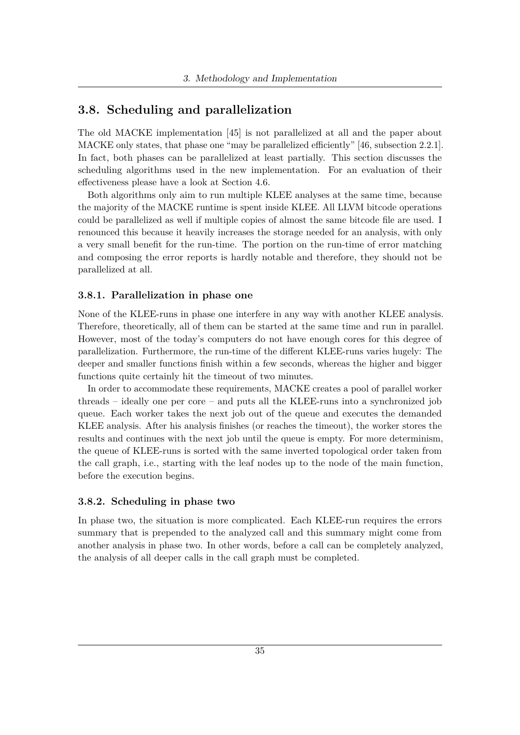## 3.8. Scheduling and parallelization

The old MACKE implementation [45] is not parallelized at all and the paper about MACKE only states, that phase one "may be parallelized efficiently" [46, subsection 2.2.1]. In fact, both phases can be parallelized at least partially. This section discusses the scheduling algorithms used in the new implementation. For an evaluation of their effectiveness please have a look at Section 4.6.

Both algorithms only aim to run multiple KLEE analyses at the same time, because the majority of the MACKE runtime is spent inside KLEE. All LLVM bitcode operations could be parallelized as well if multiple copies of almost the same bitcode file are used. I renounced this because it heavily increases the storage needed for an analysis, with only a very small benefit for the run-time. The portion on the run-time of error matching and composing the error reports is hardly notable and therefore, they should not be parallelized at all.

### 3.8.1. Parallelization in phase one

None of the KLEE-runs in phase one interfere in any way with another KLEE analysis. Therefore, theoretically, all of them can be started at the same time and run in parallel. However, most of the today's computers do not have enough cores for this degree of parallelization. Furthermore, the run-time of the different KLEE-runs varies hugely: The deeper and smaller functions finish within a few seconds, whereas the higher and bigger functions quite certainly hit the timeout of two minutes.

In order to accommodate these requirements, MACKE creates a pool of parallel worker threads – ideally one per core – and puts all the KLEE-runs into a synchronized job queue. Each worker takes the next job out of the queue and executes the demanded KLEE analysis. After his analysis finishes (or reaches the timeout), the worker stores the results and continues with the next job until the queue is empty. For more determinism, the queue of KLEE-runs is sorted with the same inverted topological order taken from the call graph, i.e., starting with the leaf nodes up to the node of the main function, before the execution begins.

### 3.8.2. Scheduling in phase two

In phase two, the situation is more complicated. Each KLEE-run requires the errors summary that is prepended to the analyzed call and this summary might come from another analysis in phase two. In other words, before a call can be completely analyzed, the analysis of all deeper calls in the call graph must be completed.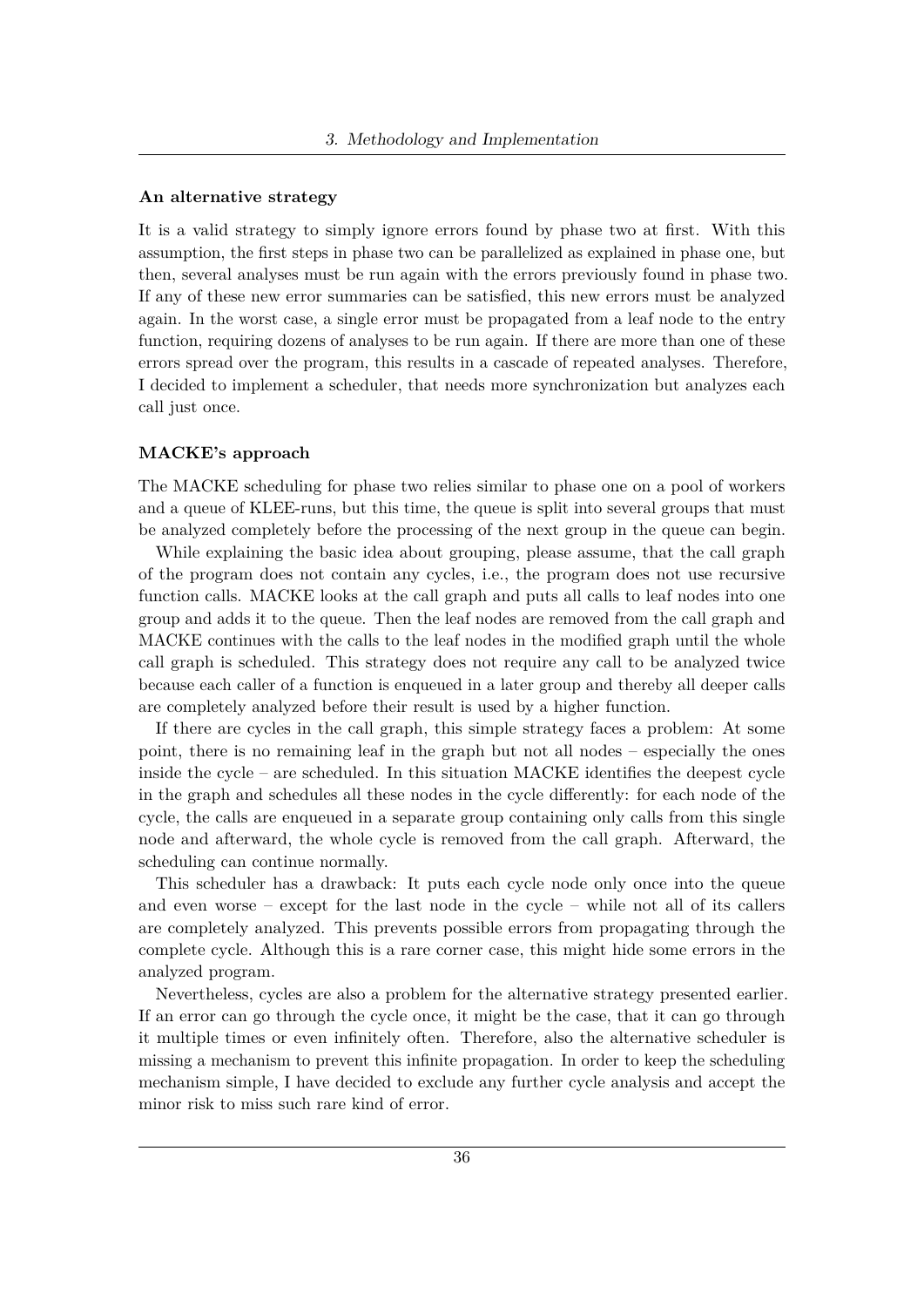**An alternative strategy**

It is a valid strategy to simply ignore errors found by phase two at first. With this assumption, the first steps in phase two can be parallelized as explained in phase one, but then, several analyses must be run again with the errors previously found in phase two. If any of these new error summaries can be satisfied, this new errors must be analyzed again. In the worst case, a single error must be propagated from a leaf node to the entry function, requiring dozens of analyses to be run again. If there are more than one of these errors spread over the program, this results in a cascade of repeated analyses. Therefore, I decided to implement a scheduler, that needs more synchronization but analyzes each call just once.

**MACKE's approach**

The MACKE scheduling for phase two relies similar to phase one on a pool of workers and a queue of KLEE-runs, but this time, the queue is split into several groups that must be analyzed completely before the processing of the next group in the queue can begin.

While explaining the basic idea about grouping, please assume, that the call graph of the program does not contain any cycles, i.e., the program does not use recursive function calls. MACKE looks at the call graph and puts all calls to leaf nodes into one group and adds it to the queue. Then the leaf nodes are removed from the call graph and MACKE continues with the calls to the leaf nodes in the modified graph until the whole call graph is scheduled. This strategy does not require any call to be analyzed twice because each caller of a function is enqueued in a later group and thereby all deeper calls are completely analyzed before their result is used by a higher function.

If there are cycles in the call graph, this simple strategy faces a problem: At some point, there is no remaining leaf in the graph but not all nodes – especially the ones inside the cycle – are scheduled. In this situation MACKE identifies the deepest cycle in the graph and schedules all these nodes in the cycle differently: for each node of the cycle, the calls are enqueued in a separate group containing only calls from this single node and afterward, the whole cycle is removed from the call graph. Afterward, the scheduling can continue normally.

This scheduler has a drawback: It puts each cycle node only once into the queue and even worse – except for the last node in the cycle – while not all of its callers are completely analyzed. This prevents possible errors from propagating through the complete cycle. Although this is a rare corner case, this might hide some errors in the analyzed program.

Nevertheless, cycles are also a problem for the alternative strategy presented earlier. If an error can go through the cycle once, it might be the case, that it can go through it multiple times or even infinitely often. Therefore, also the alternative scheduler is missing a mechanism to prevent this infinite propagation. In order to keep the scheduling mechanism simple, I have decided to exclude any further cycle analysis and accept the minor risk to miss such rare kind of error.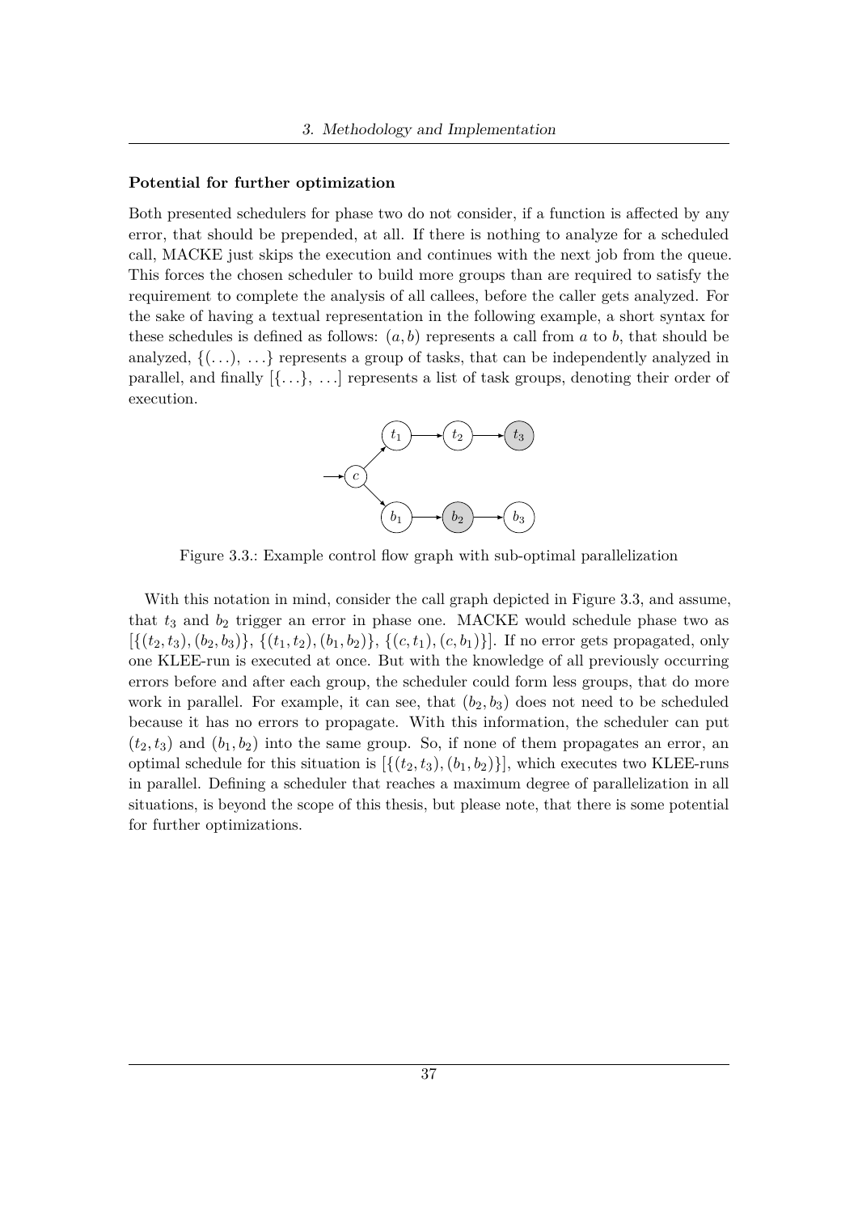**Potential for further optimization**

Both presented schedulers for phase two do not consider, if a function is affected by any error, that should be prepended, at all. If there is nothing to analyze for a scheduled call, MACKE just skips the execution and continues with the next job from the queue. This forces the chosen scheduler to build more groups than are required to satisfy the requirement to complete the analysis of all callees, before the caller gets analyzed. For the sake of having a textual representation in the following example, a short syntax for these schedules is defined as follows: $(a, b)$ represents a call from $a$ to $b$, that should be analyzed, $\{(\ldots), \ldots\}$ represents a group of tasks, that can be independently analyzed in parallel, and finally $[\{\ldots\}, \ldots]$ represents a list of task groups, denoting their order of execution.

Figure 3.3.: Example control flow graph with sub-optimal parallelization

With this notation in mind, consider the call graph depicted in Figure 3.3, and assume, that $t_3$ and $b_2$ trigger an error in phase one. MACKE would schedule phase two as $[\{(t_2, t_3), (b_2, b_3)\}, \{(t_1, t_2), (b_1, b_2)\}, \{(c, t_1), (c, b_1)\}]$. If no error gets propagated, only one KLEE-run is executed at once. But with the knowledge of all previously occurring errors before and after each group, the scheduler could form less groups, that do more work in parallel. For example, it can see, that $(b_2, b_3)$ does not need to be scheduled because it has no errors to propagate. With this information, the scheduler can put $(t_2, t_3)$ and $(b_1, b_2)$ into the same group. So, if none of them propagates an error, an optimal schedule for this situation is $[\{(t_2, t_3), (b_1, b_2)\}]$, which executes two KLEE-runs in parallel. Defining a scheduler that reaches a maximum degree of parallelization in all situations, is beyond the scope of this thesis, but please note, that there is some potential for further optimizations.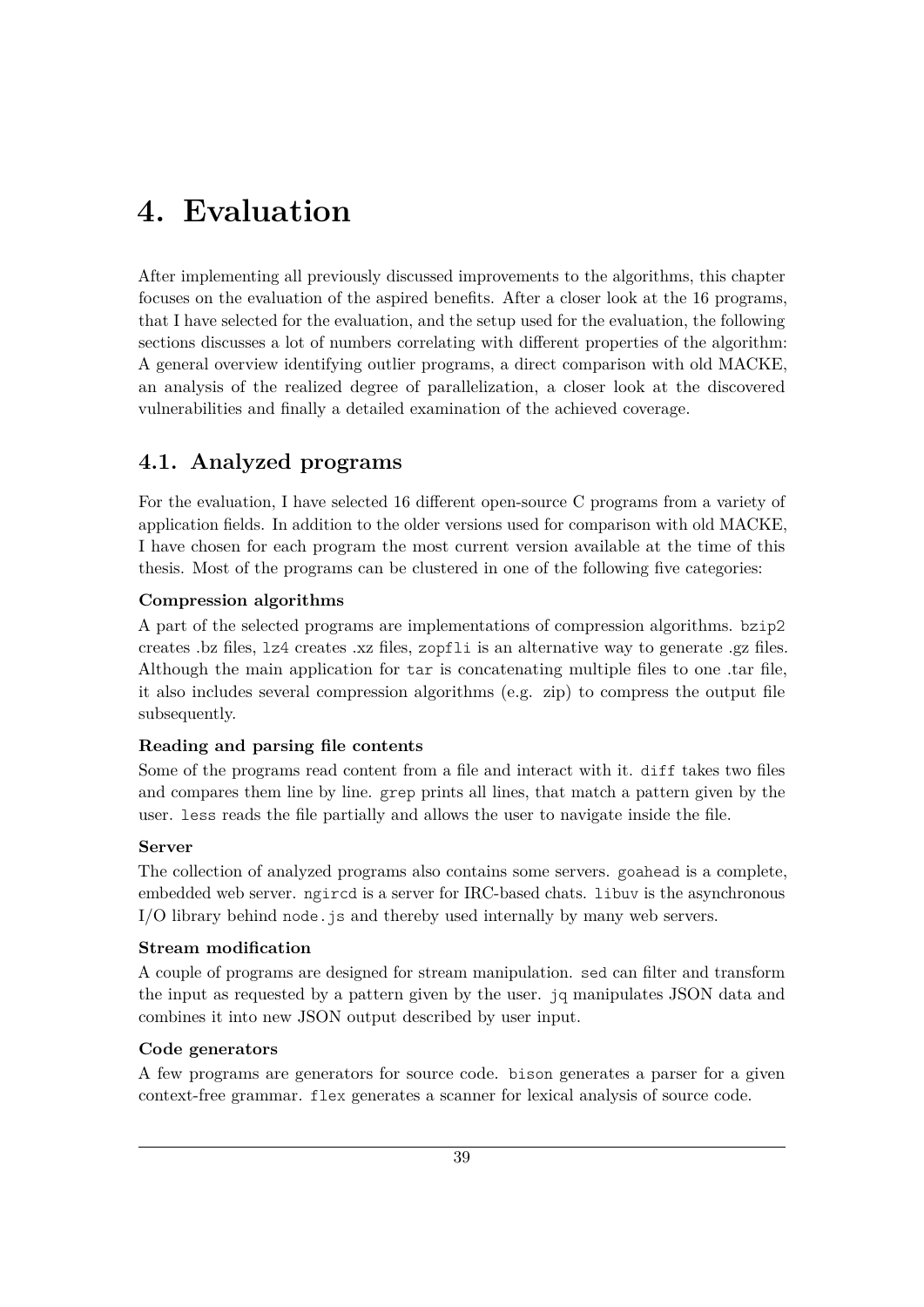# 4. Evaluation

After implementing all previously discussed improvements to the algorithms, this chapter focuses on the evaluation of the aspired benefits. After a closer look at the 16 programs, that I have selected for the evaluation, and the setup used for the evaluation, the following sections discusses a lot of numbers correlating with different properties of the algorithm: A general overview identifying outlier programs, a direct comparison with old MACKE, an analysis of the realized degree of parallelization, a closer look at the discovered vulnerabilities and finally a detailed examination of the achieved coverage.

## 4.1. Analyzed programs

For the evaluation, I have selected 16 different open-source C programs from a variety of application fields. In addition to the older versions used for comparison with old MACKE, I have chosen for each program the most current version available at the time of this thesis. Most of the programs can be clustered in one of the following five categories:

**Compression algorithms**

A part of the selected programs are implementations of compression algorithms. `bzip2` creates .bz files, `lz4` creates .xz files, `zopfli` is an alternative way to generate .gz files. Although the main application for `tar` is concatenating multiple files to one .tar file, it also includes several compression algorithms (e.g. zip) to compress the output file subsequently.

**Reading and parsing file contents**

Some of the programs read content from a file and interact with it. `diff` takes two files and compares them line by line. `grep` prints all lines, that match a pattern given by the user. `less` reads the file partially and allows the user to navigate inside the file.

**Server**

The collection of analyzed programs also contains some servers. `goahead` is a complete, embedded web server. `ngircd` is a server for IRC-based chats. `libuv` is the asynchronous I/O library behind `node.js` and thereby used internally by many web servers.

**Stream modification**

A couple of programs are designed for stream manipulation. `sed` can filter and transform the input as requested by a pattern given by the user. `jq` manipulates JSON data and combines it into new JSON output described by user input.

**Code generators**

A few programs are generators for source code. `bison` generates a parser for a given context-free grammar. `flex` generates a scanner for lexical analysis of source code.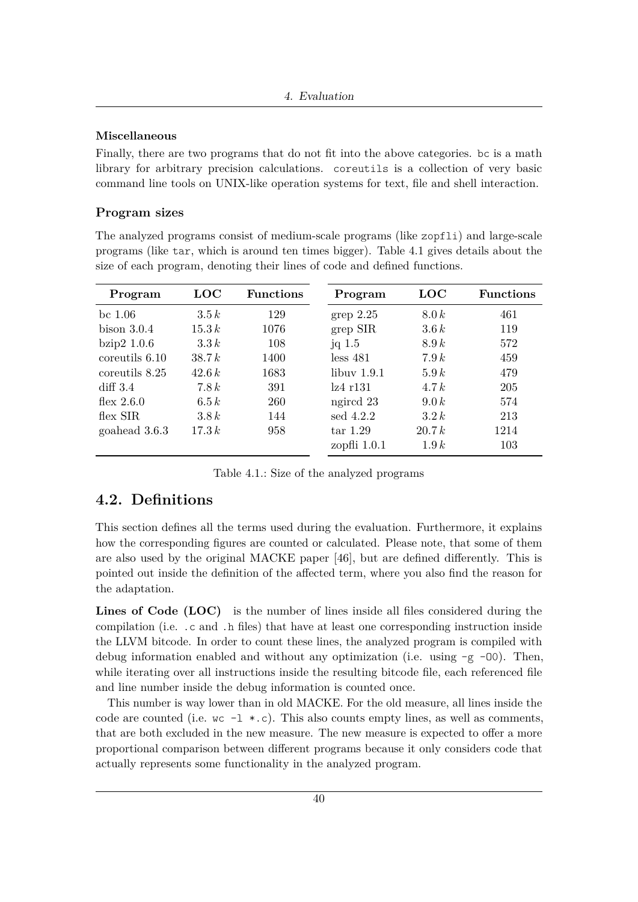#### Miscellaneous

Finally, there are two programs that do not fit into the above categories. `bc` is a math library for arbitrary precision calculations. `coreutils` is a collection of very basic command line tools on UNIX-like operation systems for text, file and shell interaction.

#### Program sizes

The analyzed programs consist of medium-scale programs (like `zopfli`) and large-scale programs (like `tar`, which is around ten times bigger). Table 4.1 gives details about the size of each program, denoting their lines of code and defined functions.

| Program | LOC | Functions | Program | LOC | Functions |
|---|---|---|---|---|---|
| bc 1.06 | $3.5\,k$ | 129 | grep 2.25 | $8.0\,k$ | 461 |
| bison 3.0.4 | $15.3\,k$ | 1076 | grep SIR | $3.6\,k$ | 119 |
| bzip2 1.0.6 | $3.3\,k$ | 108 | jq 1.5 | $8.9\,k$ | 572 |
| coreutils 6.10 | $38.7\,k$ | 1400 | less 481 | $7.9\,k$ | 459 |
| coreutils 8.25 | $42.6\,k$ | 1683 | libuv 1.9.1 | $5.9\,k$ | 479 |
| diff 3.4 | $7.8\,k$ | 391 | lz4 r131 | $4.7\,k$ | 205 |
| flex 2.6.0 | $6.5\,k$ | 260 | ngircd 23 | $9.0\,k$ | 574 |
| flex SIR | $3.8\,k$ | 144 | sed 4.2.2 | $3.2\,k$ | 213 |
| goahead 3.6.3 | $17.3\,k$ | 958 | tar 1.29 | $20.7\,k$ | 1214 |
| | | | zopfli 1.0.1 | $1.9\,k$ | 103 |

Table 4.1.: Size of the analyzed programs

## 4.2. Definitions

This section defines all the terms used during the evaluation. Furthermore, it explains how the corresponding figures are counted or calculated. Please note, that some of them are also used by the original MACKE paper [46], but are defined differently. This is pointed out inside the definition of the affected term, where you also find the reason for the adaptation.

**Lines of Code (LOC)** is the number of lines inside all files considered during the compilation (i.e. `.c` and `.h` files) that have at least one corresponding instruction inside the LLVM bitcode. In order to count these lines, the analyzed program is compiled with debug information enabled and without any optimization (i.e. using `-g -O0`). Then, while iterating over all instructions inside the resulting bitcode file, each referenced file and line number inside the debug information is counted once.

This number is way lower than in old MACKE. For the old measure, all lines inside the code are counted (i.e. `wc -l *.c`). This also counts empty lines, as well as comments, that are both excluded in the new measure. The new measure is expected to offer a more proportional comparison between different programs because it only considers code that actually represents some functionality in the analyzed program.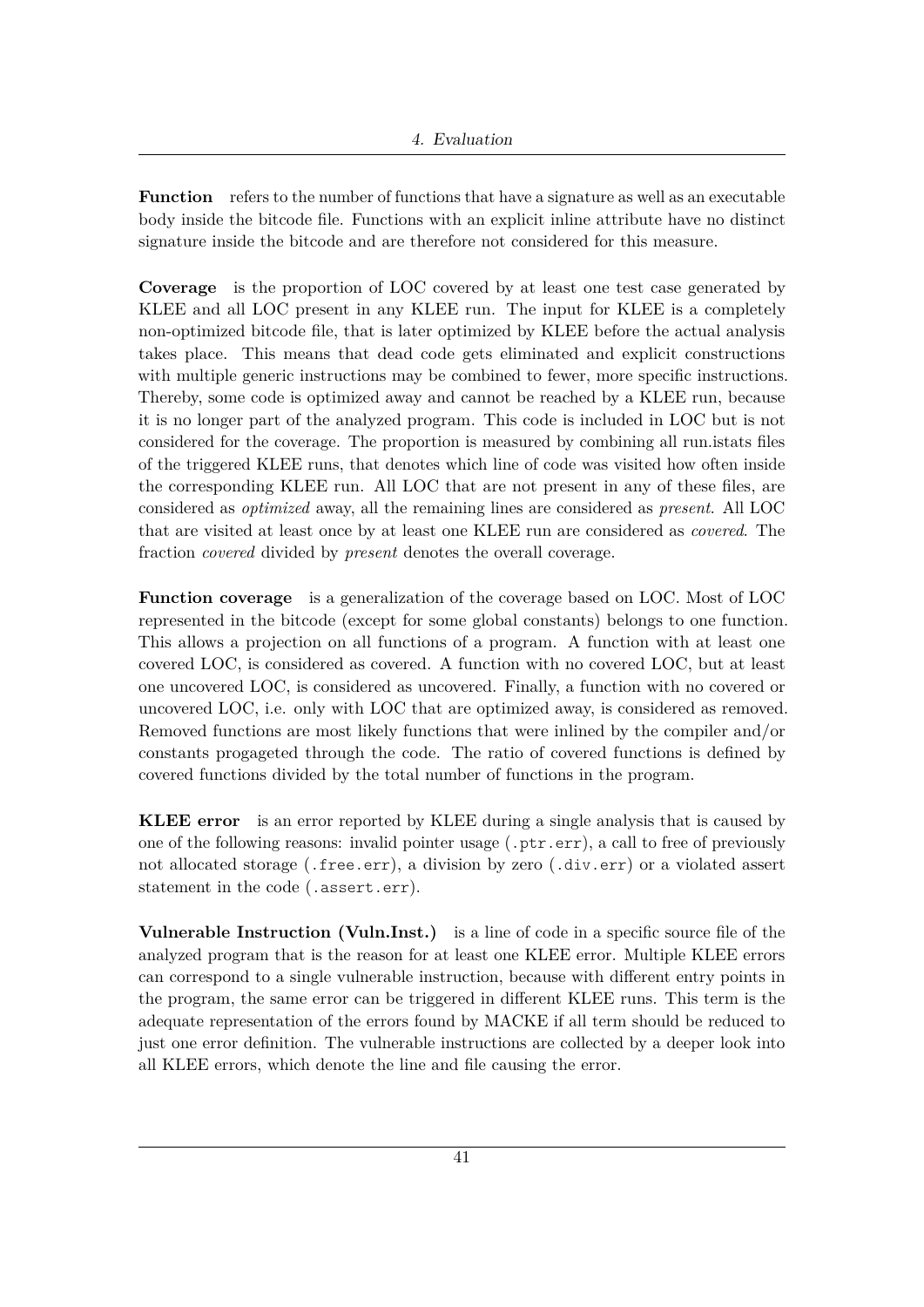**Function** refers to the number of functions that have a signature as well as an executable body inside the bitcode file. Functions with an explicit inline attribute have no distinct signature inside the bitcode and are therefore not considered for this measure.

**Coverage** is the proportion of LOC covered by at least one test case generated by KLEE and all LOC present in any KLEE run. The input for KLEE is a completely non-optimized bitcode file, that is later optimized by KLEE before the actual analysis takes place. This means that dead code gets eliminated and explicit constructions with multiple generic instructions may be combined to fewer, more specific instructions. Thereby, some code is optimized away and cannot be reached by a KLEE run, because it is no longer part of the analyzed program. This code is included in LOC but is not considered for the coverage. The proportion is measured by combining all run.istats files of the triggered KLEE runs, that denotes which line of code was visited how often inside the corresponding KLEE run. All LOC that are not present in any of these files, are considered as *optimized* away, all the remaining lines are considered as *present*. All LOC that are visited at least once by at least one KLEE run are considered as *covered*. The fraction *covered* divided by *present* denotes the overall coverage.

**Function coverage** is a generalization of the coverage based on LOC. Most of LOC represented in the bitcode (except for some global constants) belongs to one function. This allows a projection on all functions of a program. A function with at least one covered LOC, is considered as covered. A function with no covered LOC, but at least one uncovered LOC, is considered as uncovered. Finally, a function with no covered or uncovered LOC, i.e. only with LOC that are optimized away, is considered as removed. Removed functions are most likely functions that were inlined by the compiler and/or constants progageted through the code. The ratio of covered functions is defined by covered functions divided by the total number of functions in the program.

**KLEE error** is an error reported by KLEE during a single analysis that is caused by one of the following reasons: invalid pointer usage (`.ptr.err`), a call to free of previously not allocated storage (`.free.err`), a division by zero (`.div.err`) or a violated assert statement in the code (`.assert.err`).

**Vulnerable Instruction (Vuln.Inst.)** is a line of code in a specific source file of the analyzed program that is the reason for at least one KLEE error. Multiple KLEE errors can correspond to a single vulnerable instruction, because with different entry points in the program, the same error can be triggered in different KLEE runs. This term is the adequate representation of the errors found by MACKE if all term should be reduced to just one error definition. The vulnerable instructions are collected by a deeper look into all KLEE errors, which denote the line and file causing the error.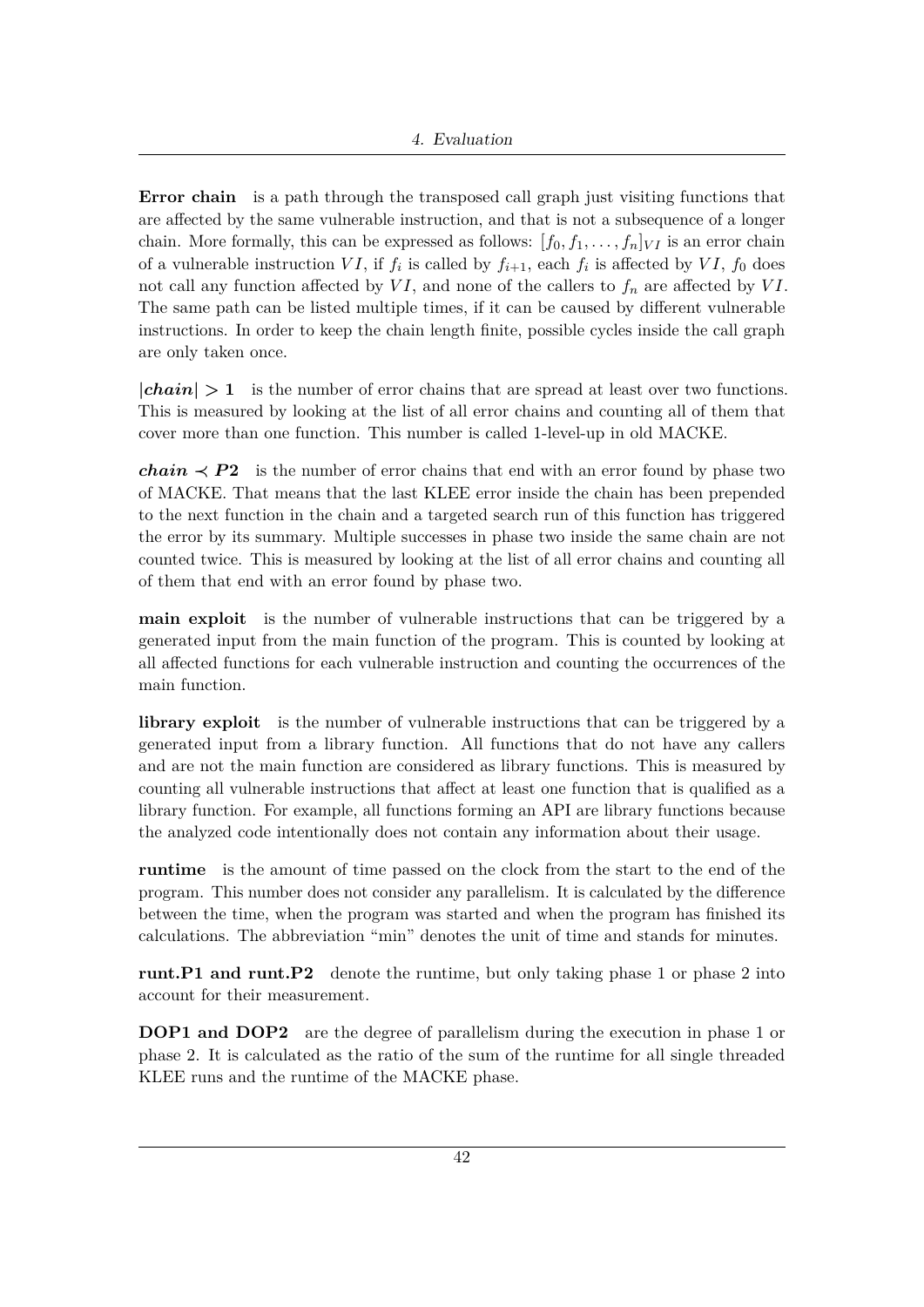**Error chain** is a path through the transposed call graph just visiting functions that are affected by the same vulnerable instruction, and that is not a subsequence of a longer chain. More formally, this can be expressed as follows: $[f_0, f_1, \ldots, f_n]_{VI}$ is an error chain of a vulnerable instruction $VI$, if $f_i$ is called by $f_{i+1}$, each $f_i$ is affected by $VI$, $f_0$ does not call any function affected by $VI$, and none of the callers to $f_n$ are affected by $VI$. The same path can be listed multiple times, if it can be caused by different vulnerable instructions. In order to keep the chain length finite, possible cycles inside the call graph are only taken once.

**$|chain| > 1$** is the number of error chains that are spread at least over two functions. This is measured by looking at the list of all error chains and counting all of them that cover more than one function. This number is called 1-level-up in old MACKE.

**$chain \prec P2$** is the number of error chains that end with an error found by phase two of MACKE. That means that the last KLEE error inside the chain has been prepended to the next function in the chain and a targeted search run of this function has triggered the error by its summary. Multiple successes in phase two inside the same chain are not counted twice. This is measured by looking at the list of all error chains and counting all of them that end with an error found by phase two.

**main exploit** is the number of vulnerable instructions that can be triggered by a generated input from the main function of the program. This is counted by looking at all affected functions for each vulnerable instruction and counting the occurrences of the main function.

**library exploit** is the number of vulnerable instructions that can be triggered by a generated input from a library function. All functions that do not have any callers and are not the main function are considered as library functions. This is measured by counting all vulnerable instructions that affect at least one function that is qualified as a library function. For example, all functions forming an API are library functions because the analyzed code intentionally does not contain any information about their usage.

**runtime** is the amount of time passed on the clock from the start to the end of the program. This number does not consider any parallelism. It is calculated by the difference between the time, when the program was started and when the program has finished its calculations. The abbreviation "min" denotes the unit of time and stands for minutes.

**runt.P1 and runt.P2** denote the runtime, but only taking phase 1 or phase 2 into account for their measurement.

**DOP1 and DOP2** are the degree of parallelism during the execution in phase 1 or phase 2. It is calculated as the ratio of the sum of the runtime for all single threaded KLEE runs and the runtime of the MACKE phase.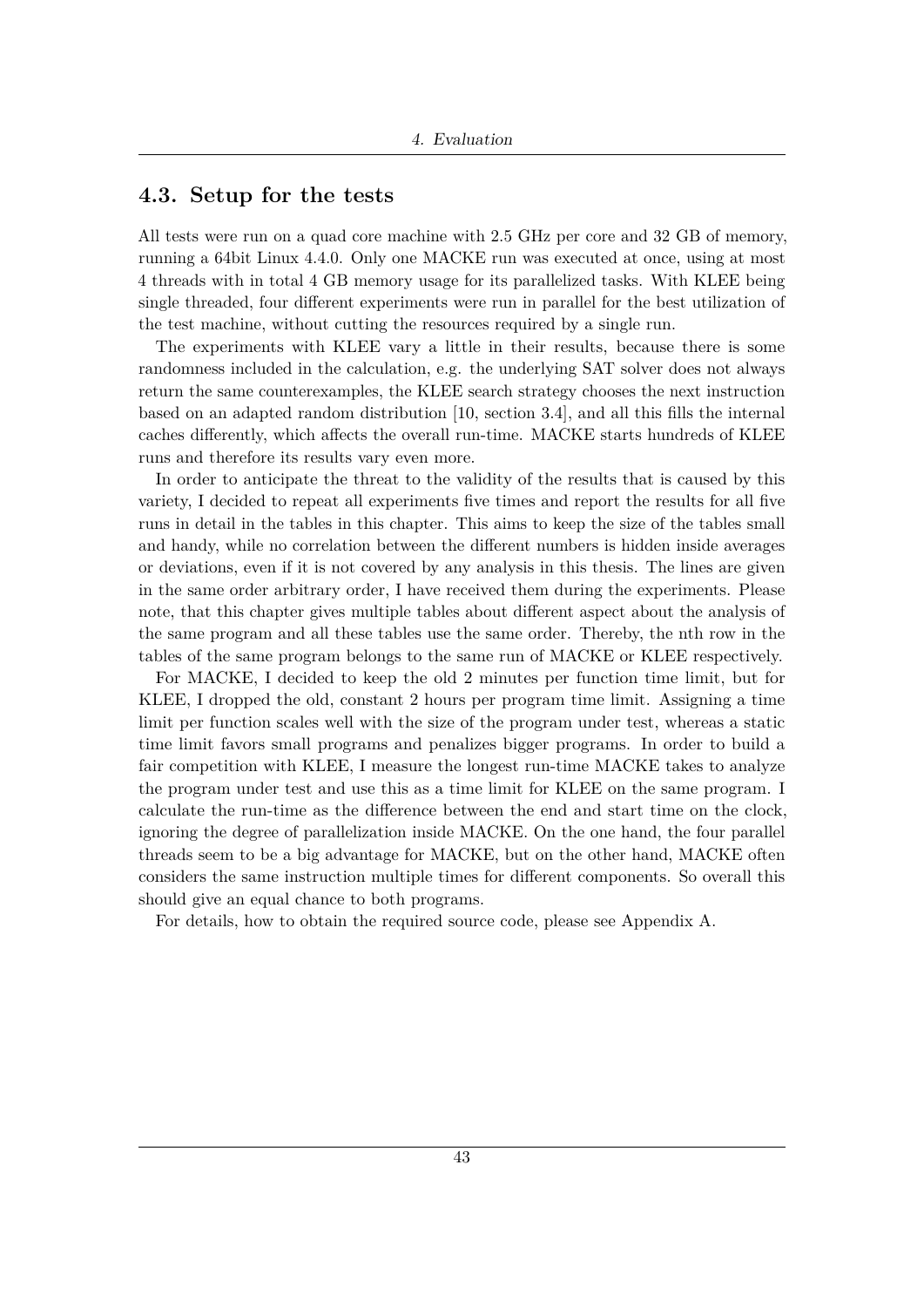## 4.3. Setup for the tests

All tests were run on a quad core machine with 2.5 GHz per core and 32 GB of memory, running a 64bit Linux 4.4.0. Only one MACKE run was executed at once, using at most 4 threads with in total 4 GB memory usage for its parallelized tasks. With KLEE being single threaded, four different experiments were run in parallel for the best utilization of the test machine, without cutting the resources required by a single run.

The experiments with KLEE vary a little in their results, because there is some randomness included in the calculation, e.g. the underlying SAT solver does not always return the same counterexamples, the KLEE search strategy chooses the next instruction based on an adapted random distribution [10, section 3.4], and all this fills the internal caches differently, which affects the overall run-time. MACKE starts hundreds of KLEE runs and therefore its results vary even more.

In order to anticipate the threat to the validity of the results that is caused by this variety, I decided to repeat all experiments five times and report the results for all five runs in detail in the tables in this chapter. This aims to keep the size of the tables small and handy, while no correlation between the different numbers is hidden inside averages or deviations, even if it is not covered by any analysis in this thesis. The lines are given in the same order arbitrary order, I have received them during the experiments. Please note, that this chapter gives multiple tables about different aspect about the analysis of the same program and all these tables use the same order. Thereby, the nth row in the tables of the same program belongs to the same run of MACKE or KLEE respectively.

For MACKE, I decided to keep the old 2 minutes per function time limit, but for KLEE, I dropped the old, constant 2 hours per program time limit. Assigning a time limit per function scales well with the size of the program under test, whereas a static time limit favors small programs and penalizes bigger programs. In order to build a fair competition with KLEE, I measure the longest run-time MACKE takes to analyze the program under test and use this as a time limit for KLEE on the same program. I calculate the run-time as the difference between the end and start time on the clock, ignoring the degree of parallelization inside MACKE. On the one hand, the four parallel threads seem to be a big advantage for MACKE, but on the other hand, MACKE often considers the same instruction multiple times for different components. So overall this should give an equal chance to both programs.

For details, how to obtain the required source code, please see Appendix A.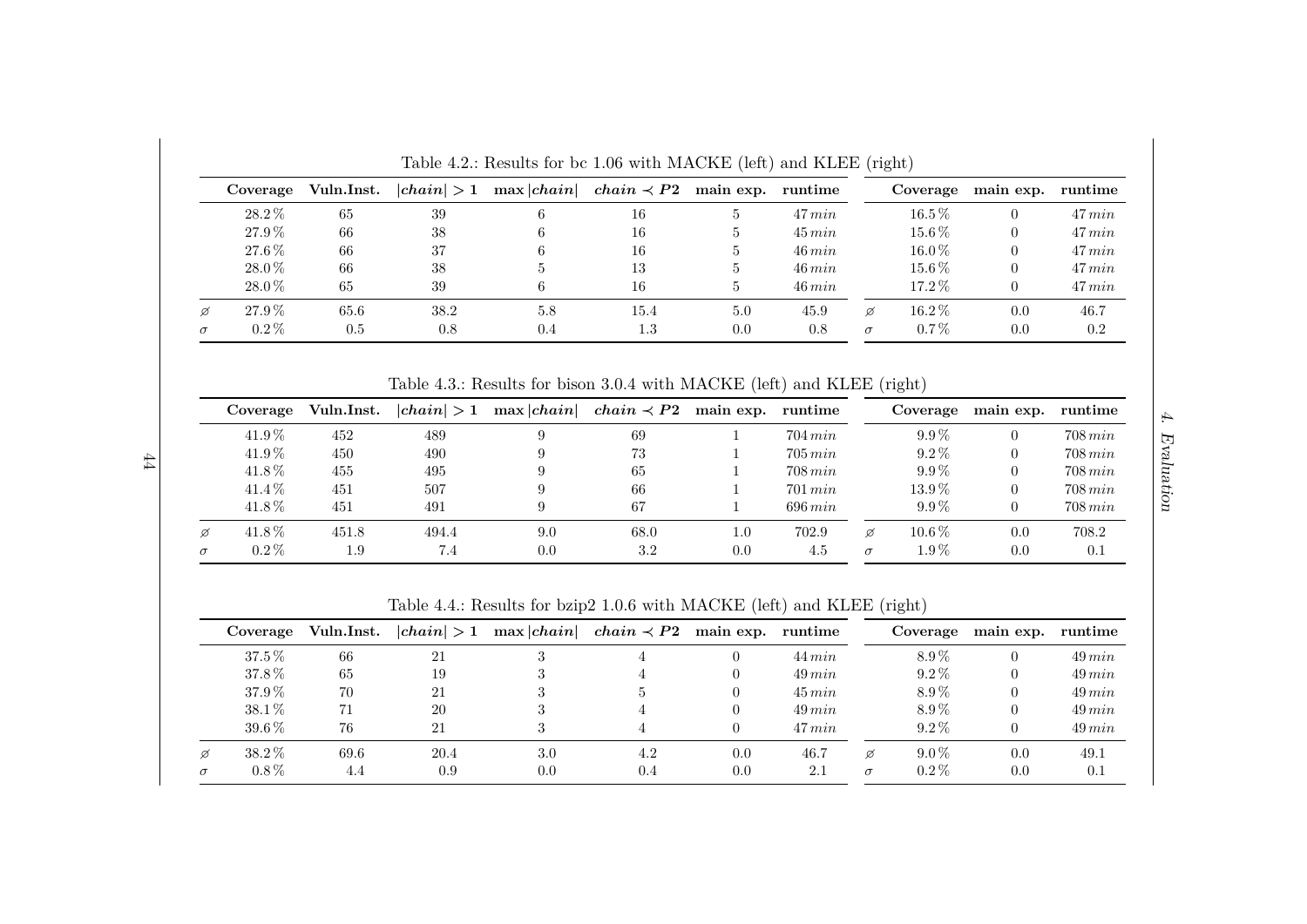Table 4.2.: Results for bc 1.06 with MACKE (left) and KLEE (right)

| | Coverage | Vuln.Inst. | $\|chain\| > 1$ | $\max \|chain\|$ | $chain \prec P2$ | main exp. | runtime | | Coverage | main exp. | runtime |
|---|---|---|---|---|---|---|---|---|---|---|---|
| | 28.2 % | 65 | 39 | 6 | 16 | 5 | 47 $min$ | | 16.5 % | 0 | 47 $min$ |
| | 27.9 % | 66 | 38 | 6 | 16 | 5 | 45 $min$ | | 15.6 % | 0 | 47 $min$ |
| | 27.6 % | 66 | 37 | 6 | 16 | 5 | 46 $min$ | | 16.0 % | 0 | 47 $min$ |
| | 28.0 % | 66 | 38 | 5 | 13 | 5 | 46 $min$ | | 15.6 % | 0 | 47 $min$ |
| | 28.0 % | 65 | 39 | 6 | 16 | 5 | 46 $min$ | | 17.2 % | 0 | 47 $min$ |
| ⌀ | 27.9 % | 65.6 | 38.2 | 5.8 | 15.4 | 5.0 | 45.9 | ⌀ | 16.2 % | 0.0 | 46.7 |
| $\sigma$ | 0.2 % | 0.5 | 0.8 | 0.4 | 1.3 | 0.0 | 0.8 | $\sigma$ | 0.7 % | 0.0 | 0.2 |

Table 4.3.: Results for bison 3.0.4 with MACKE (left) and KLEE (right)

| | Coverage | Vuln.Inst. | $\|chain\| > 1$ | $\max \|chain\|$ | $chain \prec P2$ | main exp. | runtime | | Coverage | main exp. | runtime |
|---|---|---|---|---|---|---|---|---|---|---|---|
| | 41.9 % | 452 | 489 | 9 | 69 | 1 | 704 $min$ | | 9.9 % | 0 | 708 $min$ |
| | 41.9 % | 450 | 490 | 9 | 73 | 1 | 705 $min$ | | 9.2 % | 0 | 708 $min$ |
| | 41.8 % | 455 | 495 | 9 | 65 | 1 | 708 $min$ | | 9.9 % | 0 | 708 $min$ |
| | 41.4 % | 451 | 507 | 9 | 66 | 1 | 701 $min$ | | 13.9 % | 0 | 708 $min$ |
| | 41.8 % | 451 | 491 | 9 | 67 | 1 | 696 $min$ | | 9.9 % | 0 | 708 $min$ |
| ⌀ | 41.8 % | 451.8 | 494.4 | 9.0 | 68.0 | 1.0 | 702.9 | ⌀ | 10.6 % | 0.0 | 708.2 |
| $\sigma$ | 0.2 % | 1.9 | 7.4 | 0.0 | 3.2 | 0.0 | 4.5 | $\sigma$ | 1.9 % | 0.0 | 0.1 |

Table 4.4.: Results for bzip2 1.0.6 with MACKE (left) and KLEE (right)

| | Coverage | Vuln.Inst. | $\|chain\| > 1$ | $\max \|chain\|$ | $chain \prec P2$ | main exp. | runtime | | Coverage | main exp. | runtime |
|---|---|---|---|---|---|---|---|---|---|---|---|
| | 37.5 % | 66 | 21 | 3 | 4 | 0 | 44 $min$ | | 8.9 % | 0 | 49 $min$ |
| | 37.8 % | 65 | 19 | 3 | 4 | 0 | 49 $min$ | | 9.2 % | 0 | 49 $min$ |
| | 37.9 % | 70 | 21 | 3 | 5 | 0 | 45 $min$ | | 8.9 % | 0 | 49 $min$ |
| | 38.1 % | 71 | 20 | 3 | 4 | 0 | 49 $min$ | | 8.9 % | 0 | 49 $min$ |
| | 39.6 % | 76 | 21 | 3 | 4 | 0 | 47 $min$ | | 9.2 % | 0 | 49 $min$ |
| ⌀ | 38.2 % | 69.6 | 20.4 | 3.0 | 4.2 | 0.0 | 46.7 | ⌀ | 9.0 % | 0.0 | 49.1 |
| $\sigma$ | 0.8 % | 4.4 | 0.9 | 0.0 | 0.4 | 0.0 | 2.1 | $\sigma$ | 0.2 % | 0.0 | 0.1 |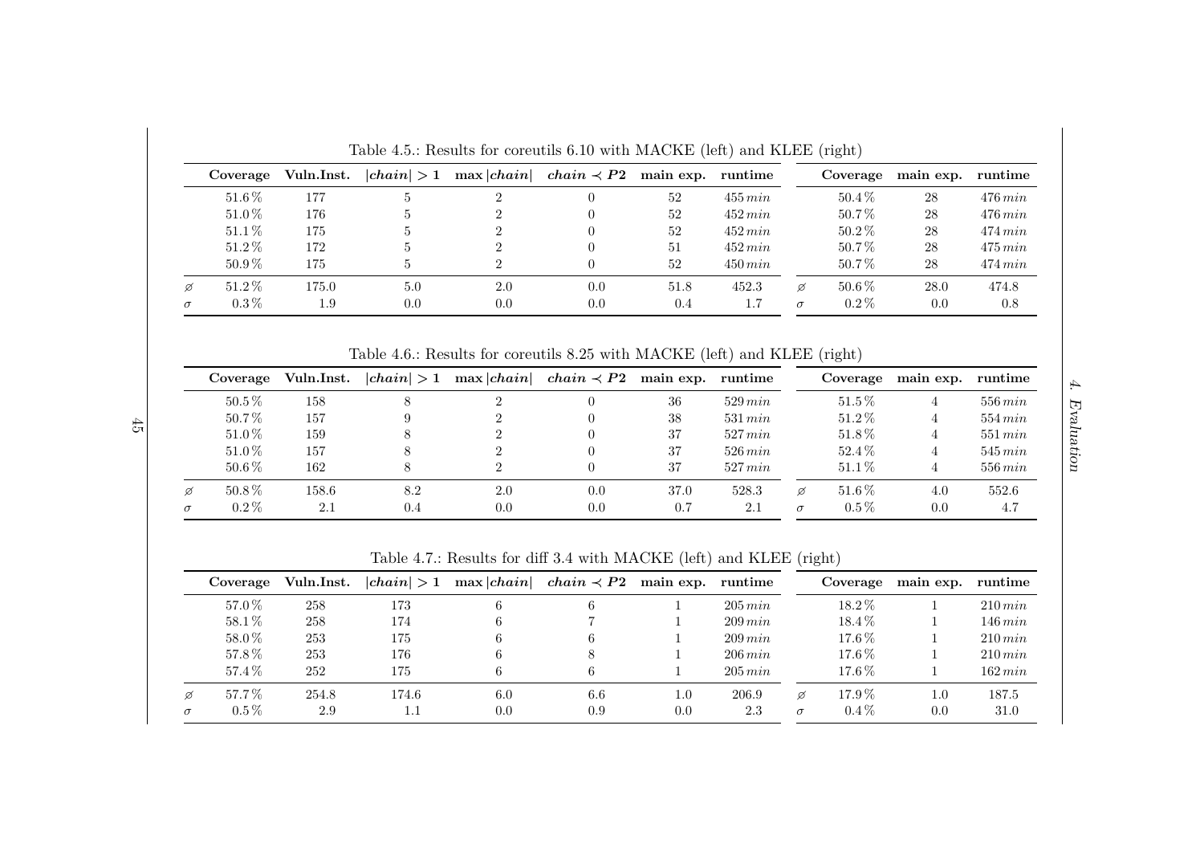Table 4.5.: Results for coreutils 6.10 with MACKE (left) and KLEE (right)

| | Coverage | Vuln.Inst. | $\|chain\| > 1$ | $\max \|chain\|$ | $chain \prec P2$ | main exp. | runtime | | Coverage | main exp. | runtime |
|---|---|---|---|---|---|---|---|---|---|---|---|
| | 51.6 % | 177 | 5 | 2 | 0 | 52 | 455 $min$ | | 50.4 % | 28 | 476 $min$ |
| | 51.0 % | 176 | 5 | 2 | 0 | 52 | 452 $min$ | | 50.7 % | 28 | 476 $min$ |
| | 51.1 % | 175 | 5 | 2 | 0 | 52 | 452 $min$ | | 50.2 % | 28 | 474 $min$ |
| | 51.2 % | 172 | 5 | 2 | 0 | 51 | 452 $min$ | | 50.7 % | 28 | 475 $min$ |
| | 50.9 % | 175 | 5 | 2 | 0 | 52 | 450 $min$ | | 50.7 % | 28 | 474 $min$ |
| ⌀ | 51.2 % | 175.0 | 5.0 | 2.0 | 0.0 | 51.8 | 452.3 | ⌀ | 50.6 % | 28.0 | 474.8 |
| $\sigma$ | 0.3 % | 1.9 | 0.0 | 0.0 | 0.0 | 0.4 | 1.7 | $\sigma$ | 0.2 % | 0.0 | 0.8 |

Table 4.6.: Results for coreutils 8.25 with MACKE (left) and KLEE (right)

| | Coverage | Vuln.Inst. | $\|chain\| > 1$ | $\max \|chain\|$ | $chain \prec P2$ | main exp. | runtime | | Coverage | main exp. | runtime |
|---|---|---|---|---|---|---|---|---|---|---|---|
| | 50.5 % | 158 | 8 | 2 | 0 | 36 | 529 $min$ | | 51.5 % | 4 | 556 $min$ |
| | 50.7 % | 157 | 9 | 2 | 0 | 38 | 531 $min$ | | 51.2 % | 4 | 554 $min$ |
| | 51.0 % | 159 | 8 | 2 | 0 | 37 | 527 $min$ | | 51.8 % | 4 | 551 $min$ |
| | 51.0 % | 157 | 8 | 2 | 0 | 37 | 526 $min$ | | 52.4 % | 4 | 545 $min$ |
| | 50.6 % | 162 | 8 | 2 | 0 | 37 | 527 $min$ | | 51.1 % | 4 | 556 $min$ |
| ⌀ | 50.8 % | 158.6 | 8.2 | 2.0 | 0.0 | 37.0 | 528.3 | ⌀ | 51.6 % | 4.0 | 552.6 |
| $\sigma$ | 0.2 % | 2.1 | 0.4 | 0.0 | 0.0 | 0.7 | 2.1 | $\sigma$ | 0.5 % | 0.0 | 4.7 |

Table 4.7.: Results for diff 3.4 with MACKE (left) and KLEE (right)

| | Coverage | Vuln.Inst. | $\|chain\| > 1$ | $\max \|chain\|$ | $chain \prec P2$ | main exp. | runtime | | Coverage | main exp. | runtime |
|---|---|---|---|---|---|---|---|---|---|---|---|
| | 57.0 % | 258 | 173 | 6 | 6 | 1 | 205 $min$ | | 18.2 % | 1 | 210 $min$ |
| | 58.1 % | 258 | 174 | 6 | 7 | 1 | 209 $min$ | | 18.4 % | 1 | 146 $min$ |
| | 58.0 % | 253 | 175 | 6 | 6 | 1 | 209 $min$ | | 17.6 % | 1 | 210 $min$ |
| | 57.8 % | 253 | 176 | 6 | 8 | 1 | 206 $min$ | | 17.6 % | 1 | 210 $min$ |
| | 57.4 % | 252 | 175 | 6 | 6 | 1 | 205 $min$ | | 17.6 % | 1 | 162 $min$ |
| ⌀ | 57.7 % | 254.8 | 174.6 | 6.0 | 6.6 | 1.0 | 206.9 | ⌀ | 17.9 % | 1.0 | 187.5 |
| $\sigma$ | 0.5 % | 2.9 | 1.1 | 0.0 | 0.9 | 0.0 | 2.3 | $\sigma$ | 0.4 % | 0.0 | 31.0 |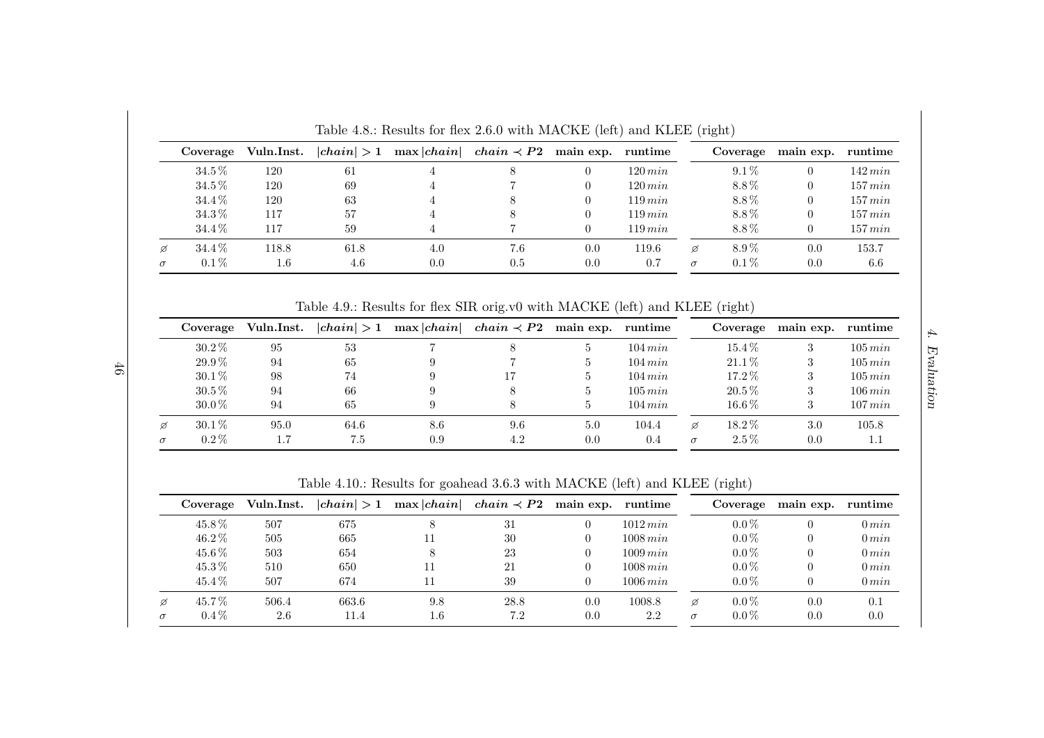Table 4.8.: Results for flex 2.6.0 with MACKE (left) and KLEE (right)

| | Coverage | Vuln.Inst. | $\|chain\| > 1$ | $\max \|chain\|$ | $chain \prec P2$ | main exp. | runtime | | Coverage | main exp. | runtime |
|---|---|---|---|---|---|---|---|---|---|---|---|
| | 34.5 % | 120 | 61 | 4 | 8 | 0 | 120 $min$ | | 9.1 % | 0 | 142 $min$ |
| | 34.5 % | 120 | 69 | 4 | 7 | 0 | 120 $min$ | | 8.8 % | 0 | 157 $min$ |
| | 34.4 % | 120 | 63 | 4 | 8 | 0 | 119 $min$ | | 8.8 % | 0 | 157 $min$ |
| | 34.3 % | 117 | 57 | 4 | 8 | 0 | 119 $min$ | | 8.8 % | 0 | 157 $min$ |
| | 34.4 % | 117 | 59 | 4 | 7 | 0 | 119 $min$ | | 8.8 % | 0 | 157 $min$ |
| ⌀ | 34.4 % | 118.8 | 61.8 | 4.0 | 7.6 | 0.0 | 119.6 | ⌀ | 8.9 % | 0.0 | 153.7 |
| $\sigma$ | 0.1 % | 1.6 | 4.6 | 0.0 | 0.5 | 0.0 | 0.7 | $\sigma$ | 0.1 % | 0.0 | 6.6 |

Table 4.9.: Results for flex SIR orig.v0 with MACKE (left) and KLEE (right)

| | Coverage | Vuln.Inst. | $\|chain\| > 1$ | $\max \|chain\|$ | $chain \prec P2$ | main exp. | runtime | | Coverage | main exp. | runtime |
|---|---|---|---|---|---|---|---|---|---|---|---|
| | 30.2 % | 95 | 53 | 7 | 8 | 5 | 104 $min$ | | 15.4 % | 3 | 105 $min$ |
| | 29.9 % | 94 | 65 | 9 | 7 | 5 | 104 $min$ | | 21.1 % | 3 | 105 $min$ |
| | 30.1 % | 98 | 74 | 9 | 17 | 5 | 104 $min$ | | 17.2 % | 3 | 105 $min$ |
| | 30.5 % | 94 | 66 | 9 | 8 | 5 | 105 $min$ | | 20.5 % | 3 | 106 $min$ |
| | 30.0 % | 94 | 65 | 9 | 8 | 5 | 104 $min$ | | 16.6 % | 3 | 107 $min$ |
| ⌀ | 30.1 % | 95.0 | 64.6 | 8.6 | 9.6 | 5.0 | 104.4 | ⌀ | 18.2 % | 3.0 | 105.8 |
| $\sigma$ | 0.2 % | 1.7 | 7.5 | 0.9 | 4.2 | 0.0 | 0.4 | $\sigma$ | 2.5 % | 0.0 | 1.1 |

Table 4.10.: Results for goahead 3.6.3 with MACKE (left) and KLEE (right)

| | Coverage | Vuln.Inst. | $\|chain\| > 1$ | $\max \|chain\|$ | $chain \prec P2$ | main exp. | runtime | | Coverage | main exp. | runtime |
|---|---|---|---|---|---|---|---|---|---|---|---|
| | 45.8 % | 507 | 675 | 8 | 31 | 0 | 1012 $min$ | | 0.0 % | 0 | 0 $min$ |
| | 46.2 % | 505 | 665 | 11 | 30 | 0 | 1008 $min$ | | 0.0 % | 0 | 0 $min$ |
| | 45.6 % | 503 | 654 | 8 | 23 | 0 | 1009 $min$ | | 0.0 % | 0 | 0 $min$ |
| | 45.3 % | 510 | 650 | 11 | 21 | 0 | 1008 $min$ | | 0.0 % | 0 | 0 $min$ |
| | 45.4 % | 507 | 674 | 11 | 39 | 0 | 1006 $min$ | | 0.0 % | 0 | 0 $min$ |
| ⌀ | 45.7 % | 506.4 | 663.6 | 9.8 | 28.8 | 0.0 | 1008.8 | ⌀ | 0.0 % | 0.0 | 0.1 |
| $\sigma$ | 0.4 % | 2.6 | 11.4 | 1.6 | 7.2 | 0.0 | 2.2 | $\sigma$ | 0.0 % | 0.0 | 0.0 |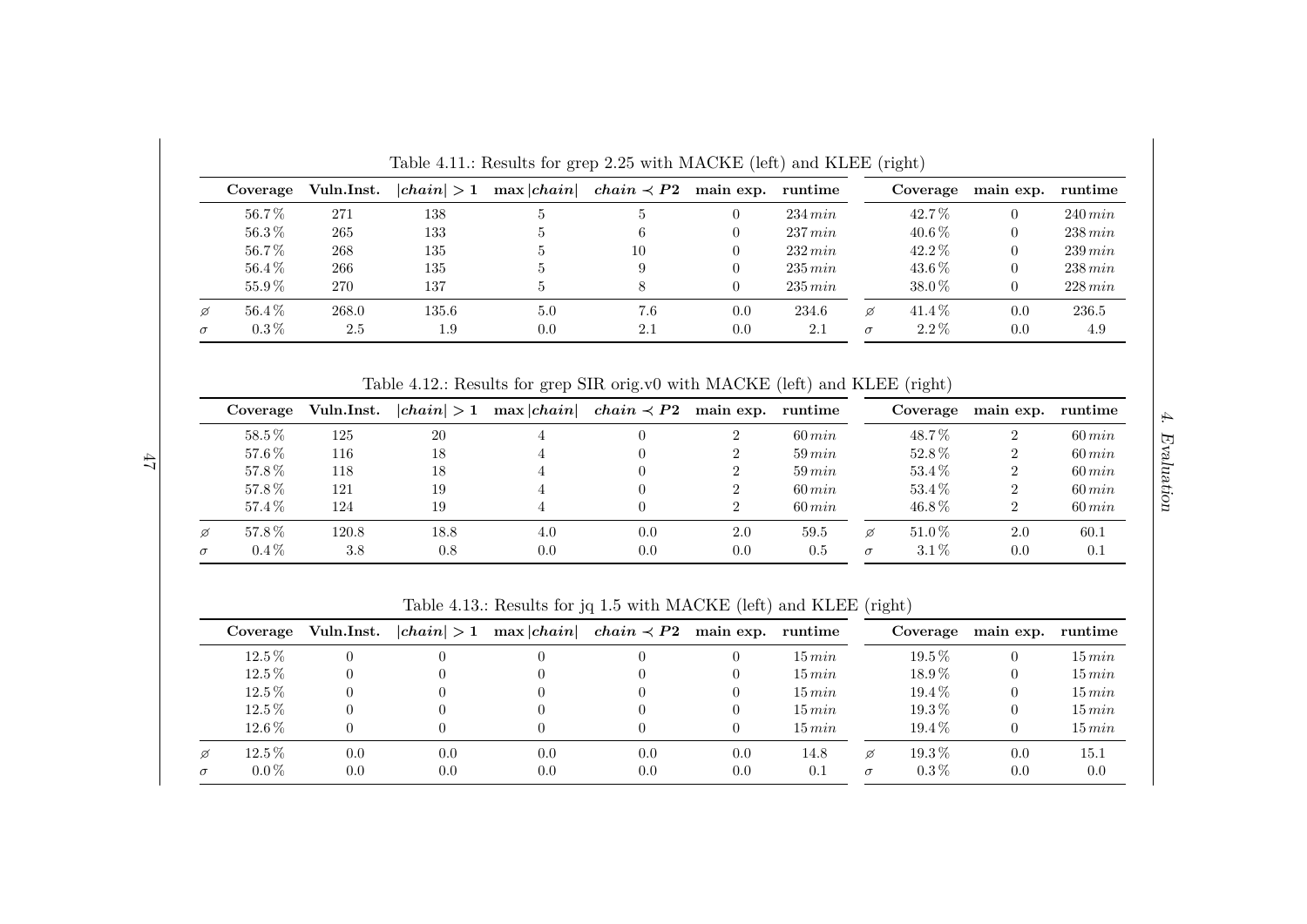Table 4.11.: Results for grep 2.25 with MACKE (left) and KLEE (right)

| | Coverage | Vuln.Inst. | $\|chain\| > 1$ | $\max \|chain\|$ | $chain \prec P2$ | main exp. | runtime | | Coverage | main exp. | runtime |
|---|---|---|---|---|---|---|---|---|---|---|---|
| | 56.7 % | 271 | 138 | 5 | 5 | 0 | 234 $min$ | | 42.7 % | 0 | 240 $min$ |
| | 56.3 % | 265 | 133 | 5 | 6 | 0 | 237 $min$ | | 40.6 % | 0 | 238 $min$ |
| | 56.7 % | 268 | 135 | 5 | 10 | 0 | 232 $min$ | | 42.2 % | 0 | 239 $min$ |
| | 56.4 % | 266 | 135 | 5 | 9 | 0 | 235 $min$ | | 43.6 % | 0 | 238 $min$ |
| | 55.9 % | 270 | 137 | 5 | 8 | 0 | 235 $min$ | | 38.0 % | 0 | 228 $min$ |
| ⌀ | 56.4 % | 268.0 | 135.6 | 5.0 | 7.6 | 0.0 | 234.6 | ⌀ | 41.4 % | 0.0 | 236.5 |
| $\sigma$ | 0.3 % | 2.5 | 1.9 | 0.0 | 2.1 | 0.0 | 2.1 | $\sigma$ | 2.2 % | 0.0 | 4.9 |

Table 4.12.: Results for grep SIR orig.v0 with MACKE (left) and KLEE (right)

| | Coverage | Vuln.Inst. | $\|chain\| > 1$ | $\max \|chain\|$ | $chain \prec P2$ | main exp. | runtime | | Coverage | main exp. | runtime |
|---|---|---|---|---|---|---|---|---|---|---|---|
| | 58.5 % | 125 | 20 | 4 | 0 | 2 | 60 $min$ | | 48.7 % | 2 | 60 $min$ |
| | 57.6 % | 116 | 18 | 4 | 0 | 2 | 59 $min$ | | 52.8 % | 2 | 60 $min$ |
| | 57.8 % | 118 | 18 | 4 | 0 | 2 | 59 $min$ | | 53.4 % | 2 | 60 $min$ |
| | 57.8 % | 121 | 19 | 4 | 0 | 2 | 60 $min$ | | 53.4 % | 2 | 60 $min$ |
| | 57.4 % | 124 | 19 | 4 | 0 | 2 | 60 $min$ | | 46.8 % | 2 | 60 $min$ |
| ⌀ | 57.8 % | 120.8 | 18.8 | 4.0 | 0.0 | 2.0 | 59.5 | ⌀ | 51.0 % | 2.0 | 60.1 |
| $\sigma$ | 0.4 % | 3.8 | 0.8 | 0.0 | 0.0 | 0.0 | 0.5 | $\sigma$ | 3.1 % | 0.0 | 0.1 |

Table 4.13.: Results for jq 1.5 with MACKE (left) and KLEE (right)

| | Coverage | Vuln.Inst. | $\|chain\| > 1$ | $\max \|chain\|$ | $chain \prec P2$ | main exp. | runtime | | Coverage | main exp. | runtime |
|---|---|---|---|---|---|---|---|---|---|---|---|
| | 12.5 % | 0 | 0 | 0 | 0 | 0 | 15 $min$ | | 19.5 % | 0 | 15 $min$ |
| | 12.5 % | 0 | 0 | 0 | 0 | 0 | 15 $min$ | | 18.9 % | 0 | 15 $min$ |
| | 12.5 % | 0 | 0 | 0 | 0 | 0 | 15 $min$ | | 19.4 % | 0 | 15 $min$ |
| | 12.5 % | 0 | 0 | 0 | 0 | 0 | 15 $min$ | | 19.3 % | 0 | 15 $min$ |
| | 12.6 % | 0 | 0 | 0 | 0 | 0 | 15 $min$ | | 19.4 % | 0 | 15 $min$ |
| ⌀ | 12.5 % | 0.0 | 0.0 | 0.0 | 0.0 | 0.0 | 14.8 | ⌀ | 19.3 % | 0.0 | 15.1 |
| $\sigma$ | 0.0 % | 0.0 | 0.0 | 0.0 | 0.0 | 0.0 | 0.1 | $\sigma$ | 0.3 % | 0.0 | 0.0 |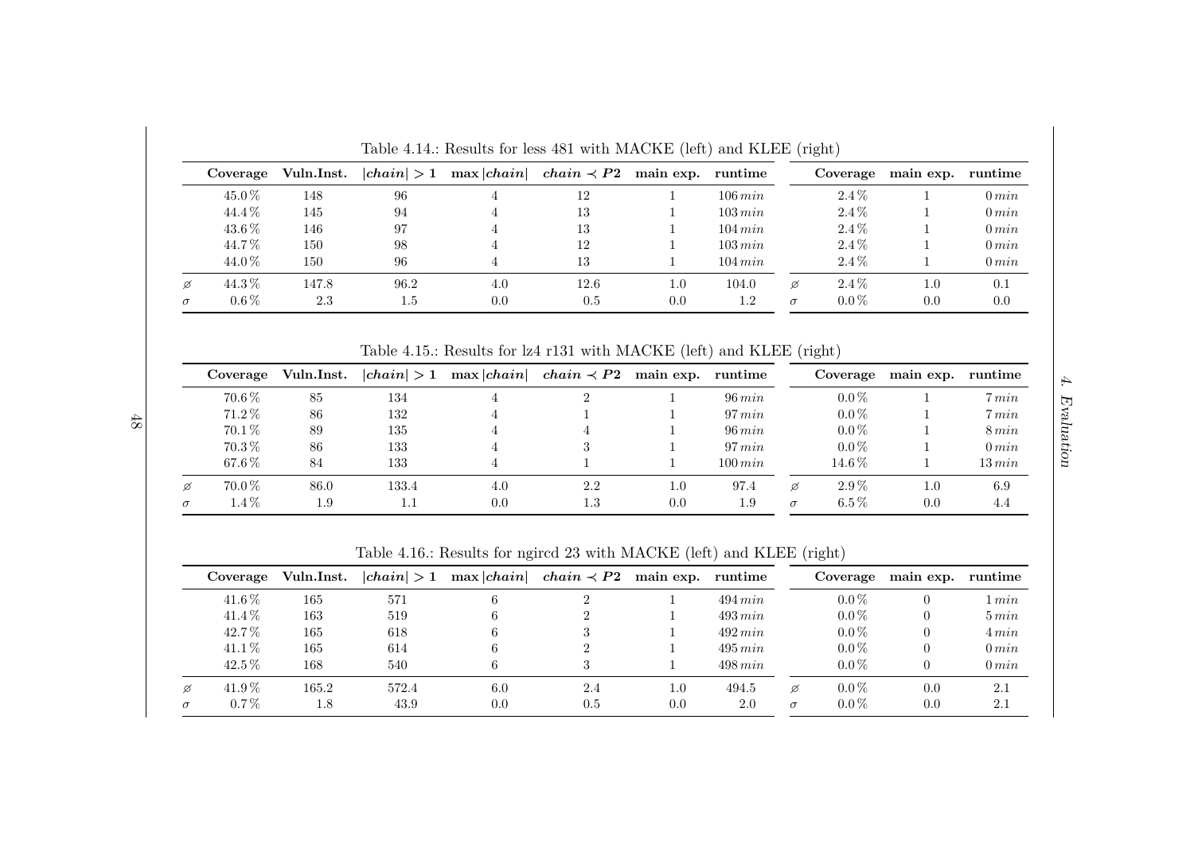Table 4.14.: Results for less 481 with MACKE (left) and KLEE (right)

| | Coverage | Vuln.Inst. | $\|chain\| > 1$ | $\max\|chain\|$ | $chain \prec P2$ | main exp. | runtime | | Coverage | main exp. | runtime |
|---|---|---|---|---|---|---|---|---|---|---|---|
| | 45.0 % | 148 | 96 | 4 | 12 | 1 | 106 $min$ | | 2.4 % | 1 | 0 $min$ |
| | 44.4 % | 145 | 94 | 4 | 13 | 1 | 103 $min$ | | 2.4 % | 1 | 0 $min$ |
| | 43.6 % | 146 | 97 | 4 | 13 | 1 | 104 $min$ | | 2.4 % | 1 | 0 $min$ |
| | 44.7 % | 150 | 98 | 4 | 12 | 1 | 103 $min$ | | 2.4 % | 1 | 0 $min$ |
| | 44.0 % | 150 | 96 | 4 | 13 | 1 | 104 $min$ | | 2.4 % | 1 | 0 $min$ |
| ∅ | 44.3 % | 147.8 | 96.2 | 4.0 | 12.6 | 1.0 | 104.0 | ∅ | 2.4 % | 1.0 | 0.1 |
| $\sigma$ | 0.6 % | 2.3 | 1.5 | 0.0 | 0.5 | 0.0 | 1.2 | $\sigma$ | 0.0 % | 0.0 | 0.0 |

Table 4.15.: Results for lz4 r131 with MACKE (left) and KLEE (right)

| | Coverage | Vuln.Inst. | $\|chain\| > 1$ | $\max\|chain\|$ | $chain \prec P2$ | main exp. | runtime | | Coverage | main exp. | runtime |
|---|---|---|---|---|---|---|---|---|---|---|---|
| | 70.6 % | 85 | 134 | 4 | 2 | 1 | 96 $min$ | | 0.0 % | 1 | 7 $min$ |
| | 71.2 % | 86 | 132 | 4 | 1 | 1 | 97 $min$ | | 0.0 % | 1 | 7 $min$ |
| | 70.1 % | 89 | 135 | 4 | 4 | 1 | 96 $min$ | | 0.0 % | 1 | 8 $min$ |
| | 70.3 % | 86 | 133 | 4 | 3 | 1 | 97 $min$ | | 0.0 % | 1 | 0 $min$ |
| | 67.6 % | 84 | 133 | 4 | 1 | 1 | 100 $min$ | | 14.6 % | 1 | 13 $min$ |
| ∅ | 70.0 % | 86.0 | 133.4 | 4.0 | 2.2 | 1.0 | 97.4 | ∅ | 2.9 % | 1.0 | 6.9 |
| $\sigma$ | 1.4 % | 1.9 | 1.1 | 0.0 | 1.3 | 0.0 | 1.9 | $\sigma$ | 6.5 % | 0.0 | 4.4 |

Table 4.16.: Results for ngircd 23 with MACKE (left) and KLEE (right)

| | Coverage | Vuln.Inst. | $\|chain\| > 1$ | $\max\|chain\|$ | $chain \prec P2$ | main exp. | runtime | | Coverage | main exp. | runtime |
|---|---|---|---|---|---|---|---|---|---|---|---|
| | 41.6 % | 165 | 571 | 6 | 2 | 1 | 494 $min$ | | 0.0 % | 0 | 1 $min$ |
| | 41.4 % | 163 | 519 | 6 | 2 | 1 | 493 $min$ | | 0.0 % | 0 | 5 $min$ |
| | 42.7 % | 165 | 618 | 6 | 3 | 1 | 492 $min$ | | 0.0 % | 0 | 4 $min$ |
| | 41.1 % | 165 | 614 | 6 | 2 | 1 | 495 $min$ | | 0.0 % | 0 | 0 $min$ |
| | 42.5 % | 168 | 540 | 6 | 3 | 1 | 498 $min$ | | 0.0 % | 0 | 0 $min$ |
| ∅ | 41.9 % | 165.2 | 572.4 | 6.0 | 2.4 | 1.0 | 494.5 | ∅ | 0.0 % | 0.0 | 2.1 |
| $\sigma$ | 0.7 % | 1.8 | 43.9 | 0.0 | 0.5 | 0.0 | 2.0 | $\sigma$ | 0.0 % | 0.0 | 2.1 |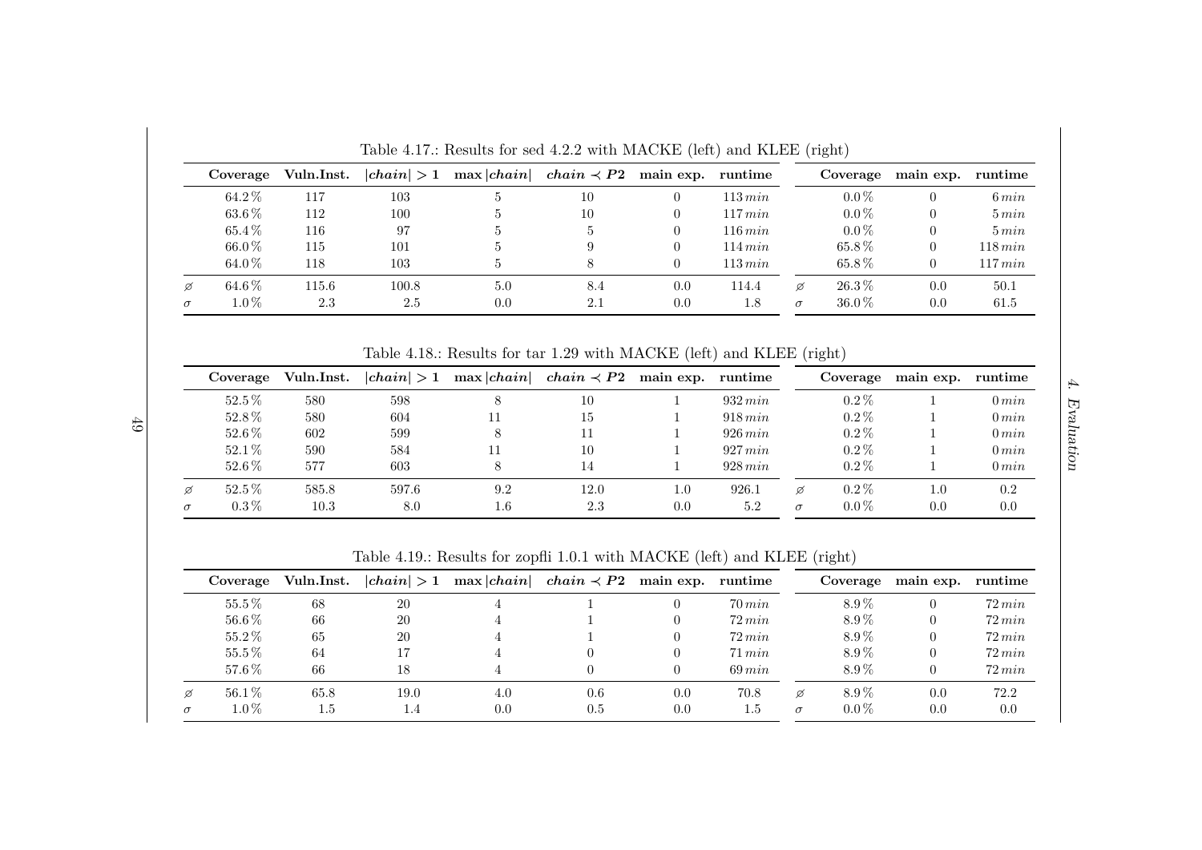Table 4.17.: Results for sed 4.2.2 with MACKE (left) and KLEE (right)

| | Coverage | Vuln.Inst. | $\|chain\| > 1$ | $\max\|chain\|$ | $chain \prec P2$ | main exp. | runtime | | Coverage | main exp. | runtime |
|---|---|---|---|---|---|---|---|---|---|---|---|
| | 64.2 % | 117 | 103 | 5 | 10 | 0 | 113 $min$ | | 0.0 % | 0 | 6 $min$ |
| | 63.6 % | 112 | 100 | 5 | 10 | 0 | 117 $min$ | | 0.0 % | 0 | 5 $min$ |
| | 65.4 % | 116 | 97 | 5 | 5 | 0 | 116 $min$ | | 0.0 % | 0 | 5 $min$ |
| | 66.0 % | 115 | 101 | 5 | 9 | 0 | 114 $min$ | | 65.8 % | 0 | 118 $min$ |
| | 64.0 % | 118 | 103 | 5 | 8 | 0 | 113 $min$ | | 65.8 % | 0 | 117 $min$ |
| ⌀ | 64.6 % | 115.6 | 100.8 | 5.0 | 8.4 | 0.0 | 114.4 | ⌀ | 26.3 % | 0.0 | 50.1 |
| $\sigma$ | 1.0 % | 2.3 | 2.5 | 0.0 | 2.1 | 0.0 | 1.8 | $\sigma$ | 36.0 % | 0.0 | 61.5 |

Table 4.18.: Results for tar 1.29 with MACKE (left) and KLEE (right)

| | Coverage | Vuln.Inst. | $\|chain\| > 1$ | $\max\|chain\|$ | $chain \prec P2$ | main exp. | runtime | | Coverage | main exp. | runtime |
|---|---|---|---|---|---|---|---|---|---|---|---|
| | 52.5 % | 580 | 598 | 8 | 10 | 1 | 932 $min$ | | 0.2 % | 1 | 0 $min$ |
| | 52.8 % | 580 | 604 | 11 | 15 | 1 | 918 $min$ | | 0.2 % | 1 | 0 $min$ |
| | 52.6 % | 602 | 599 | 8 | 11 | 1 | 926 $min$ | | 0.2 % | 1 | 0 $min$ |
| | 52.1 % | 590 | 584 | 11 | 10 | 1 | 927 $min$ | | 0.2 % | 1 | 0 $min$ |
| | 52.6 % | 577 | 603 | 8 | 14 | 1 | 928 $min$ | | 0.2 % | 1 | 0 $min$ |
| ⌀ | 52.5 % | 585.8 | 597.6 | 9.2 | 12.0 | 1.0 | 926.1 | ⌀ | 0.2 % | 1.0 | 0.2 |
| $\sigma$ | 0.3 % | 10.3 | 8.0 | 1.6 | 2.3 | 0.0 | 5.2 | $\sigma$ | 0.0 % | 0.0 | 0.0 |

Table 4.19.: Results for zopfli 1.0.1 with MACKE (left) and KLEE (right)

| | Coverage | Vuln.Inst. | $\|chain\| > 1$ | $\max\|chain\|$ | $chain \prec P2$ | main exp. | runtime | | Coverage | main exp. | runtime |
|---|---|---|---|---|---|---|---|---|---|---|---|
| | 55.5 % | 68 | 20 | 4 | 1 | 0 | 70 $min$ | | 8.9 % | 0 | 72 $min$ |
| | 56.6 % | 66 | 20 | 4 | 1 | 0 | 72 $min$ | | 8.9 % | 0 | 72 $min$ |
| | 55.2 % | 65 | 20 | 4 | 1 | 0 | 72 $min$ | | 8.9 % | 0 | 72 $min$ |
| | 55.5 % | 64 | 17 | 4 | 0 | 0 | 71 $min$ | | 8.9 % | 0 | 72 $min$ |
| | 57.6 % | 66 | 18 | 4 | 0 | 0 | 69 $min$ | | 8.9 % | 0 | 72 $min$ |
| ⌀ | 56.1 % | 65.8 | 19.0 | 4.0 | 0.6 | 0.0 | 70.8 | ⌀ | 8.9 % | 0.0 | 72.2 |
| $\sigma$ | 1.0 % | 1.5 | 1.4 | 0.0 | 0.5 | 0.0 | 1.5 | $\sigma$ | 0.0 % | 0.0 | 0.0 |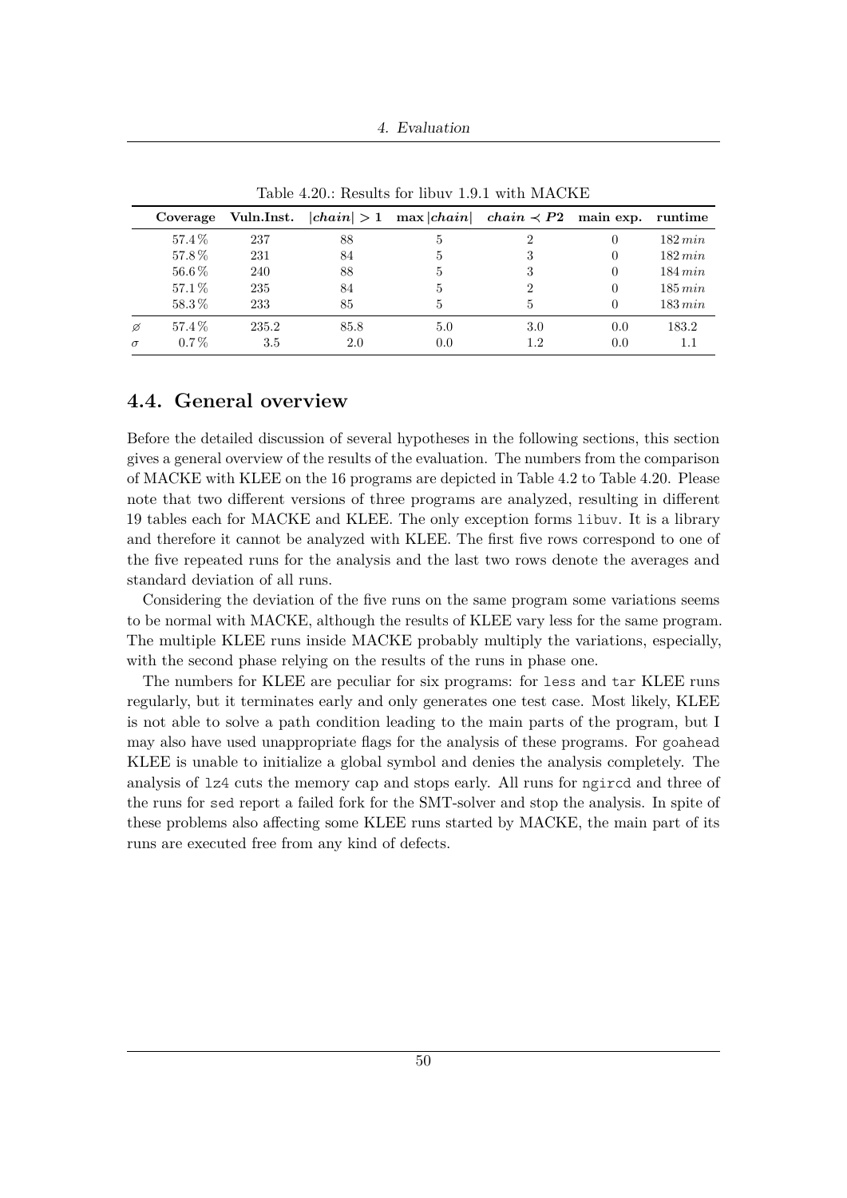Table 4.20.: Results for libuv 1.9.1 with MACKE

| | **Coverage** | **Vuln.Inst.** | $\|chain\| > 1$ | $\max\|chain\|$ | $chain \prec P2$ | **main exp.** | **runtime** |
|---|---|---|---|---|---|---|---|
| | 57.4 % | 237 | 88 | 5 | 2 | 0 | $182\,min$ |
| | 57.8 % | 231 | 84 | 5 | 3 | 0 | $182\,min$ |
| | 56.6 % | 240 | 88 | 5 | 3 | 0 | $184\,min$ |
| | 57.1 % | 235 | 84 | 5 | 2 | 0 | $185\,min$ |
| | 58.3 % | 233 | 85 | 5 | 5 | 0 | $183\,min$ |
| ⌀ | 57.4 % | 235.2 | 85.8 | 5.0 | 3.0 | 0.0 | 183.2 |
| $\sigma$ | 0.7 % | 3.5 | 2.0 | 0.0 | 1.2 | 0.0 | 1.1 |

## 4.4. General overview

Before the detailed discussion of several hypotheses in the following sections, this section gives a general overview of the results of the evaluation. The numbers from the comparison of MACKE with KLEE on the 16 programs are depicted in Table 4.2 to Table 4.20. Please note that two different versions of three programs are analyzed, resulting in different 19 tables each for MACKE and KLEE. The only exception forms `libuv`. It is a library and therefore it cannot be analyzed with KLEE. The first five rows correspond to one of the five repeated runs for the analysis and the last two rows denote the averages and standard deviation of all runs.

Considering the deviation of the five runs on the same program some variations seems to be normal with MACKE, although the results of KLEE vary less for the same program. The multiple KLEE runs inside MACKE probably multiply the variations, especially, with the second phase relying on the results of the runs in phase one.

The numbers for KLEE are peculiar for six programs: for `less` and `tar` KLEE runs regularly, but it terminates early and only generates one test case. Most likely, KLEE is not able to solve a path condition leading to the main parts of the program, but I may also have used unappropriate flags for the analysis of these programs. For `goahead` KLEE is unable to initialize a global symbol and denies the analysis completely. The analysis of `lz4` cuts the memory cap and stops early. All runs for `ngircd` and three of the runs for `sed` report a failed fork for the SMT-solver and stop the analysis. In spite of these problems also affecting some KLEE runs started by MACKE, the main part of its runs are executed free from any kind of defects.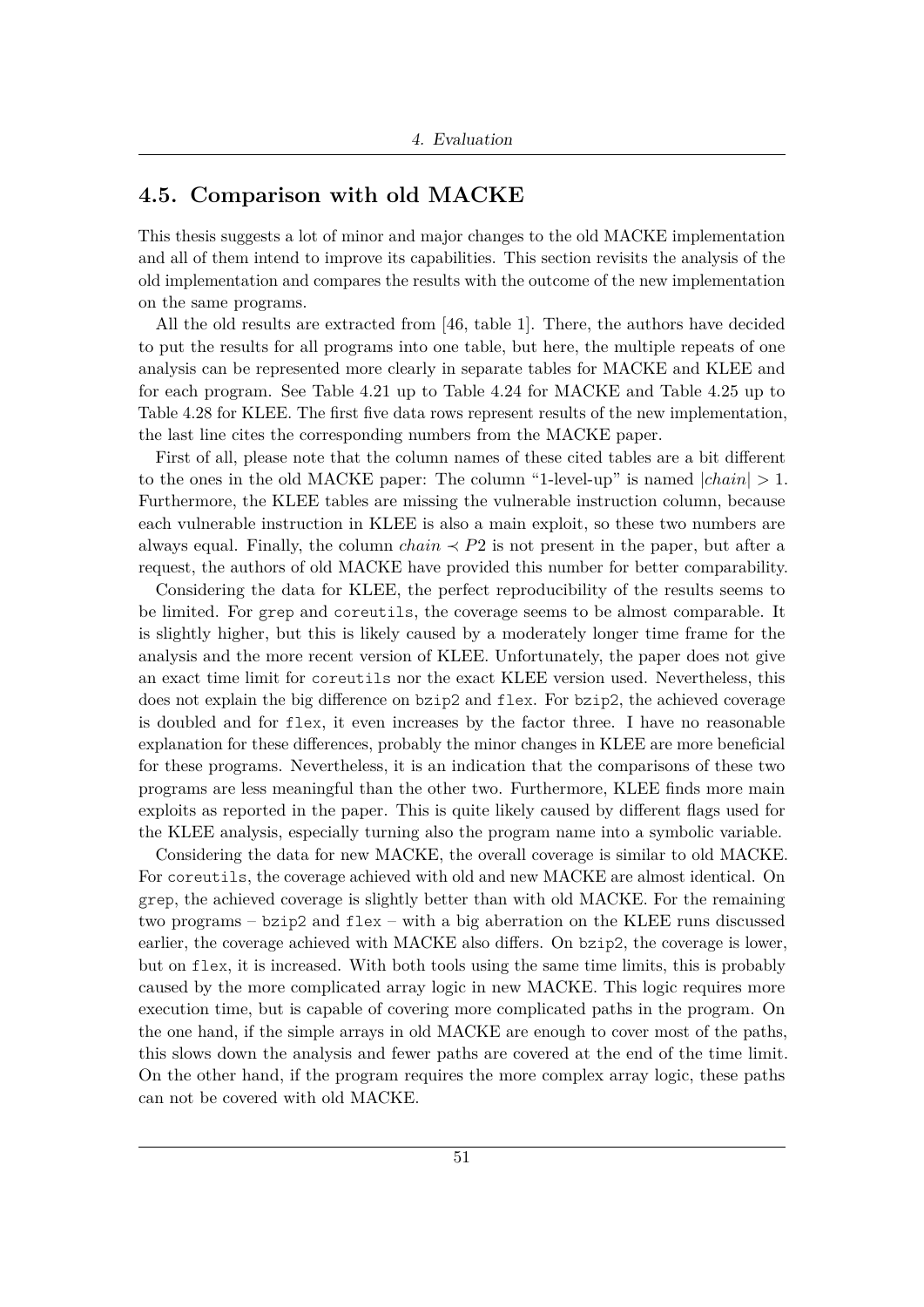## 4.5. Comparison with old MACKE

This thesis suggests a lot of minor and major changes to the old MACKE implementation and all of them intend to improve its capabilities. This section revisits the analysis of the old implementation and compares the results with the outcome of the new implementation on the same programs.

All the old results are extracted from [46, table 1]. There, the authors have decided to put the results for all programs into one table, but here, the multiple repeats of one analysis can be represented more clearly in separate tables for MACKE and KLEE and for each program. See Table 4.21 up to Table 4.24 for MACKE and Table 4.25 up to Table 4.28 for KLEE. The first five data rows represent results of the new implementation, the last line cites the corresponding numbers from the MACKE paper.

First of all, please note that the column names of these cited tables are a bit different to the ones in the old MACKE paper: The column "1-level-up" is named $|chain| > 1$. Furthermore, the KLEE tables are missing the vulnerable instruction column, because each vulnerable instruction in KLEE is also a main exploit, so these two numbers are always equal. Finally, the column $chain \prec P2$ is not present in the paper, but after a request, the authors of old MACKE have provided this number for better comparability.

Considering the data for KLEE, the perfect reproducibility of the results seems to be limited. For `grep` and `coreutils`, the coverage seems to be almost comparable. It is slightly higher, but this is likely caused by a moderately longer time frame for the analysis and the more recent version of KLEE. Unfortunately, the paper does not give an exact time limit for `coreutils` nor the exact KLEE version used. Nevertheless, this does not explain the big difference on `bzip2` and `flex`. For `bzip2`, the achieved coverage is doubled and for `flex`, it even increases by the factor three. I have no reasonable explanation for these differences, probably the minor changes in KLEE are more beneficial for these programs. Nevertheless, it is an indication that the comparisons of these two programs are less meaningful than the other two. Furthermore, KLEE finds more main exploits as reported in the paper. This is quite likely caused by different flags used for the KLEE analysis, especially turning also the program name into a symbolic variable.

Considering the data for new MACKE, the overall coverage is similar to old MACKE. For `coreutils`, the coverage achieved with old and new MACKE are almost identical. On `grep`, the achieved coverage is slightly better than with old MACKE. For the remaining two programs – `bzip2` and `flex` – with a big aberration on the KLEE runs discussed earlier, the coverage achieved with MACKE also differs. On `bzip2`, the coverage is lower, but on `flex`, it is increased. With both tools using the same time limits, this is probably caused by the more complicated array logic in new MACKE. This logic requires more execution time, but is capable of covering more complicated paths in the program. On the one hand, if the simple arrays in old MACKE are enough to cover most of the paths, this slows down the analysis and fewer paths are covered at the end of the time limit. On the other hand, if the program requires the more complex array logic, these paths can not be covered with old MACKE.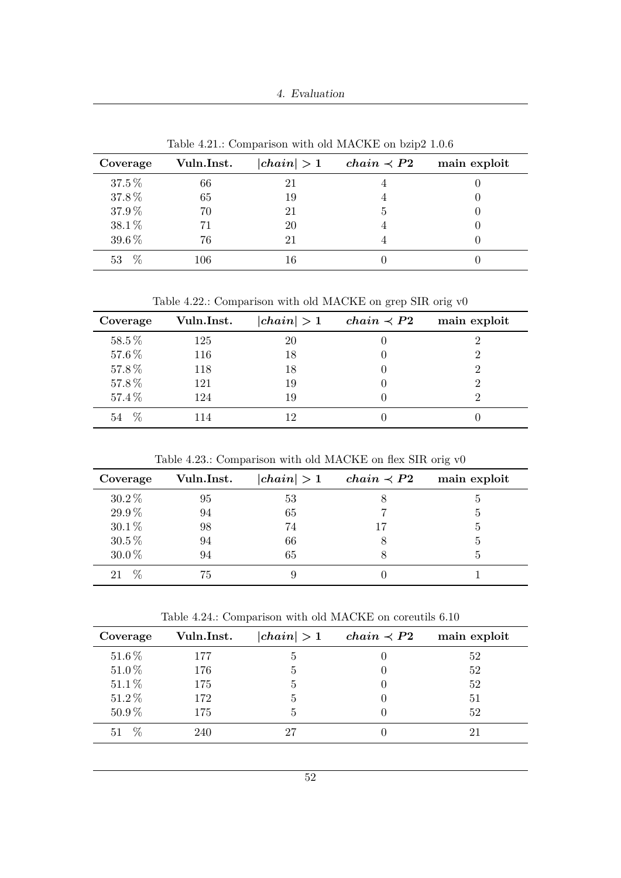Table 4.21.: Comparison with old MACKE on bzip2 1.0.6

| **Coverage** | **Vuln.Inst.** | $\|chain\| > 1$ | $chain \prec P2$ | **main exploit** |
|---|---|---|---|---|
| 37.5 % | 66 | 21 | 4 | 0 |
| 37.8 % | 65 | 19 | 4 | 0 |
| 37.9 % | 70 | 21 | 5 | 0 |
| 38.1 % | 71 | 20 | 4 | 0 |
| 39.6 % | 76 | 21 | 4 | 0 |
| 53 % | 106 | 16 | 0 | 0 |

Table 4.22.: Comparison with old MACKE on grep SIR orig v0

| **Coverage** | **Vuln.Inst.** | $\|chain\| > 1$ | $chain \prec P2$ | **main exploit** |
|---|---|---|---|---|
| 58.5 % | 125 | 20 | 0 | 2 |
| 57.6 % | 116 | 18 | 0 | 2 |
| 57.8 % | 118 | 18 | 0 | 2 |
| 57.8 % | 121 | 19 | 0 | 2 |
| 57.4 % | 124 | 19 | 0 | 2 |
| 54 % | 114 | 12 | 0 | 0 |

Table 4.23.: Comparison with old MACKE on flex SIR orig v0

| **Coverage** | **Vuln.Inst.** | $\|chain\| > 1$ | $chain \prec P2$ | **main exploit** |
|---|---|---|---|---|
| 30.2 % | 95 | 53 | 8 | 5 |
| 29.9 % | 94 | 65 | 7 | 5 |
| 30.1 % | 98 | 74 | 17 | 5 |
| 30.5 % | 94 | 66 | 8 | 5 |
| 30.0 % | 94 | 65 | 8 | 5 |
| 21 % | 75 | 9 | 0 | 1 |

Table 4.24.: Comparison with old MACKE on coreutils 6.10

| **Coverage** | **Vuln.Inst.** | $\|chain\| > 1$ | $chain \prec P2$ | **main exploit** |
|---|---|---|---|---|
| 51.6 % | 177 | 5 | 0 | 52 |
| 51.0 % | 176 | 5 | 0 | 52 |
| 51.1 % | 175 | 5 | 0 | 52 |
| 51.2 % | 172 | 5 | 0 | 51 |
| 50.9 % | 175 | 5 | 0 | 52 |
| 51 % | 240 | 27 | 0 | 21 |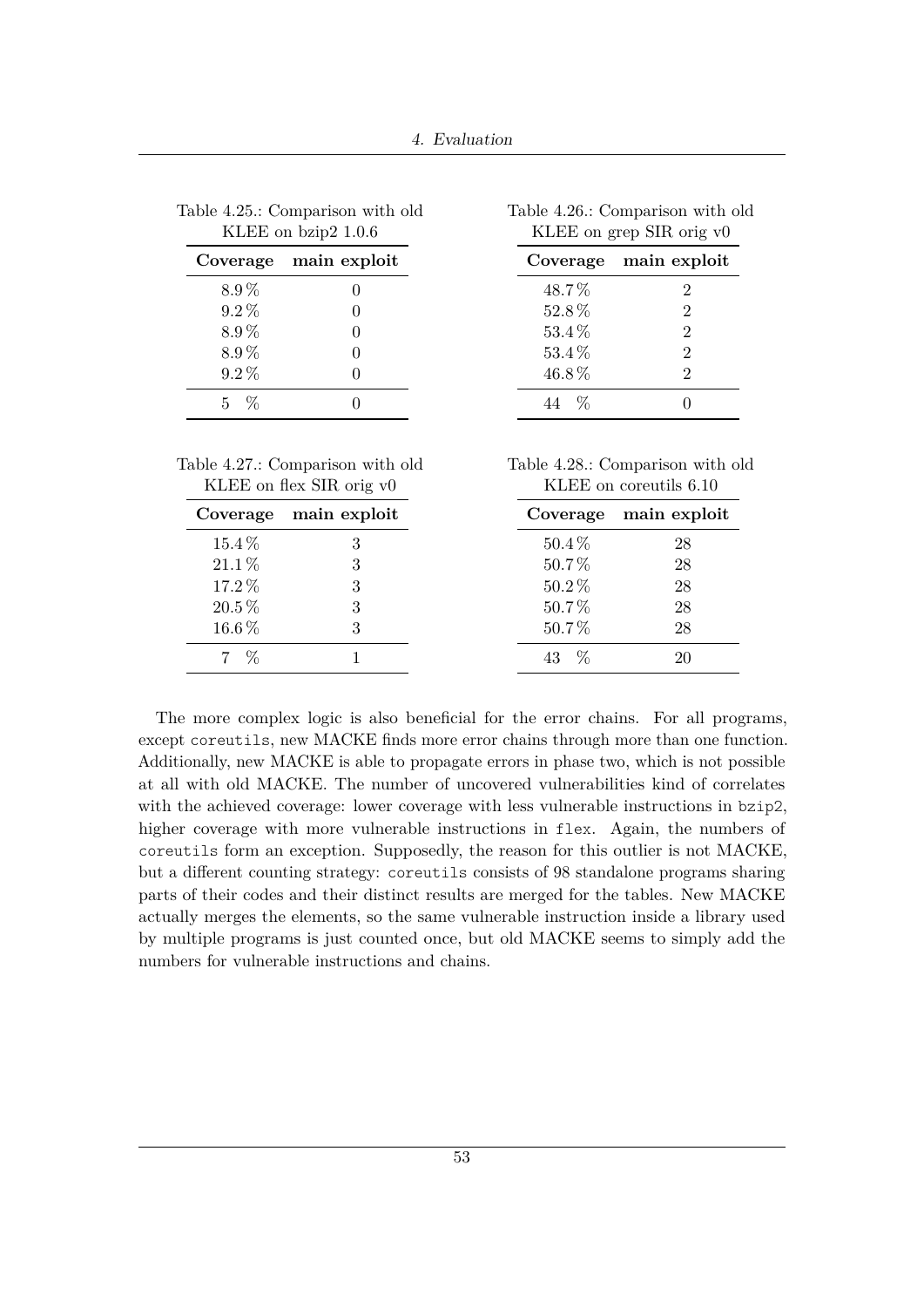Table 4.25.: Comparison with old KLEE on bzip2 1.0.6

| Coverage | main exploit |
|---|---|
| 8.9 % | 0 |
| 9.2 % | 0 |
| 8.9 % | 0 |
| 8.9 % | 0 |
| 9.2 % | 0 |
| 5 % | 0 |

Table 4.26.: Comparison with old KLEE on grep SIR orig v0

| Coverage | main exploit |
|---|---|
| 48.7 % | 2 |
| 52.8 % | 2 |
| 53.4 % | 2 |
| 53.4 % | 2 |
| 46.8 % | 2 |
| 44 % | 0 |

Table 4.27.: Comparison with old KLEE on flex SIR orig v0

| Coverage | main exploit |
|---|---|
| 15.4 % | 3 |
| 21.1 % | 3 |
| 17.2 % | 3 |
| 20.5 % | 3 |
| 16.6 % | 3 |
| 7 % | 1 |

Table 4.28.: Comparison with old KLEE on coreutils 6.10

| Coverage | main exploit |
|---|---|
| 50.4 % | 28 |
| 50.7 % | 28 |
| 50.2 % | 28 |
| 50.7 % | 28 |
| 50.7 % | 28 |
| 43 % | 20 |

The more complex logic is also beneficial for the error chains. For all programs, except `coreutils`, new MACKE finds more error chains through more than one function. Additionally, new MACKE is able to propagate errors in phase two, which is not possible at all with old MACKE. The number of uncovered vulnerabilities kind of correlates with the achieved coverage: lower coverage with less vulnerable instructions in `bzip2`, higher coverage with more vulnerable instructions in `flex`. Again, the numbers of `coreutils` form an exception. Supposedly, the reason for this outlier is not MACKE, but a different counting strategy: `coreutils` consists of 98 standalone programs sharing parts of their codes and their distinct results are merged for the tables. New MACKE actually merges the elements, so the same vulnerable instruction inside a library used by multiple programs is just counted once, but old MACKE seems to simply add the numbers for vulnerable instructions and chains.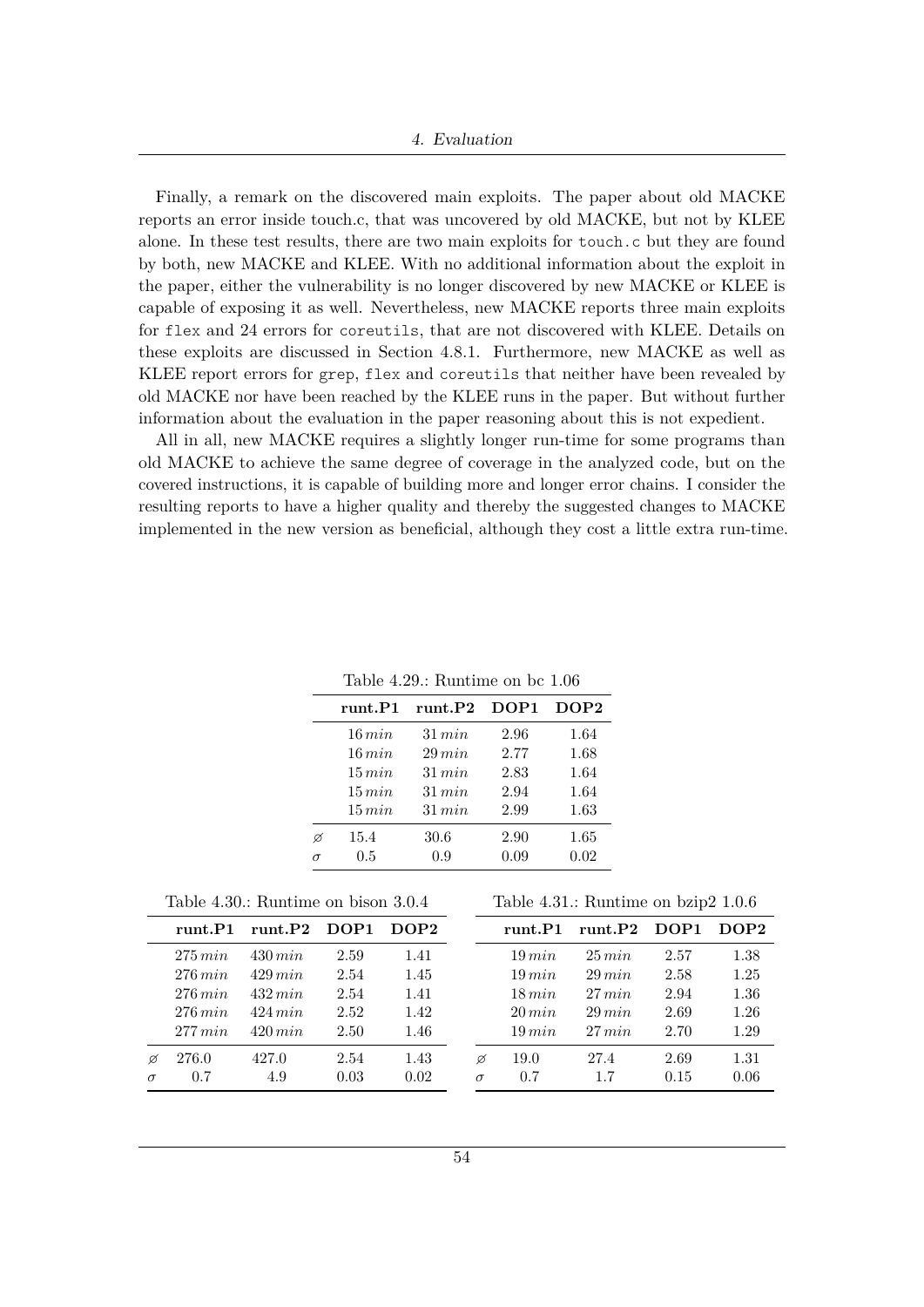Finally, a remark on the discovered main exploits. The paper about old MACKE reports an error inside touch.c, that was uncovered by old MACKE, but not by KLEE alone. In these test results, there are two main exploits for `touch.c` but they are found by both, new MACKE and KLEE. With no additional information about the exploit in the paper, either the vulnerability is no longer discovered by new MACKE or KLEE is capable of exposing it as well. Nevertheless, new MACKE reports three main exploits for `flex` and 24 errors for `coreutils`, that are not discovered with KLEE. Details on these exploits are discussed in Section 4.8.1. Furthermore, new MACKE as well as KLEE report errors for `grep`, `flex` and `coreutils` that neither have been revealed by old MACKE nor have been reached by the KLEE runs in the paper. But without further information about the evaluation in the paper reasoning about this is not expedient.

All in all, new MACKE requires a slightly longer run-time for some programs than old MACKE to achieve the same degree of coverage in the analyzed code, but on the covered instructions, it is capable of building more and longer error chains. I consider the resulting reports to have a higher quality and thereby the suggested changes to MACKE implemented in the new version as beneficial, although they cost a little extra run-time.

Table 4.29.: Runtime on bc 1.06

| | **runt.P1** | **runt.P2** | **DOP1** | **DOP2** |
|---|---|---|---|---|
| | $16\,min$ | $31\,min$ | 2.96 | 1.64 |
| | $16\,min$ | $29\,min$ | 2.77 | 1.68 |
| | $15\,min$ | $31\,min$ | 2.83 | 1.64 |
| | $15\,min$ | $31\,min$ | 2.94 | 1.64 |
| | $15\,min$ | $31\,min$ | 2.99 | 1.63 |
| ⌀ | 15.4 | 30.6 | 2.90 | 1.65 |
| $\sigma$ | 0.5 | 0.9 | 0.09 | 0.02 |

Table 4.30.: Runtime on bison 3.0.4

| | **runt.P1** | **runt.P2** | **DOP1** | **DOP2** |
|---|---|---|---|---|
| | $275\,min$ | $430\,min$ | 2.59 | 1.41 |
| | $276\,min$ | $429\,min$ | 2.54 | 1.45 |
| | $276\,min$ | $432\,min$ | 2.54 | 1.41 |
| | $276\,min$ | $424\,min$ | 2.52 | 1.42 |
| | $277\,min$ | $420\,min$ | 2.50 | 1.46 |
| ⌀ | 276.0 | 427.0 | 2.54 | 1.43 |
| $\sigma$ | 0.7 | 4.9 | 0.03 | 0.02 |

Table 4.31.: Runtime on bzip2 1.0.6

| | **runt.P1** | **runt.P2** | **DOP1** | **DOP2** |
|---|---|---|---|---|
| | $19\,min$ | $25\,min$ | 2.57 | 1.38 |
| | $19\,min$ | $29\,min$ | 2.58 | 1.25 |
| | $18\,min$ | $27\,min$ | 2.94 | 1.36 |
| | $20\,min$ | $29\,min$ | 2.69 | 1.26 |
| | $19\,min$ | $27\,min$ | 2.70 | 1.29 |
| ⌀ | 19.0 | 27.4 | 2.69 | 1.31 |
| $\sigma$ | 0.7 | 1.7 | 0.15 | 0.06 |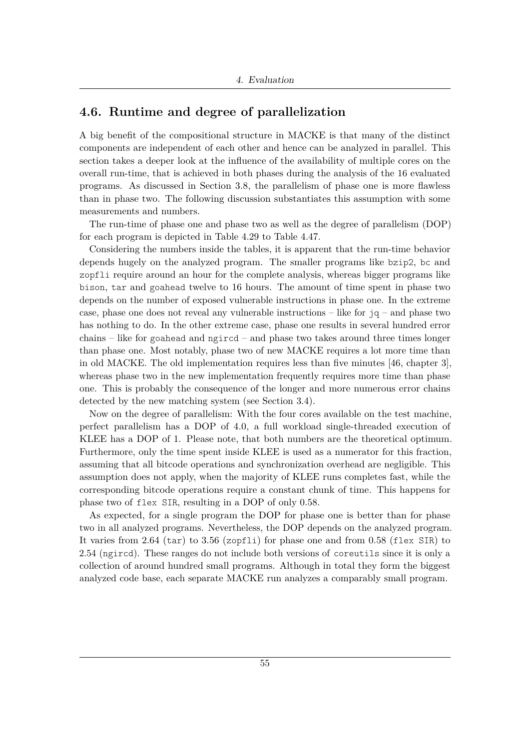## 4.6. Runtime and degree of parallelization

A big benefit of the compositional structure in MACKE is that many of the distinct components are independent of each other and hence can be analyzed in parallel. This section takes a deeper look at the influence of the availability of multiple cores on the overall run-time, that is achieved in both phases during the analysis of the 16 evaluated programs. As discussed in Section 3.8, the parallelism of phase one is more flawless than in phase two. The following discussion substantiates this assumption with some measurements and numbers.

The run-time of phase one and phase two as well as the degree of parallelism (DOP) for each program is depicted in Table 4.29 to Table 4.47.

Considering the numbers inside the tables, it is apparent that the run-time behavior depends hugely on the analyzed program. The smaller programs like `bzip2`, `bc` and `zopfli` require around an hour for the complete analysis, whereas bigger programs like `bison`, `tar` and `goahead` twelve to 16 hours. The amount of time spent in phase two depends on the number of exposed vulnerable instructions in phase one. In the extreme case, phase one does not reveal any vulnerable instructions – like for `jq` – and phase two has nothing to do. In the other extreme case, phase one results in several hundred error chains – like for `goahead` and `ngircd` – and phase two takes around three times longer than phase one. Most notably, phase two of new MACKE requires a lot more time than in old MACKE. The old implementation requires less than five minutes [46, chapter 3], whereas phase two in the new implementation frequently requires more time than phase one. This is probably the consequence of the longer and more numerous error chains detected by the new matching system (see Section 3.4).

Now on the degree of parallelism: With the four cores available on the test machine, perfect parallelism has a DOP of 4.0, a full workload single-threaded execution of KLEE has a DOP of 1. Please note, that both numbers are the theoretical optimum. Furthermore, only the time spent inside KLEE is used as a numerator for this fraction, assuming that all bitcode operations and synchronization overhead are negligible. This assumption does not apply, when the majority of KLEE runs completes fast, while the corresponding bitcode operations require a constant chunk of time. This happens for phase two of `flex SIR`, resulting in a DOP of only 0.58.

As expected, for a single program the DOP for phase one is better than for phase two in all analyzed programs. Nevertheless, the DOP depends on the analyzed program. It varies from 2.64 (`tar`) to 3.56 (`zopfli`) for phase one and from 0.58 (`flex SIR`) to 2.54 (`ngircd`). These ranges do not include both versions of `coreutils` since it is only a collection of around hundred small programs. Although in total they form the biggest analyzed code base, each separate MACKE run analyzes a comparably small program.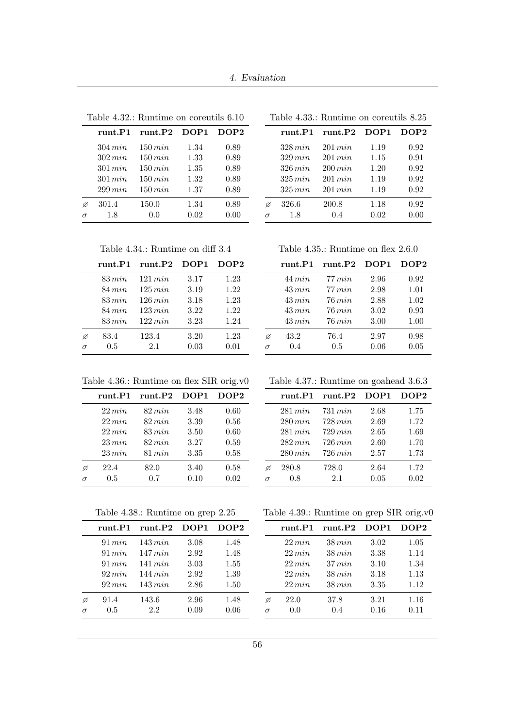Table 4.32.: Runtime on coreutils 6.10

| | runt.P1 | runt.P2 | DOP1 | DOP2 |
|---|---|---|---|---|
| | $304\,min$ | $150\,min$ | 1.34 | 0.89 |
| | $302\,min$ | $150\,min$ | 1.33 | 0.89 |
| | $301\,min$ | $150\,min$ | 1.35 | 0.89 |
| | $301\,min$ | $150\,min$ | 1.32 | 0.89 |
| | $299\,min$ | $150\,min$ | 1.37 | 0.89 |
| ⌀ | 301.4 | 150.0 | 1.34 | 0.89 |
| $\sigma$ | 1.8 | 0.0 | 0.02 | 0.00 |

Table 4.33.: Runtime on coreutils 8.25

| | runt.P1 | runt.P2 | DOP1 | DOP2 |
|---|---|---|---|---|
| | $328\,min$ | $201\,min$ | 1.19 | 0.92 |
| | $329\,min$ | $201\,min$ | 1.15 | 0.91 |
| | $326\,min$ | $200\,min$ | 1.20 | 0.92 |
| | $325\,min$ | $201\,min$ | 1.19 | 0.92 |
| | $325\,min$ | $201\,min$ | 1.19 | 0.92 |
| ⌀ | 326.6 | 200.8 | 1.18 | 0.92 |
| $\sigma$ | 1.8 | 0.4 | 0.02 | 0.00 |

Table 4.34.: Runtime on diff 3.4

| | runt.P1 | runt.P2 | DOP1 | DOP2 |
|---|---|---|---|---|
| | $83\,min$ | $121\,min$ | 3.17 | 1.23 |
| | $84\,min$ | $125\,min$ | 3.19 | 1.22 |
| | $83\,min$ | $126\,min$ | 3.18 | 1.23 |
| | $84\,min$ | $123\,min$ | 3.22 | 1.22 |
| | $83\,min$ | $122\,min$ | 3.23 | 1.24 |
| ⌀ | 83.4 | 123.4 | 3.20 | 1.23 |
| $\sigma$ | 0.5 | 2.1 | 0.03 | 0.01 |

Table 4.35.: Runtime on flex 2.6.0

| | runt.P1 | runt.P2 | DOP1 | DOP2 |
|---|---|---|---|---|
| | $44\,min$ | $77\,min$ | 2.96 | 0.92 |
| | $43\,min$ | $77\,min$ | 2.98 | 1.01 |
| | $43\,min$ | $76\,min$ | 2.88 | 1.02 |
| | $43\,min$ | $76\,min$ | 3.02 | 0.93 |
| | $43\,min$ | $76\,min$ | 3.00 | 1.00 |
| ⌀ | 43.2 | 76.4 | 2.97 | 0.98 |
| $\sigma$ | 0.4 | 0.5 | 0.06 | 0.05 |

Table 4.36.: Runtime on flex SIR orig.v0

| | runt.P1 | runt.P2 | DOP1 | DOP2 |
|---|---|---|---|---|
| | $22\,min$ | $82\,min$ | 3.48 | 0.60 |
| | $22\,min$ | $82\,min$ | 3.39 | 0.56 |
| | $22\,min$ | $83\,min$ | 3.50 | 0.60 |
| | $23\,min$ | $82\,min$ | 3.27 | 0.59 |
| | $23\,min$ | $81\,min$ | 3.35 | 0.58 |
| ⌀ | 22.4 | 82.0 | 3.40 | 0.58 |
| $\sigma$ | 0.5 | 0.7 | 0.10 | 0.02 |

Table 4.37.: Runtime on goahead 3.6.3

| | runt.P1 | runt.P2 | DOP1 | DOP2 |
|---|---|---|---|---|
| | $281\,min$ | $731\,min$ | 2.68 | 1.75 |
| | $280\,min$ | $728\,min$ | 2.69 | 1.72 |
| | $281\,min$ | $729\,min$ | 2.65 | 1.69 |
| | $282\,min$ | $726\,min$ | 2.60 | 1.70 |
| | $280\,min$ | $726\,min$ | 2.57 | 1.73 |
| ⌀ | 280.8 | 728.0 | 2.64 | 1.72 |
| $\sigma$ | 0.8 | 2.1 | 0.05 | 0.02 |

Table 4.38.: Runtime on grep 2.25

| | runt.P1 | runt.P2 | DOP1 | DOP2 |
|---|---|---|---|---|
| | $91\,min$ | $143\,min$ | 3.08 | 1.48 |
| | $91\,min$ | $147\,min$ | 2.92 | 1.48 |
| | $91\,min$ | $141\,min$ | 3.03 | 1.55 |
| | $92\,min$ | $144\,min$ | 2.92 | 1.39 |
| | $92\,min$ | $143\,min$ | 2.86 | 1.50 |
| ⌀ | 91.4 | 143.6 | 2.96 | 1.48 |
| $\sigma$ | 0.5 | 2.2 | 0.09 | 0.06 |

Table 4.39.: Runtime on grep SIR orig.v0

| | runt.P1 | runt.P2 | DOP1 | DOP2 |
|---|---|---|---|---|
| | $22\,min$ | $38\,min$ | 3.02 | 1.05 |
| | $22\,min$ | $38\,min$ | 3.38 | 1.14 |
| | $22\,min$ | $37\,min$ | 3.10 | 1.34 |
| | $22\,min$ | $38\,min$ | 3.18 | 1.13 |
| | $22\,min$ | $38\,min$ | 3.35 | 1.12 |
| ⌀ | 22.0 | 37.8 | 3.21 | 1.16 |
| $\sigma$ | 0.0 | 0.4 | 0.16 | 0.11 |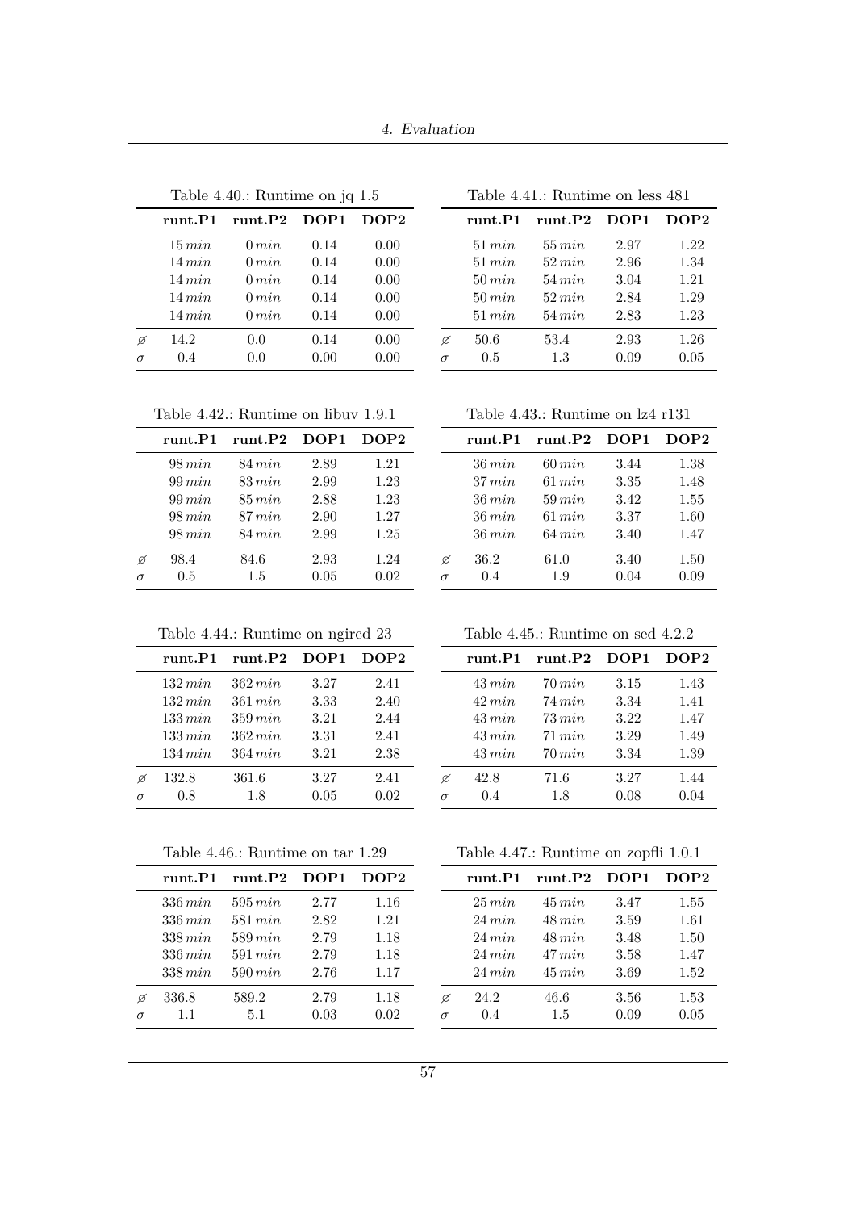Table 4.40.: Runtime on jq 1.5

| | runt.P1 | runt.P2 | DOP1 | DOP2 |
|---|---|---|---|---|
| | $15\,min$ | $0\,min$ | 0.14 | 0.00 |
| | $14\,min$ | $0\,min$ | 0.14 | 0.00 |
| | $14\,min$ | $0\,min$ | 0.14 | 0.00 |
| | $14\,min$ | $0\,min$ | 0.14 | 0.00 |
| | $14\,min$ | $0\,min$ | 0.14 | 0.00 |
| ⌀ | 14.2 | 0.0 | 0.14 | 0.00 |
| $\sigma$ | 0.4 | 0.0 | 0.00 | 0.00 |

Table 4.41.: Runtime on less 481

| | runt.P1 | runt.P2 | DOP1 | DOP2 |
|---|---|---|---|---|
| | $51\,min$ | $55\,min$ | 2.97 | 1.22 |
| | $51\,min$ | $52\,min$ | 2.96 | 1.34 |
| | $50\,min$ | $54\,min$ | 3.04 | 1.21 |
| | $50\,min$ | $52\,min$ | 2.84 | 1.29 |
| | $51\,min$ | $54\,min$ | 2.83 | 1.23 |
| ⌀ | 50.6 | 53.4 | 2.93 | 1.26 |
| $\sigma$ | 0.5 | 1.3 | 0.09 | 0.05 |

Table 4.42.: Runtime on libuv 1.9.1

| | runt.P1 | runt.P2 | DOP1 | DOP2 |
|---|---|---|---|---|
| | $98\,min$ | $84\,min$ | 2.89 | 1.21 |
| | $99\,min$ | $83\,min$ | 2.99 | 1.23 |
| | $99\,min$ | $85\,min$ | 2.88 | 1.23 |
| | $98\,min$ | $87\,min$ | 2.90 | 1.27 |
| | $98\,min$ | $84\,min$ | 2.99 | 1.25 |
| ⌀ | 98.4 | 84.6 | 2.93 | 1.24 |
| $\sigma$ | 0.5 | 1.5 | 0.05 | 0.02 |

Table 4.43.: Runtime on lz4 r131

| | runt.P1 | runt.P2 | DOP1 | DOP2 |
|---|---|---|---|---|
| | $36\,min$ | $60\,min$ | 3.44 | 1.38 |
| | $37\,min$ | $61\,min$ | 3.35 | 1.48 |
| | $36\,min$ | $59\,min$ | 3.42 | 1.55 |
| | $36\,min$ | $61\,min$ | 3.37 | 1.60 |
| | $36\,min$ | $64\,min$ | 3.40 | 1.47 |
| ⌀ | 36.2 | 61.0 | 3.40 | 1.50 |
| $\sigma$ | 0.4 | 1.9 | 0.04 | 0.09 |

Table 4.44.: Runtime on ngircd 23

| | runt.P1 | runt.P2 | DOP1 | DOP2 |
|---|---|---|---|---|
| | $132\,min$ | $362\,min$ | 3.27 | 2.41 |
| | $132\,min$ | $361\,min$ | 3.33 | 2.40 |
| | $133\,min$ | $359\,min$ | 3.21 | 2.44 |
| | $133\,min$ | $362\,min$ | 3.31 | 2.41 |
| | $134\,min$ | $364\,min$ | 3.21 | 2.38 |
| ⌀ | 132.8 | 361.6 | 3.27 | 2.41 |
| $\sigma$ | 0.8 | 1.8 | 0.05 | 0.02 |

Table 4.45.: Runtime on sed 4.2.2

| | runt.P1 | runt.P2 | DOP1 | DOP2 |
|---|---|---|---|---|
| | $43\,min$ | $70\,min$ | 3.15 | 1.43 |
| | $42\,min$ | $74\,min$ | 3.34 | 1.41 |
| | $43\,min$ | $73\,min$ | 3.22 | 1.47 |
| | $43\,min$ | $71\,min$ | 3.29 | 1.49 |
| | $43\,min$ | $70\,min$ | 3.34 | 1.39 |
| ⌀ | 42.8 | 71.6 | 3.27 | 1.44 |
| $\sigma$ | 0.4 | 1.8 | 0.08 | 0.04 |

Table 4.46.: Runtime on tar 1.29

| | runt.P1 | runt.P2 | DOP1 | DOP2 |
|---|---|---|---|---|
| | $336\,min$ | $595\,min$ | 2.77 | 1.16 |
| | $336\,min$ | $581\,min$ | 2.82 | 1.21 |
| | $338\,min$ | $589\,min$ | 2.79 | 1.18 |
| | $336\,min$ | $591\,min$ | 2.79 | 1.18 |
| | $338\,min$ | $590\,min$ | 2.76 | 1.17 |
| ⌀ | 336.8 | 589.2 | 2.79 | 1.18 |
| $\sigma$ | 1.1 | 5.1 | 0.03 | 0.02 |

Table 4.47.: Runtime on zopfli 1.0.1

| | runt.P1 | runt.P2 | DOP1 | DOP2 |
|---|---|---|---|---|
| | $25\,min$ | $45\,min$ | 3.47 | 1.55 |
| | $24\,min$ | $48\,min$ | 3.59 | 1.61 |
| | $24\,min$ | $48\,min$ | 3.48 | 1.50 |
| | $24\,min$ | $47\,min$ | 3.58 | 1.47 |
| | $24\,min$ | $45\,min$ | 3.69 | 1.52 |
| ⌀ | 24.2 | 46.6 | 3.56 | 1.53 |
| $\sigma$ | 0.4 | 1.5 | 0.09 | 0.05 |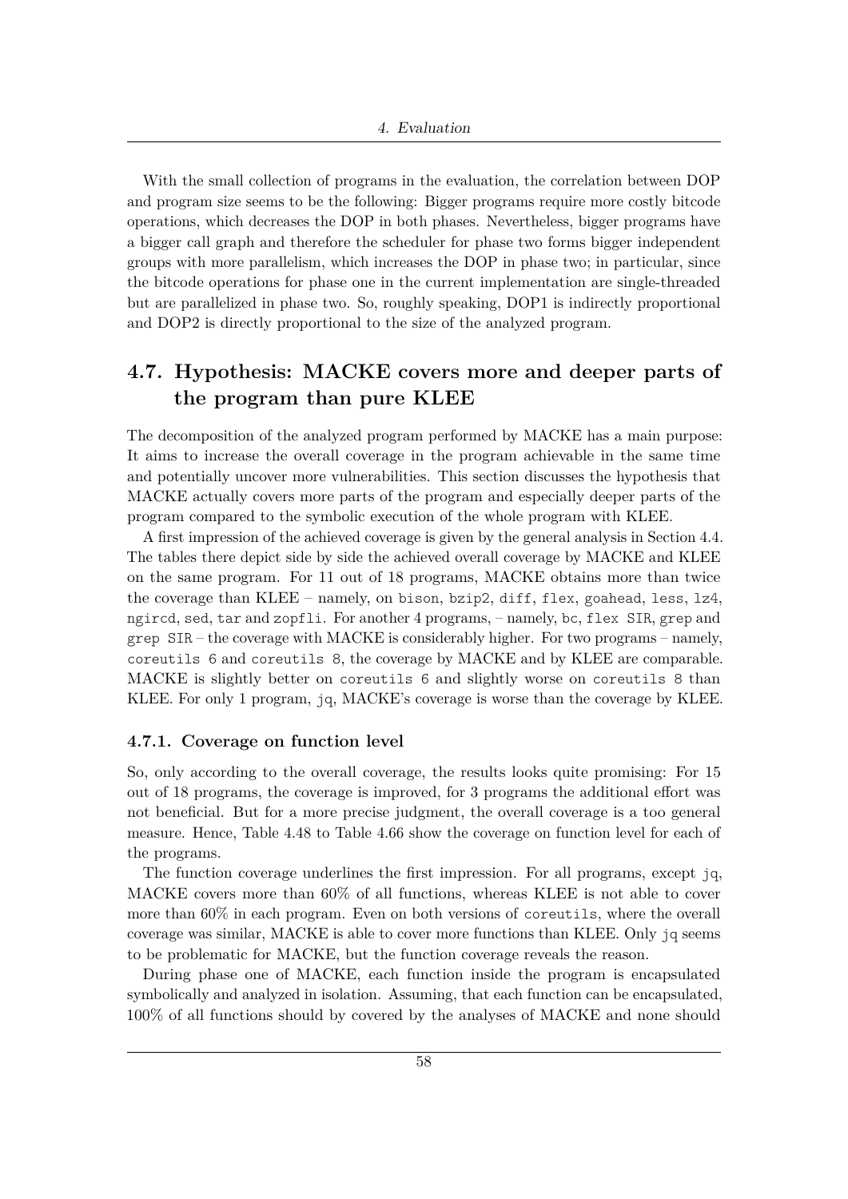With the small collection of programs in the evaluation, the correlation between DOP and program size seems to be the following: Bigger programs require more costly bitcode operations, which decreases the DOP in both phases. Nevertheless, bigger programs have a bigger call graph and therefore the scheduler for phase two forms bigger independent groups with more parallelism, which increases the DOP in phase two; in particular, since the bitcode operations for phase one in the current implementation are single-threaded but are parallelized in phase two. So, roughly speaking, DOP1 is indirectly proportional and DOP2 is directly proportional to the size of the analyzed program.

## 4.7. Hypothesis: MACKE covers more and deeper parts of the program than pure KLEE

The decomposition of the analyzed program performed by MACKE has a main purpose: It aims to increase the overall coverage in the program achievable in the same time and potentially uncover more vulnerabilities. This section discusses the hypothesis that MACKE actually covers more parts of the program and especially deeper parts of the program compared to the symbolic execution of the whole program with KLEE.

A first impression of the achieved coverage is given by the general analysis in Section 4.4. The tables there depict side by side the achieved overall coverage by MACKE and KLEE on the same program. For 11 out of 18 programs, MACKE obtains more than twice the coverage than KLEE – namely, on `bison`, `bzip2`, `diff`, `flex`, `goahead`, `less`, `lz4`, `ngircd`, `sed`, `tar` and `zopfli`. For another 4 programs, – namely, `bc`, `flex SIR`, `grep` and `grep SIR` – the coverage with MACKE is considerably higher. For two programs – namely, `coreutils 6` and `coreutils 8`, the coverage by MACKE and by KLEE are comparable. MACKE is slightly better on `coreutils 6` and slightly worse on `coreutils 8` than KLEE. For only 1 program, `jq`, MACKE's coverage is worse than the coverage by KLEE.

### 4.7.1. Coverage on function level

So, only according to the overall coverage, the results looks quite promising: For 15 out of 18 programs, the coverage is improved, for 3 programs the additional effort was not beneficial. But for a more precise judgment, the overall coverage is a too general measure. Hence, Table 4.48 to Table 4.66 show the coverage on function level for each of the programs.

The function coverage underlines the first impression. For all programs, except `jq`, MACKE covers more than 60% of all functions, whereas KLEE is not able to cover more than 60% in each program. Even on both versions of `coreutils`, where the overall coverage was similar, MACKE is able to cover more functions than KLEE. Only `jq` seems to be problematic for MACKE, but the function coverage reveals the reason.

During phase one of MACKE, each function inside the program is encapsulated symbolically and analyzed in isolation. Assuming, that each function can be encapsulated, 100% of all functions should by covered by the analyses of MACKE and none should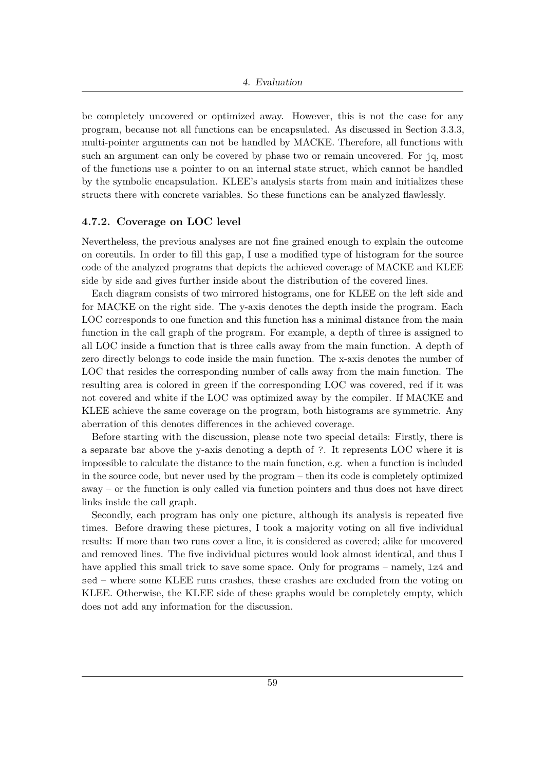be completely uncovered or optimized away. However, this is not the case for any program, because not all functions can be encapsulated. As discussed in Section 3.3.3, multi-pointer arguments can not be handled by MACKE. Therefore, all functions with such an argument can only be covered by phase two or remain uncovered. For `jq`, most of the functions use a pointer to on an internal state struct, which cannot be handled by the symbolic encapsulation. KLEE's analysis starts from main and initializes these structs there with concrete variables. So these functions can be analyzed flawlessly.

### 4.7.2. Coverage on LOC level

Nevertheless, the previous analyses are not fine grained enough to explain the outcome on coreutils. In order to fill this gap, I use a modified type of histogram for the source code of the analyzed programs that depicts the achieved coverage of MACKE and KLEE side by side and gives further inside about the distribution of the covered lines.

Each diagram consists of two mirrored histograms, one for KLEE on the left side and for MACKE on the right side. The y-axis denotes the depth inside the program. Each LOC corresponds to one function and this function has a minimal distance from the main function in the call graph of the program. For example, a depth of three is assigned to all LOC inside a function that is three calls away from the main function. A depth of zero directly belongs to code inside the main function. The x-axis denotes the number of LOC that resides the corresponding number of calls away from the main function. The resulting area is colored in green if the corresponding LOC was covered, red if it was not covered and white if the LOC was optimized away by the compiler. If MACKE and KLEE achieve the same coverage on the program, both histograms are symmetric. Any aberration of this denotes differences in the achieved coverage.

Before starting with the discussion, please note two special details: Firstly, there is a separate bar above the y-axis denoting a depth of `?`. It represents LOC where it is impossible to calculate the distance to the main function, e.g. when a function is included in the source code, but never used by the program – then its code is completely optimized away – or the function is only called via function pointers and thus does not have direct links inside the call graph.

Secondly, each program has only one picture, although its analysis is repeated five times. Before drawing these pictures, I took a majority voting on all five individual results: If more than two runs cover a line, it is considered as covered; alike for uncovered and removed lines. The five individual pictures would look almost identical, and thus I have applied this small trick to save some space. Only for programs – namely, `lz4` and `sed` – where some KLEE runs crashes, these crashes are excluded from the voting on KLEE. Otherwise, the KLEE side of these graphs would be completely empty, which does not add any information for the discussion.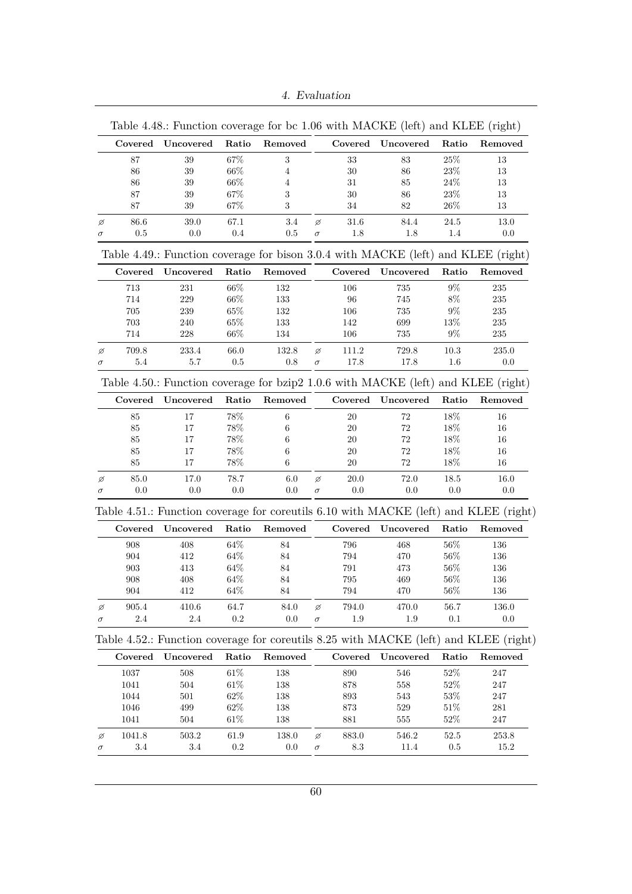Table 4.48.: Function coverage for bc 1.06 with MACKE (left) and KLEE (right)

| | Covered | Uncovered | Ratio | Removed | | Covered | Uncovered | Ratio | Removed |
|---|---|---|---|---|---|---|---|---|---|
| | 87 | 39 | 67% | 3 | | 33 | 83 | 25% | 13 |
| | 86 | 39 | 66% | 4 | | 30 | 86 | 23% | 13 |
| | 86 | 39 | 66% | 4 | | 31 | 85 | 24% | 13 |
| | 87 | 39 | 67% | 3 | | 30 | 86 | 23% | 13 |
| | 87 | 39 | 67% | 3 | | 34 | 82 | 26% | 13 |
| ⌀ | 86.6 | 39.0 | 67.1 | 3.4 | ⌀ | 31.6 | 84.4 | 24.5 | 13.0 |
| $\sigma$ | 0.5 | 0.0 | 0.4 | 0.5 | $\sigma$ | 1.8 | 1.8 | 1.4 | 0.0 |

Table 4.49.: Function coverage for bison 3.0.4 with MACKE (left) and KLEE (right)

| | Covered | Uncovered | Ratio | Removed | | Covered | Uncovered | Ratio | Removed |
|---|---|---|---|---|---|---|---|---|---|
| | 713 | 231 | 66% | 132 | | 106 | 735 | 9% | 235 |
| | 714 | 229 | 66% | 133 | | 96 | 745 | 8% | 235 |
| | 705 | 239 | 65% | 132 | | 106 | 735 | 9% | 235 |
| | 703 | 240 | 65% | 133 | | 142 | 699 | 13% | 235 |
| | 714 | 228 | 66% | 134 | | 106 | 735 | 9% | 235 |
| ⌀ | 709.8 | 233.4 | 66.0 | 132.8 | ⌀ | 111.2 | 729.8 | 10.3 | 235.0 |
| $\sigma$ | 5.4 | 5.7 | 0.5 | 0.8 | $\sigma$ | 17.8 | 17.8 | 1.6 | 0.0 |

Table 4.50.: Function coverage for bzip2 1.0.6 with MACKE (left) and KLEE (right)

| | Covered | Uncovered | Ratio | Removed | | Covered | Uncovered | Ratio | Removed |
|---|---|---|---|---|---|---|---|---|---|
| | 85 | 17 | 78% | 6 | | 20 | 72 | 18% | 16 |
| | 85 | 17 | 78% | 6 | | 20 | 72 | 18% | 16 |
| | 85 | 17 | 78% | 6 | | 20 | 72 | 18% | 16 |
| | 85 | 17 | 78% | 6 | | 20 | 72 | 18% | 16 |
| | 85 | 17 | 78% | 6 | | 20 | 72 | 18% | 16 |
| ⌀ | 85.0 | 17.0 | 78.7 | 6.0 | ⌀ | 20.0 | 72.0 | 18.5 | 16.0 |
| $\sigma$ | 0.0 | 0.0 | 0.0 | 0.0 | $\sigma$ | 0.0 | 0.0 | 0.0 | 0.0 |

Table 4.51.: Function coverage for coreutils 6.10 with MACKE (left) and KLEE (right)

| | Covered | Uncovered | Ratio | Removed | | Covered | Uncovered | Ratio | Removed |
|---|---|---|---|---|---|---|---|---|---|
| | 908 | 408 | 64% | 84 | | 796 | 468 | 56% | 136 |
| | 904 | 412 | 64% | 84 | | 794 | 470 | 56% | 136 |
| | 903 | 413 | 64% | 84 | | 791 | 473 | 56% | 136 |
| | 908 | 408 | 64% | 84 | | 795 | 469 | 56% | 136 |
| | 904 | 412 | 64% | 84 | | 794 | 470 | 56% | 136 |
| ⌀ | 905.4 | 410.6 | 64.7 | 84.0 | ⌀ | 794.0 | 470.0 | 56.7 | 136.0 |
| $\sigma$ | 2.4 | 2.4 | 0.2 | 0.0 | $\sigma$ | 1.9 | 1.9 | 0.1 | 0.0 |

Table 4.52.: Function coverage for coreutils 8.25 with MACKE (left) and KLEE (right)

| | Covered | Uncovered | Ratio | Removed | | Covered | Uncovered | Ratio | Removed |
|---|---|---|---|---|---|---|---|---|---|
| | 1037 | 508 | 61% | 138 | | 890 | 546 | 52% | 247 |
| | 1041 | 504 | 61% | 138 | | 878 | 558 | 52% | 247 |
| | 1044 | 501 | 62% | 138 | | 893 | 543 | 53% | 247 |
| | 1046 | 499 | 62% | 138 | | 873 | 529 | 51% | 281 |
| | 1041 | 504 | 61% | 138 | | 881 | 555 | 52% | 247 |
| ⌀ | 1041.8 | 503.2 | 61.9 | 138.0 | ⌀ | 883.0 | 546.2 | 52.5 | 253.8 |
| $\sigma$ | 3.4 | 3.4 | 0.2 | 0.0 | $\sigma$ | 8.3 | 11.4 | 0.5 | 15.2 |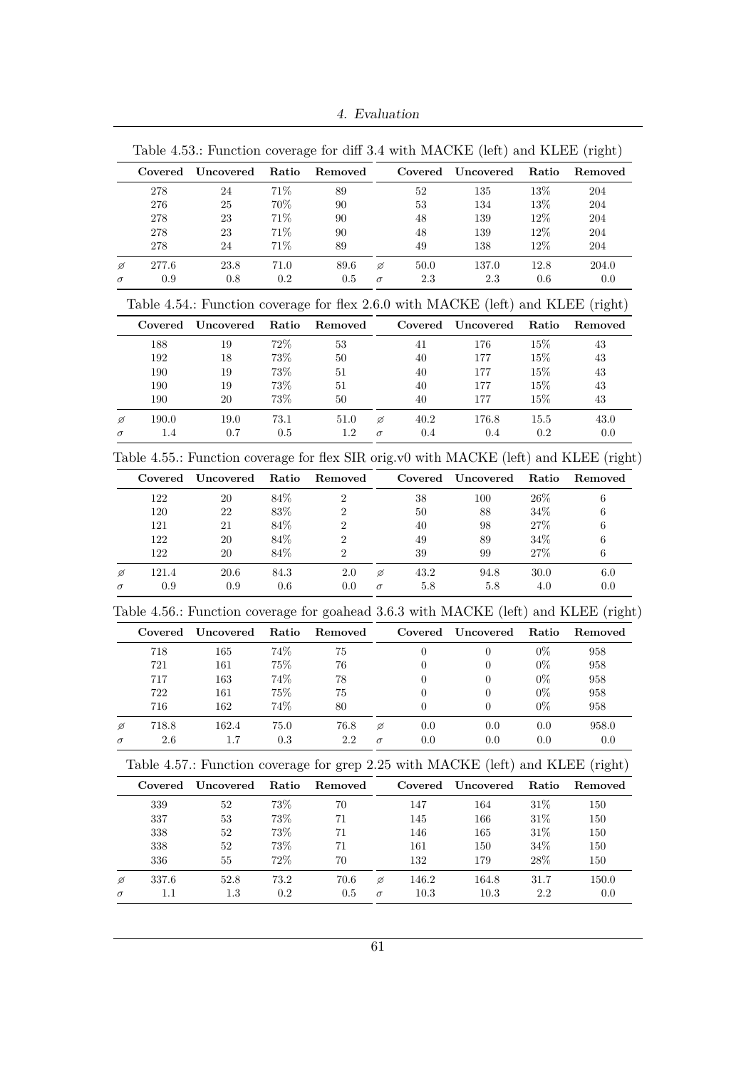Table 4.53.: Function coverage for diff 3.4 with MACKE (left) and KLEE (right)

| | Covered | Uncovered | Ratio | Removed | | Covered | Uncovered | Ratio | Removed |
|---|---|---|---|---|---|---|---|---|---|
| | 278 | 24 | 71% | 89 | | 52 | 135 | 13% | 204 |
| | 276 | 25 | 70% | 90 | | 53 | 134 | 13% | 204 |
| | 278 | 23 | 71% | 90 | | 48 | 139 | 12% | 204 |
| | 278 | 23 | 71% | 90 | | 48 | 139 | 12% | 204 |
| | 278 | 24 | 71% | 89 | | 49 | 138 | 12% | 204 |
| ⌀ | 277.6 | 23.8 | 71.0 | 89.6 | ⌀ | 50.0 | 137.0 | 12.8 | 204.0 |
| $\sigma$ | 0.9 | 0.8 | 0.2 | 0.5 | $\sigma$ | 2.3 | 2.3 | 0.6 | 0.0 |

Table 4.54.: Function coverage for flex 2.6.0 with MACKE (left) and KLEE (right)

| | Covered | Uncovered | Ratio | Removed | | Covered | Uncovered | Ratio | Removed |
|---|---|---|---|---|---|---|---|---|---|
| | 188 | 19 | 72% | 53 | | 41 | 176 | 15% | 43 |
| | 192 | 18 | 73% | 50 | | 40 | 177 | 15% | 43 |
| | 190 | 19 | 73% | 51 | | 40 | 177 | 15% | 43 |
| | 190 | 19 | 73% | 51 | | 40 | 177 | 15% | 43 |
| | 190 | 20 | 73% | 50 | | 40 | 177 | 15% | 43 |
| ⌀ | 190.0 | 19.0 | 73.1 | 51.0 | ⌀ | 40.2 | 176.8 | 15.5 | 43.0 |
| $\sigma$ | 1.4 | 0.7 | 0.5 | 1.2 | $\sigma$ | 0.4 | 0.4 | 0.2 | 0.0 |

Table 4.55.: Function coverage for flex SIR orig.v0 with MACKE (left) and KLEE (right)

| | Covered | Uncovered | Ratio | Removed | | Covered | Uncovered | Ratio | Removed |
|---|---|---|---|---|---|---|---|---|---|
| | 122 | 20 | 84% | 2 | | 38 | 100 | 26% | 6 |
| | 120 | 22 | 83% | 2 | | 50 | 88 | 34% | 6 |
| | 121 | 21 | 84% | 2 | | 40 | 98 | 27% | 6 |
| | 122 | 20 | 84% | 2 | | 49 | 89 | 34% | 6 |
| | 122 | 20 | 84% | 2 | | 39 | 99 | 27% | 6 |
| ⌀ | 121.4 | 20.6 | 84.3 | 2.0 | ⌀ | 43.2 | 94.8 | 30.0 | 6.0 |
| $\sigma$ | 0.9 | 0.9 | 0.6 | 0.0 | $\sigma$ | 5.8 | 5.8 | 4.0 | 0.0 |

Table 4.56.: Function coverage for goahead 3.6.3 with MACKE (left) and KLEE (right)

| | Covered | Uncovered | Ratio | Removed | | Covered | Uncovered | Ratio | Removed |
|---|---|---|---|---|---|---|---|---|---|
| | 718 | 165 | 74% | 75 | | 0 | 0 | 0% | 958 |
| | 721 | 161 | 75% | 76 | | 0 | 0 | 0% | 958 |
| | 717 | 163 | 74% | 78 | | 0 | 0 | 0% | 958 |
| | 722 | 161 | 75% | 75 | | 0 | 0 | 0% | 958 |
| | 716 | 162 | 74% | 80 | | 0 | 0 | 0% | 958 |
| ⌀ | 718.8 | 162.4 | 75.0 | 76.8 | ⌀ | 0.0 | 0.0 | 0.0 | 958.0 |
| $\sigma$ | 2.6 | 1.7 | 0.3 | 2.2 | $\sigma$ | 0.0 | 0.0 | 0.0 | 0.0 |

Table 4.57.: Function coverage for grep 2.25 with MACKE (left) and KLEE (right)

| | Covered | Uncovered | Ratio | Removed | | Covered | Uncovered | Ratio | Removed |
|---|---|---|---|---|---|---|---|---|---|
| | 339 | 52 | 73% | 70 | | 147 | 164 | 31% | 150 |
| | 337 | 53 | 73% | 71 | | 145 | 166 | 31% | 150 |
| | 338 | 52 | 73% | 71 | | 146 | 165 | 31% | 150 |
| | 338 | 52 | 73% | 71 | | 161 | 150 | 34% | 150 |
| | 336 | 55 | 72% | 70 | | 132 | 179 | 28% | 150 |
| ⌀ | 337.6 | 52.8 | 73.2 | 70.6 | ⌀ | 146.2 | 164.8 | 31.7 | 150.0 |
| $\sigma$ | 1.1 | 1.3 | 0.2 | 0.5 | $\sigma$ | 10.3 | 10.3 | 2.2 | 0.0 |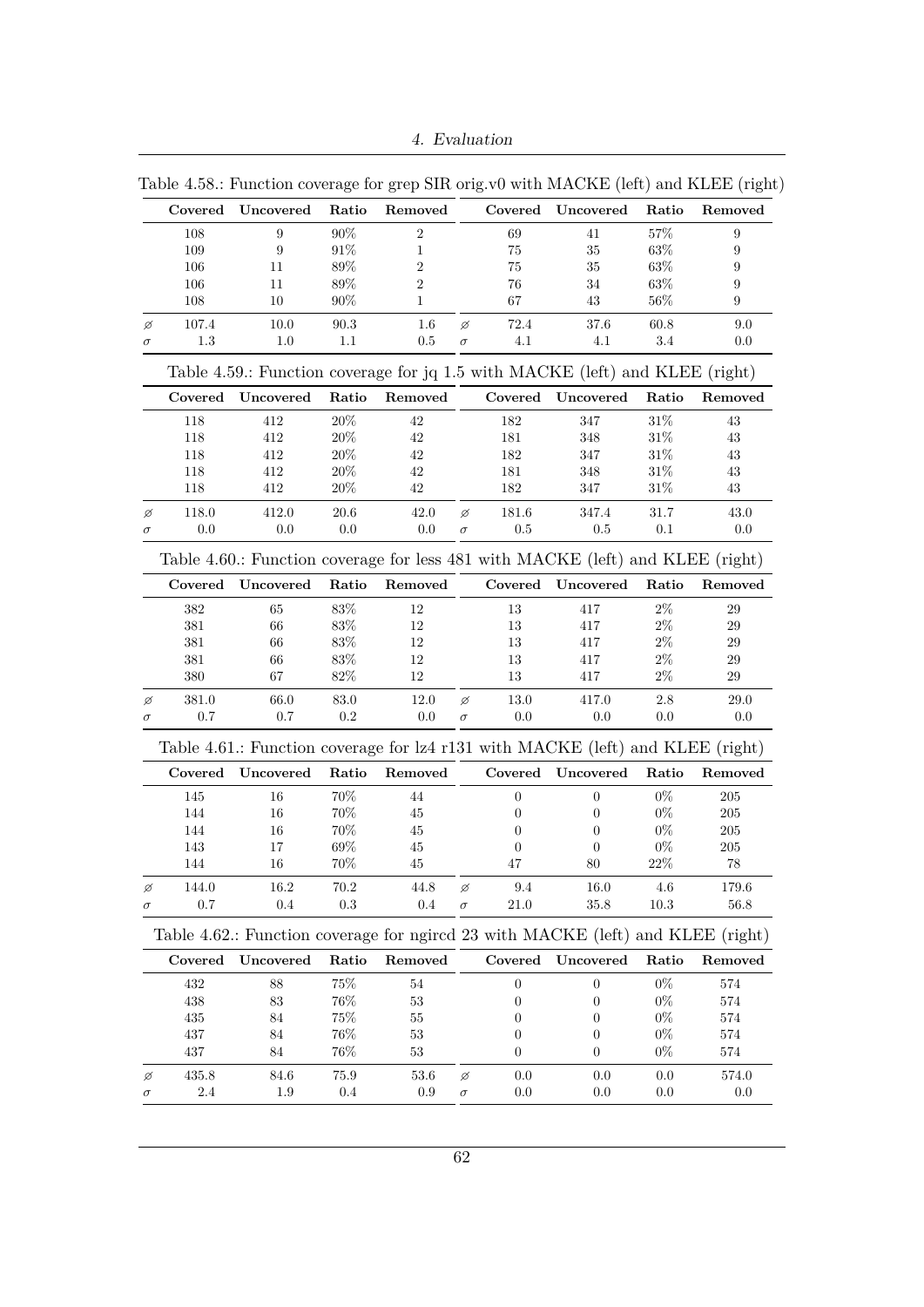Table 4.58.: Function coverage for grep SIR orig.v0 with MACKE (left) and KLEE (right)

| | Covered | Uncovered | Ratio | Removed | | Covered | Uncovered | Ratio | Removed |
|---|---|---|---|---|---|---|---|---|---|
| | 108 | 9 | 90% | 2 | | 69 | 41 | 57% | 9 |
| | 109 | 9 | 91% | 1 | | 75 | 35 | 63% | 9 |
| | 106 | 11 | 89% | 2 | | 75 | 35 | 63% | 9 |
| | 106 | 11 | 89% | 2 | | 76 | 34 | 63% | 9 |
| | 108 | 10 | 90% | 1 | | 67 | 43 | 56% | 9 |
| ⌀ | 107.4 | 10.0 | 90.3 | 1.6 | ⌀ | 72.4 | 37.6 | 60.8 | 9.0 |
| $\sigma$ | 1.3 | 1.0 | 1.1 | 0.5 | $\sigma$ | 4.1 | 4.1 | 3.4 | 0.0 |

Table 4.59.: Function coverage for jq 1.5 with MACKE (left) and KLEE (right)

| | Covered | Uncovered | Ratio | Removed | | Covered | Uncovered | Ratio | Removed |
|---|---|---|---|---|---|---|---|---|---|
| | 118 | 412 | 20% | 42 | | 182 | 347 | 31% | 43 |
| | 118 | 412 | 20% | 42 | | 181 | 348 | 31% | 43 |
| | 118 | 412 | 20% | 42 | | 182 | 347 | 31% | 43 |
| | 118 | 412 | 20% | 42 | | 181 | 348 | 31% | 43 |
| | 118 | 412 | 20% | 42 | | 182 | 347 | 31% | 43 |
| ⌀ | 118.0 | 412.0 | 20.6 | 42.0 | ⌀ | 181.6 | 347.4 | 31.7 | 43.0 |
| $\sigma$ | 0.0 | 0.0 | 0.0 | 0.0 | $\sigma$ | 0.5 | 0.5 | 0.1 | 0.0 |

Table 4.60.: Function coverage for less 481 with MACKE (left) and KLEE (right)

| | Covered | Uncovered | Ratio | Removed | | Covered | Uncovered | Ratio | Removed |
|---|---|---|---|---|---|---|---|---|---|
| | 382 | 65 | 83% | 12 | | 13 | 417 | 2% | 29 |
| | 381 | 66 | 83% | 12 | | 13 | 417 | 2% | 29 |
| | 381 | 66 | 83% | 12 | | 13 | 417 | 2% | 29 |
| | 381 | 66 | 83% | 12 | | 13 | 417 | 2% | 29 |
| | 380 | 67 | 82% | 12 | | 13 | 417 | 2% | 29 |
| ⌀ | 381.0 | 66.0 | 83.0 | 12.0 | ⌀ | 13.0 | 417.0 | 2.8 | 29.0 |
| $\sigma$ | 0.7 | 0.7 | 0.2 | 0.0 | $\sigma$ | 0.0 | 0.0 | 0.0 | 0.0 |

Table 4.61.: Function coverage for lz4 r131 with MACKE (left) and KLEE (right)

| | Covered | Uncovered | Ratio | Removed | | Covered | Uncovered | Ratio | Removed |
|---|---|---|---|---|---|---|---|---|---|
| | 145 | 16 | 70% | 44 | | 0 | 0 | 0% | 205 |
| | 144 | 16 | 70% | 45 | | 0 | 0 | 0% | 205 |
| | 144 | 16 | 70% | 45 | | 0 | 0 | 0% | 205 |
| | 143 | 17 | 69% | 45 | | 0 | 0 | 0% | 205 |
| | 144 | 16 | 70% | 45 | | 47 | 80 | 22% | 78 |
| ⌀ | 144.0 | 16.2 | 70.2 | 44.8 | ⌀ | 9.4 | 16.0 | 4.6 | 179.6 |
| $\sigma$ | 0.7 | 0.4 | 0.3 | 0.4 | $\sigma$ | 21.0 | 35.8 | 10.3 | 56.8 |

Table 4.62.: Function coverage for ngircd 23 with MACKE (left) and KLEE (right)

| | Covered | Uncovered | Ratio | Removed | | Covered | Uncovered | Ratio | Removed |
|---|---|---|---|---|---|---|---|---|---|
| | 432 | 88 | 75% | 54 | | 0 | 0 | 0% | 574 |
| | 438 | 83 | 76% | 53 | | 0 | 0 | 0% | 574 |
| | 435 | 84 | 75% | 55 | | 0 | 0 | 0% | 574 |
| | 437 | 84 | 76% | 53 | | 0 | 0 | 0% | 574 |
| | 437 | 84 | 76% | 53 | | 0 | 0 | 0% | 574 |
| ⌀ | 435.8 | 84.6 | 75.9 | 53.6 | ⌀ | 0.0 | 0.0 | 0.0 | 574.0 |
| $\sigma$ | 2.4 | 1.9 | 0.4 | 0.9 | $\sigma$ | 0.0 | 0.0 | 0.0 | 0.0 |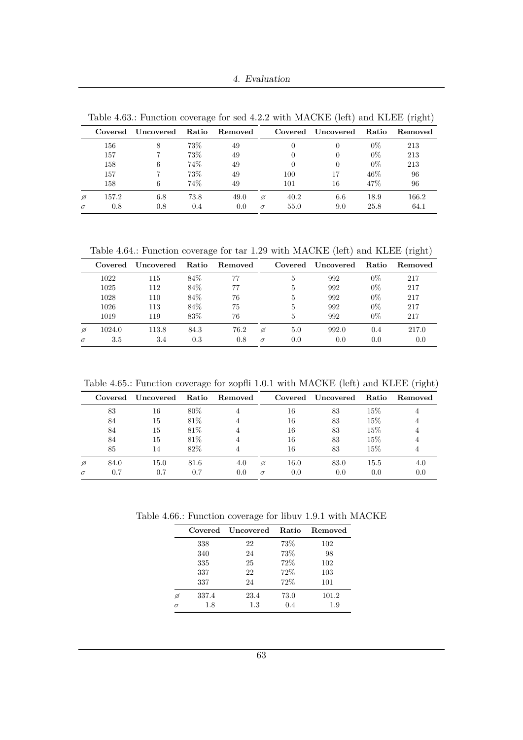Table 4.63.: Function coverage for sed 4.2.2 with MACKE (left) and KLEE (right)

| | Covered | Uncovered | Ratio | Removed | | Covered | Uncovered | Ratio | Removed |
|---|---|---|---|---|---|---|---|---|---|
| | 156 | 8 | 73% | 49 | | 0 | 0 | 0% | 213 |
| | 157 | 7 | 73% | 49 | | 0 | 0 | 0% | 213 |
| | 158 | 6 | 74% | 49 | | 0 | 0 | 0% | 213 |
| | 157 | 7 | 73% | 49 | | 100 | 17 | 46% | 96 |
| | 158 | 6 | 74% | 49 | | 101 | 16 | 47% | 96 |
| ⌀ | 157.2 | 6.8 | 73.8 | 49.0 | ⌀ | 40.2 | 6.6 | 18.9 | 166.2 |
| $\sigma$ | 0.8 | 0.8 | 0.4 | 0.0 | $\sigma$ | 55.0 | 9.0 | 25.8 | 64.1 |

Table 4.64.: Function coverage for tar 1.29 with MACKE (left) and KLEE (right)

| | Covered | Uncovered | Ratio | Removed | | Covered | Uncovered | Ratio | Removed |
|---|---|---|---|---|---|---|---|---|---|
| | 1022 | 115 | 84% | 77 | | 5 | 992 | 0% | 217 |
| | 1025 | 112 | 84% | 77 | | 5 | 992 | 0% | 217 |
| | 1028 | 110 | 84% | 76 | | 5 | 992 | 0% | 217 |
| | 1026 | 113 | 84% | 75 | | 5 | 992 | 0% | 217 |
| | 1019 | 119 | 83% | 76 | | 5 | 992 | 0% | 217 |
| ⌀ | 1024.0 | 113.8 | 84.3 | 76.2 | ⌀ | 5.0 | 992.0 | 0.4 | 217.0 |
| $\sigma$ | 3.5 | 3.4 | 0.3 | 0.8 | $\sigma$ | 0.0 | 0.0 | 0.0 | 0.0 |

Table 4.65.: Function coverage for zopfli 1.0.1 with MACKE (left) and KLEE (right)

| | Covered | Uncovered | Ratio | Removed | | Covered | Uncovered | Ratio | Removed |
|---|---|---|---|---|---|---|---|---|---|
| | 83 | 16 | 80% | 4 | | 16 | 83 | 15% | 4 |
| | 84 | 15 | 81% | 4 | | 16 | 83 | 15% | 4 |
| | 84 | 15 | 81% | 4 | | 16 | 83 | 15% | 4 |
| | 84 | 15 | 81% | 4 | | 16 | 83 | 15% | 4 |
| | 85 | 14 | 82% | 4 | | 16 | 83 | 15% | 4 |
| ⌀ | 84.0 | 15.0 | 81.6 | 4.0 | ⌀ | 16.0 | 83.0 | 15.5 | 4.0 |
| $\sigma$ | 0.7 | 0.7 | 0.7 | 0.0 | $\sigma$ | 0.0 | 0.0 | 0.0 | 0.0 |

Table 4.66.: Function coverage for libuv 1.9.1 with MACKE

| | Covered | Uncovered | Ratio | Removed |
|---|---|---|---|---|
| | 338 | 22 | 73% | 102 |
| | 340 | 24 | 73% | 98 |
| | 335 | 25 | 72% | 102 |
| | 337 | 22 | 72% | 103 |
| | 337 | 24 | 72% | 101 |
| ⌀ | 337.4 | 23.4 | 73.0 | 101.2 |
| $\sigma$ | 1.8 | 1.3 | 0.4 | 1.9 |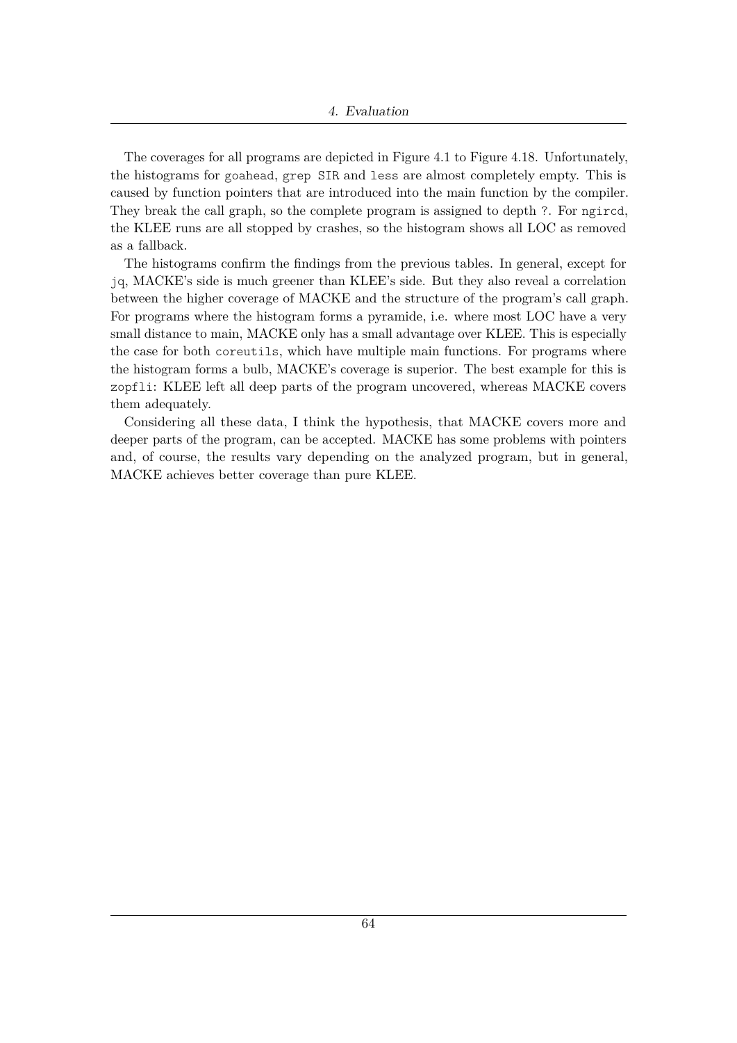The coverages for all programs are depicted in Figure 4.1 to Figure 4.18. Unfortunately, the histograms for `goahead`, `grep SIR` and `less` are almost completely empty. This is caused by function pointers that are introduced into the main function by the compiler. They break the call graph, so the complete program is assigned to depth `?`. For `ngircd`, the KLEE runs are all stopped by crashes, so the histogram shows all LOC as removed as a fallback.

The histograms confirm the findings from the previous tables. In general, except for `jq`, MACKE's side is much greener than KLEE's side. But they also reveal a correlation between the higher coverage of MACKE and the structure of the program's call graph. For programs where the histogram forms a pyramide, i.e. where most LOC have a very small distance to main, MACKE only has a small advantage over KLEE. This is especially the case for both `coreutils`, which have multiple main functions. For programs where the histogram forms a bulb, MACKE's coverage is superior. The best example for this is `zopfli`: KLEE left all deep parts of the program uncovered, whereas MACKE covers them adequately.

Considering all these data, I think the hypothesis, that MACKE covers more and deeper parts of the program, can be accepted. MACKE has some problems with pointers and, of course, the results vary depending on the analyzed program, but in general, MACKE achieves better coverage than pure KLEE.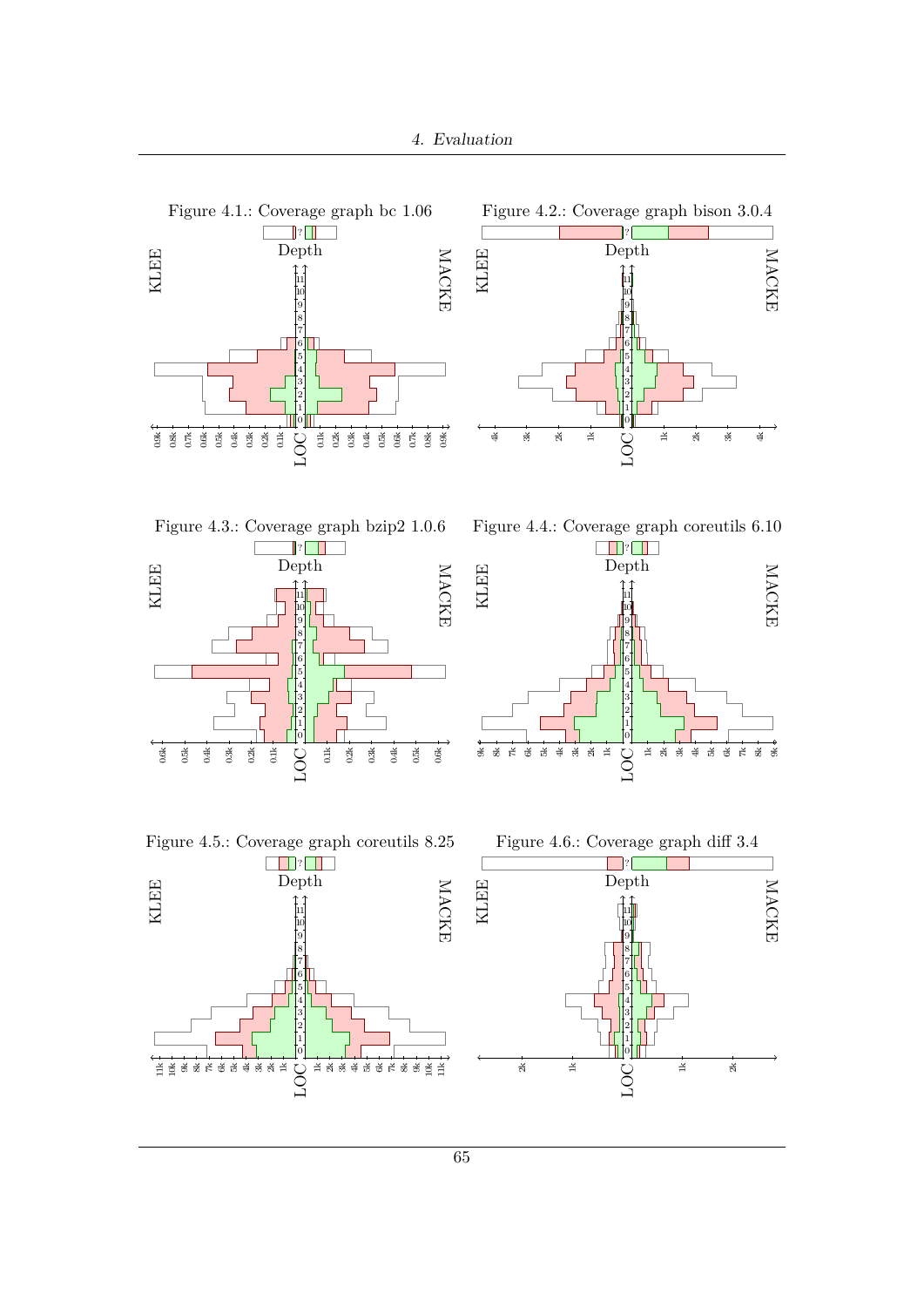Figure 4.1.: Coverage graph bc 1.06

Figure 4.2.: Coverage graph bison 3.0.4

Figure 4.3.: Coverage graph bzip2 1.0.6

Figure 4.4.: Coverage graph coreutils 6.10

Figure 4.5.: Coverage graph coreutils 8.25

Figure 4.6.: Coverage graph diff 3.4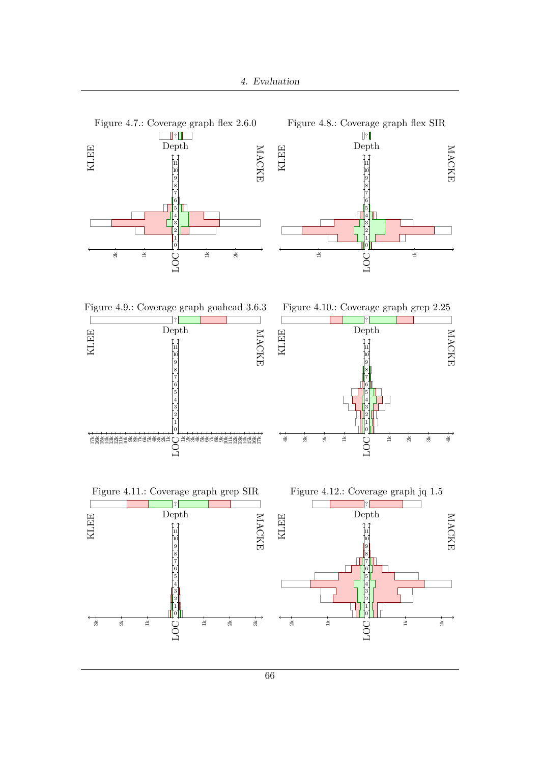Figure 4.7.: Coverage graph flex 2.6.0

Figure 4.8.: Coverage graph flex SIR

Figure 4.9.: Coverage graph goahead 3.6.3

Figure 4.10.: Coverage graph grep 2.25

Figure 4.11.: Coverage graph grep SIR

Figure 4.12.: Coverage graph jq 1.5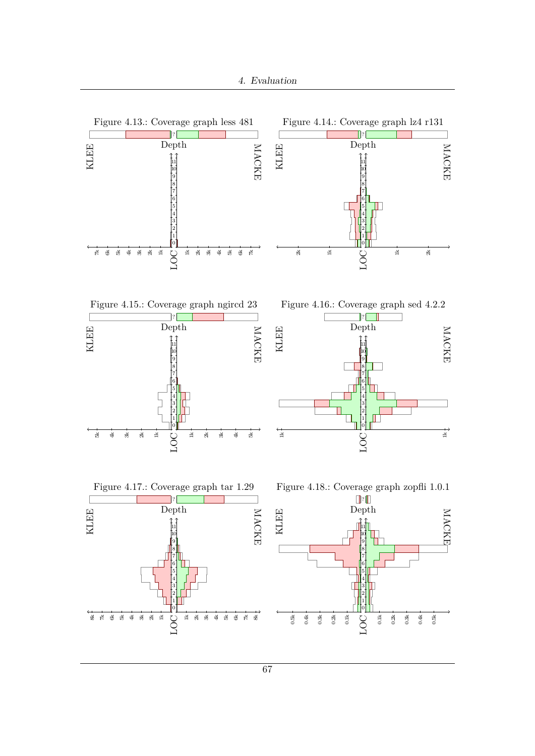Figure 4.13.: Coverage graph less 481

Figure 4.14.: Coverage graph lz4 r131

Figure 4.15.: Coverage graph ngircd 23

Figure 4.16.: Coverage graph sed 4.2.2

Figure 4.17.: Coverage graph tar 1.29

Figure 4.18.: Coverage graph zopfli 1.0.1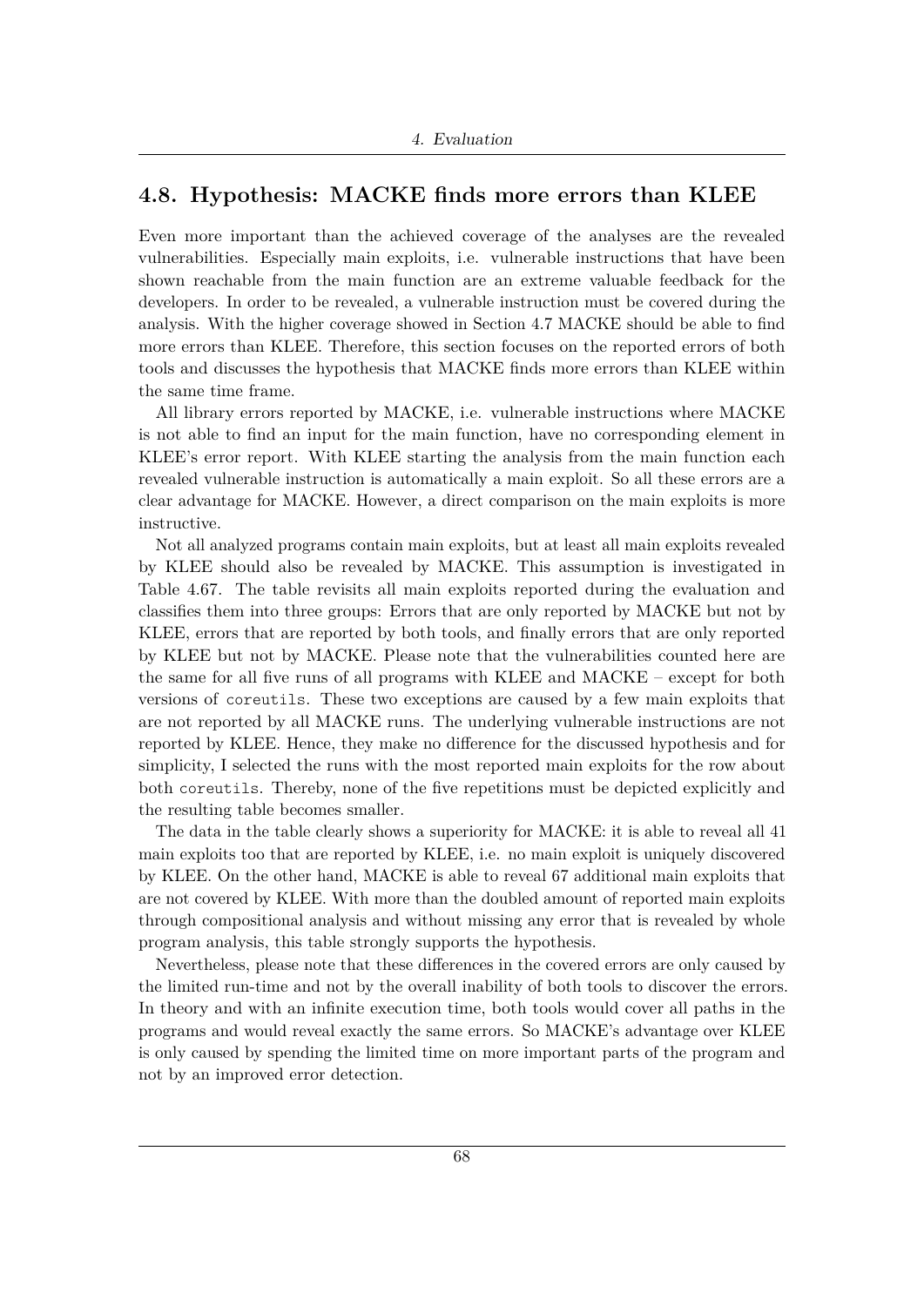## 4.8. Hypothesis: MACKE finds more errors than KLEE

Even more important than the achieved coverage of the analyses are the revealed vulnerabilities. Especially main exploits, i.e. vulnerable instructions that have been shown reachable from the main function are an extreme valuable feedback for the developers. In order to be revealed, a vulnerable instruction must be covered during the analysis. With the higher coverage showed in Section 4.7 MACKE should be able to find more errors than KLEE. Therefore, this section focuses on the reported errors of both tools and discusses the hypothesis that MACKE finds more errors than KLEE within the same time frame.

All library errors reported by MACKE, i.e. vulnerable instructions where MACKE is not able to find an input for the main function, have no corresponding element in KLEE's error report. With KLEE starting the analysis from the main function each revealed vulnerable instruction is automatically a main exploit. So all these errors are a clear advantage for MACKE. However, a direct comparison on the main exploits is more instructive.

Not all analyzed programs contain main exploits, but at least all main exploits revealed by KLEE should also be revealed by MACKE. This assumption is investigated in Table 4.67. The table revisits all main exploits reported during the evaluation and classifies them into three groups: Errors that are only reported by MACKE but not by KLEE, errors that are reported by both tools, and finally errors that are only reported by KLEE but not by MACKE. Please note that the vulnerabilities counted here are the same for all five runs of all programs with KLEE and MACKE – except for both versions of `coreutils`. These two exceptions are caused by a few main exploits that are not reported by all MACKE runs. The underlying vulnerable instructions are not reported by KLEE. Hence, they make no difference for the discussed hypothesis and for simplicity, I selected the runs with the most reported main exploits for the row about both `coreutils`. Thereby, none of the five repetitions must be depicted explicitly and the resulting table becomes smaller.

The data in the table clearly shows a superiority for MACKE: it is able to reveal all 41 main exploits too that are reported by KLEE, i.e. no main exploit is uniquely discovered by KLEE. On the other hand, MACKE is able to reveal 67 additional main exploits that are not covered by KLEE. With more than the doubled amount of reported main exploits through compositional analysis and without missing any error that is revealed by whole program analysis, this table strongly supports the hypothesis.

Nevertheless, please note that these differences in the covered errors are only caused by the limited run-time and not by the overall inability of both tools to discover the errors. In theory and with an infinite execution time, both tools would cover all paths in the programs and would reveal exactly the same errors. So MACKE's advantage over KLEE is only caused by spending the limited time on more important parts of the program and not by an improved error detection.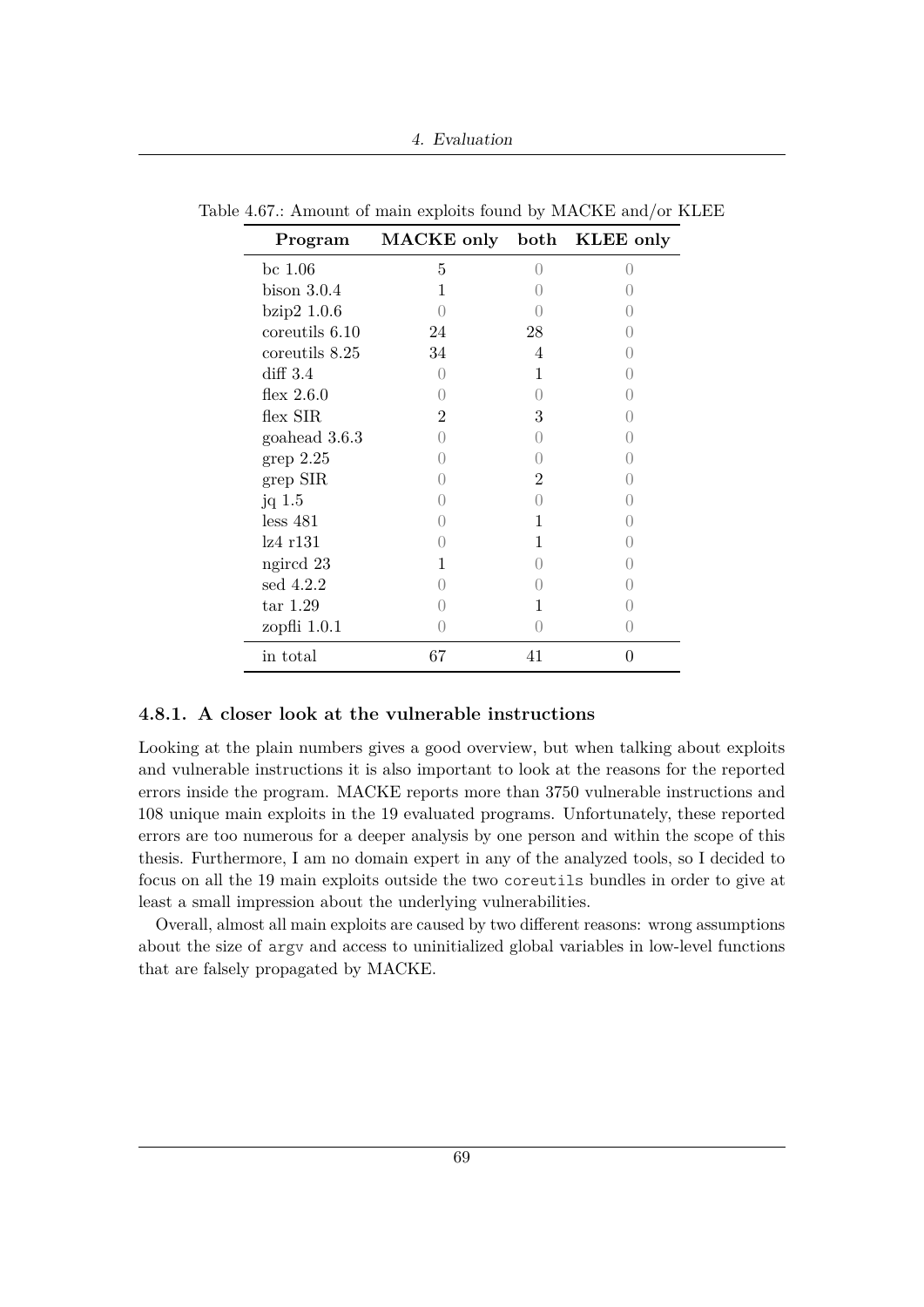Table 4.67.: Amount of main exploits found by MACKE and/or KLEE

| Program | MACKE only | both | KLEE only |
|---|---|---|---|
| bc 1.06 | 5 | 0 | 0 |
| bison 3.0.4 | 1 | 0 | 0 |
| bzip2 1.0.6 | 0 | 0 | 0 |
| coreutils 6.10 | 24 | 28 | 0 |
| coreutils 8.25 | 34 | 4 | 0 |
| diff 3.4 | 0 | 1 | 0 |
| flex 2.6.0 | 0 | 0 | 0 |
| flex SIR | 2 | 3 | 0 |
| goahead 3.6.3 | 0 | 0 | 0 |
| grep 2.25 | 0 | 0 | 0 |
| grep SIR | 0 | 2 | 0 |
| jq 1.5 | 0 | 0 | 0 |
| less 481 | 0 | 1 | 0 |
| lz4 r131 | 0 | 1 | 0 |
| ngircd 23 | 1 | 0 | 0 |
| sed 4.2.2 | 0 | 0 | 0 |
| tar 1.29 | 0 | 1 | 0 |
| zopfli 1.0.1 | 0 | 0 | 0 |
| in total | 67 | 41 | 0 |

### 4.8.1. A closer look at the vulnerable instructions

Looking at the plain numbers gives a good overview, but when talking about exploits and vulnerable instructions it is also important to look at the reasons for the reported errors inside the program. MACKE reports more than 3750 vulnerable instructions and 108 unique main exploits in the 19 evaluated programs. Unfortunately, these reported errors are too numerous for a deeper analysis by one person and within the scope of this thesis. Furthermore, I am no domain expert in any of the analyzed tools, so I decided to focus on all the 19 main exploits outside the two `coreutils` bundles in order to give at least a small impression about the underlying vulnerabilities.

Overall, almost all main exploits are caused by two different reasons: wrong assumptions about the size of `argv` and access to uninitialized global variables in low-level functions that are falsely propagated by MACKE.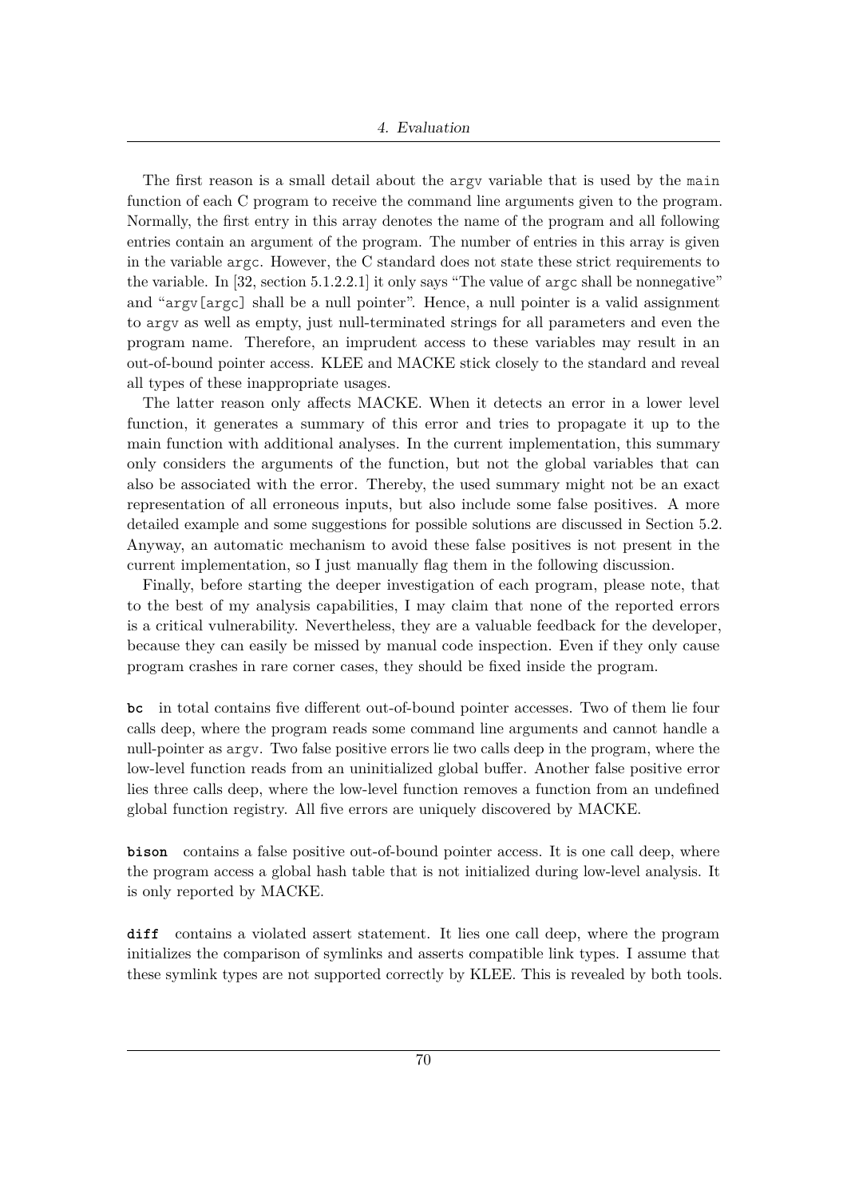The first reason is a small detail about the `argv` variable that is used by the `main` function of each C program to receive the command line arguments given to the program. Normally, the first entry in this array denotes the name of the program and all following entries contain an argument of the program. The number of entries in this array is given in the variable `argc`. However, the C standard does not state these strict requirements to the variable. In [32, section 5.1.2.2.1] it only says "The value of `argc` shall be nonnegative" and "`argv[argc]` shall be a null pointer". Hence, a null pointer is a valid assignment to `argv` as well as empty, just null-terminated strings for all parameters and even the program name. Therefore, an imprudent access to these variables may result in an out-of-bound pointer access. KLEE and MACKE stick closely to the standard and reveal all types of these inappropriate usages.

The latter reason only affects MACKE. When it detects an error in a lower level function, it generates a summary of this error and tries to propagate it up to the main function with additional analyses. In the current implementation, this summary only considers the arguments of the function, but not the global variables that can also be associated with the error. Thereby, the used summary might not be an exact representation of all erroneous inputs, but also include some false positives. A more detailed example and some suggestions for possible solutions are discussed in Section 5.2. Anyway, an automatic mechanism to avoid these false positives is not present in the current implementation, so I just manually flag them in the following discussion.

Finally, before starting the deeper investigation of each program, please note, that to the best of my analysis capabilities, I may claim that none of the reported errors is a critical vulnerability. Nevertheless, they are a valuable feedback for the developer, because they can easily be missed by manual code inspection. Even if they only cause program crashes in rare corner cases, they should be fixed inside the program.

**bc** in total contains five different out-of-bound pointer accesses. Two of them lie four calls deep, where the program reads some command line arguments and cannot handle a null-pointer as `argv`. Two false positive errors lie two calls deep in the program, where the low-level function reads from an uninitialized global buffer. Another false positive error lies three calls deep, where the low-level function removes a function from an undefined global function registry. All five errors are uniquely discovered by MACKE.

**bison** contains a false positive out-of-bound pointer access. It is one call deep, where the program access a global hash table that is not initialized during low-level analysis. It is only reported by MACKE.

**diff** contains a violated assert statement. It lies one call deep, where the program initializes the comparison of symlinks and asserts compatible link types. I assume that these symlink types are not supported correctly by KLEE. This is revealed by both tools.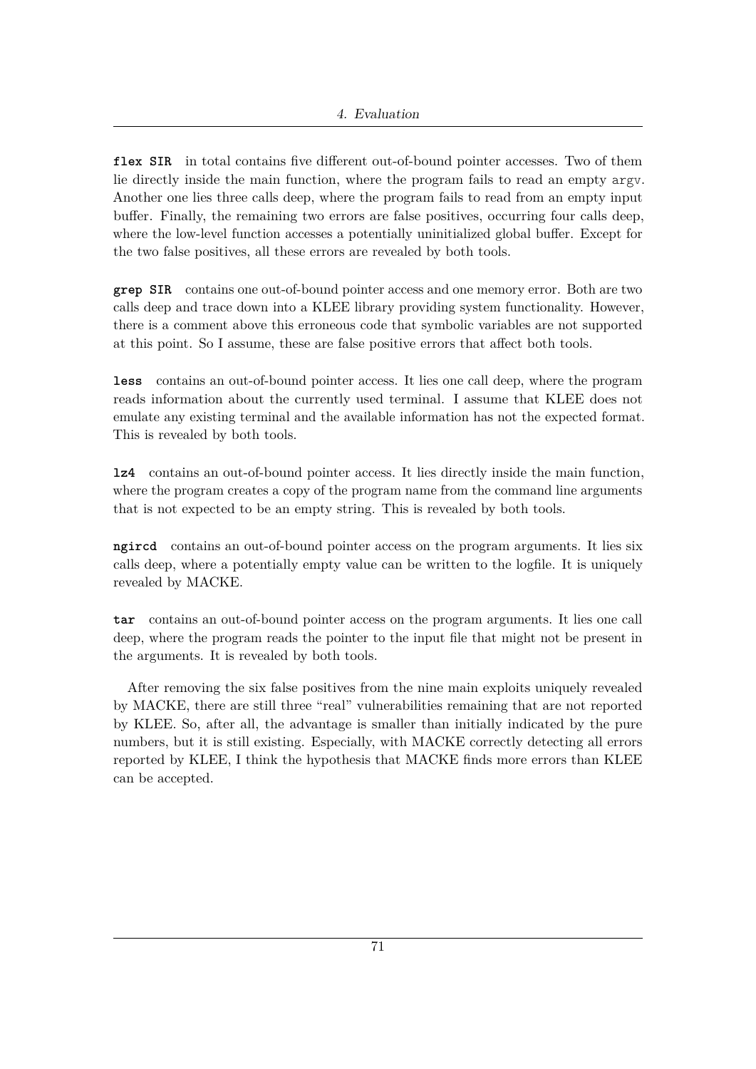**flex SIR** in total contains five different out-of-bound pointer accesses. Two of them lie directly inside the main function, where the program fails to read an empty `argv`. Another one lies three calls deep, where the program fails to read from an empty input buffer. Finally, the remaining two errors are false positives, occurring four calls deep, where the low-level function accesses a potentially uninitialized global buffer. Except for the two false positives, all these errors are revealed by both tools.

**grep SIR** contains one out-of-bound pointer access and one memory error. Both are two calls deep and trace down into a KLEE library providing system functionality. However, there is a comment above this erroneous code that symbolic variables are not supported at this point. So I assume, these are false positive errors that affect both tools.

**less** contains an out-of-bound pointer access. It lies one call deep, where the program reads information about the currently used terminal. I assume that KLEE does not emulate any existing terminal and the available information has not the expected format. This is revealed by both tools.

**lz4** contains an out-of-bound pointer access. It lies directly inside the main function, where the program creates a copy of the program name from the command line arguments that is not expected to be an empty string. This is revealed by both tools.

**ngircd** contains an out-of-bound pointer access on the program arguments. It lies six calls deep, where a potentially empty value can be written to the logfile. It is uniquely revealed by MACKE.

**tar** contains an out-of-bound pointer access on the program arguments. It lies one call deep, where the program reads the pointer to the input file that might not be present in the arguments. It is revealed by both tools.

After removing the six false positives from the nine main exploits uniquely revealed by MACKE, there are still three "real" vulnerabilities remaining that are not reported by KLEE. So, after all, the advantage is smaller than initially indicated by the pure numbers, but it is still existing. Especially, with MACKE correctly detecting all errors reported by KLEE, I think the hypothesis that MACKE finds more errors than KLEE can be accepted.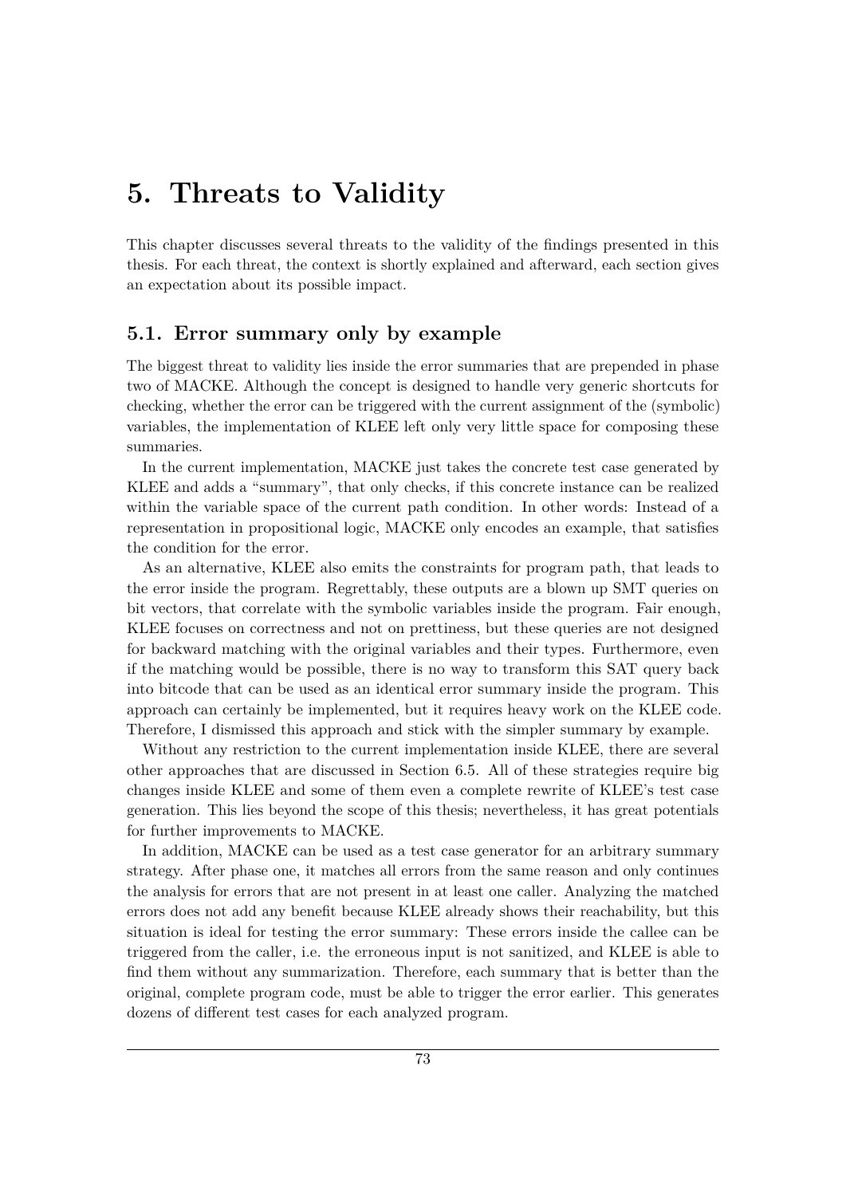# 5. Threats to Validity

This chapter discusses several threats to the validity of the findings presented in this thesis. For each threat, the context is shortly explained and afterward, each section gives an expectation about its possible impact.

## 5.1. Error summary only by example

The biggest threat to validity lies inside the error summaries that are prepended in phase two of MACKE. Although the concept is designed to handle very generic shortcuts for checking, whether the error can be triggered with the current assignment of the (symbolic) variables, the implementation of KLEE left only very little space for composing these summaries.

In the current implementation, MACKE just takes the concrete test case generated by KLEE and adds a "summary", that only checks, if this concrete instance can be realized within the variable space of the current path condition. In other words: Instead of a representation in propositional logic, MACKE only encodes an example, that satisfies the condition for the error.

As an alternative, KLEE also emits the constraints for program path, that leads to the error inside the program. Regrettably, these outputs are a blown up SMT queries on bit vectors, that correlate with the symbolic variables inside the program. Fair enough, KLEE focuses on correctness and not on prettiness, but these queries are not designed for backward matching with the original variables and their types. Furthermore, even if the matching would be possible, there is no way to transform this SAT query back into bitcode that can be used as an identical error summary inside the program. This approach can certainly be implemented, but it requires heavy work on the KLEE code. Therefore, I dismissed this approach and stick with the simpler summary by example.

Without any restriction to the current implementation inside KLEE, there are several other approaches that are discussed in Section 6.5. All of these strategies require big changes inside KLEE and some of them even a complete rewrite of KLEE's test case generation. This lies beyond the scope of this thesis; nevertheless, it has great potentials for further improvements to MACKE.

In addition, MACKE can be used as a test case generator for an arbitrary summary strategy. After phase one, it matches all errors from the same reason and only continues the analysis for errors that are not present in at least one caller. Analyzing the matched errors does not add any benefit because KLEE already shows their reachability, but this situation is ideal for testing the error summary: These errors inside the callee can be triggered from the caller, i.e. the erroneous input is not sanitized, and KLEE is able to find them without any summarization. Therefore, each summary that is better than the original, complete program code, must be able to trigger the error earlier. This generates dozens of different test cases for each analyzed program.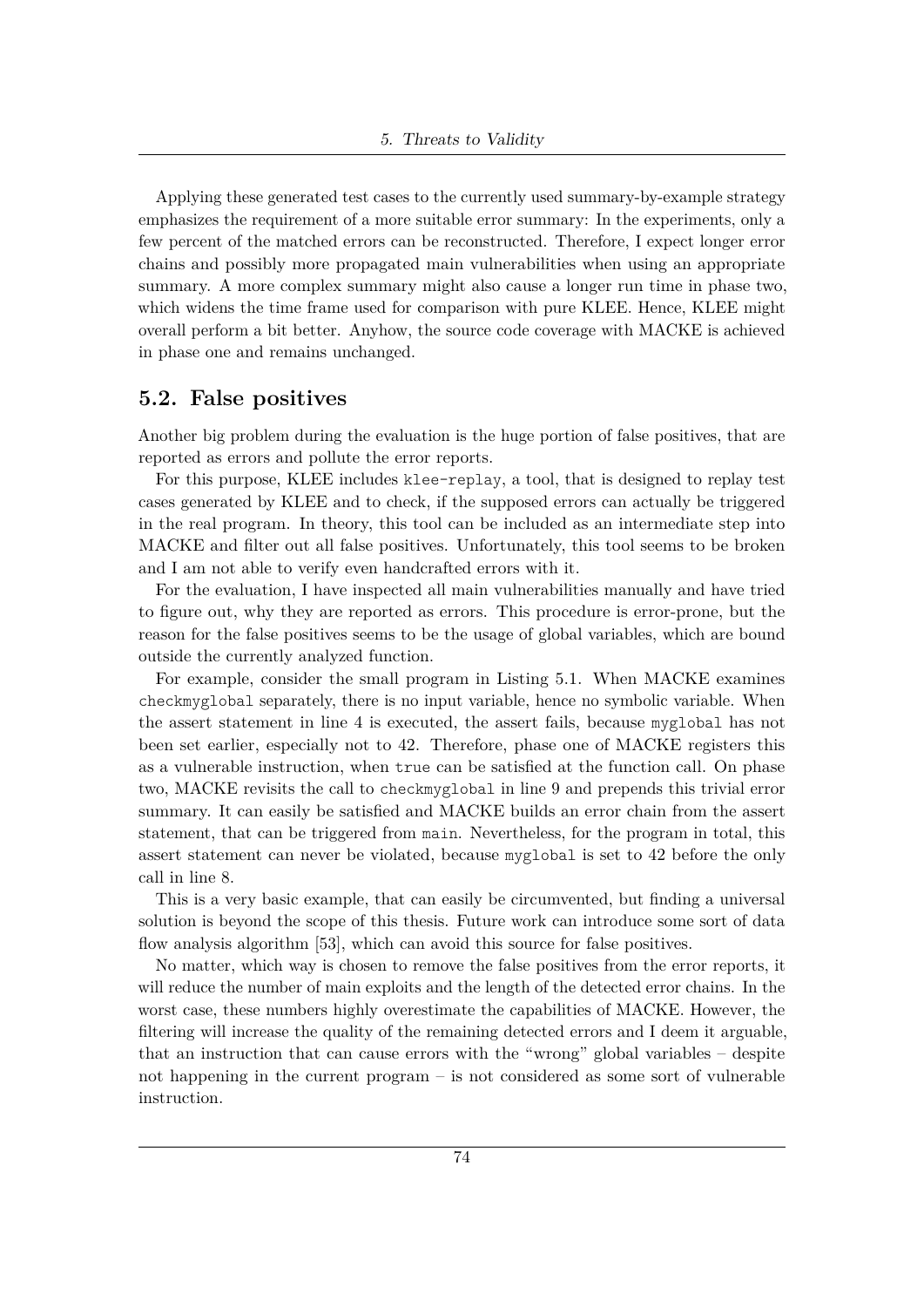Applying these generated test cases to the currently used summary-by-example strategy emphasizes the requirement of a more suitable error summary: In the experiments, only a few percent of the matched errors can be reconstructed. Therefore, I expect longer error chains and possibly more propagated main vulnerabilities when using an appropriate summary. A more complex summary might also cause a longer run time in phase two, which widens the time frame used for comparison with pure KLEE. Hence, KLEE might overall perform a bit better. Anyhow, the source code coverage with MACKE is achieved in phase one and remains unchanged.

## 5.2. False positives

Another big problem during the evaluation is the huge portion of false positives, that are reported as errors and pollute the error reports.

For this purpose, KLEE includes `klee-replay`, a tool, that is designed to replay test cases generated by KLEE and to check, if the supposed errors can actually be triggered in the real program. In theory, this tool can be included as an intermediate step into MACKE and filter out all false positives. Unfortunately, this tool seems to be broken and I am not able to verify even handcrafted errors with it.

For the evaluation, I have inspected all main vulnerabilities manually and have tried to figure out, why they are reported as errors. This procedure is error-prone, but the reason for the false positives seems to be the usage of global variables, which are bound outside the currently analyzed function.

For example, consider the small program in Listing 5.1. When MACKE examines `checkmyglobal` separately, there is no input variable, hence no symbolic variable. When the assert statement in line 4 is executed, the assert fails, because `myglobal` has not been set earlier, especially not to 42. Therefore, phase one of MACKE registers this as a vulnerable instruction, when `true` can be satisfied at the function call. On phase two, MACKE revisits the call to `checkmyglobal` in line 9 and prepends this trivial error summary. It can easily be satisfied and MACKE builds an error chain from the assert statement, that can be triggered from `main`. Nevertheless, for the program in total, this assert statement can never be violated, because `myglobal` is set to 42 before the only call in line 8.

This is a very basic example, that can easily be circumvented, but finding a universal solution is beyond the scope of this thesis. Future work can introduce some sort of data flow analysis algorithm [53], which can avoid this source for false positives.

No matter, which way is chosen to remove the false positives from the error reports, it will reduce the number of main exploits and the length of the detected error chains. In the worst case, these numbers highly overestimate the capabilities of MACKE. However, the filtering will increase the quality of the remaining detected errors and I deem it arguable, that an instruction that can cause errors with the "wrong" global variables – despite not happening in the current program – is not considered as some sort of vulnerable instruction.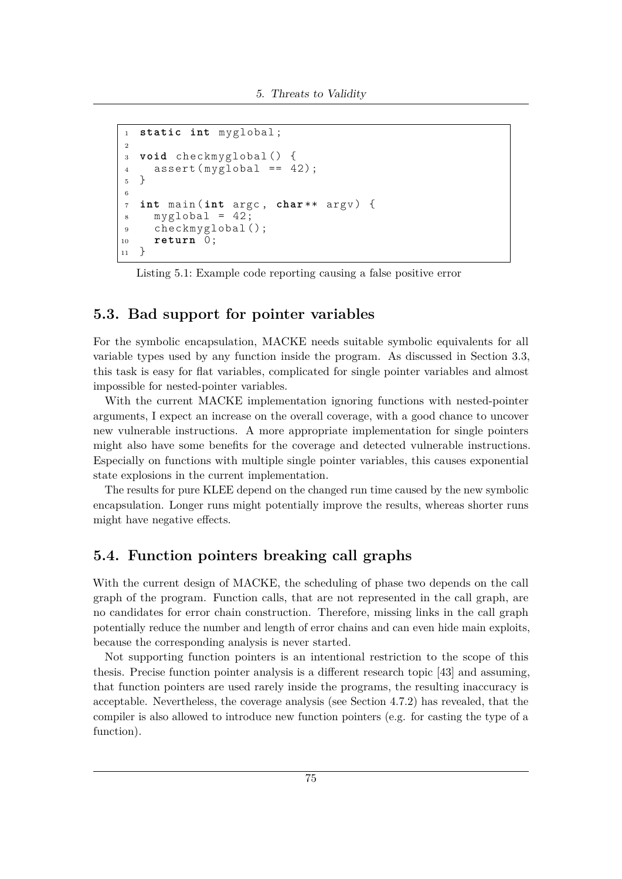```c
static int myglobal;

void checkmyglobal() {
  assert(myglobal == 42);
}

int main(int argc, char** argv) {
  myglobal = 42;
  checkmyglobal();
  return 0;
}
```

Listing 5.1: Example code reporting causing a false positive error

## 5.3. Bad support for pointer variables

For the symbolic encapsulation, MACKE needs suitable symbolic equivalents for all variable types used by any function inside the program. As discussed in Section 3.3, this task is easy for flat variables, complicated for single pointer variables and almost impossible for nested-pointer variables.

With the current MACKE implementation ignoring functions with nested-pointer arguments, I expect an increase on the overall coverage, with a good chance to uncover new vulnerable instructions. A more appropriate implementation for single pointers might also have some benefits for the coverage and detected vulnerable instructions. Especially on functions with multiple single pointer variables, this causes exponential state explosions in the current implementation.

The results for pure KLEE depend on the changed run time caused by the new symbolic encapsulation. Longer runs might potentially improve the results, whereas shorter runs might have negative effects.

## 5.4. Function pointers breaking call graphs

With the current design of MACKE, the scheduling of phase two depends on the call graph of the program. Function calls, that are not represented in the call graph, are no candidates for error chain construction. Therefore, missing links in the call graph potentially reduce the number and length of error chains and can even hide main exploits, because the corresponding analysis is never started.

Not supporting function pointers is an intentional restriction to the scope of this thesis. Precise function pointer analysis is a different research topic [43] and assuming, that function pointers are used rarely inside the programs, the resulting inaccuracy is acceptable. Nevertheless, the coverage analysis (see Section 4.7.2) has revealed, that the compiler is also allowed to introduce new function pointers (e.g. for casting the type of a function).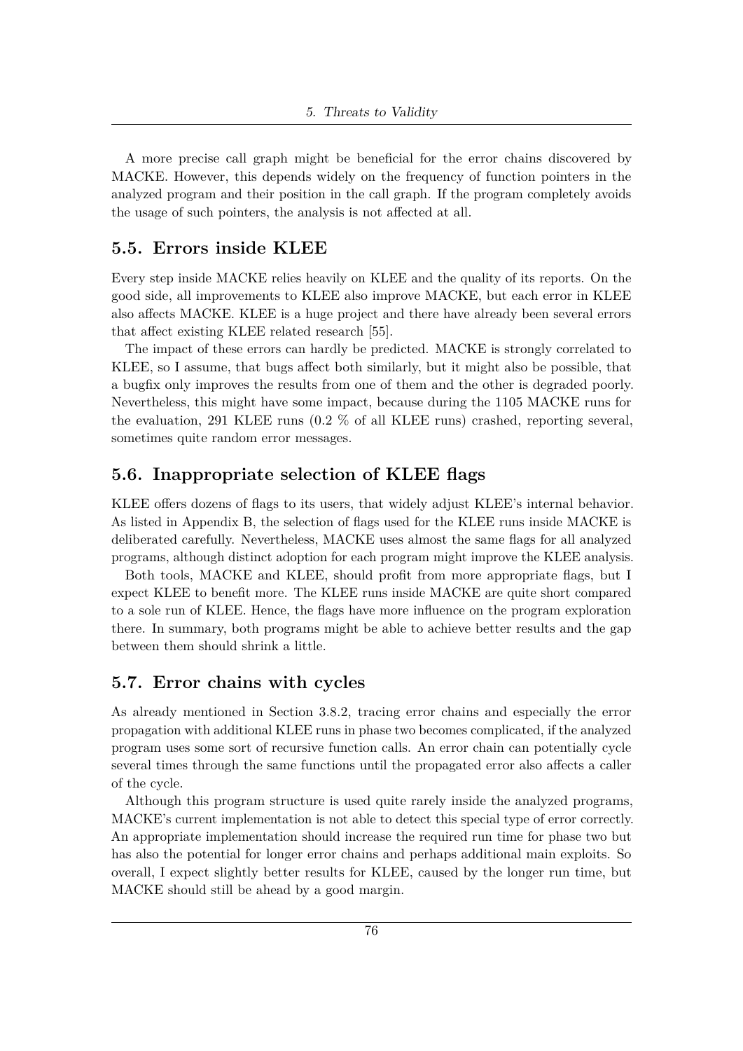A more precise call graph might be beneficial for the error chains discovered by MACKE. However, this depends widely on the frequency of function pointers in the analyzed program and their position in the call graph. If the program completely avoids the usage of such pointers, the analysis is not affected at all.

## 5.5. Errors inside KLEE

Every step inside MACKE relies heavily on KLEE and the quality of its reports. On the good side, all improvements to KLEE also improve MACKE, but each error in KLEE also affects MACKE. KLEE is a huge project and there have already been several errors that affect existing KLEE related research [55].

The impact of these errors can hardly be predicted. MACKE is strongly correlated to KLEE, so I assume, that bugs affect both similarly, but it might also be possible, that a bugfix only improves the results from one of them and the other is degraded poorly. Nevertheless, this might have some impact, because during the 1105 MACKE runs for the evaluation, 291 KLEE runs (0.2 % of all KLEE runs) crashed, reporting several, sometimes quite random error messages.

## 5.6. Inappropriate selection of KLEE flags

KLEE offers dozens of flags to its users, that widely adjust KLEE's internal behavior. As listed in Appendix B, the selection of flags used for the KLEE runs inside MACKE is deliberated carefully. Nevertheless, MACKE uses almost the same flags for all analyzed programs, although distinct adoption for each program might improve the KLEE analysis.

Both tools, MACKE and KLEE, should profit from more appropriate flags, but I expect KLEE to benefit more. The KLEE runs inside MACKE are quite short compared to a sole run of KLEE. Hence, the flags have more influence on the program exploration there. In summary, both programs might be able to achieve better results and the gap between them should shrink a little.

## 5.7. Error chains with cycles

As already mentioned in Section 3.8.2, tracing error chains and especially the error propagation with additional KLEE runs in phase two becomes complicated, if the analyzed program uses some sort of recursive function calls. An error chain can potentially cycle several times through the same functions until the propagated error also affects a caller of the cycle.

Although this program structure is used quite rarely inside the analyzed programs, MACKE's current implementation is not able to detect this special type of error correctly. An appropriate implementation should increase the required run time for phase two but has also the potential for longer error chains and perhaps additional main exploits. So overall, I expect slightly better results for KLEE, caused by the longer run time, but MACKE should still be ahead by a good margin.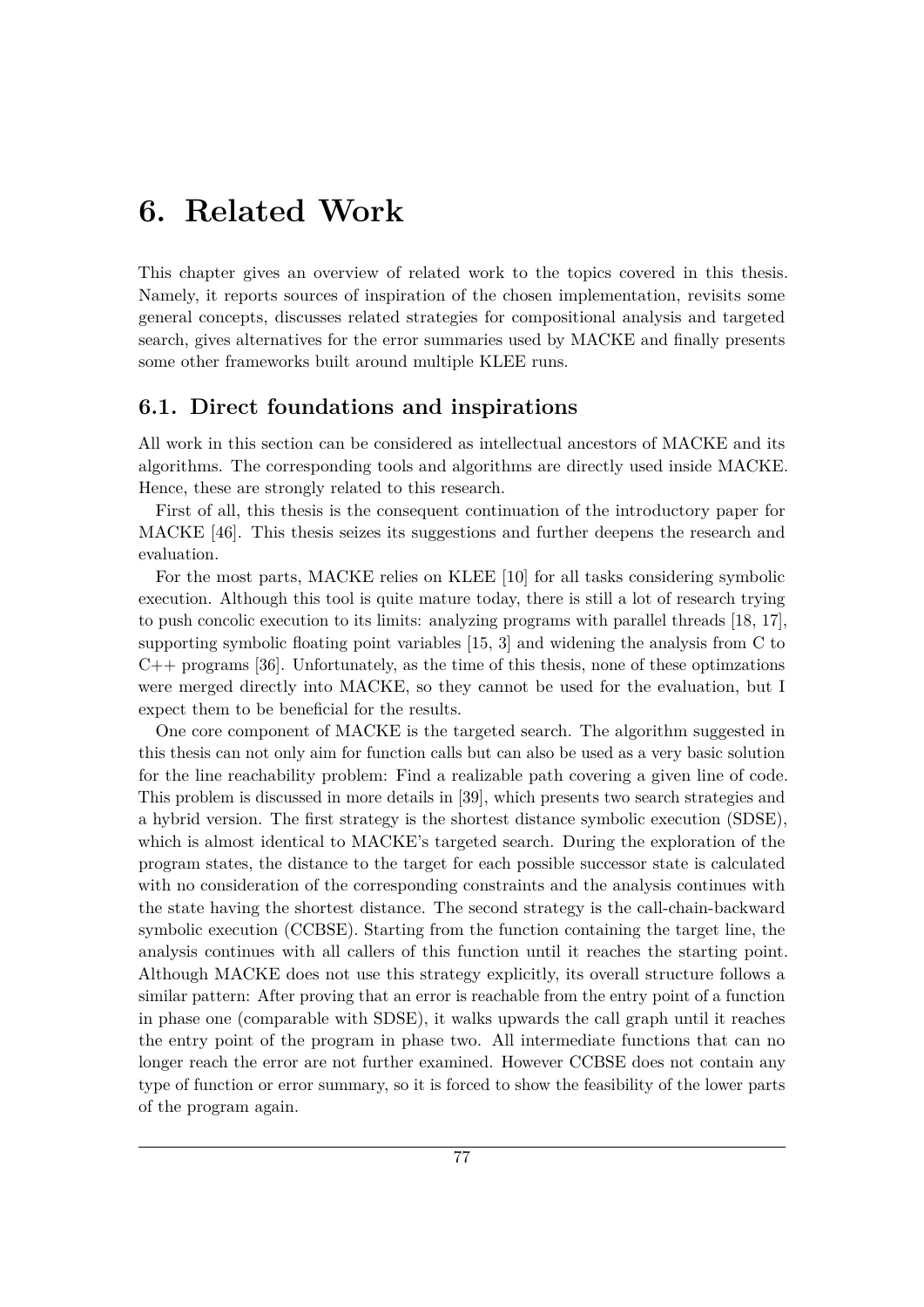# 6. Related Work

This chapter gives an overview of related work to the topics covered in this thesis. Namely, it reports sources of inspiration of the chosen implementation, revisits some general concepts, discusses related strategies for compositional analysis and targeted search, gives alternatives for the error summaries used by MACKE and finally presents some other frameworks built around multiple KLEE runs.

## 6.1. Direct foundations and inspirations

All work in this section can be considered as intellectual ancestors of MACKE and its algorithms. The corresponding tools and algorithms are directly used inside MACKE. Hence, these are strongly related to this research.

First of all, this thesis is the consequent continuation of the introductory paper for MACKE [46]. This thesis seizes its suggestions and further deepens the research and evaluation.

For the most parts, MACKE relies on KLEE [10] for all tasks considering symbolic execution. Although this tool is quite mature today, there is still a lot of research trying to push concolic execution to its limits: analyzing programs with parallel threads [18, 17], supporting symbolic floating point variables [15, 3] and widening the analysis from C to C++ programs [36]. Unfortunately, as the time of this thesis, none of these optimzations were merged directly into MACKE, so they cannot be used for the evaluation, but I expect them to be beneficial for the results.

One core component of MACKE is the targeted search. The algorithm suggested in this thesis can not only aim for function calls but can also be used as a very basic solution for the line reachability problem: Find a realizable path covering a given line of code. This problem is discussed in more details in [39], which presents two search strategies and a hybrid version. The first strategy is the shortest distance symbolic execution (SDSE), which is almost identical to MACKE's targeted search. During the exploration of the program states, the distance to the target for each possible successor state is calculated with no consideration of the corresponding constraints and the analysis continues with the state having the shortest distance. The second strategy is the call-chain-backward symbolic execution (CCBSE). Starting from the function containing the target line, the analysis continues with all callers of this function until it reaches the starting point. Although MACKE does not use this strategy explicitly, its overall structure follows a similar pattern: After proving that an error is reachable from the entry point of a function in phase one (comparable with SDSE), it walks upwards the call graph until it reaches the entry point of the program in phase two. All intermediate functions that can no longer reach the error are not further examined. However CCBSE does not contain any type of function or error summary, so it is forced to show the feasibility of the lower parts of the program again.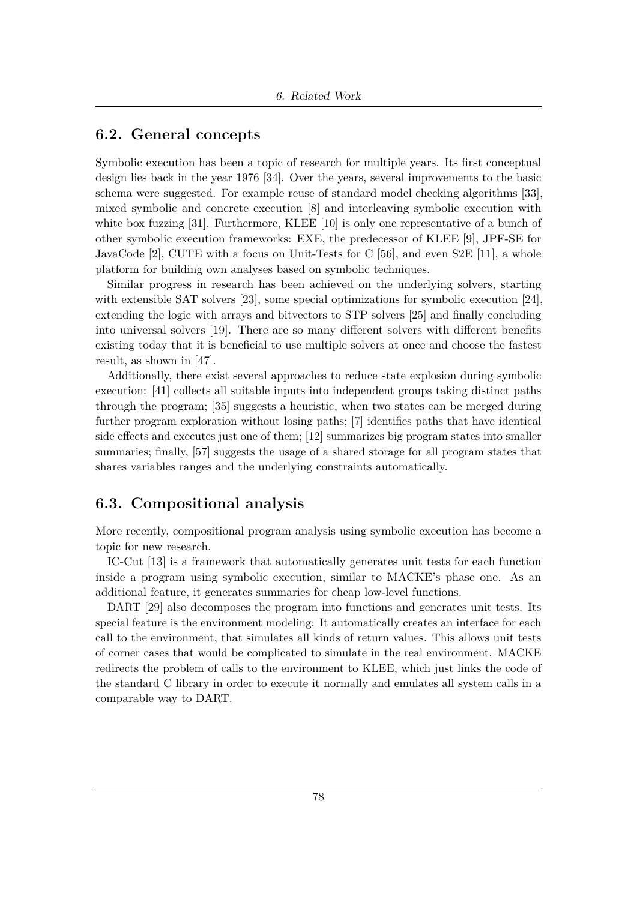## 6.2. General concepts

Symbolic execution has been a topic of research for multiple years. Its first conceptual design lies back in the year 1976 [34]. Over the years, several improvements to the basic schema were suggested. For example reuse of standard model checking algorithms [33], mixed symbolic and concrete execution [8] and interleaving symbolic execution with white box fuzzing [31]. Furthermore, KLEE [10] is only one representative of a bunch of other symbolic execution frameworks: EXE, the predecessor of KLEE [9], JPF-SE for JavaCode [2], CUTE with a focus on Unit-Tests for C [56], and even S2E [11], a whole platform for building own analyses based on symbolic techniques.

Similar progress in research has been achieved on the underlying solvers, starting with extensible SAT solvers [23], some special optimizations for symbolic execution [24], extending the logic with arrays and bitvectors to STP solvers [25] and finally concluding into universal solvers [19]. There are so many different solvers with different benefits existing today that it is beneficial to use multiple solvers at once and choose the fastest result, as shown in [47].

Additionally, there exist several approaches to reduce state explosion during symbolic execution: [41] collects all suitable inputs into independent groups taking distinct paths through the program; [35] suggests a heuristic, when two states can be merged during further program exploration without losing paths; [7] identifies paths that have identical side effects and executes just one of them; [12] summarizes big program states into smaller summaries; finally, [57] suggests the usage of a shared storage for all program states that shares variables ranges and the underlying constraints automatically.

## 6.3. Compositional analysis

More recently, compositional program analysis using symbolic execution has become a topic for new research.

IC-Cut [13] is a framework that automatically generates unit tests for each function inside a program using symbolic execution, similar to MACKE's phase one. As an additional feature, it generates summaries for cheap low-level functions.

DART [29] also decomposes the program into functions and generates unit tests. Its special feature is the environment modeling: It automatically creates an interface for each call to the environment, that simulates all kinds of return values. This allows unit tests of corner cases that would be complicated to simulate in the real environment. MACKE redirects the problem of calls to the environment to KLEE, which just links the code of the standard C library in order to execute it normally and emulates all system calls in a comparable way to DART.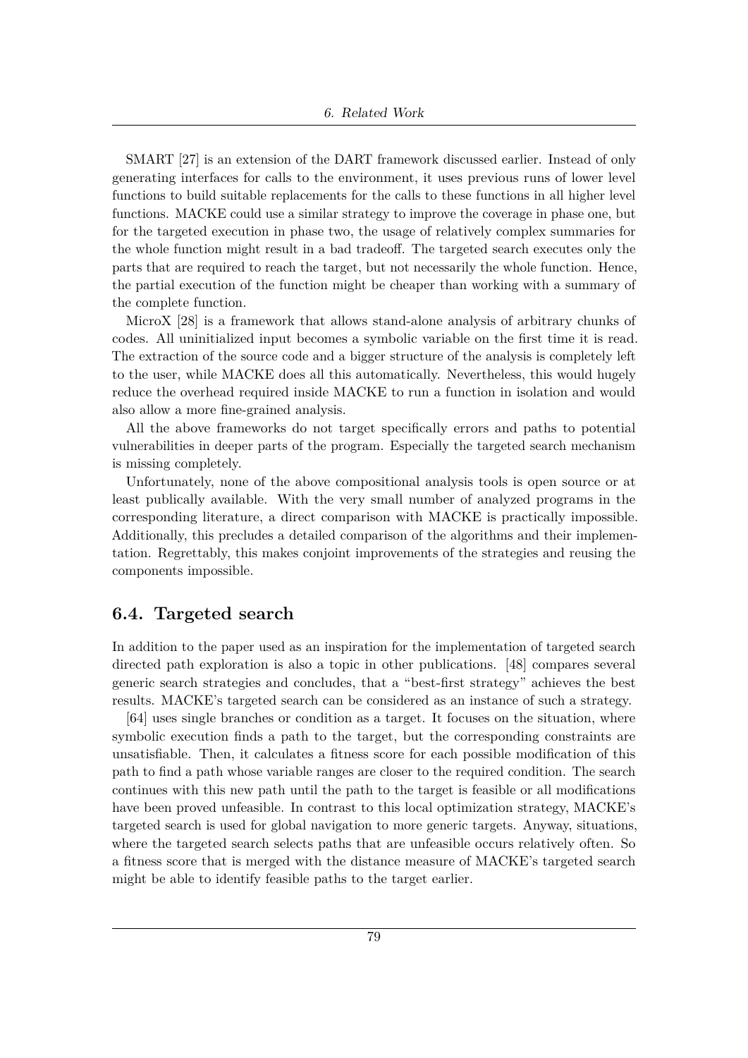SMART [27] is an extension of the DART framework discussed earlier. Instead of only generating interfaces for calls to the environment, it uses previous runs of lower level functions to build suitable replacements for the calls to these functions in all higher level functions. MACKE could use a similar strategy to improve the coverage in phase one, but for the targeted execution in phase two, the usage of relatively complex summaries for the whole function might result in a bad tradeoff. The targeted search executes only the parts that are required to reach the target, but not necessarily the whole function. Hence, the partial execution of the function might be cheaper than working with a summary of the complete function.

MicroX [28] is a framework that allows stand-alone analysis of arbitrary chunks of codes. All uninitialized input becomes a symbolic variable on the first time it is read. The extraction of the source code and a bigger structure of the analysis is completely left to the user, while MACKE does all this automatically. Nevertheless, this would hugely reduce the overhead required inside MACKE to run a function in isolation and would also allow a more fine-grained analysis.

All the above frameworks do not target specifically errors and paths to potential vulnerabilities in deeper parts of the program. Especially the targeted search mechanism is missing completely.

Unfortunately, none of the above compositional analysis tools is open source or at least publically available. With the very small number of analyzed programs in the corresponding literature, a direct comparison with MACKE is practically impossible. Additionally, this precludes a detailed comparison of the algorithms and their implementation. Regrettably, this makes conjoint improvements of the strategies and reusing the components impossible.

## 6.4. Targeted search

In addition to the paper used as an inspiration for the implementation of targeted search directed path exploration is also a topic in other publications. [48] compares several generic search strategies and concludes, that a "best-first strategy" achieves the best results. MACKE's targeted search can be considered as an instance of such a strategy.

[64] uses single branches or condition as a target. It focuses on the situation, where symbolic execution finds a path to the target, but the corresponding constraints are unsatisfiable. Then, it calculates a fitness score for each possible modification of this path to find a path whose variable ranges are closer to the required condition. The search continues with this new path until the path to the target is feasible or all modifications have been proved unfeasible. In contrast to this local optimization strategy, MACKE's targeted search is used for global navigation to more generic targets. Anyway, situations, where the targeted search selects paths that are unfeasible occurs relatively often. So a fitness score that is merged with the distance measure of MACKE's targeted search might be able to identify feasible paths to the target earlier.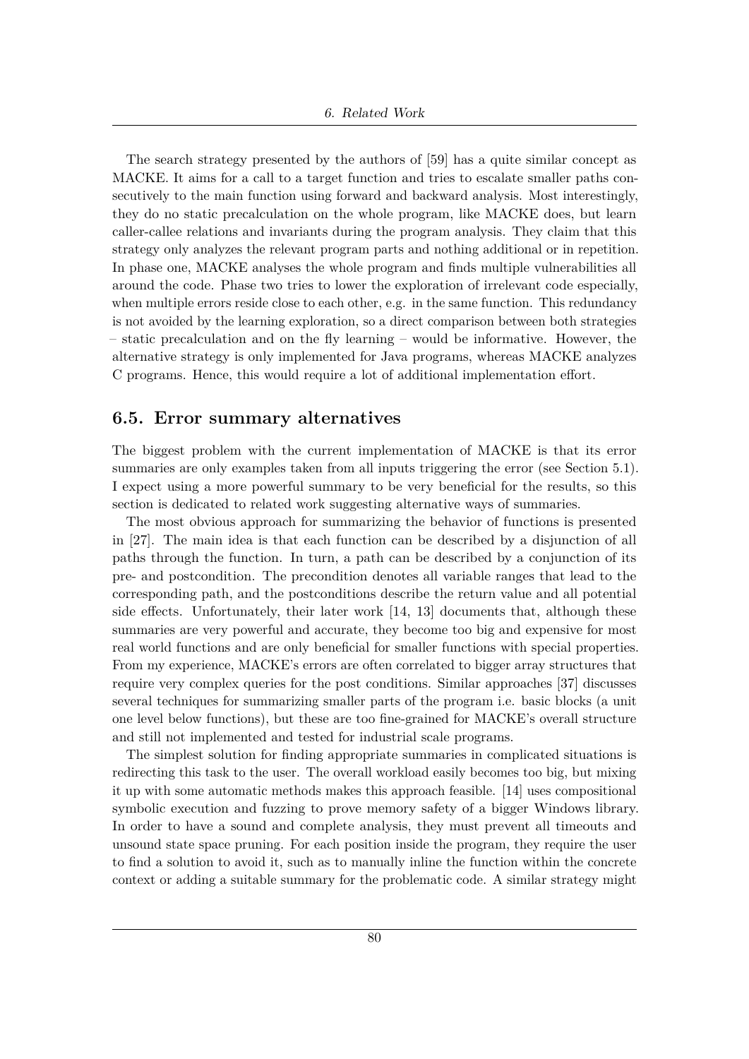The search strategy presented by the authors of [59] has a quite similar concept as MACKE. It aims for a call to a target function and tries to escalate smaller paths consecutively to the main function using forward and backward analysis. Most interestingly, they do no static precalculation on the whole program, like MACKE does, but learn caller-callee relations and invariants during the program analysis. They claim that this strategy only analyzes the relevant program parts and nothing additional or in repetition. In phase one, MACKE analyses the whole program and finds multiple vulnerabilities all around the code. Phase two tries to lower the exploration of irrelevant code especially, when multiple errors reside close to each other, e.g. in the same function. This redundancy is not avoided by the learning exploration, so a direct comparison between both strategies – static precalculation and on the fly learning – would be informative. However, the alternative strategy is only implemented for Java programs, whereas MACKE analyzes C programs. Hence, this would require a lot of additional implementation effort.

## 6.5. Error summary alternatives

The biggest problem with the current implementation of MACKE is that its error summaries are only examples taken from all inputs triggering the error (see Section 5.1). I expect using a more powerful summary to be very beneficial for the results, so this section is dedicated to related work suggesting alternative ways of summaries.

The most obvious approach for summarizing the behavior of functions is presented in [27]. The main idea is that each function can be described by a disjunction of all paths through the function. In turn, a path can be described by a conjunction of its pre- and postcondition. The precondition denotes all variable ranges that lead to the corresponding path, and the postconditions describe the return value and all potential side effects. Unfortunately, their later work [14, 13] documents that, although these summaries are very powerful and accurate, they become too big and expensive for most real world functions and are only beneficial for smaller functions with special properties. From my experience, MACKE's errors are often correlated to bigger array structures that require very complex queries for the post conditions. Similar approaches [37] discusses several techniques for summarizing smaller parts of the program i.e. basic blocks (a unit one level below functions), but these are too fine-grained for MACKE's overall structure and still not implemented and tested for industrial scale programs.

The simplest solution for finding appropriate summaries in complicated situations is redirecting this task to the user. The overall workload easily becomes too big, but mixing it up with some automatic methods makes this approach feasible. [14] uses compositional symbolic execution and fuzzing to prove memory safety of a bigger Windows library. In order to have a sound and complete analysis, they must prevent all timeouts and unsound state space pruning. For each position inside the program, they require the user to find a solution to avoid it, such as to manually inline the function within the concrete context or adding a suitable summary for the problematic code. A similar strategy might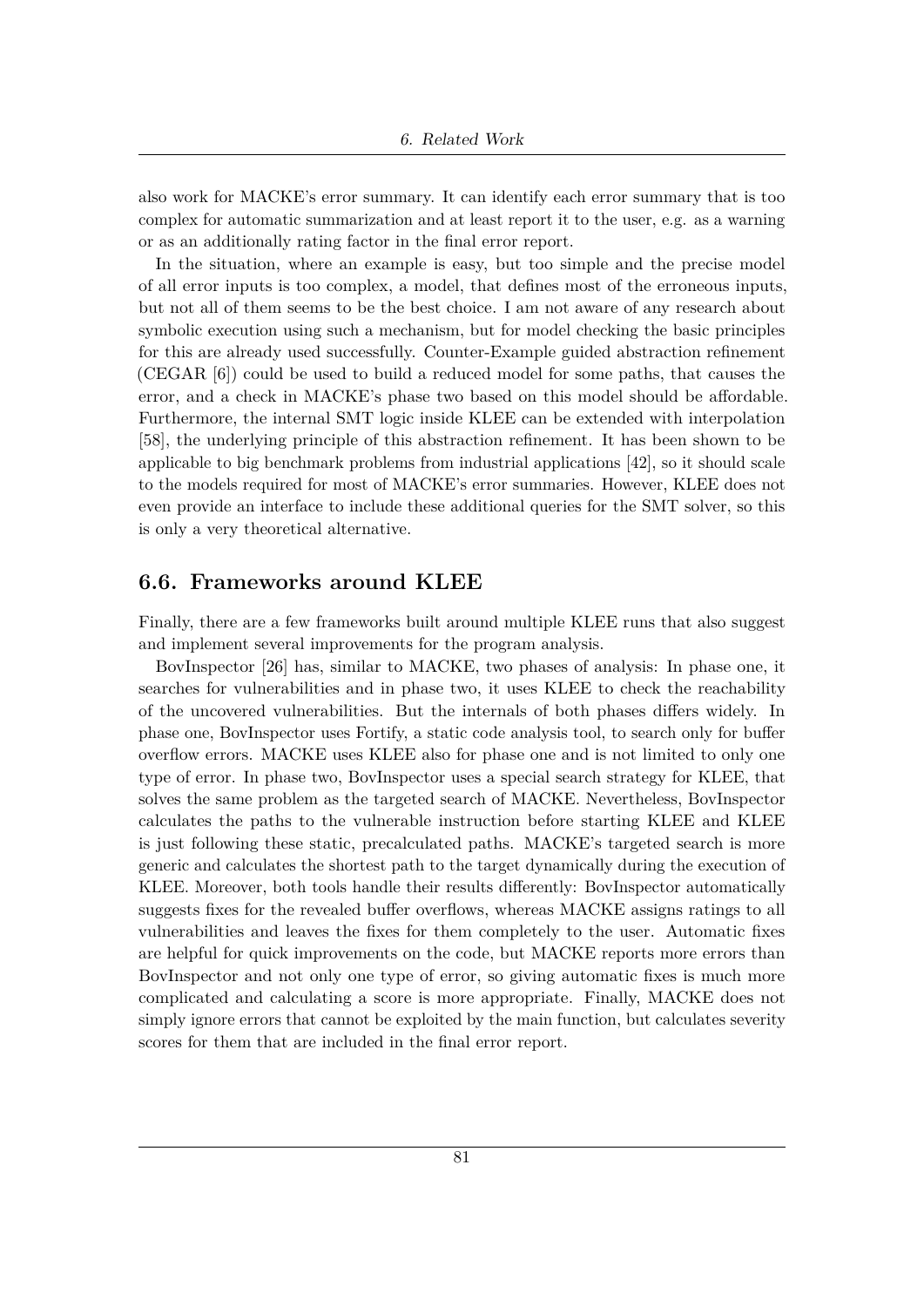also work for MACKE's error summary. It can identify each error summary that is too complex for automatic summarization and at least report it to the user, e.g. as a warning or as an additionally rating factor in the final error report.

In the situation, where an example is easy, but too simple and the precise model of all error inputs is too complex, a model, that defines most of the erroneous inputs, but not all of them seems to be the best choice. I am not aware of any research about symbolic execution using such a mechanism, but for model checking the basic principles for this are already used successfully. Counter-Example guided abstraction refinement (CEGAR [6]) could be used to build a reduced model for some paths, that causes the error, and a check in MACKE's phase two based on this model should be affordable. Furthermore, the internal SMT logic inside KLEE can be extended with interpolation [58], the underlying principle of this abstraction refinement. It has been shown to be applicable to big benchmark problems from industrial applications [42], so it should scale to the models required for most of MACKE's error summaries. However, KLEE does not even provide an interface to include these additional queries for the SMT solver, so this is only a very theoretical alternative.

## 6.6. Frameworks around KLEE

Finally, there are a few frameworks built around multiple KLEE runs that also suggest and implement several improvements for the program analysis.

BovInspector [26] has, similar to MACKE, two phases of analysis: In phase one, it searches for vulnerabilities and in phase two, it uses KLEE to check the reachability of the uncovered vulnerabilities. But the internals of both phases differs widely. In phase one, BovInspector uses Fortify, a static code analysis tool, to search only for buffer overflow errors. MACKE uses KLEE also for phase one and is not limited to only one type of error. In phase two, BovInspector uses a special search strategy for KLEE, that solves the same problem as the targeted search of MACKE. Nevertheless, BovInspector calculates the paths to the vulnerable instruction before starting KLEE and KLEE is just following these static, precalculated paths. MACKE's targeted search is more generic and calculates the shortest path to the target dynamically during the execution of KLEE. Moreover, both tools handle their results differently: BovInspector automatically suggests fixes for the revealed buffer overflows, whereas MACKE assigns ratings to all vulnerabilities and leaves the fixes for them completely to the user. Automatic fixes are helpful for quick improvements on the code, but MACKE reports more errors than BovInspector and not only one type of error, so giving automatic fixes is much more complicated and calculating a score is more appropriate. Finally, MACKE does not simply ignore errors that cannot be exploited by the main function, but calculates severity scores for them that are included in the final error report.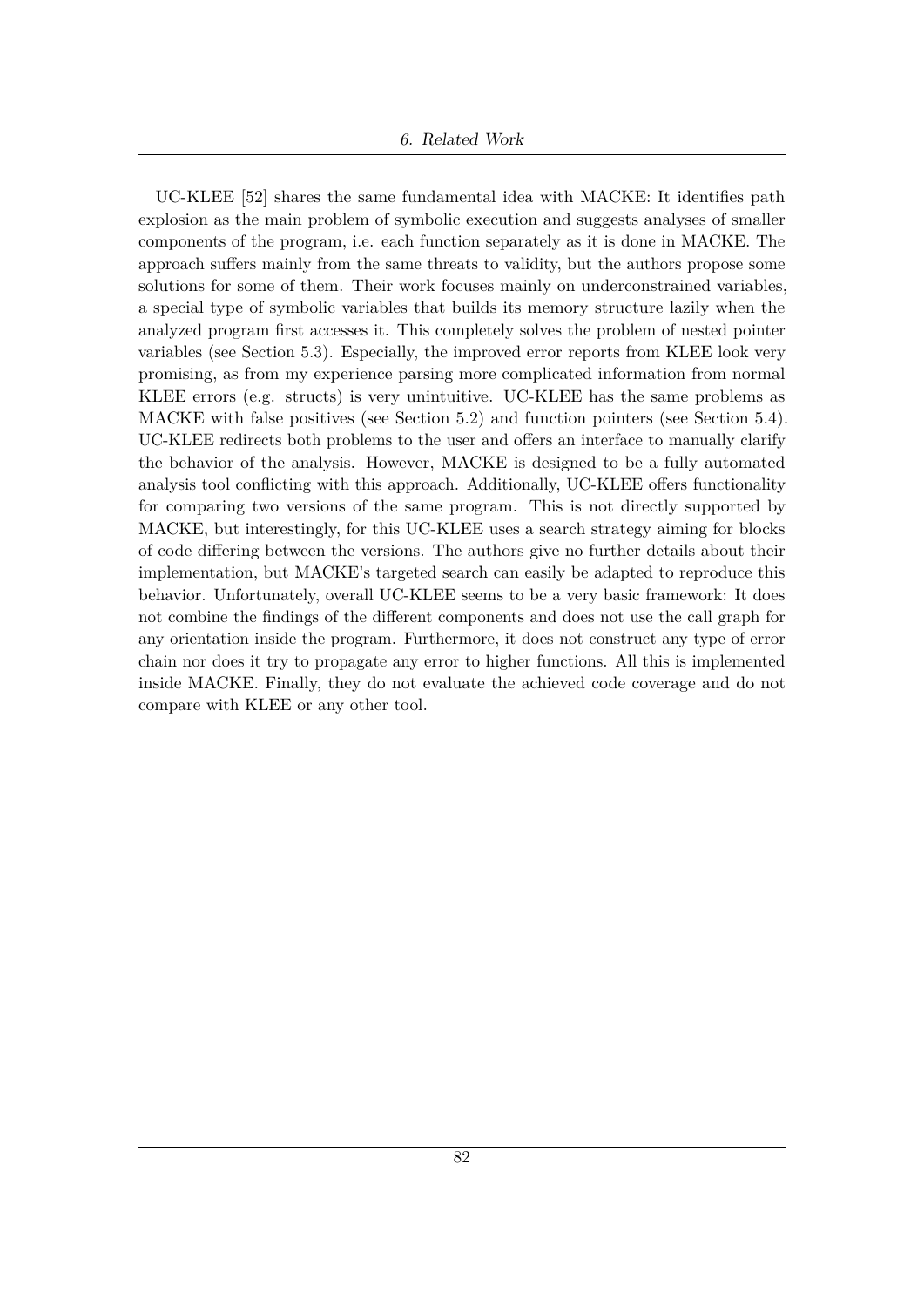UC-KLEE [52] shares the same fundamental idea with MACKE: It identifies path explosion as the main problem of symbolic execution and suggests analyses of smaller components of the program, i.e. each function separately as it is done in MACKE. The approach suffers mainly from the same threats to validity, but the authors propose some solutions for some of them. Their work focuses mainly on underconstrained variables, a special type of symbolic variables that builds its memory structure lazily when the analyzed program first accesses it. This completely solves the problem of nested pointer variables (see Section 5.3). Especially, the improved error reports from KLEE look very promising, as from my experience parsing more complicated information from normal KLEE errors (e.g. structs) is very unintuitive. UC-KLEE has the same problems as MACKE with false positives (see Section 5.2) and function pointers (see Section 5.4). UC-KLEE redirects both problems to the user and offers an interface to manually clarify the behavior of the analysis. However, MACKE is designed to be a fully automated analysis tool conflicting with this approach. Additionally, UC-KLEE offers functionality for comparing two versions of the same program. This is not directly supported by MACKE, but interestingly, for this UC-KLEE uses a search strategy aiming for blocks of code differing between the versions. The authors give no further details about their implementation, but MACKE's targeted search can easily be adapted to reproduce this behavior. Unfortunately, overall UC-KLEE seems to be a very basic framework: It does not combine the findings of the different components and does not use the call graph for any orientation inside the program. Furthermore, it does not construct any type of error chain nor does it try to propagate any error to higher functions. All this is implemented inside MACKE. Finally, they do not evaluate the achieved code coverage and do not compare with KLEE or any other tool.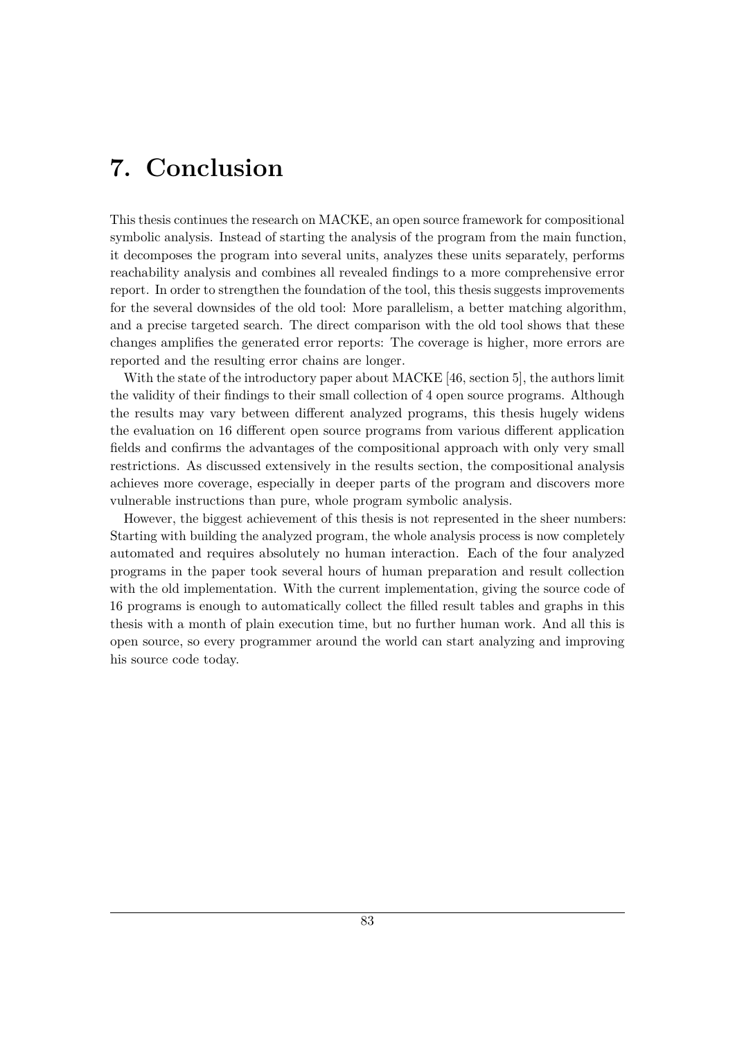# 7. Conclusion

This thesis continues the research on MACKE, an open source framework for compositional symbolic analysis. Instead of starting the analysis of the program from the main function, it decomposes the program into several units, analyzes these units separately, performs reachability analysis and combines all revealed findings to a more comprehensive error report. In order to strengthen the foundation of the tool, this thesis suggests improvements for the several downsides of the old tool: More parallelism, a better matching algorithm, and a precise targeted search. The direct comparison with the old tool shows that these changes amplifies the generated error reports: The coverage is higher, more errors are reported and the resulting error chains are longer.

With the state of the introductory paper about MACKE [46, section 5], the authors limit the validity of their findings to their small collection of 4 open source programs. Although the results may vary between different analyzed programs, this thesis hugely widens the evaluation on 16 different open source programs from various different application fields and confirms the advantages of the compositional approach with only very small restrictions. As discussed extensively in the results section, the compositional analysis achieves more coverage, especially in deeper parts of the program and discovers more vulnerable instructions than pure, whole program symbolic analysis.

However, the biggest achievement of this thesis is not represented in the sheer numbers: Starting with building the analyzed program, the whole analysis process is now completely automated and requires absolutely no human interaction. Each of the four analyzed programs in the paper took several hours of human preparation and result collection with the old implementation. With the current implementation, giving the source code of 16 programs is enough to automatically collect the filled result tables and graphs in this thesis with a month of plain execution time, but no further human work. And all this is open source, so every programmer around the world can start analyzing and improving his source code today.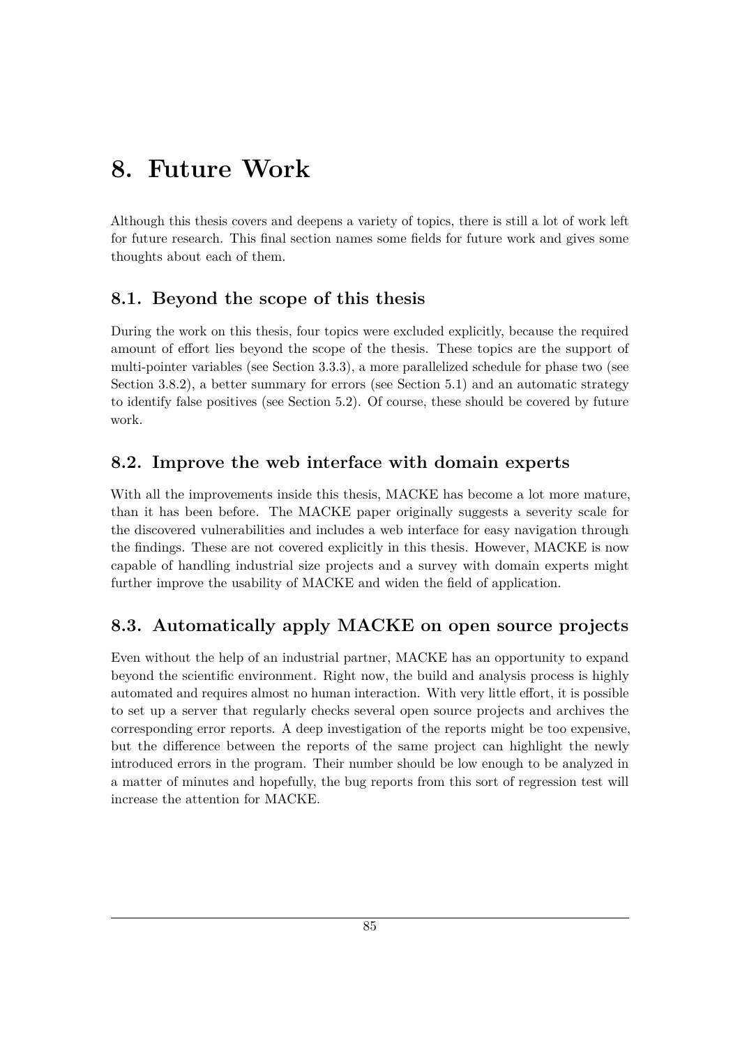# 8. Future Work

Although this thesis covers and deepens a variety of topics, there is still a lot of work left for future research. This final section names some fields for future work and gives some thoughts about each of them.

## 8.1. Beyond the scope of this thesis

During the work on this thesis, four topics were excluded explicitly, because the required amount of effort lies beyond the scope of the thesis. These topics are the support of multi-pointer variables (see Section 3.3.3), a more parallelized schedule for phase two (see Section 3.8.2), a better summary for errors (see Section 5.1) and an automatic strategy to identify false positives (see Section 5.2). Of course, these should be covered by future work.

## 8.2. Improve the web interface with domain experts

With all the improvements inside this thesis, MACKE has become a lot more mature, than it has been before. The MACKE paper originally suggests a severity scale for the discovered vulnerabilities and includes a web interface for easy navigation through the findings. These are not covered explicitly in this thesis. However, MACKE is now capable of handling industrial size projects and a survey with domain experts might further improve the usability of MACKE and widen the field of application.

## 8.3. Automatically apply MACKE on open source projects

Even without the help of an industrial partner, MACKE has an opportunity to expand beyond the scientific environment. Right now, the build and analysis process is highly automated and requires almost no human interaction. With very little effort, it is possible to set up a server that regularly checks several open source projects and archives the corresponding error reports. A deep investigation of the reports might be too expensive, but the difference between the reports of the same project can highlight the newly introduced errors in the program. Their number should be low enough to be analyzed in a matter of minutes and hopefully, the bug reports from this sort of regression test will increase the attention for MACKE.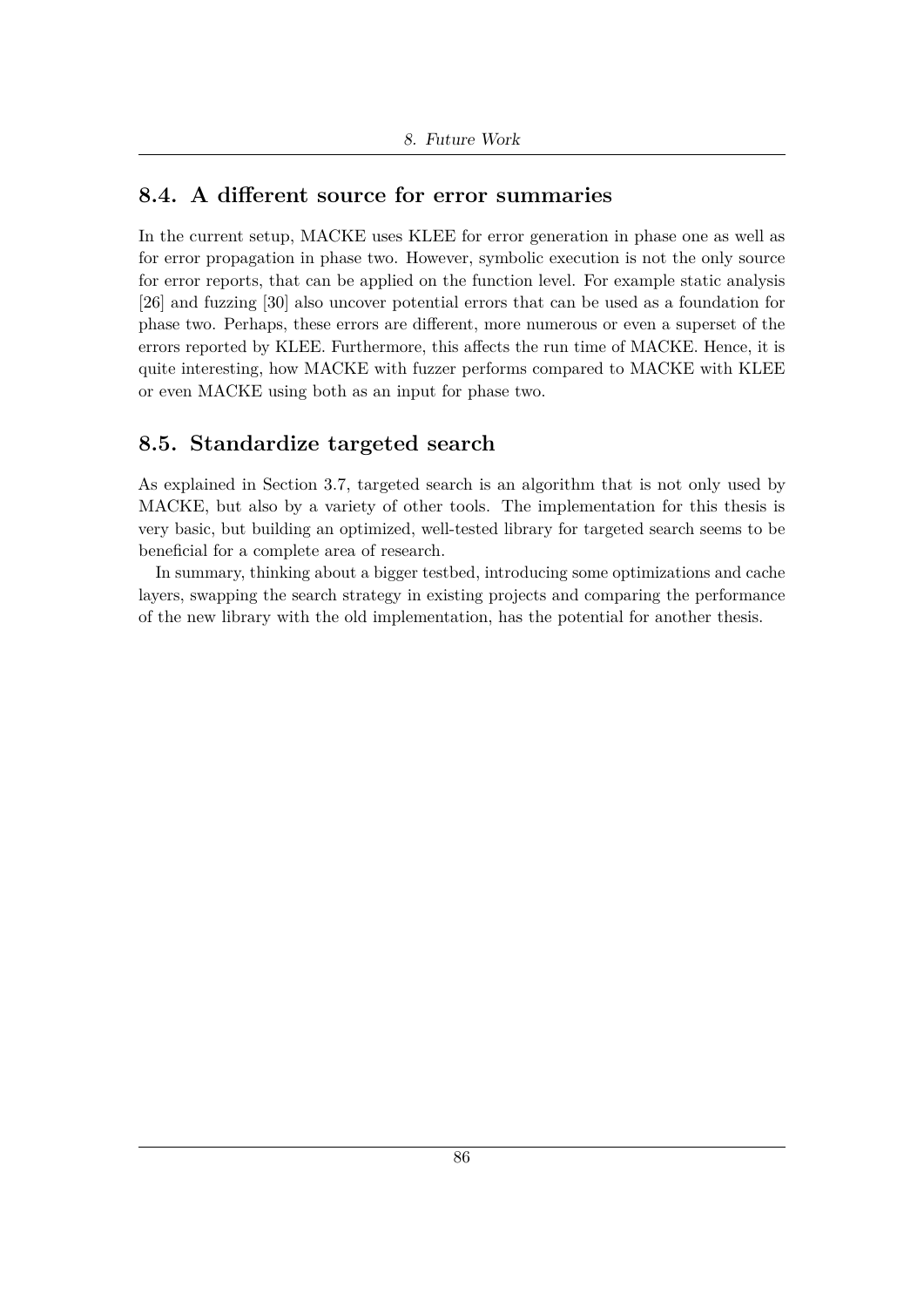## 8.4. A different source for error summaries

In the current setup, MACKE uses KLEE for error generation in phase one as well as for error propagation in phase two. However, symbolic execution is not the only source for error reports, that can be applied on the function level. For example static analysis [26] and fuzzing [30] also uncover potential errors that can be used as a foundation for phase two. Perhaps, these errors are different, more numerous or even a superset of the errors reported by KLEE. Furthermore, this affects the run time of MACKE. Hence, it is quite interesting, how MACKE with fuzzer performs compared to MACKE with KLEE or even MACKE using both as an input for phase two.

## 8.5. Standardize targeted search

As explained in Section 3.7, targeted search is an algorithm that is not only used by MACKE, but also by a variety of other tools. The implementation for this thesis is very basic, but building an optimized, well-tested library for targeted search seems to be beneficial for a complete area of research.

In summary, thinking about a bigger testbed, introducing some optimizations and cache layers, swapping the search strategy in existing projects and comparing the performance of the new library with the old implementation, has the potential for another thesis.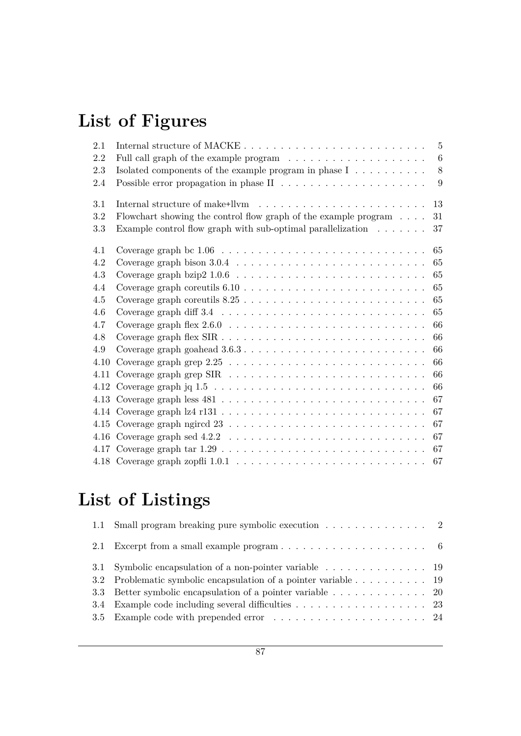# List of Figures

| | | |
|---|---|---|
| 2.1 | Internal structure of MACKE | 5 |
| 2.2 | Full call graph of the example program | 6 |
| 2.3 | Isolated components of the example program in phase I | 8 |
| 2.4 | Possible error propagation in phase II | 9 |
| 3.1 | Internal structure of make+llvm | 13 |
| 3.2 | Flowchart showing the control flow graph of the example program | 31 |
| 3.3 | Example control flow graph with sub-optimal parallelization | 37 |
| 4.1 | Coverage graph bc 1.06 | 65 |
| 4.2 | Coverage graph bison 3.0.4 | 65 |
| 4.3 | Coverage graph bzip2 1.0.6 | 65 |
| 4.4 | Coverage graph coreutils 6.10 | 65 |
| 4.5 | Coverage graph coreutils 8.25 | 65 |
| 4.6 | Coverage graph diff 3.4 | 65 |
| 4.7 | Coverage graph flex 2.6.0 | 66 |
| 4.8 | Coverage graph flex SIR | 66 |
| 4.9 | Coverage graph goahead 3.6.3 | 66 |
| 4.10 | Coverage graph grep 2.25 | 66 |
| 4.11 | Coverage graph grep SIR | 66 |
| 4.12 | Coverage graph jq 1.5 | 66 |
| 4.13 | Coverage graph less 481 | 67 |
| 4.14 | Coverage graph lz4 r131 | 67 |
| 4.15 | Coverage graph ngircd 23 | 67 |
| 4.16 | Coverage graph sed 4.2.2 | 67 |
| 4.17 | Coverage graph tar 1.29 | 67 |
| 4.18 | Coverage graph zopfli 1.0.1 | 67 |

# List of Listings

| | | |
|---|---|---|
| 1.1 | Small program breaking pure symbolic execution | 2 |
| 2.1 | Excerpt from a small example program | 6 |
| 3.1 | Symbolic encapsulation of a non-pointer variable | 19 |
| 3.2 | Problematic symbolic encapsulation of a pointer variable | 19 |
| 3.3 | Better symbolic encapsulation of a pointer variable | 20 |
| 3.4 | Example code including several difficulties | 23 |
| 3.5 | Example code with prepended error | 24 |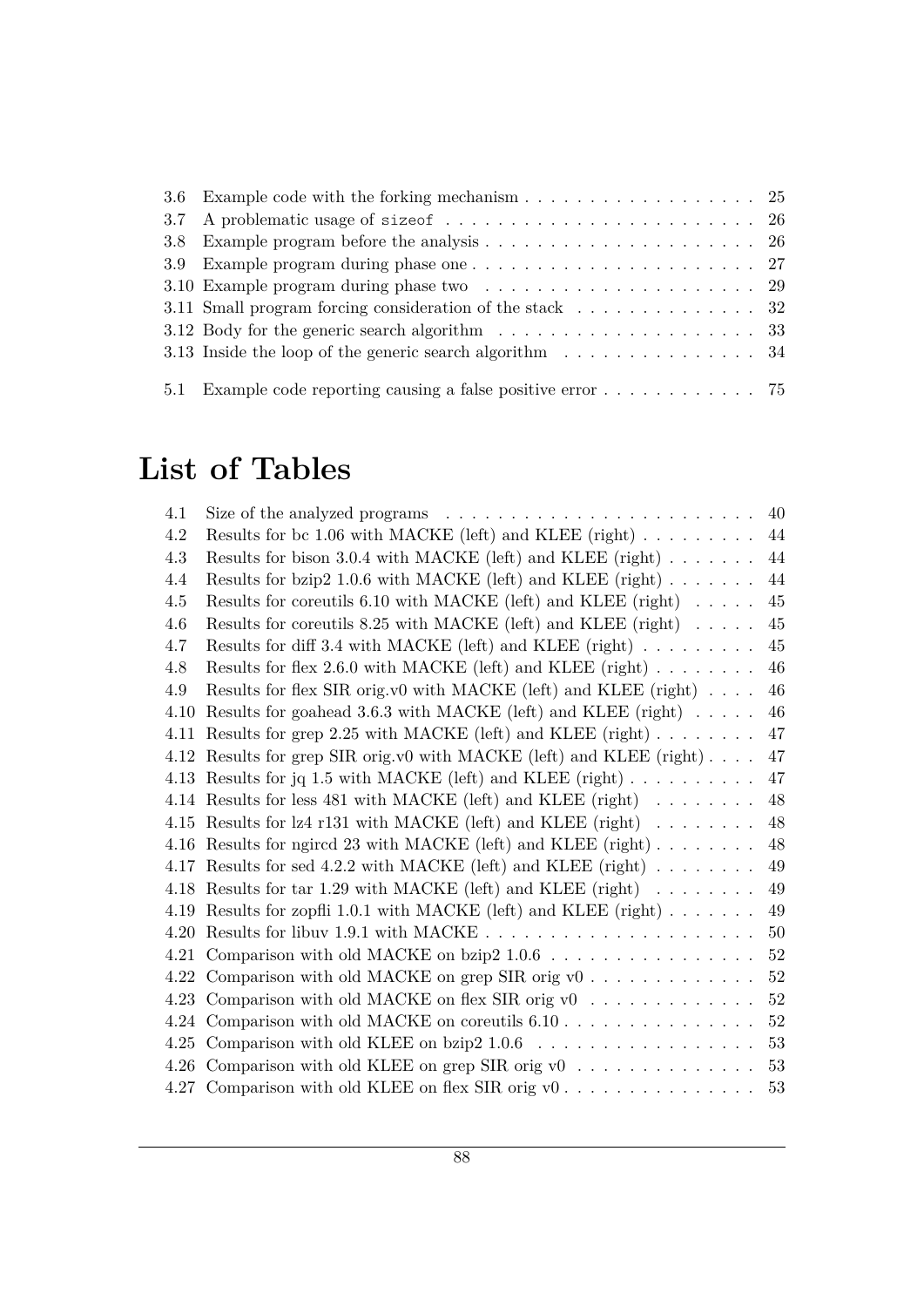3.6 Example code with the forking mechanism . . . . . . . . . . . . . . . . . . 25
3.7 A problematic usage of `sizeof` . . . . . . . . . . . . . . . . . . . . . . . . 26
3.8 Example program before the analysis . . . . . . . . . . . . . . . . . . . . . 26
3.9 Example program during phase one . . . . . . . . . . . . . . . . . . . . . . 27
3.10 Example program during phase two . . . . . . . . . . . . . . . . . . . . . 29
3.11 Small program forcing consideration of the stack . . . . . . . . . . . . . . 32
3.12 Body for the generic search algorithm . . . . . . . . . . . . . . . . . . . . 33
3.13 Inside the loop of the generic search algorithm . . . . . . . . . . . . . . . 34

5.1 Example code reporting causing a false positive error . . . . . . . . . . . . 75

# List of Tables

4.1 Size of the analyzed programs . . . . . . . . . . . . . . . . . . . . . . . . 40
4.2 Results for bc 1.06 with MACKE (left) and KLEE (right) . . . . . . . . . 44
4.3 Results for bison 3.0.4 with MACKE (left) and KLEE (right) . . . . . . . 44
4.4 Results for bzip2 1.0.6 with MACKE (left) and KLEE (right) . . . . . . . 44
4.5 Results for coreutils 6.10 with MACKE (left) and KLEE (right) . . . . . 45
4.6 Results for coreutils 8.25 with MACKE (left) and KLEE (right) . . . . . 45
4.7 Results for diff 3.4 with MACKE (left) and KLEE (right) . . . . . . . . . 45
4.8 Results for flex 2.6.0 with MACKE (left) and KLEE (right) . . . . . . . . 46
4.9 Results for flex SIR orig.v0 with MACKE (left) and KLEE (right) . . . . 46
4.10 Results for goahead 3.6.3 with MACKE (left) and KLEE (right) . . . . . 46
4.11 Results for grep 2.25 with MACKE (left) and KLEE (right) . . . . . . . . 47
4.12 Results for grep SIR orig.v0 with MACKE (left) and KLEE (right) . . . . 47
4.13 Results for jq 1.5 with MACKE (left) and KLEE (right) . . . . . . . . . . 47
4.14 Results for less 481 with MACKE (left) and KLEE (right) . . . . . . . . 48
4.15 Results for lz4 r131 with MACKE (left) and KLEE (right) . . . . . . . . 48
4.16 Results for ngircd 23 with MACKE (left) and KLEE (right) . . . . . . . . 48
4.17 Results for sed 4.2.2 with MACKE (left) and KLEE (right) . . . . . . . . 49
4.18 Results for tar 1.29 with MACKE (left) and KLEE (right) . . . . . . . . 49
4.19 Results for zopfli 1.0.1 with MACKE (left) and KLEE (right) . . . . . . . 49
4.20 Results for libuv 1.9.1 with MACKE . . . . . . . . . . . . . . . . . . . . . 50
4.21 Comparison with old MACKE on bzip2 1.0.6 . . . . . . . . . . . . . . . . 52
4.22 Comparison with old MACKE on grep SIR orig v0 . . . . . . . . . . . . . 52
4.23 Comparison with old MACKE on flex SIR orig v0 . . . . . . . . . . . . . 52
4.24 Comparison with old MACKE on coreutils 6.10 . . . . . . . . . . . . . . . 52
4.25 Comparison with old KLEE on bzip2 1.0.6 . . . . . . . . . . . . . . . . . 53
4.26 Comparison with old KLEE on grep SIR orig v0 . . . . . . . . . . . . . . 53
4.27 Comparison with old KLEE on flex SIR orig v0 . . . . . . . . . . . . . . . 53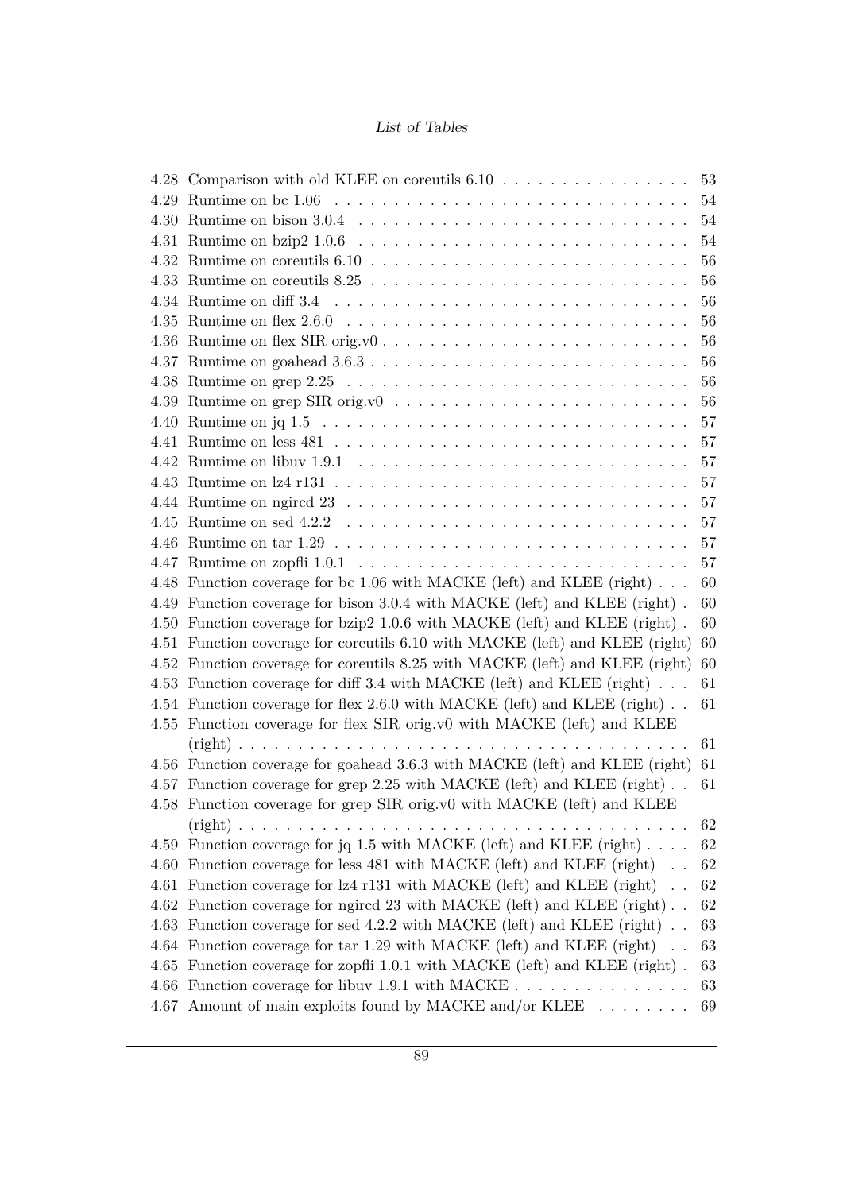| | | |
|---|---|---|
| 4.28 | Comparison with old KLEE on coreutils 6.10 | 53 |
| 4.29 | Runtime on bc 1.06 | 54 |
| 4.30 | Runtime on bison 3.0.4 | 54 |
| 4.31 | Runtime on bzip2 1.0.6 | 54 |
| 4.32 | Runtime on coreutils 6.10 | 56 |
| 4.33 | Runtime on coreutils 8.25 | 56 |
| 4.34 | Runtime on diff 3.4 | 56 |
| 4.35 | Runtime on flex 2.6.0 | 56 |
| 4.36 | Runtime on flex SIR orig.v0 | 56 |
| 4.37 | Runtime on goahead 3.6.3 | 56 |
| 4.38 | Runtime on grep 2.25 | 56 |
| 4.39 | Runtime on grep SIR orig.v0 | 56 |
| 4.40 | Runtime on jq 1.5 | 57 |
| 4.41 | Runtime on less 481 | 57 |
| 4.42 | Runtime on libuv 1.9.1 | 57 |
| 4.43 | Runtime on lz4 r131 | 57 |
| 4.44 | Runtime on ngircd 23 | 57 |
| 4.45 | Runtime on sed 4.2.2 | 57 |
| 4.46 | Runtime on tar 1.29 | 57 |
| 4.47 | Runtime on zopfli 1.0.1 | 57 |
| 4.48 | Function coverage for bc 1.06 with MACKE (left) and KLEE (right) | 60 |
| 4.49 | Function coverage for bison 3.0.4 with MACKE (left) and KLEE (right) | 60 |
| 4.50 | Function coverage for bzip2 1.0.6 with MACKE (left) and KLEE (right) | 60 |
| 4.51 | Function coverage for coreutils 6.10 with MACKE (left) and KLEE (right) | 60 |
| 4.52 | Function coverage for coreutils 8.25 with MACKE (left) and KLEE (right) | 60 |
| 4.53 | Function coverage for diff 3.4 with MACKE (left) and KLEE (right) | 61 |
| 4.54 | Function coverage for flex 2.6.0 with MACKE (left) and KLEE (right) | 61 |
| 4.55 | Function coverage for flex SIR orig.v0 with MACKE (left) and KLEE (right) | 61 |
| 4.56 | Function coverage for goahead 3.6.3 with MACKE (left) and KLEE (right) | 61 |
| 4.57 | Function coverage for grep 2.25 with MACKE (left) and KLEE (right) | 61 |
| 4.58 | Function coverage for grep SIR orig.v0 with MACKE (left) and KLEE (right) | 62 |
| 4.59 | Function coverage for jq 1.5 with MACKE (left) and KLEE (right) | 62 |
| 4.60 | Function coverage for less 481 with MACKE (left) and KLEE (right) | 62 |
| 4.61 | Function coverage for lz4 r131 with MACKE (left) and KLEE (right) | 62 |
| 4.62 | Function coverage for ngircd 23 with MACKE (left) and KLEE (right) | 62 |
| 4.63 | Function coverage for sed 4.2.2 with MACKE (left) and KLEE (right) | 63 |
| 4.64 | Function coverage for tar 1.29 with MACKE (left) and KLEE (right) | 63 |
| 4.65 | Function coverage for zopfli 1.0.1 with MACKE (left) and KLEE (right) | 63 |
| 4.66 | Function coverage for libuv 1.9.1 with MACKE | 63 |
| 4.67 | Amount of main exploits found by MACKE and/or KLEE | 69 |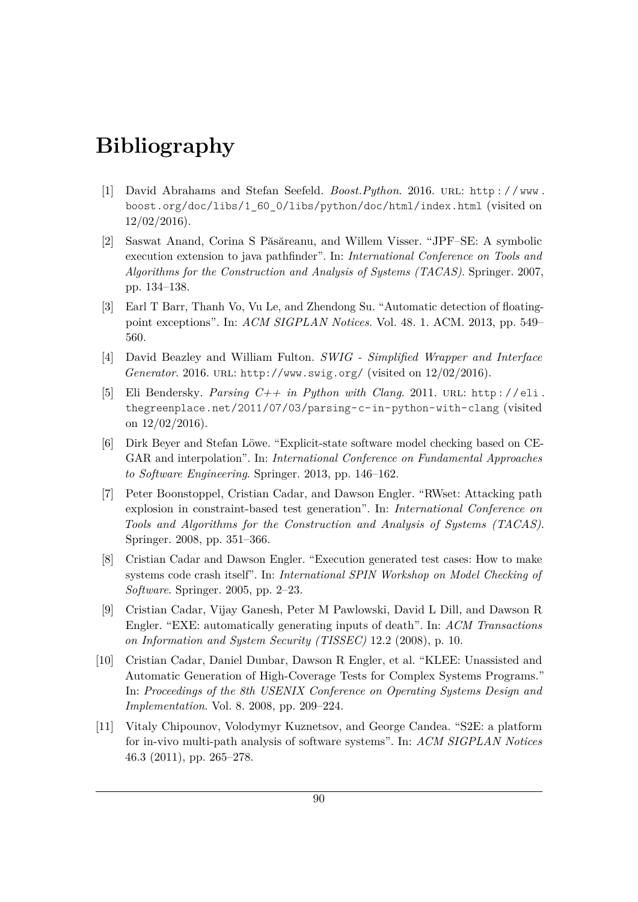# Bibliography

[1] David Abrahams and Stefan Seefeld. *Boost.Python*. 2016. URL: http://www.boost.org/doc/libs/1_60_0/libs/python/doc/html/index.html (visited on 12/02/2016).

[2] Saswat Anand, Corina S Păsăreanu, and Willem Visser. "JPF–SE: A symbolic execution extension to java pathfinder". In: *International Conference on Tools and Algorithms for the Construction and Analysis of Systems (TACAS)*. Springer. 2007, pp. 134–138.

[3] Earl T Barr, Thanh Vo, Vu Le, and Zhendong Su. "Automatic detection of floating-point exceptions". In: *ACM SIGPLAN Notices*. Vol. 48. 1. ACM. 2013, pp. 549–560.

[4] David Beazley and William Fulton. *SWIG - Simplified Wrapper and Interface Generator*. 2016. URL: http://www.swig.org/ (visited on 12/02/2016).

[5] Eli Bendersky. *Parsing C++ in Python with Clang*. 2011. URL: http://eli.thegreenplace.net/2011/07/03/parsing-c-in-python-with-clang (visited on 12/02/2016).

[6] Dirk Beyer and Stefan Löwe. "Explicit-state software model checking based on CEGAR and interpolation". In: *International Conference on Fundamental Approaches to Software Engineering*. Springer. 2013, pp. 146–162.

[7] Peter Boonstoppel, Cristian Cadar, and Dawson Engler. "RWset: Attacking path explosion in constraint-based test generation". In: *International Conference on Tools and Algorithms for the Construction and Analysis of Systems (TACAS)*. Springer. 2008, pp. 351–366.

[8] Cristian Cadar and Dawson Engler. "Execution generated test cases: How to make systems code crash itself". In: *International SPIN Workshop on Model Checking of Software*. Springer. 2005, pp. 2–23.

[9] Cristian Cadar, Vijay Ganesh, Peter M Pawlowski, David L Dill, and Dawson R Engler. "EXE: automatically generating inputs of death". In: *ACM Transactions on Information and System Security (TISSEC)* 12.2 (2008), p. 10.

[10] Cristian Cadar, Daniel Dunbar, Dawson R Engler, et al. "KLEE: Unassisted and Automatic Generation of High-Coverage Tests for Complex Systems Programs." In: *Proceedings of the 8th USENIX Conference on Operating Systems Design and Implementation*. Vol. 8. 2008, pp. 209–224.

[11] Vitaly Chipounov, Volodymyr Kuznetsov, and George Candea. "S2E: a platform for in-vivo multi-path analysis of software systems". In: *ACM SIGPLAN Notices* 46.3 (2011), pp. 265–278.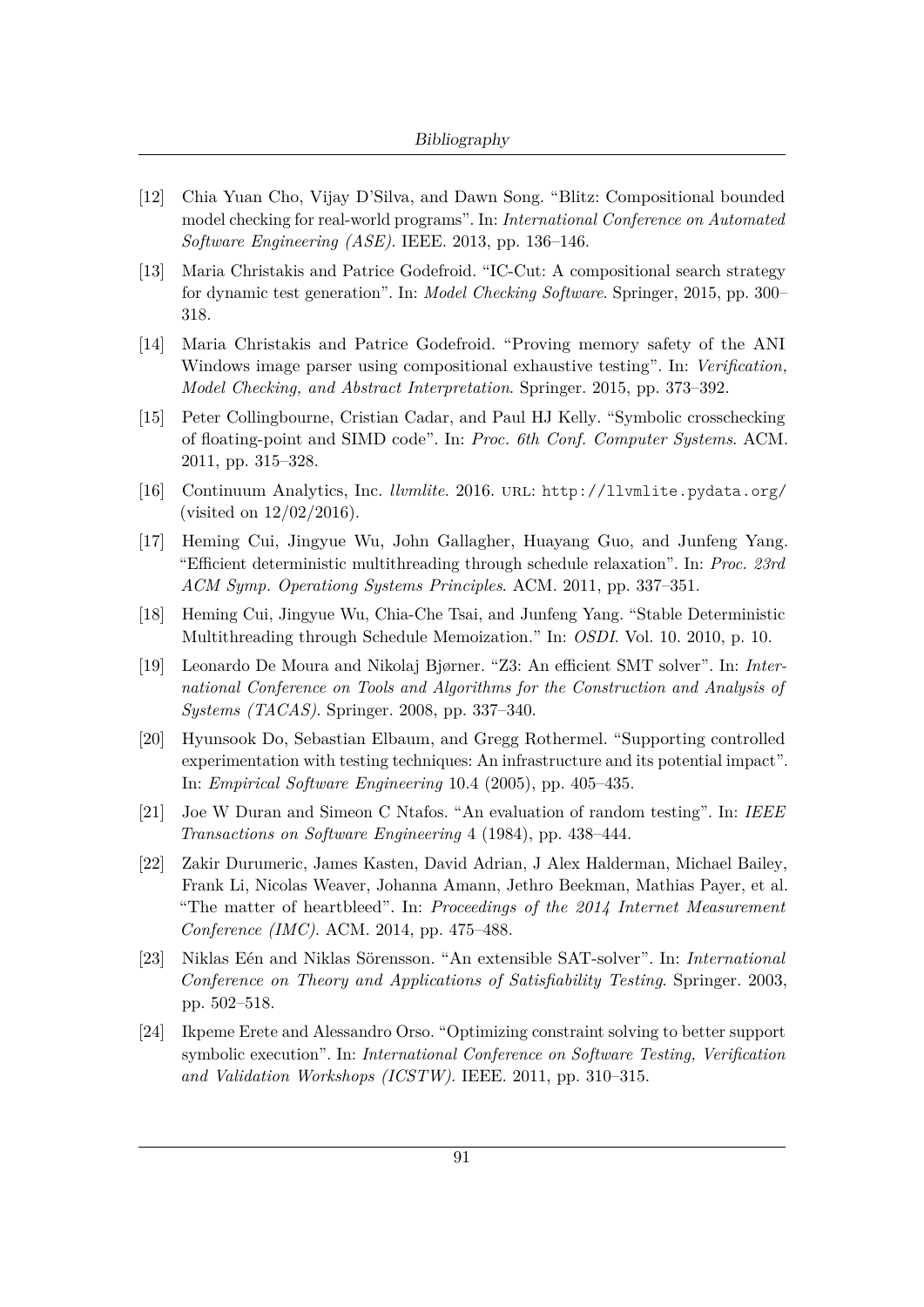[12] Chia Yuan Cho, Vijay D'Silva, and Dawn Song. "Blitz: Compositional bounded model checking for real-world programs". In: *International Conference on Automated Software Engineering (ASE)*. IEEE. 2013, pp. 136–146.

[13] Maria Christakis and Patrice Godefroid. "IC-Cut: A compositional search strategy for dynamic test generation". In: *Model Checking Software*. Springer, 2015, pp. 300–318.

[14] Maria Christakis and Patrice Godefroid. "Proving memory safety of the ANI Windows image parser using compositional exhaustive testing". In: *Verification, Model Checking, and Abstract Interpretation*. Springer. 2015, pp. 373–392.

[15] Peter Collingbourne, Cristian Cadar, and Paul HJ Kelly. "Symbolic crosschecking of floating-point and SIMD code". In: *Proc. 6th Conf. Computer Systems*. ACM. 2011, pp. 315–328.

[16] Continuum Analytics, Inc. *llvmlite*. 2016. URL: http://llvmlite.pydata.org/ (visited on 12/02/2016).

[17] Heming Cui, Jingyue Wu, John Gallagher, Huayang Guo, and Junfeng Yang. "Efficient deterministic multithreading through schedule relaxation". In: *Proc. 23rd ACM Symp. Operationg Systems Principles*. ACM. 2011, pp. 337–351.

[18] Heming Cui, Jingyue Wu, Chia-Che Tsai, and Junfeng Yang. "Stable Deterministic Multithreading through Schedule Memoization." In: *OSDI*. Vol. 10. 2010, p. 10.

[19] Leonardo De Moura and Nikolaj Bjørner. "Z3: An efficient SMT solver". In: *International Conference on Tools and Algorithms for the Construction and Analysis of Systems (TACAS)*. Springer. 2008, pp. 337–340.

[20] Hyunsook Do, Sebastian Elbaum, and Gregg Rothermel. "Supporting controlled experimentation with testing techniques: An infrastructure and its potential impact". In: *Empirical Software Engineering* 10.4 (2005), pp. 405–435.

[21] Joe W Duran and Simeon C Ntafos. "An evaluation of random testing". In: *IEEE Transactions on Software Engineering* 4 (1984), pp. 438–444.

[22] Zakir Durumeric, James Kasten, David Adrian, J Alex Halderman, Michael Bailey, Frank Li, Nicolas Weaver, Johanna Amann, Jethro Beekman, Mathias Payer, et al. "The matter of heartbleed". In: *Proceedings of the 2014 Internet Measurement Conference (IMC)*. ACM. 2014, pp. 475–488.

[23] Niklas Eén and Niklas Sörensson. "An extensible SAT-solver". In: *International Conference on Theory and Applications of Satisfiability Testing*. Springer. 2003, pp. 502–518.

[24] Ikpeme Erete and Alessandro Orso. "Optimizing constraint solving to better support symbolic execution". In: *International Conference on Software Testing, Verification and Validation Workshops (ICSTW)*. IEEE. 2011, pp. 310–315.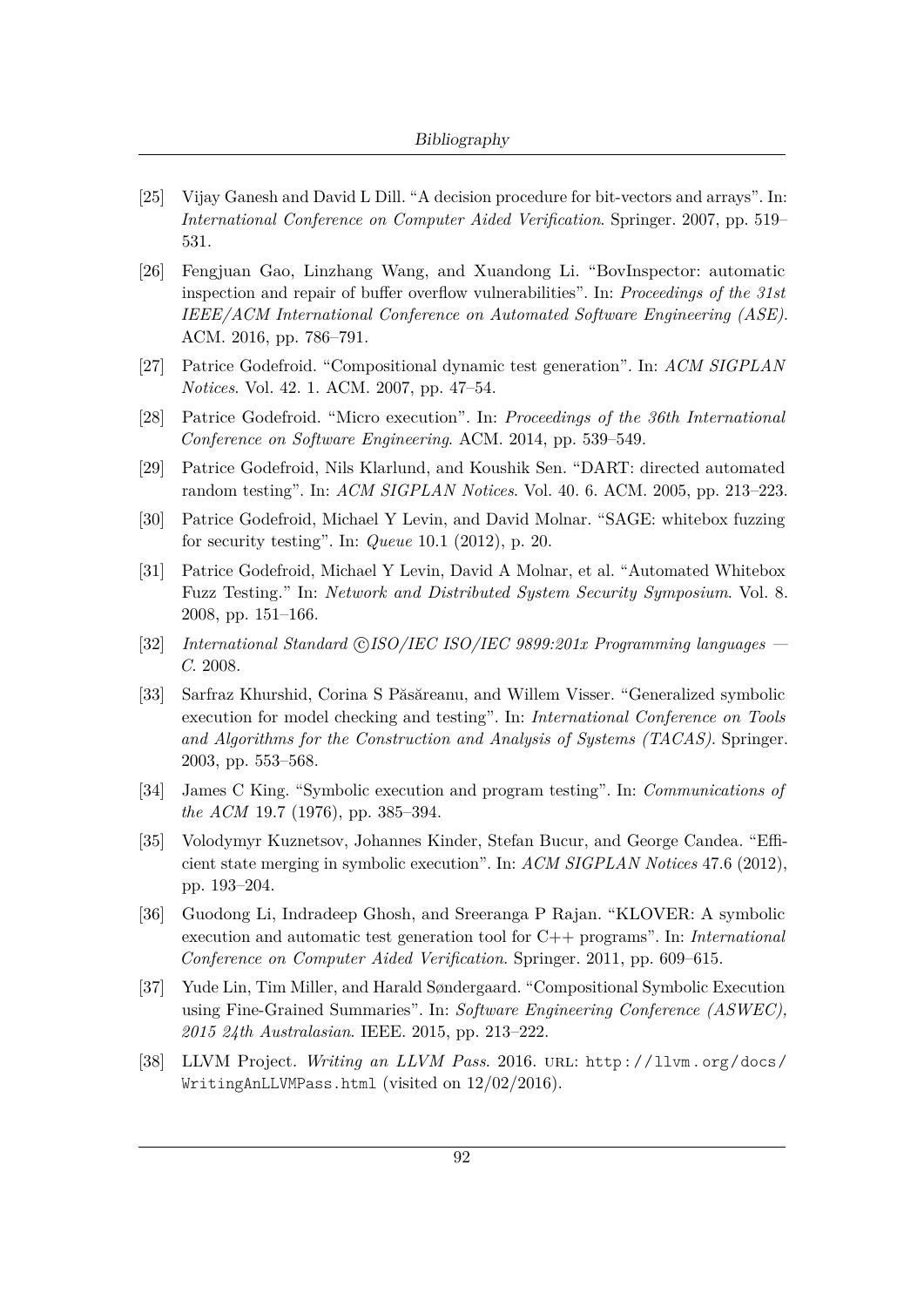[25] Vijay Ganesh and David L Dill. "A decision procedure for bit-vectors and arrays". In: *International Conference on Computer Aided Verification*. Springer. 2007, pp. 519–531.

[26] Fengjuan Gao, Linzhang Wang, and Xuandong Li. "BovInspector: automatic inspection and repair of buffer overflow vulnerabilities". In: *Proceedings of the 31st IEEE/ACM International Conference on Automated Software Engineering (ASE)*. ACM. 2016, pp. 786–791.

[27] Patrice Godefroid. "Compositional dynamic test generation". In: *ACM SIGPLAN Notices*. Vol. 42. 1. ACM. 2007, pp. 47–54.

[28] Patrice Godefroid. "Micro execution". In: *Proceedings of the 36th International Conference on Software Engineering*. ACM. 2014, pp. 539–549.

[29] Patrice Godefroid, Nils Klarlund, and Koushik Sen. "DART: directed automated random testing". In: *ACM SIGPLAN Notices*. Vol. 40. 6. ACM. 2005, pp. 213–223.

[30] Patrice Godefroid, Michael Y Levin, and David Molnar. "SAGE: whitebox fuzzing for security testing". In: *Queue* 10.1 (2012), p. 20.

[31] Patrice Godefroid, Michael Y Levin, David A Molnar, et al. "Automated Whitebox Fuzz Testing." In: *Network and Distributed System Security Symposium*. Vol. 8. 2008, pp. 151–166.

[32] *International Standard ©ISO/IEC ISO/IEC 9899:201x Programming languages — C*. 2008.

[33] Sarfraz Khurshid, Corina S Păsăreanu, and Willem Visser. "Generalized symbolic execution for model checking and testing". In: *International Conference on Tools and Algorithms for the Construction and Analysis of Systems (TACAS)*. Springer. 2003, pp. 553–568.

[34] James C King. "Symbolic execution and program testing". In: *Communications of the ACM* 19.7 (1976), pp. 385–394.

[35] Volodymyr Kuznetsov, Johannes Kinder, Stefan Bucur, and George Candea. "Efficient state merging in symbolic execution". In: *ACM SIGPLAN Notices* 47.6 (2012), pp. 193–204.

[36] Guodong Li, Indradeep Ghosh, and Sreeranga P Rajan. "KLOVER: A symbolic execution and automatic test generation tool for C++ programs". In: *International Conference on Computer Aided Verification*. Springer. 2011, pp. 609–615.

[37] Yude Lin, Tim Miller, and Harald Søndergaard. "Compositional Symbolic Execution using Fine-Grained Summaries". In: *Software Engineering Conference (ASWEC), 2015 24th Australasian*. IEEE. 2015, pp. 213–222.

[38] LLVM Project. *Writing an LLVM Pass*. 2016. URL: http://llvm.org/docs/WritingAnLLVMPass.html (visited on 12/02/2016).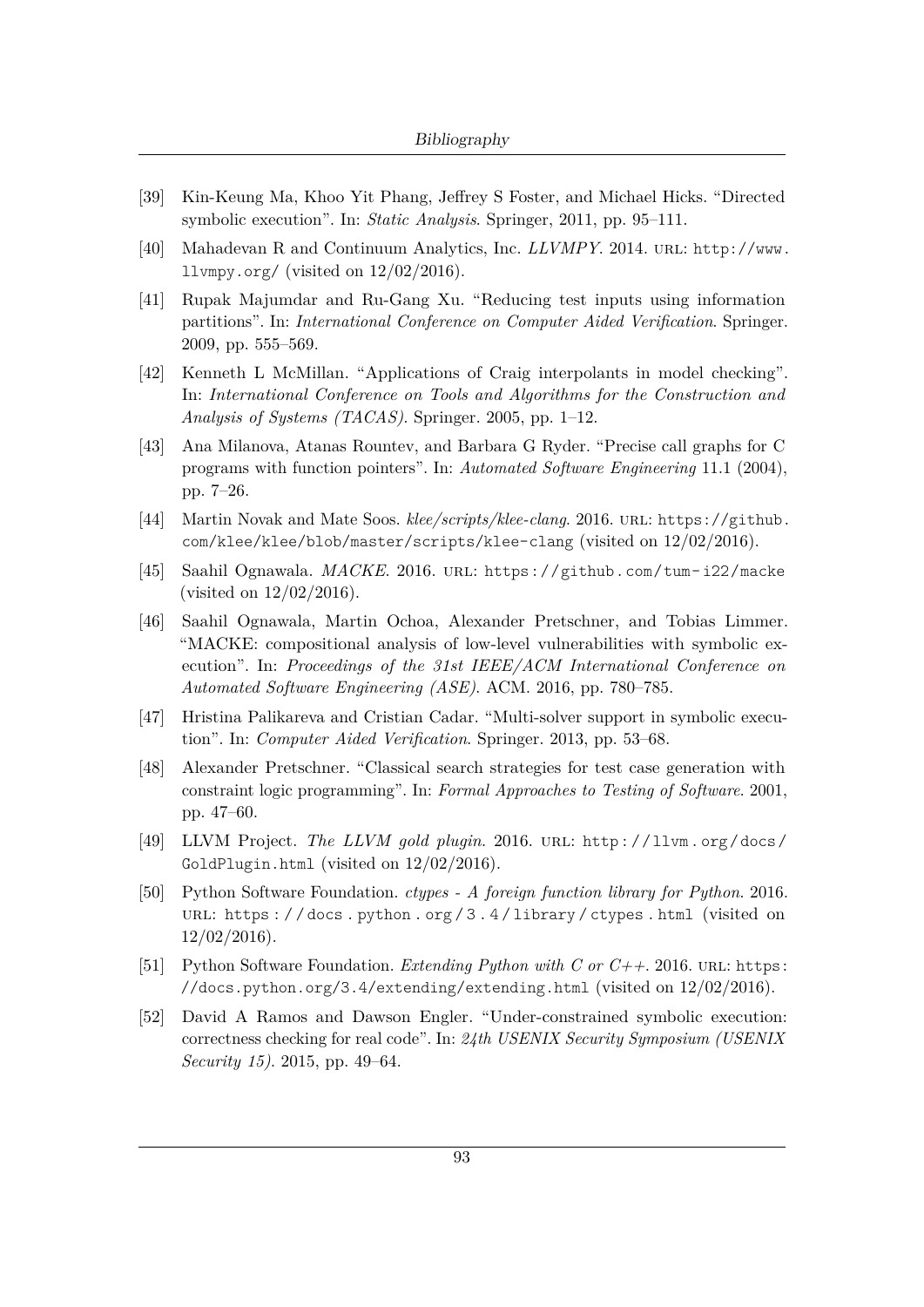[39] Kin-Keung Ma, Khoo Yit Phang, Jeffrey S Foster, and Michael Hicks. "Directed symbolic execution". In: *Static Analysis*. Springer, 2011, pp. 95–111.

[40] Mahadevan R and Continuum Analytics, Inc. *LLVMPY*. 2014. URL: http://www.llvmpy.org/ (visited on 12/02/2016).

[41] Rupak Majumdar and Ru-Gang Xu. "Reducing test inputs using information partitions". In: *International Conference on Computer Aided Verification*. Springer. 2009, pp. 555–569.

[42] Kenneth L McMillan. "Applications of Craig interpolants in model checking". In: *International Conference on Tools and Algorithms for the Construction and Analysis of Systems (TACAS)*. Springer. 2005, pp. 1–12.

[43] Ana Milanova, Atanas Rountev, and Barbara G Ryder. "Precise call graphs for C programs with function pointers". In: *Automated Software Engineering* 11.1 (2004), pp. 7–26.

[44] Martin Novak and Mate Soos. *klee/scripts/klee-clang*. 2016. URL: https://github.com/klee/klee/blob/master/scripts/klee-clang (visited on 12/02/2016).

[45] Saahil Ognawala. *MACKE*. 2016. URL: https://github.com/tum-i22/macke (visited on 12/02/2016).

[46] Saahil Ognawala, Martin Ochoa, Alexander Pretschner, and Tobias Limmer. "MACKE: compositional analysis of low-level vulnerabilities with symbolic execution". In: *Proceedings of the 31st IEEE/ACM International Conference on Automated Software Engineering (ASE)*. ACM. 2016, pp. 780–785.

[47] Hristina Palikareva and Cristian Cadar. "Multi-solver support in symbolic execution". In: *Computer Aided Verification*. Springer. 2013, pp. 53–68.

[48] Alexander Pretschner. "Classical search strategies for test case generation with constraint logic programming". In: *Formal Approaches to Testing of Software*. 2001, pp. 47–60.

[49] LLVM Project. *The LLVM gold plugin*. 2016. URL: http://llvm.org/docs/GoldPlugin.html (visited on 12/02/2016).

[50] Python Software Foundation. *ctypes - A foreign function library for Python*. 2016. URL: https://docs.python.org/3.4/library/ctypes.html (visited on 12/02/2016).

[51] Python Software Foundation. *Extending Python with C or C++*. 2016. URL: https://docs.python.org/3.4/extending/extending.html (visited on 12/02/2016).

[52] David A Ramos and Dawson Engler. "Under-constrained symbolic execution: correctness checking for real code". In: *24th USENIX Security Symposium (USENIX Security 15)*. 2015, pp. 49–64.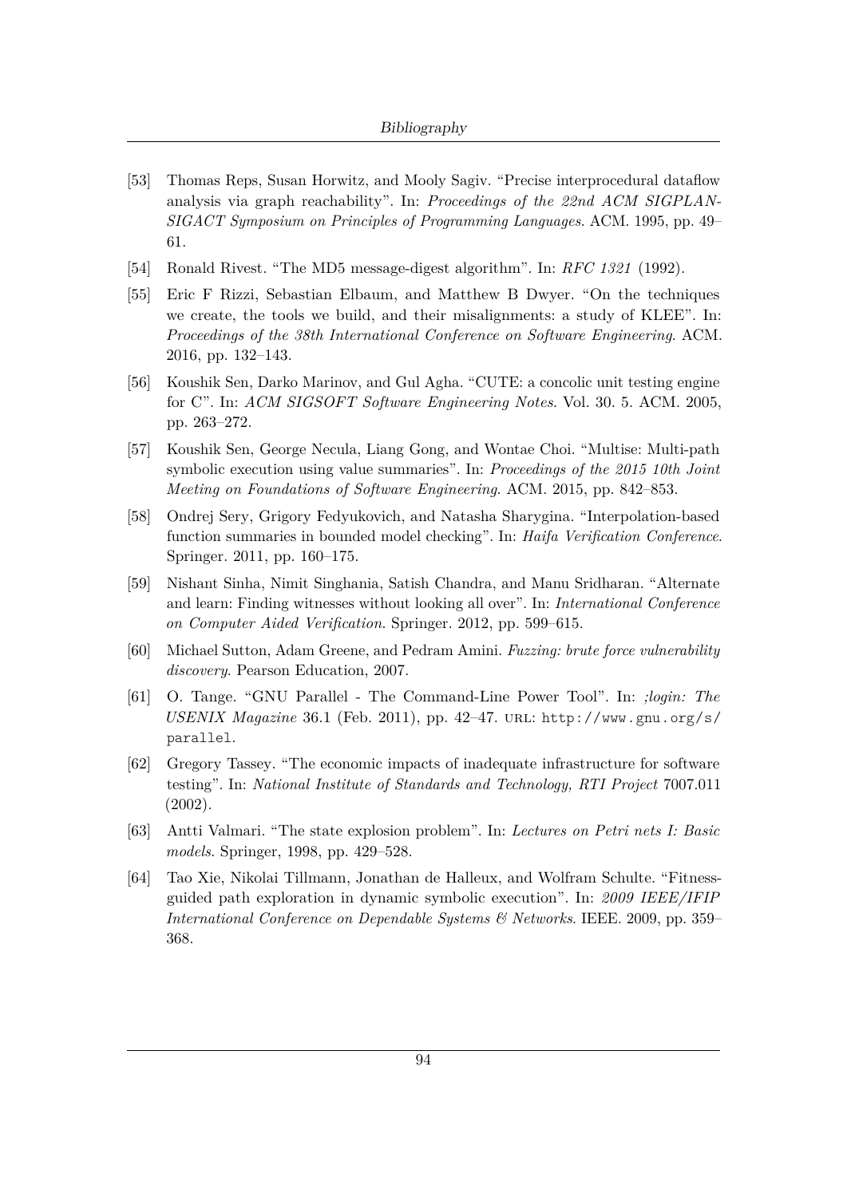[53] Thomas Reps, Susan Horwitz, and Mooly Sagiv. "Precise interprocedural dataflow analysis via graph reachability". In: *Proceedings of the 22nd ACM SIGPLAN-SIGACT Symposium on Principles of Programming Languages*. ACM. 1995, pp. 49–61.

[54] Ronald Rivest. "The MD5 message-digest algorithm". In: *RFC 1321* (1992).

[55] Eric F Rizzi, Sebastian Elbaum, and Matthew B Dwyer. "On the techniques we create, the tools we build, and their misalignments: a study of KLEE". In: *Proceedings of the 38th International Conference on Software Engineering*. ACM. 2016, pp. 132–143.

[56] Koushik Sen, Darko Marinov, and Gul Agha. "CUTE: a concolic unit testing engine for C". In: *ACM SIGSOFT Software Engineering Notes*. Vol. 30. 5. ACM. 2005, pp. 263–272.

[57] Koushik Sen, George Necula, Liang Gong, and Wontae Choi. "Multise: Multi-path symbolic execution using value summaries". In: *Proceedings of the 2015 10th Joint Meeting on Foundations of Software Engineering*. ACM. 2015, pp. 842–853.

[58] Ondrej Sery, Grigory Fedyukovich, and Natasha Sharygina. "Interpolation-based function summaries in bounded model checking". In: *Haifa Verification Conference*. Springer. 2011, pp. 160–175.

[59] Nishant Sinha, Nimit Singhania, Satish Chandra, and Manu Sridharan. "Alternate and learn: Finding witnesses without looking all over". In: *International Conference on Computer Aided Verification*. Springer. 2012, pp. 599–615.

[60] Michael Sutton, Adam Greene, and Pedram Amini. *Fuzzing: brute force vulnerability discovery*. Pearson Education, 2007.

[61] O. Tange. "GNU Parallel - The Command-Line Power Tool". In: *;login: The USENIX Magazine* 36.1 (Feb. 2011), pp. 42–47. URL: http://www.gnu.org/s/parallel.

[62] Gregory Tassey. "The economic impacts of inadequate infrastructure for software testing". In: *National Institute of Standards and Technology, RTI Project* 7007.011 (2002).

[63] Antti Valmari. "The state explosion problem". In: *Lectures on Petri nets I: Basic models*. Springer, 1998, pp. 429–528.

[64] Tao Xie, Nikolai Tillmann, Jonathan de Halleux, and Wolfram Schulte. "Fitness-guided path exploration in dynamic symbolic execution". In: *2009 IEEE/IFIP International Conference on Dependable Systems & Networks*. IEEE. 2009, pp. 359–368.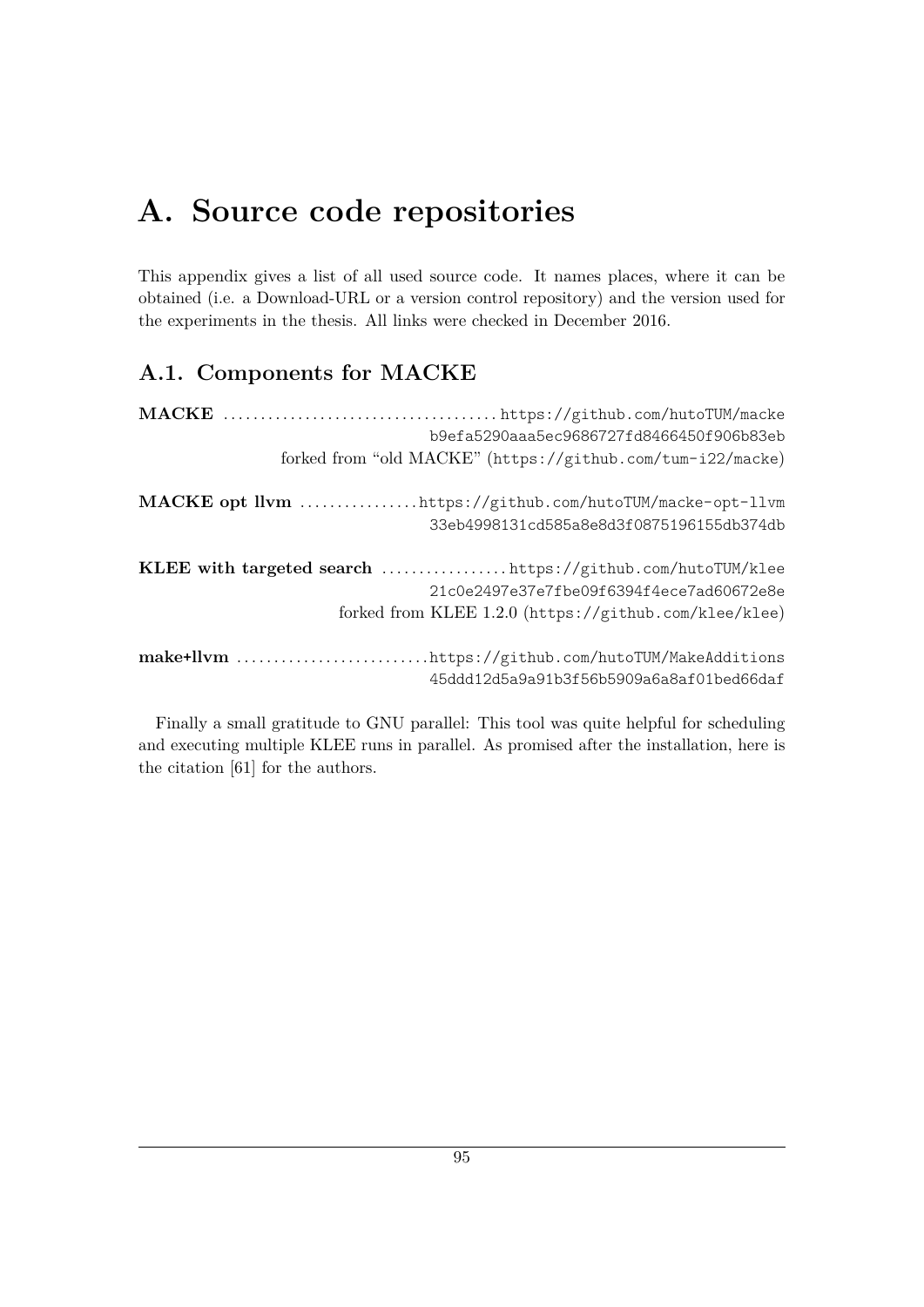# A. Source code repositories

This appendix gives a list of all used source code. It names places, where it can be obtained (i.e. a Download-URL or a version control repository) and the version used for the experiments in the thesis. All links were checked in December 2016.

## A.1. Components for MACKE

**MACKE** .................................... `https://github.com/hutoTUM/macke`
`b9efa5290aaa5ec9686727fd8466450f906b83eb`
forked from "old MACKE" (`https://github.com/tum-i22/macke`)

**MACKE opt llvm** ................ `https://github.com/hutoTUM/macke-opt-llvm`
`33eb4998131cd585a8e8d3f0875196155db374db`

**KLEE with targeted search** ................. `https://github.com/hutoTUM/klee`
`21c0e2497e37e7fbe09f6394f4ece7ad60672e8e`
forked from KLEE 1.2.0 (`https://github.com/klee/klee`)

**make+llvm** .......................... `https://github.com/hutoTUM/MakeAdditions`
`45ddd12d5a9a91b3f56b5909a6a8af01bed66daf`

Finally a small gratitude to GNU parallel: This tool was quite helpful for scheduling and executing multiple KLEE runs in parallel. As promised after the installation, here is the citation [61] for the authors.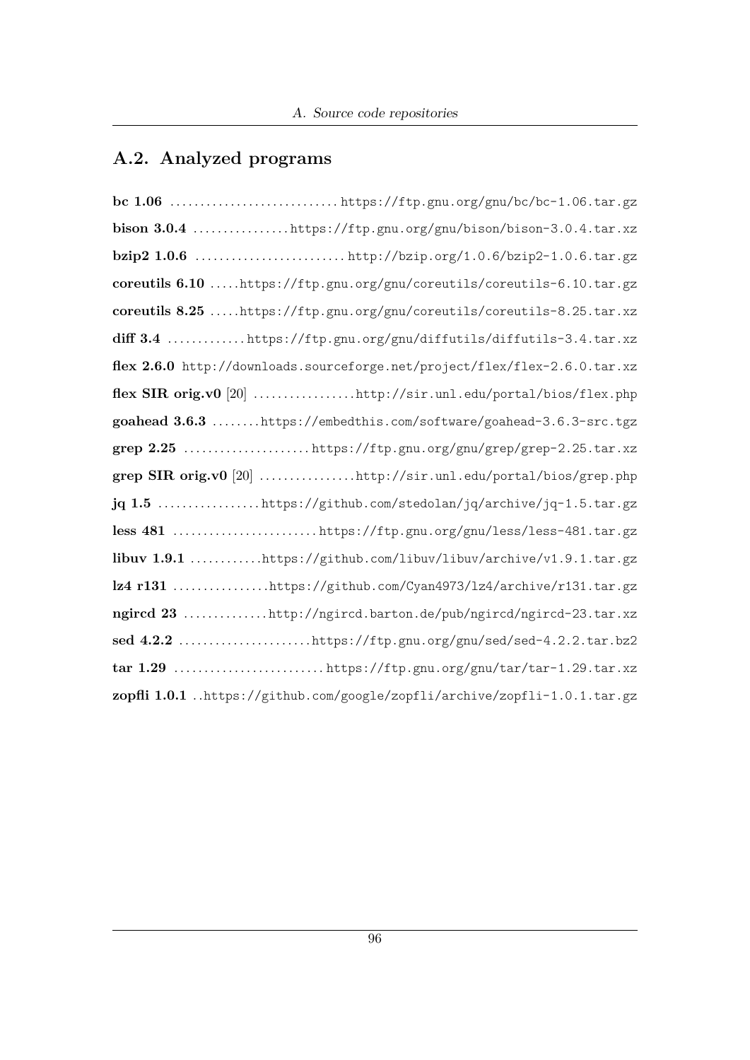## A.2. Analyzed programs

**bc 1.06** ........................... `https://ftp.gnu.org/gnu/bc/bc-1.06.tar.gz`

**bison 3.0.4** ................ `https://ftp.gnu.org/gnu/bison/bison-3.0.4.tar.xz`

**bzip2 1.0.6** ......................... `http://bzip.org/1.0.6/bzip2-1.0.6.tar.gz`

**coreutils 6.10** ..... `https://ftp.gnu.org/gnu/coreutils/coreutils-6.10.tar.gz`

**coreutils 8.25** ..... `https://ftp.gnu.org/gnu/coreutils/coreutils-8.25.tar.xz`

**diff 3.4** ............. `https://ftp.gnu.org/gnu/diffutils/diffutils-3.4.tar.xz`

**flex 2.6.0** `http://downloads.sourceforge.net/project/flex/flex-2.6.0.tar.xz`

**flex SIR orig.v0** [20] ................. `http://sir.unl.edu/portal/bios/flex.php`

**goahead 3.6.3** ........ `https://embedthis.com/software/goahead-3.6.3-src.tgz`

**grep 2.25** ..................... `https://ftp.gnu.org/gnu/grep/grep-2.25.tar.xz`

**grep SIR orig.v0** [20] ................ `http://sir.unl.edu/portal/bios/grep.php`

**jq 1.5** ................. `https://github.com/stedolan/jq/archive/jq-1.5.tar.gz`

**less 481** ........................ `https://ftp.gnu.org/gnu/less/less-481.tar.gz`

**libuv 1.9.1** ............ `https://github.com/libuv/libuv/archive/v1.9.1.tar.gz`

**lz4 r131** ................ `https://github.com/Cyan4973/lz4/archive/r131.tar.gz`

**ngircd 23** .............. `http://ngircd.barton.de/pub/ngircd/ngircd-23.tar.xz`

**sed 4.2.2** ...................... `https://ftp.gnu.org/gnu/sed/sed-4.2.2.tar.bz2`

**tar 1.29** ......................... `https://ftp.gnu.org/gnu/tar/tar-1.29.tar.xz`

**zopfli 1.0.1** .. `https://github.com/google/zopfli/archive/zopfli-1.0.1.tar.gz`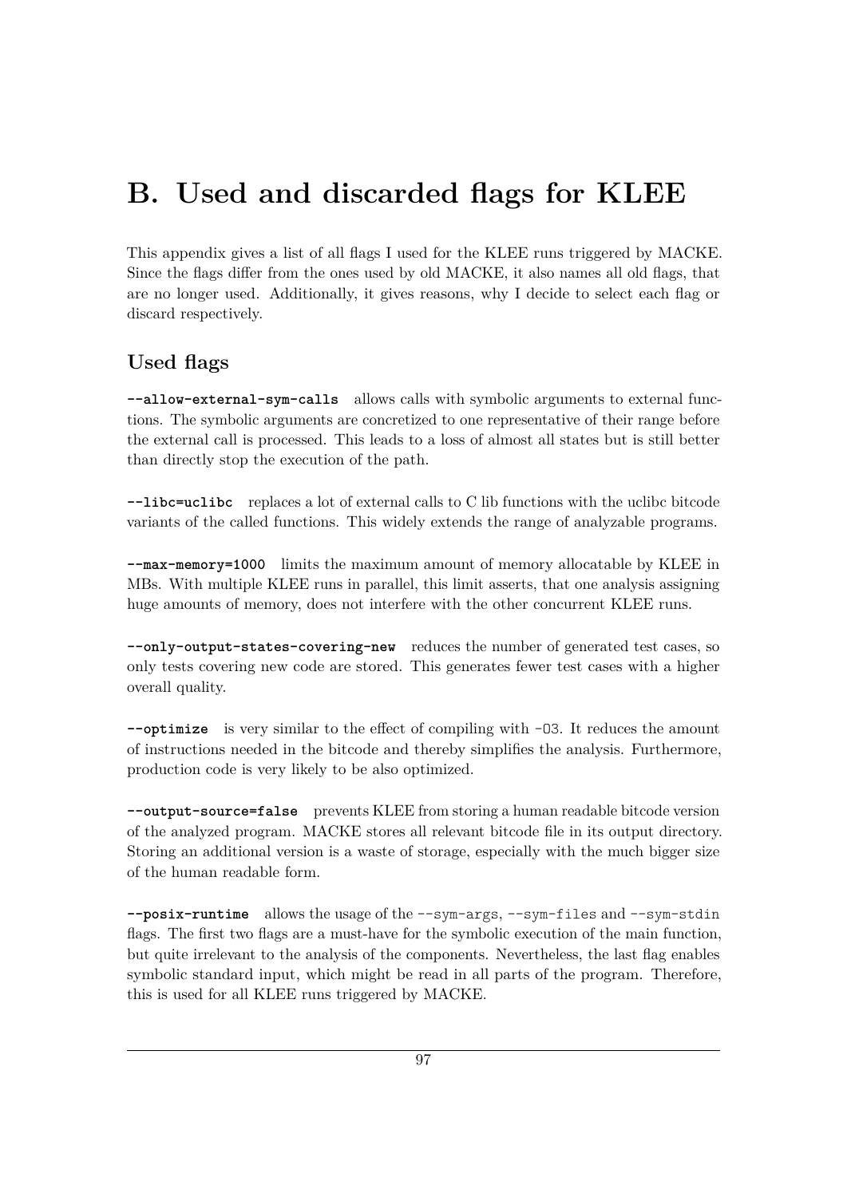# B. Used and discarded flags for KLEE

This appendix gives a list of all flags I used for the KLEE runs triggered by MACKE. Since the flags differ from the ones used by old MACKE, it also names all old flags, that are no longer used. Additionally, it gives reasons, why I decide to select each flag or discard respectively.

## Used flags

**`--allow-external-sym-calls`** allows calls with symbolic arguments to external functions. The symbolic arguments are concretized to one representative of their range before the external call is processed. This leads to a loss of almost all states but is still better than directly stop the execution of the path.

**`--libc=uclibc`** replaces a lot of external calls to C lib functions with the uclibc bitcode variants of the called functions. This widely extends the range of analyzable programs.

**`--max-memory=1000`** limits the maximum amount of memory allocatable by KLEE in MBs. With multiple KLEE runs in parallel, this limit asserts, that one analysis assigning huge amounts of memory, does not interfere with the other concurrent KLEE runs.

**`--only-output-states-covering-new`** reduces the number of generated test cases, so only tests covering new code are stored. This generates fewer test cases with a higher overall quality.

**`--optimize`** is very similar to the effect of compiling with `-O3`. It reduces the amount of instructions needed in the bitcode and thereby simplifies the analysis. Furthermore, production code is very likely to be also optimized.

**`--output-source=false`** prevents KLEE from storing a human readable bitcode version of the analyzed program. MACKE stores all relevant bitcode file in its output directory. Storing an additional version is a waste of storage, especially with the much bigger size of the human readable form.

**`--posix-runtime`** allows the usage of the `--sym-args`, `--sym-files` and `--sym-stdin` flags. The first two flags are a must-have for the symbolic execution of the main function, but quite irrelevant to the analysis of the components. Nevertheless, the last flag enables symbolic standard input, which might be read in all parts of the program. Therefore, this is used for all KLEE runs triggered by MACKE.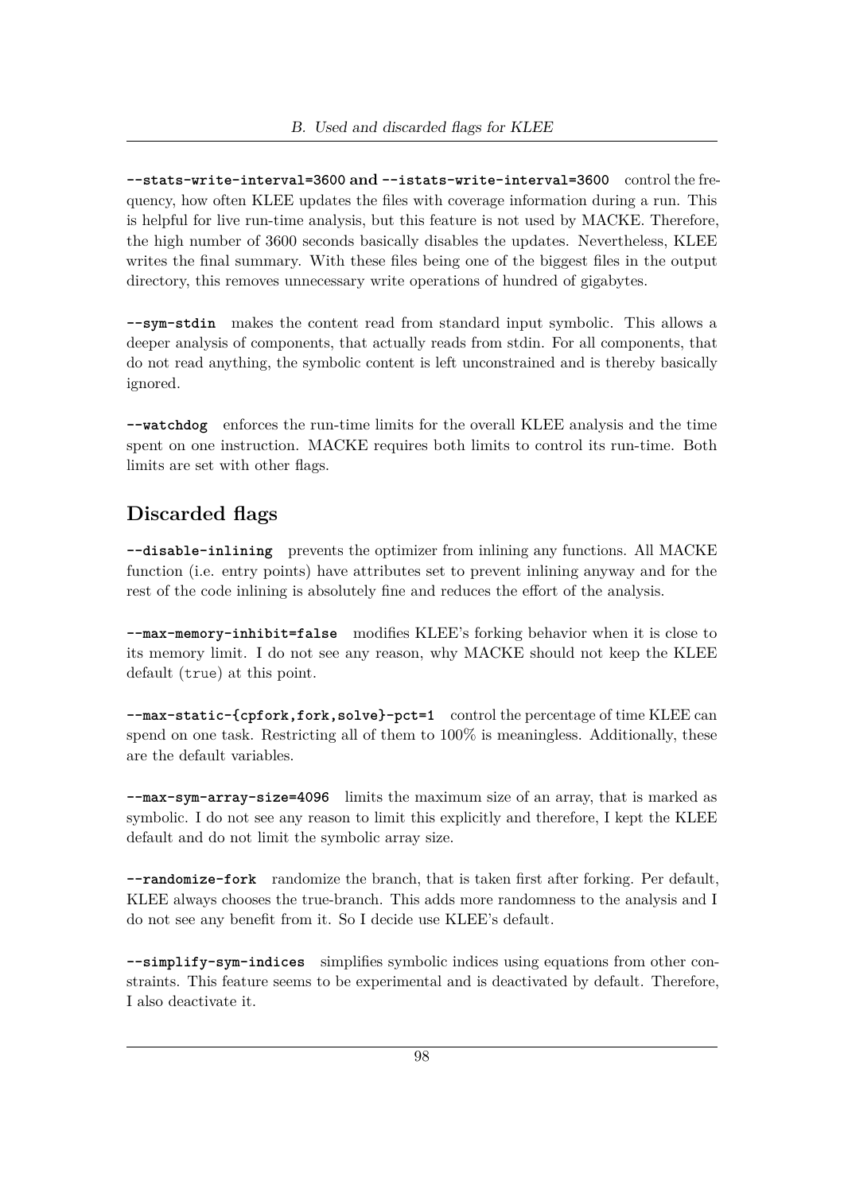**--stats-write-interval=3600 and --istats-write-interval=3600** control the frequency, how often KLEE updates the files with coverage information during a run. This is helpful for live run-time analysis, but this feature is not used by MACKE. Therefore, the high number of 3600 seconds basically disables the updates. Nevertheless, KLEE writes the final summary. With these files being one of the biggest files in the output directory, this removes unnecessary write operations of hundred of gigabytes.

**--sym-stdin** makes the content read from standard input symbolic. This allows a deeper analysis of components, that actually reads from stdin. For all components, that do not read anything, the symbolic content is left unconstrained and is thereby basically ignored.

**--watchdog** enforces the run-time limits for the overall KLEE analysis and the time spent on one instruction. MACKE requires both limits to control its run-time. Both limits are set with other flags.

## Discarded flags

**--disable-inlining** prevents the optimizer from inlining any functions. All MACKE function (i.e. entry points) have attributes set to prevent inlining anyway and for the rest of the code inlining is absolutely fine and reduces the effort of the analysis.

**--max-memory-inhibit=false** modifies KLEE's forking behavior when it is close to its memory limit. I do not see any reason, why MACKE should not keep the KLEE default (`true`) at this point.

**--max-static-{cpfork,fork,solve}-pct=1** control the percentage of time KLEE can spend on one task. Restricting all of them to 100% is meaningless. Additionally, these are the default variables.

**--max-sym-array-size=4096** limits the maximum size of an array, that is marked as symbolic. I do not see any reason to limit this explicitly and therefore, I kept the KLEE default and do not limit the symbolic array size.

**--randomize-fork** randomize the branch, that is taken first after forking. Per default, KLEE always chooses the true-branch. This adds more randomness to the analysis and I do not see any benefit from it. So I decide use KLEE's default.

**--simplify-sym-indices** simplifies symbolic indices using equations from other constraints. This feature seems to be experimental and is deactivated by default. Therefore, I also deactivate it.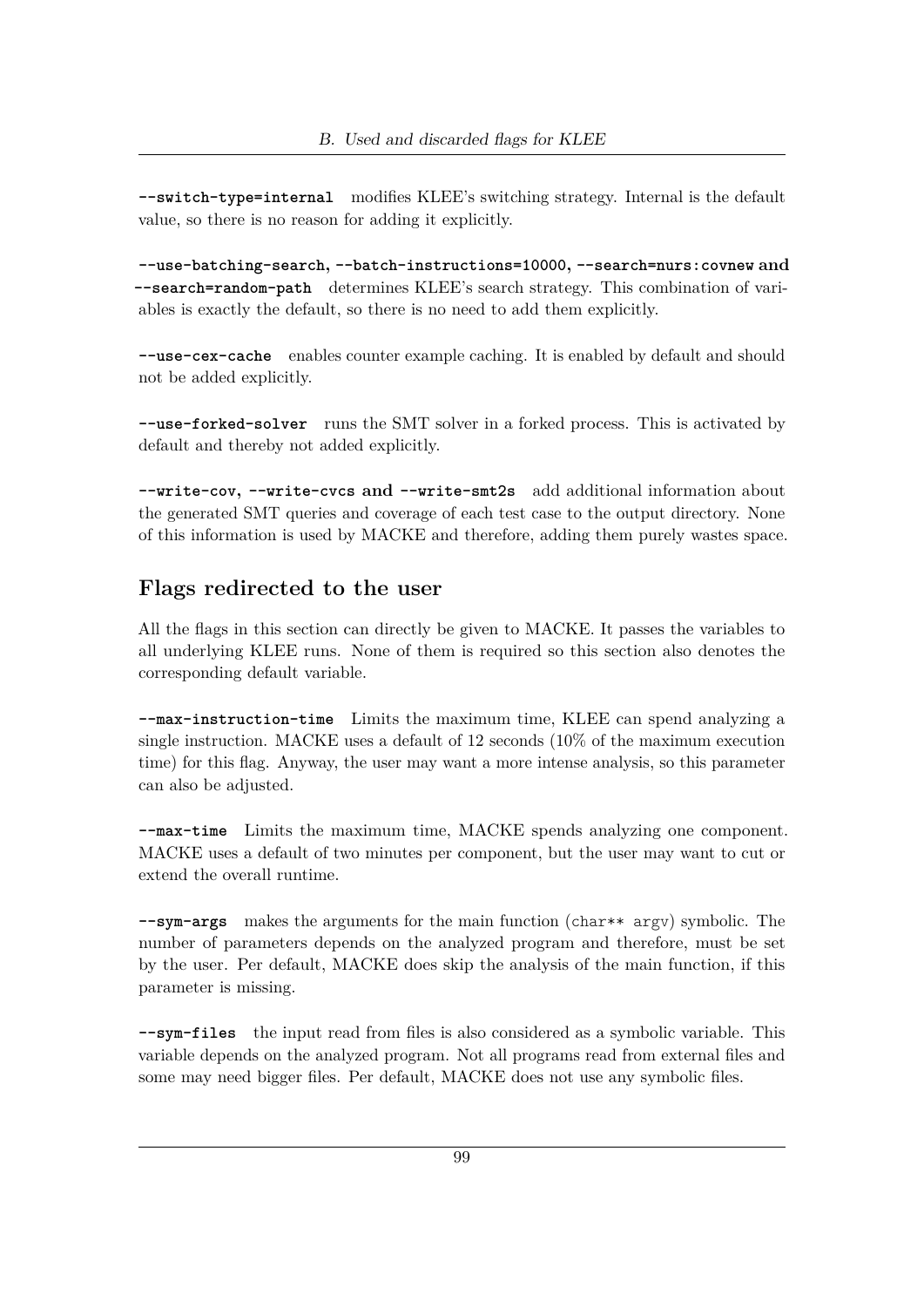**`--switch-type=internal`** modifies KLEE's switching strategy. Internal is the default value, so there is no reason for adding it explicitly.

**`--use-batching-search`, `--batch-instructions=10000`, `--search=nurs:covnew` and `--search=random-path`** determines KLEE's search strategy. This combination of variables is exactly the default, so there is no need to add them explicitly.

**`--use-cex-cache`** enables counter example caching. It is enabled by default and should not be added explicitly.

**`--use-forked-solver`** runs the SMT solver in a forked process. This is activated by default and thereby not added explicitly.

**`--write-cov`, `--write-cvcs` and `--write-smt2s`** add additional information about the generated SMT queries and coverage of each test case to the output directory. None of this information is used by MACKE and therefore, adding them purely wastes space.

## Flags redirected to the user

All the flags in this section can directly be given to MACKE. It passes the variables to all underlying KLEE runs. None of them is required so this section also denotes the corresponding default variable.

**`--max-instruction-time`** Limits the maximum time, KLEE can spend analyzing a single instruction. MACKE uses a default of 12 seconds (10% of the maximum execution time) for this flag. Anyway, the user may want a more intense analysis, so this parameter can also be adjusted.

**`--max-time`** Limits the maximum time, MACKE spends analyzing one component. MACKE uses a default of two minutes per component, but the user may want to cut or extend the overall runtime.

**`--sym-args`** makes the arguments for the main function (`char** argv`) symbolic. The number of parameters depends on the analyzed program and therefore, must be set by the user. Per default, MACKE does skip the analysis of the main function, if this parameter is missing.

**`--sym-files`** the input read from files is also considered as a symbolic variable. This variable depends on the analyzed program. Not all programs read from external files and some may need bigger files. Per default, MACKE does not use any symbolic files.